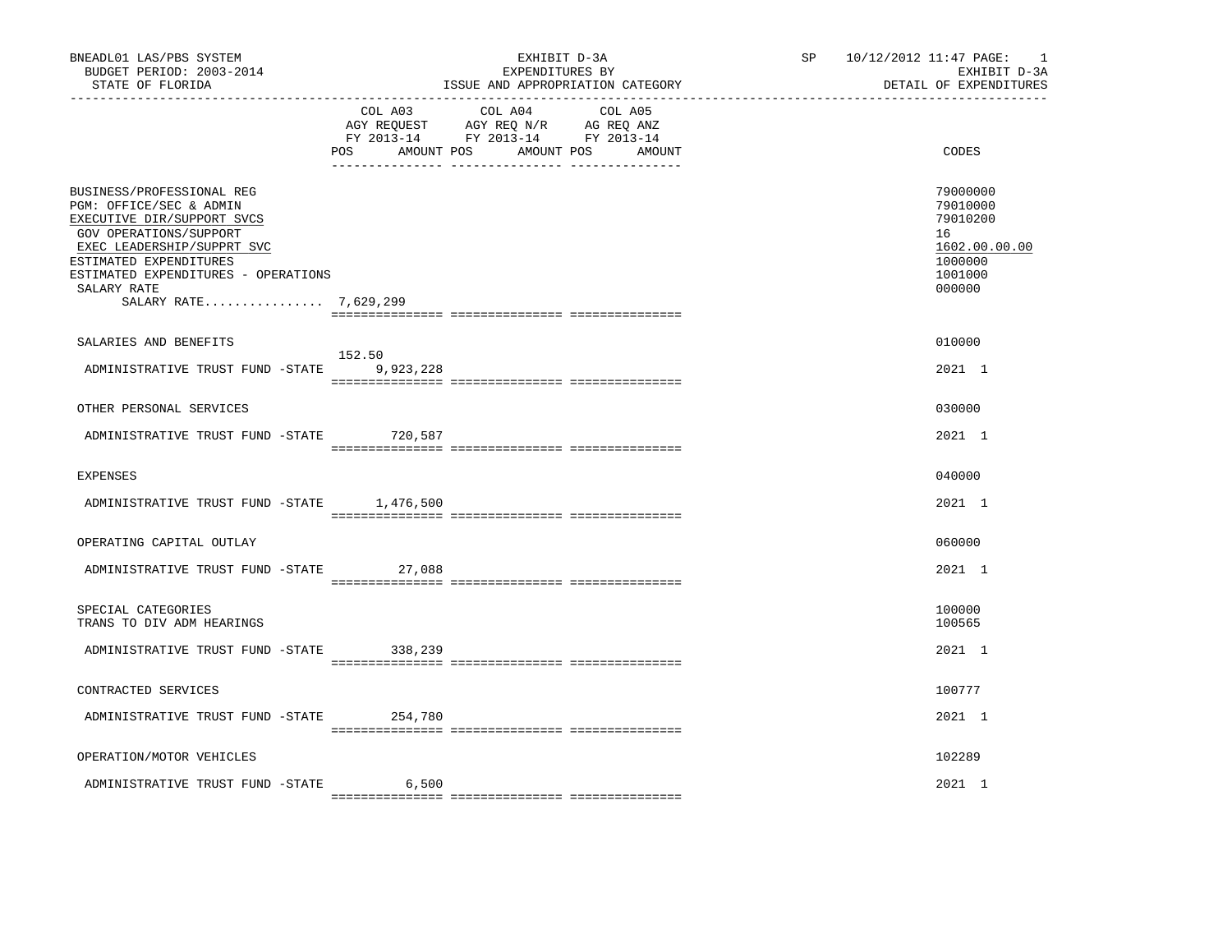BNEADL01 LAS/PBS SYSTEM
BUDGET PERIOD: 2003-2014
STATE OF FLORIDA

EXHIBIT D-3A
EXPENDITURES BY
ISSUE AND APPROPRIATION CATEGORY

SP 10/12/2012 11:47 PAGE: 1
EXHIBIT D-3A
DETAIL OF EXPENDITURES

| | COL A03 AGY REQUEST FY 2013-14 POS AMOUNT | COL A04 AGY REQ N/R FY 2013-14 POS AMOUNT | COL A05 AG REQ ANZ FY 2013-14 POS AMOUNT | CODES |
|---|---|---|---|---|
| BUSINESS/PROFESSIONAL REG | | | | 79000000 |
| PGM: OFFICE/SEC & ADMIN | | | | 79010000 |
| EXECUTIVE DIR/SUPPORT SVCS | | | | 79010200 |
| GOV OPERATIONS/SUPPORT | | | | 16 |
| EXEC LEADERSHIP/SUPPRT SVC | | | | 1602.00.00.00 |
| ESTIMATED EXPENDITURES | | | | 1000000 |
| ESTIMATED EXPENDITURES - OPERATIONS | | | | 1001000 |
| SALARY RATE | | | | 000000 |
| SALARY RATE................ | 7,629,299 | | | |
| SALARIES AND BENEFITS | | | | 010000 |
| ADMINISTRATIVE TRUST FUND -STATE | 152.50 9,923,228 | | | 2021 1 |
| OTHER PERSONAL SERVICES | | | | 030000 |
| ADMINISTRATIVE TRUST FUND -STATE | 720,587 | | | 2021 1 |
| EXPENSES | | | | 040000 |
| ADMINISTRATIVE TRUST FUND -STATE | 1,476,500 | | | 2021 1 |
| OPERATING CAPITAL OUTLAY | | | | 060000 |
| ADMINISTRATIVE TRUST FUND -STATE | 27,088 | | | 2021 1 |
| SPECIAL CATEGORIES | | | | 100000 |
| TRANS TO DIV ADM HEARINGS | | | | 100565 |
| ADMINISTRATIVE TRUST FUND -STATE | 338,239 | | | 2021 1 |
| CONTRACTED SERVICES | | | | 100777 |
| ADMINISTRATIVE TRUST FUND -STATE | 254,780 | | | 2021 1 |
| OPERATION/MOTOR VEHICLES | | | | 102289 |
| ADMINISTRATIVE TRUST FUND -STATE | 6,500 | | | 2021 1 |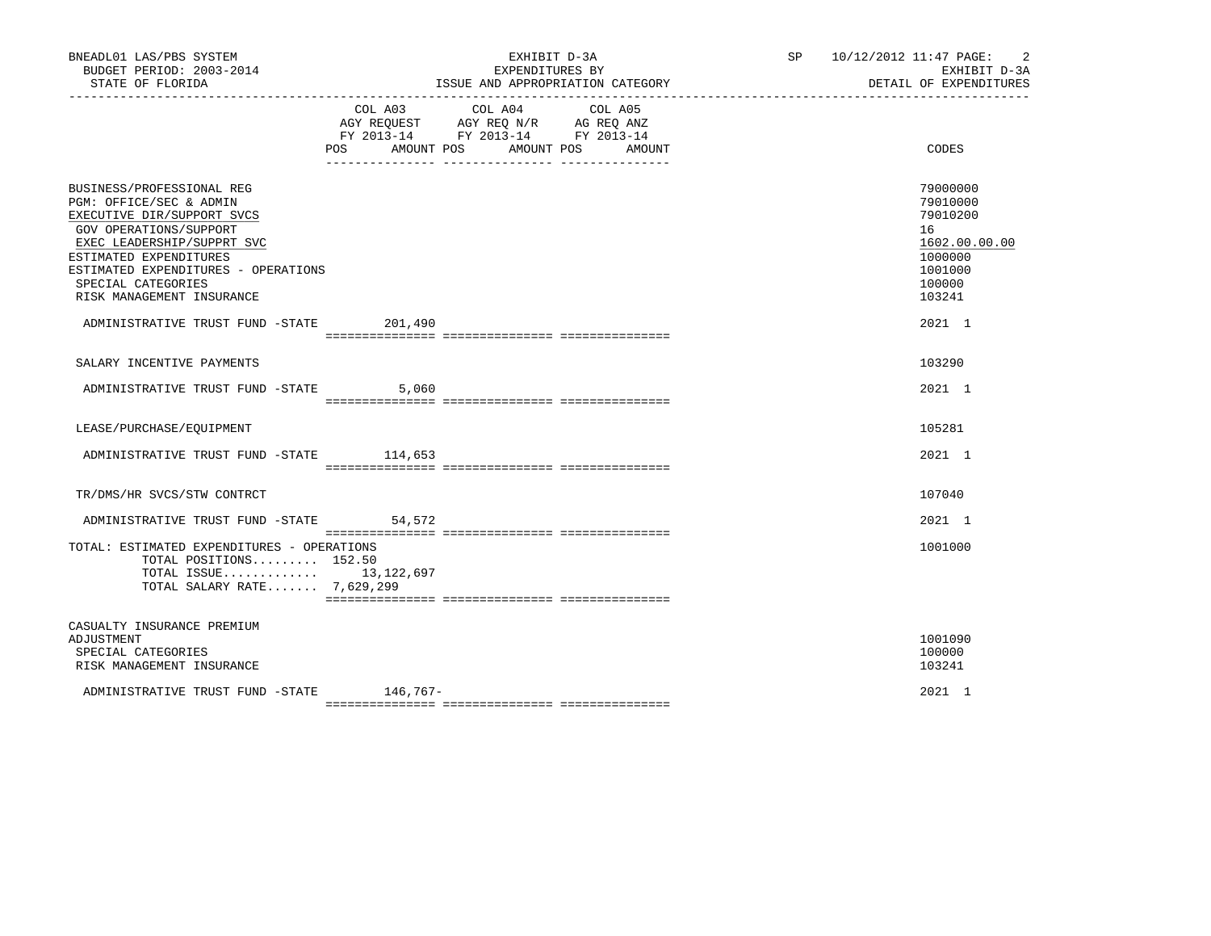BNEADL01 LAS/PBS SYSTEM | EXHIBIT D-3A | SP 10/12/2012 11:47 PAGE: 2
BUDGET PERIOD: 2003-2014 | EXPENDITURES BY | EXHIBIT D-3A
STATE OF FLORIDA | ISSUE AND APPROPRIATION CATEGORY | DETAIL OF EXPENDITURES

| | COL A03 AGY REQUEST FY 2013-14 POS AMOUNT | COL A04 AGY REQ N/R FY 2013-14 POS AMOUNT | COL A05 AG REQ ANZ FY 2013-14 POS AMOUNT | CODES |
|---|---|---|---|---|
| BUSINESS/PROFESSIONAL REG | | | | 79000000 |
| PGM: OFFICE/SEC & ADMIN | | | | 79010000 |
| EXECUTIVE DIR/SUPPORT SVCS | | | | 79010200 |
| GOV OPERATIONS/SUPPORT | | | | 16 |
| EXEC LEADERSHIP/SUPPRT SVC | | | | 1602.00.00.00 |
| ESTIMATED EXPENDITURES | | | | 1000000 |
| ESTIMATED EXPENDITURES - OPERATIONS | | | | 1001000 |
| SPECIAL CATEGORIES | | | | 100000 |
| RISK MANAGEMENT INSURANCE | | | | 103241 |
| ADMINISTRATIVE TRUST FUND -STATE | 201,490 | | | 2021 1 |
| SALARY INCENTIVE PAYMENTS | | | | 103290 |
| ADMINISTRATIVE TRUST FUND -STATE | 5,060 | | | 2021 1 |
| LEASE/PURCHASE/EQUIPMENT | | | | 105281 |
| ADMINISTRATIVE TRUST FUND -STATE | 114,653 | | | 2021 1 |
| TR/DMS/HR SVCS/STW CONTRCT | | | | 107040 |
| ADMINISTRATIVE TRUST FUND -STATE | 54,572 | | | 2021 1 |
| TOTAL: ESTIMATED EXPENDITURES - OPERATIONS | | | | 1001000 |
| TOTAL POSITIONS......... 152.50 | | | | |
| TOTAL ISSUE............. | 13,122,697 | | | |
| TOTAL SALARY RATE....... 7,629,299 | | | | |
| CASUALTY INSURANCE PREMIUM ADJUSTMENT | | | | 1001090 |
| SPECIAL CATEGORIES | | | | 100000 |
| RISK MANAGEMENT INSURANCE | | | | 103241 |
| ADMINISTRATIVE TRUST FUND -STATE | 146,767- | | | 2021 1 |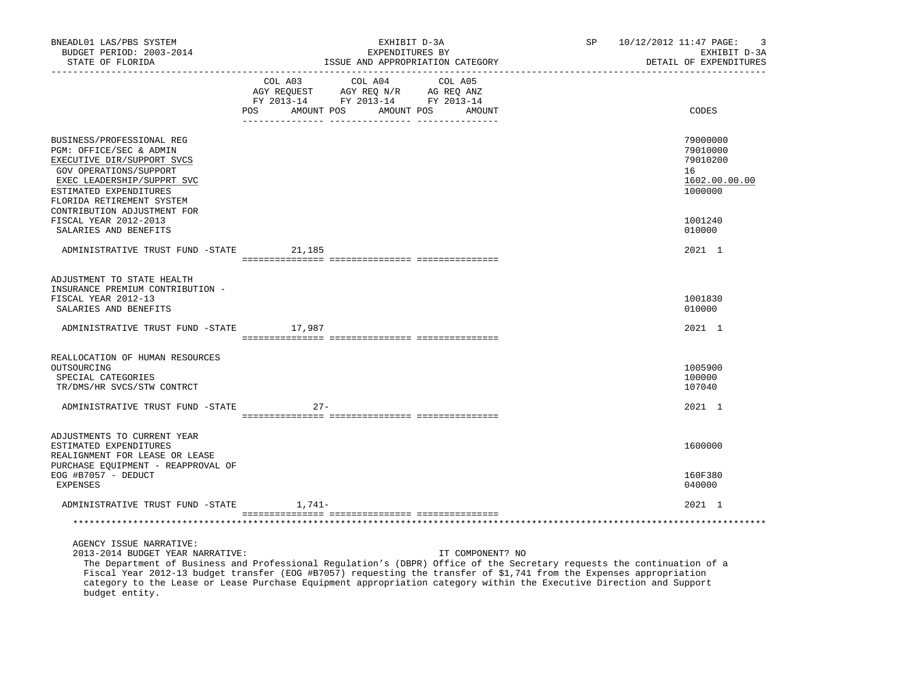BNEADL01 LAS/PBS SYSTEM
BUDGET PERIOD: 2003-2014
STATE OF FLORIDA

EXHIBIT D-3A
EXPENDITURES BY
ISSUE AND APPROPRIATION CATEGORY

SP 10/12/2012 11:47 PAGE: 3
EXHIBIT D-3A
DETAIL OF EXPENDITURES

| | COL A03 AGY REQUEST FY 2013-14 POS AMOUNT | COL A04 AGY REQ N/R FY 2013-14 POS AMOUNT | COL A05 AG REQ ANZ FY 2013-14 POS AMOUNT | CODES |
|---|---|---|---|---|
| BUSINESS/PROFESSIONAL REG | | | | 79000000 |
| PGM: OFFICE/SEC & ADMIN | | | | 79010000 |
| EXECUTIVE DIR/SUPPORT SVCS | | | | 79010200 |
| GOV OPERATIONS/SUPPORT | | | | 16 |
| EXEC LEADERSHIP/SUPPRT SVC | | | | 1602.00.00.00 |
| ESTIMATED EXPENDITURES | | | | 1000000 |
| FLORIDA RETIREMENT SYSTEM CONTRIBUTION ADJUSTMENT FOR FISCAL YEAR 2012-2013 | | | | 1001240 |
| SALARIES AND BENEFITS | | | | 010000 |
| ADMINISTRATIVE TRUST FUND -STATE | 21,185 | | | 2021 1 |
| ADJUSTMENT TO STATE HEALTH INSURANCE PREMIUM CONTRIBUTION - FISCAL YEAR 2012-13 | | | | 1001830 |
| SALARIES AND BENEFITS | | | | 010000 |
| ADMINISTRATIVE TRUST FUND -STATE | 17,987 | | | 2021 1 |
| REALLOCATION OF HUMAN RESOURCES OUTSOURCING | | | | 1005900 |
| SPECIAL CATEGORIES | | | | 100000 |
| TR/DMS/HR SVCS/STW CONTRCT | | | | 107040 |
| ADMINISTRATIVE TRUST FUND -STATE | 27- | | | 2021 1 |
| ADJUSTMENTS TO CURRENT YEAR ESTIMATED EXPENDITURES | | | | 1600000 |
| REALIGNMENT FOR LEASE OR LEASE PURCHASE EQUIPMENT - REAPPROVAL OF EOG #B7057 - DEDUCT | | | | 160F380 |
| EXPENSES | | | | 040000 |
| ADMINISTRATIVE TRUST FUND -STATE | 1,741- | | | 2021 1 |

AGENCY ISSUE NARRATIVE:
2013-2014 BUDGET YEAR NARRATIVE: IT COMPONENT? NO

The Department of Business and Professional Regulation's (DBPR) Office of the Secretary requests the continuation of a Fiscal Year 2012-13 budget transfer (EOG #B7057) requesting the transfer of $1,741 from the Expenses appropriation category to the Lease or Lease Purchase Equipment appropriation category within the Executive Direction and Support budget entity.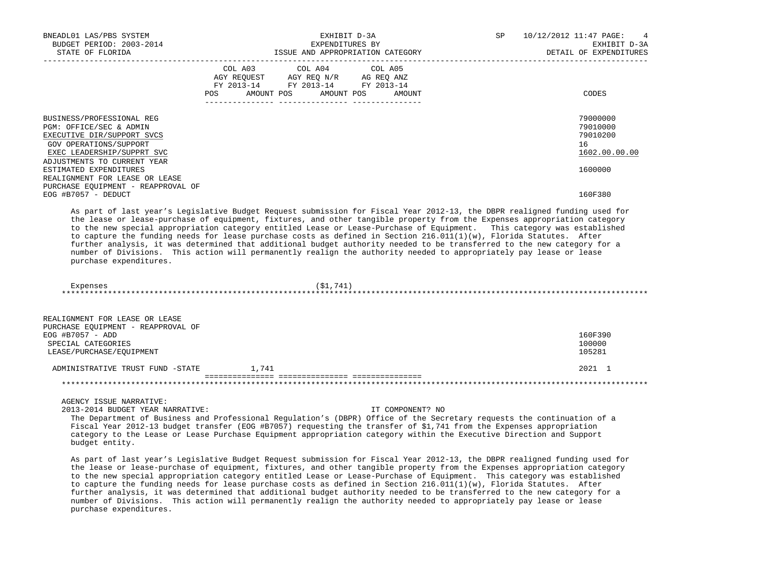| | COL A03 AGY REQUEST FY 2013-14 POS AMOUNT | COL A04 AGY REQ N/R FY 2013-14 POS AMOUNT | COL A05 AG REQ ANZ FY 2013-14 POS AMOUNT | CODES |
|---|---|---|---|---|
| BUSINESS/PROFESSIONAL REG | | | | 79000000 |
| PGM: OFFICE/SEC & ADMIN | | | | 79010000 |
| EXECUTIVE DIR/SUPPORT SVCS | | | | 79010200 |
| GOV OPERATIONS/SUPPORT | | | | 16 |
| EXEC LEADERSHIP/SUPPRT SVC | | | | 1602.00.00.00 |
| ADJUSTMENTS TO CURRENT YEAR ESTIMATED EXPENDITURES | | | | 1600000 |
| REALIGNMENT FOR LEASE OR LEASE PURCHASE EQUIPMENT - REAPPROVAL OF EOG #B7057 - DEDUCT | | | | 160F380 |

As part of last year's Legislative Budget Request submission for Fiscal Year 2012-13, the DBPR realigned funding used for the lease or lease-purchase of equipment, fixtures, and other tangible property from the Expenses appropriation category to the new special appropriation category entitled Lease or Lease-Purchase of Equipment. This category was established to capture the funding needs for lease purchase costs as defined in Section 216.011(1)(w), Florida Statutes. After further analysis, it was determined that additional budget authority needed to be transferred to the new category for a number of Divisions. This action will permanently realign the authority needed to appropriately pay lease or lease purchase expenditures.

| | COL A03 | COL A04 | COL A05 | CODES |
|---|---|---|---|---|
| Expenses | | ($1,741) | | |

************************************************************************************************************************************

| | COL A03 | COL A04 | COL A05 | CODES |
|---|---|---|---|---|
| REALIGNMENT FOR LEASE OR LEASE PURCHASE EQUIPMENT - REAPPROVAL OF EOG #B7057 - ADD | | | | 160F390 |
| SPECIAL CATEGORIES | | | | 100000 |
| LEASE/PURCHASE/EQUIPMENT | | | | 105281 |
| ADMINISTRATIVE TRUST FUND -STATE | 1,741 | | | 2021 1 |

************************************************************************************************************************************

AGENCY ISSUE NARRATIVE:
2013-2014 BUDGET YEAR NARRATIVE: IT COMPONENT? NO

The Department of Business and Professional Regulation's (DBPR) Office of the Secretary requests the continuation of a Fiscal Year 2012-13 budget transfer (EOG #B7057) requesting the transfer of $1,741 from the Expenses appropriation category to the Lease or Lease Purchase Equipment appropriation category within the Executive Direction and Support budget entity.

As part of last year's Legislative Budget Request submission for Fiscal Year 2012-13, the DBPR realigned funding used for the lease or lease-purchase of equipment, fixtures, and other tangible property from the Expenses appropriation category to the new special appropriation category entitled Lease or Lease-Purchase of Equipment. This category was established to capture the funding needs for lease purchase costs as defined in Section 216.011(1)(w), Florida Statutes. After further analysis, it was determined that additional budget authority needed to be transferred to the new category for a number of Divisions. This action will permanently realign the authority needed to appropriately pay lease or lease purchase expenditures.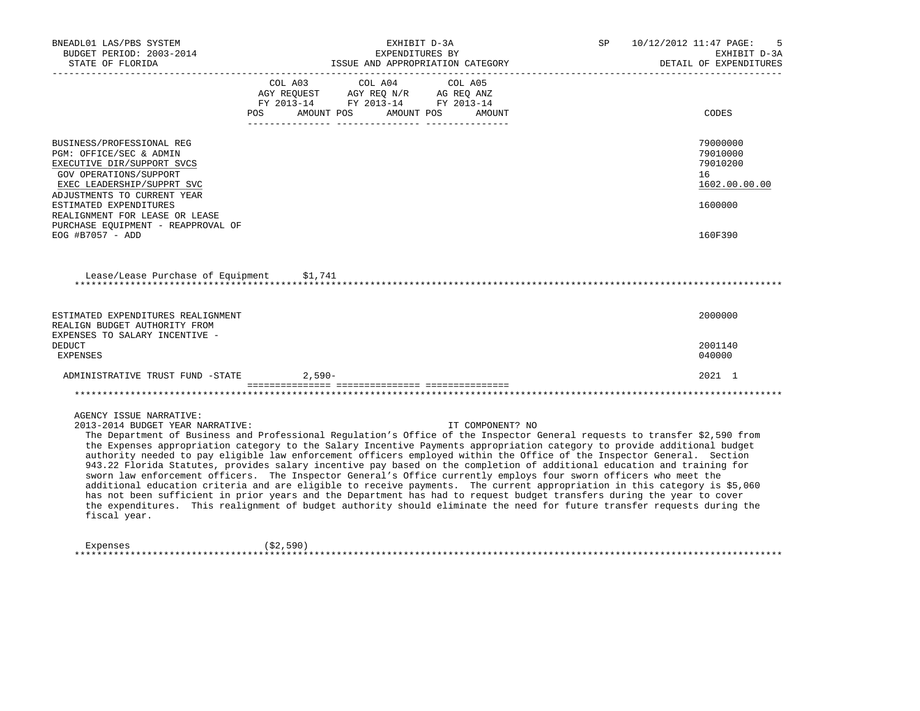BNEADL01 LAS/PBS SYSTEM
BUDGET PERIOD: 2003-2014
STATE OF FLORIDA

EXHIBIT D-3A
EXPENDITURES BY
ISSUE AND APPROPRIATION CATEGORY

SP 10/12/2012 11:47

EXHIBIT D-3A
DETAIL OF EXPENDITURES

| | COL A03 AGY REQUEST FY 2013-14 POS AMOUNT | COL A04 AGY REQ N/R FY 2013-14 POS AMOUNT | COL A05 AG REQ ANZ FY 2013-14 POS AMOUNT | CODES |
|---|---|---|---|---|
| BUSINESS/PROFESSIONAL REG | | | | 79000000 |
| PGM: OFFICE/SEC & ADMIN | | | | 79010000 |
| EXECUTIVE DIR/SUPPORT SVCS | | | | 79010200 |
| GOV OPERATIONS/SUPPORT | | | | 16 |
| EXEC LEADERSHIP/SUPPRT SVC | | | | 1602.00.00.00 |
| ADJUSTMENTS TO CURRENT YEAR ESTIMATED EXPENDITURES | | | | 1600000 |
| REALIGNMENT FOR LEASE OR LEASE PURCHASE EQUIPMENT - REAPPROVAL OF EOG #B7057 - ADD | | | | 160F390 |

Lease/Lease Purchase of Equipment $1,741

***

| | COL A03 | COL A04 | COL A05 | CODES |
|---|---|---|---|---|
| ESTIMATED EXPENDITURES REALIGNMENT | | | | 2000000 |
| REALIGN BUDGET AUTHORITY FROM EXPENSES TO SALARY INCENTIVE - DEDUCT | | | | 2001140 |
| EXPENSES | | | | 040000 |
| ADMINISTRATIVE TRUST FUND -STATE | 2,590- | | | 2021 1 |

***

AGENCY ISSUE NARRATIVE:
2013-2014 BUDGET YEAR NARRATIVE: IT COMPONENT? NO

The Department of Business and Professional Regulation's Office of the Inspector General requests to transfer $2,590 from the Expenses appropriation category to the Salary Incentive Payments appropriation category to provide additional budget authority needed to pay eligible law enforcement officers employed within the Office of the Inspector General. Section 943.22 Florida Statutes, provides salary incentive pay based on the completion of additional education and training for sworn law enforcement officers. The Inspector General's Office currently employs four sworn officers who meet the additional education criteria and are eligible to receive payments. The current appropriation in this category is $5,060 has not been sufficient in prior years and the Department has had to request budget transfers during the year to cover the expenditures. This realignment of budget authority should eliminate the need for future transfer requests during the fiscal year.

Expenses ($2,590)

***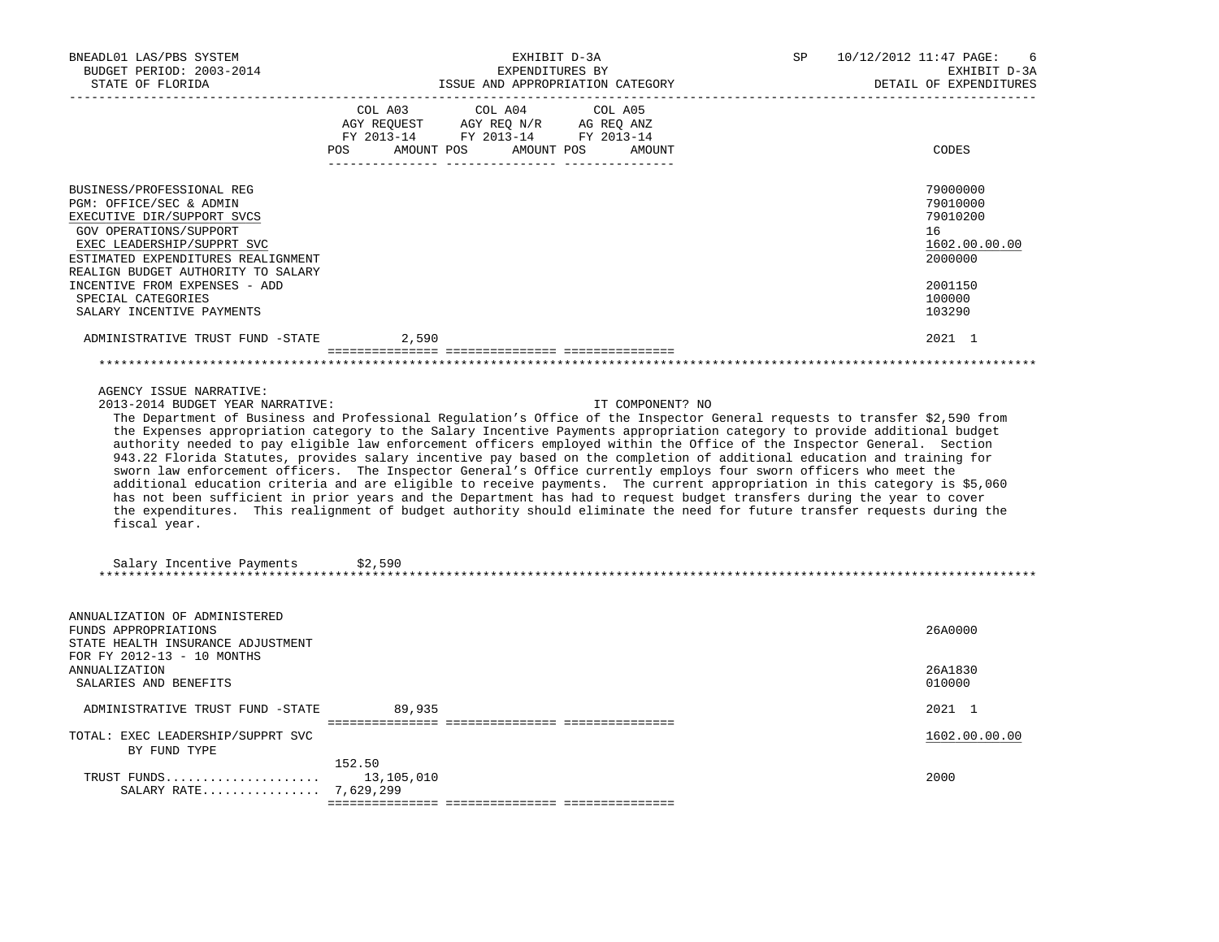| | COL A03 AGY REQUEST FY 2013-14 POS AMOUNT | COL A04 AGY REQ N/R FY 2013-14 POS AMOUNT | COL A05 AG REQ ANZ FY 2013-14 POS AMOUNT | CODES |
|---|---|---|---|---|
| BUSINESS/PROFESSIONAL REG | | | | 79000000 |
| PGM: OFFICE/SEC & ADMIN | | | | 79010000 |
| EXECUTIVE DIR/SUPPORT SVCS | | | | 79010200 |
| GOV OPERATIONS/SUPPORT | | | | 16 |
| EXEC LEADERSHIP/SUPPRT SVC | | | | 1602.00.00.00 |
| ESTIMATED EXPENDITURES REALIGNMENT | | | | 2000000 |
| REALIGN BUDGET AUTHORITY TO SALARY INCENTIVE FROM EXPENSES - ADD | | | | 2001150 |
| SPECIAL CATEGORIES | | | | 100000 |
| SALARY INCENTIVE PAYMENTS | | | | 103290 |
| ADMINISTRATIVE TRUST FUND -STATE | 2,590 | | | 2021 1 |

AGENCY ISSUE NARRATIVE:

2013-2014 BUDGET YEAR NARRATIVE: IT COMPONENT? NO

The Department of Business and Professional Regulation's Office of the Inspector General requests to transfer $2,590 from the Expenses appropriation category to the Salary Incentive Payments appropriation category to provide additional budget authority needed to pay eligible law enforcement officers employed within the Office of the Inspector General. Section 943.22 Florida Statutes, provides salary incentive pay based on the completion of additional education and training for sworn law enforcement officers. The Inspector General's Office currently employs four sworn officers who meet the additional education criteria and are eligible to receive payments. The current appropriation in this category is $5,060 has not been sufficient in prior years and the Department has had to request budget transfers during the year to cover the expenditures. This realignment of budget authority should eliminate the need for future transfer requests during the fiscal year.

Salary Incentive Payments $2,590

| | COL A03 | COL A04 | COL A05 | CODES |
|---|---|---|---|---|
| ANNUALIZATION OF ADMINISTERED FUNDS APPROPRIATIONS | | | | 26A0000 |
| STATE HEALTH INSURANCE ADJUSTMENT FOR FY 2012-13 - 10 MONTHS ANNUALIZATION | | | | 26A1830 |
| SALARIES AND BENEFITS | | | | 010000 |
| ADMINISTRATIVE TRUST FUND -STATE | 89,935 | | | 2021 1 |
| TOTAL: EXEC LEADERSHIP/SUPPRT SVC | | | | 1602.00.00.00 |
| BY FUND TYPE | | | | |
| TRUST FUNDS | 152.50 13,105,010 | | | 2000 |
| SALARY RATE | 7,629,299 | | | |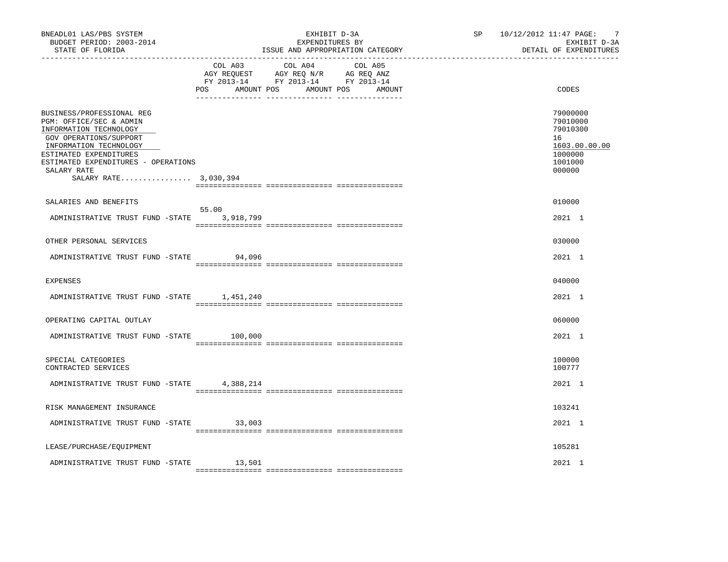BNEADL01 LAS/PBS SYSTEM
BUDGET PERIOD: 2003-2014
STATE OF FLORIDA

EXHIBIT D-3A
EXPENDITURES BY
ISSUE AND APPROPRIATION CATEGORY

SP 10/12/2012 11:47
EXHIBIT D-3A
DETAIL OF EXPENDITURES

| | COL A03 AGY REQUEST FY 2013-14 POS AMOUNT | COL A04 AGY REQ N/R FY 2013-14 POS AMOUNT | COL A05 AG REQ ANZ FY 2013-14 POS AMOUNT | CODES |
|---|---|---|---|---|
| BUSINESS/PROFESSIONAL REG | | | | 79000000 |
| PGM: OFFICE/SEC & ADMIN | | | | 79010000 |
| INFORMATION TECHNOLOGY | | | | 79010300 |
| GOV OPERATIONS/SUPPORT | | | | 16 |
| INFORMATION TECHNOLOGY | | | | 1603.00.00.00 |
| ESTIMATED EXPENDITURES | | | | 1000000 |
| ESTIMATED EXPENDITURES - OPERATIONS | | | | 1001000 |
| SALARY RATE | | | | 000000 |
| SALARY RATE................ 3,030,394 | | | | |
| SALARIES AND BENEFITS | | | | 010000 |
| ADMINISTRATIVE TRUST FUND -STATE | 55.00 3,918,799 | | | 2021 1 |
| OTHER PERSONAL SERVICES | | | | 030000 |
| ADMINISTRATIVE TRUST FUND -STATE | 94,096 | | | 2021 1 |
| EXPENSES | | | | 040000 |
| ADMINISTRATIVE TRUST FUND -STATE | 1,451,240 | | | 2021 1 |
| OPERATING CAPITAL OUTLAY | | | | 060000 |
| ADMINISTRATIVE TRUST FUND -STATE | 100,000 | | | 2021 1 |
| SPECIAL CATEGORIES | | | | 100000 |
| CONTRACTED SERVICES | | | | 100777 |
| ADMINISTRATIVE TRUST FUND -STATE | 4,388,214 | | | 2021 1 |
| RISK MANAGEMENT INSURANCE | | | | 103241 |
| ADMINISTRATIVE TRUST FUND -STATE | 33,003 | | | 2021 1 |
| LEASE/PURCHASE/EQUIPMENT | | | | 105281 |
| ADMINISTRATIVE TRUST FUND -STATE | 13,501 | | | 2021 1 |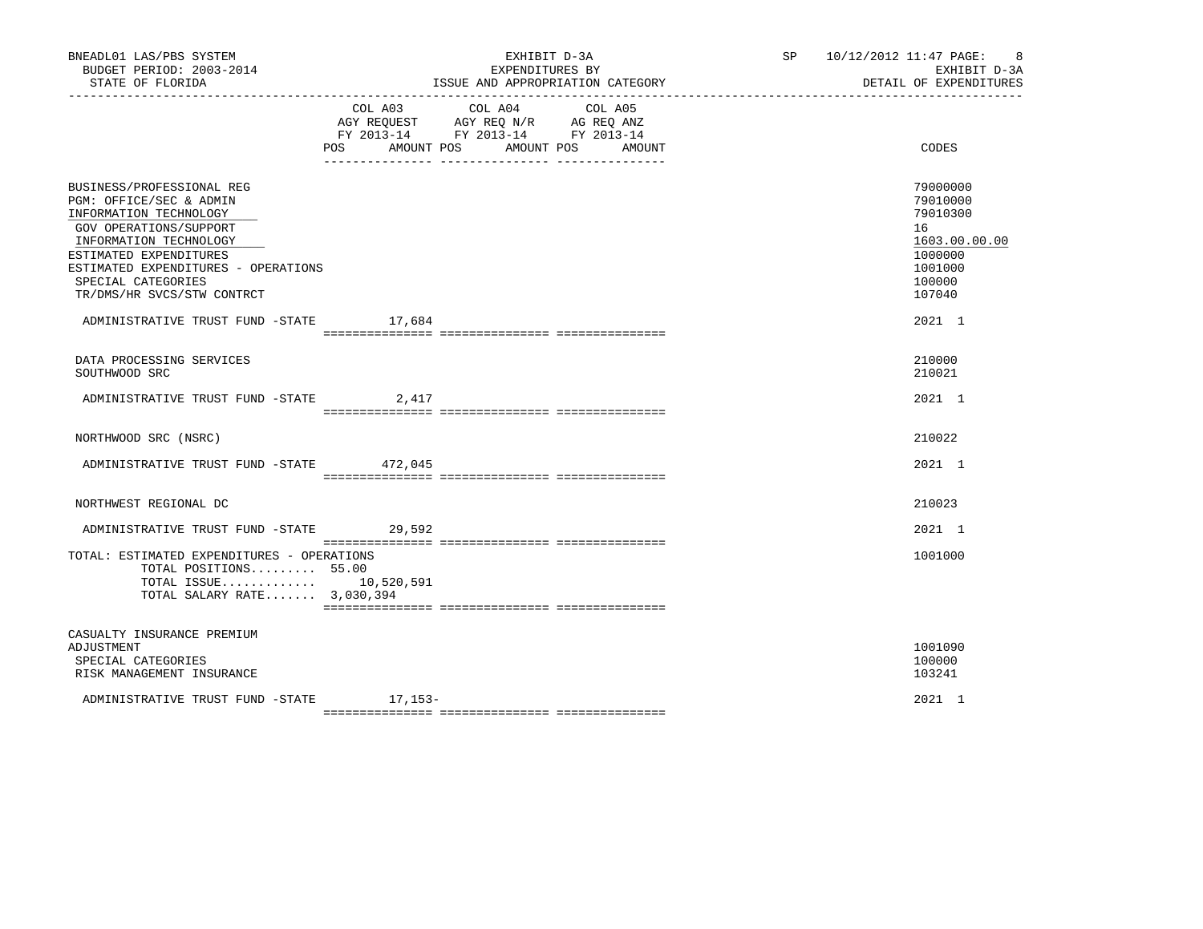| | COL A03 AGY REQUEST FY 2013-14 POS | AMOUNT | COL A04 AGY REQ N/R FY 2013-14 POS | AMOUNT | COL A05 AG REQ ANZ FY 2013-14 POS | AMOUNT | CODES |
|---|---|---|---|---|---|---|---|
| BUSINESS/PROFESSIONAL REG | | | | | | | 79000000 |
| PGM: OFFICE/SEC & ADMIN | | | | | | | 79010000 |
| INFORMATION TECHNOLOGY | | | | | | | 79010300 |
| GOV OPERATIONS/SUPPORT | | | | | | | 16 |
| INFORMATION TECHNOLOGY | | | | | | | 1603.00.00.00 |
| ESTIMATED EXPENDITURES | | | | | | | 1000000 |
| ESTIMATED EXPENDITURES - OPERATIONS | | | | | | | 1001000 |
| SPECIAL CATEGORIES | | | | | | | 100000 |
| TR/DMS/HR SVCS/STW CONTRCT | | | | | | | 107040 |
| ADMINISTRATIVE TRUST FUND -STATE | | 17,684 | | | | | 2021 1 |
| DATA PROCESSING SERVICES | | | | | | | 210000 |
| SOUTHWOOD SRC | | | | | | | 210021 |
| ADMINISTRATIVE TRUST FUND -STATE | | 2,417 | | | | | 2021 1 |
| NORTHWOOD SRC (NSRC) | | | | | | | 210022 |
| ADMINISTRATIVE TRUST FUND -STATE | | 472,045 | | | | | 2021 1 |
| NORTHWEST REGIONAL DC | | | | | | | 210023 |
| ADMINISTRATIVE TRUST FUND -STATE | | 29,592 | | | | | 2021 1 |
| TOTAL: ESTIMATED EXPENDITURES - OPERATIONS | | | | | | | 1001000 |
| TOTAL POSITIONS......... | 55.00 | | | | | | |
| TOTAL ISSUE............ | | 10,520,591 | | | | | |
| TOTAL SALARY RATE....... | | 3,030,394 | | | | | |
| CASUALTY INSURANCE PREMIUM ADJUSTMENT | | | | | | | 1001090 |
| SPECIAL CATEGORIES | | | | | | | 100000 |
| RISK MANAGEMENT INSURANCE | | | | | | | 103241 |
| ADMINISTRATIVE TRUST FUND -STATE | | 17,153- | | | | | 2021 1 |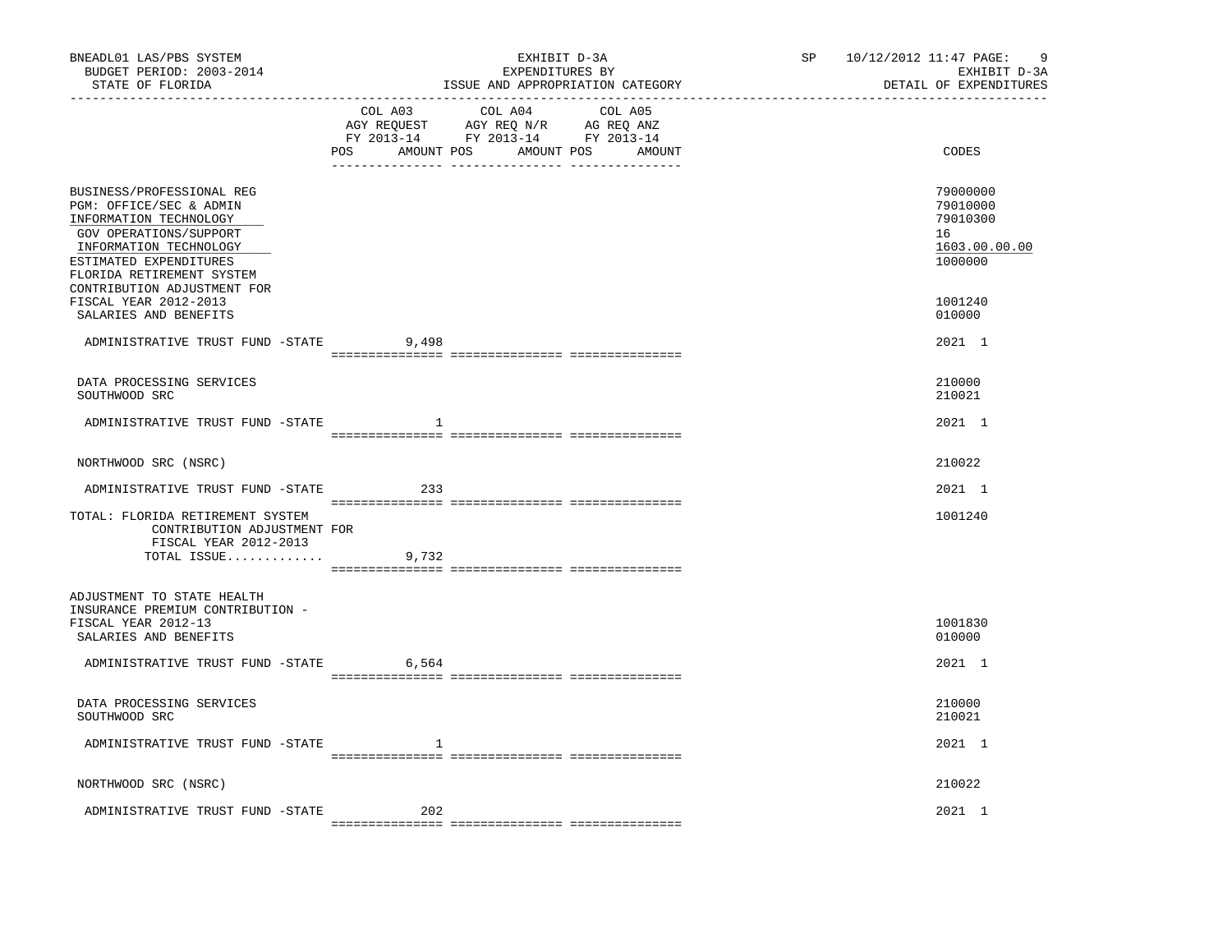BNEADL01 LAS/PBS SYSTEM
BUDGET PERIOD: 2003-2014
STATE OF FLORIDA

EXHIBIT D-3A
EXPENDITURES BY
ISSUE AND APPROPRIATION CATEGORY

SP 10/12/2012 11:47 PAGE: 9
EXHIBIT D-3A
DETAIL OF EXPENDITURES

| | COL A03 AGY REQUEST FY 2013-14 POS AMOUNT | COL A04 AGY REQ N/R FY 2013-14 POS AMOUNT | COL A05 AG REQ ANZ FY 2013-14 POS AMOUNT | CODES |
|---|---|---|---|---|
| BUSINESS/PROFESSIONAL REG | | | | 79000000 |
| PGM: OFFICE/SEC & ADMIN | | | | 79010000 |
| INFORMATION TECHNOLOGY | | | | 79010300 |
| GOV OPERATIONS/SUPPORT | | | | 16 |
| INFORMATION TECHNOLOGY | | | | 1603.00.00.00 |
| ESTIMATED EXPENDITURES | | | | 1000000 |
| FLORIDA RETIREMENT SYSTEM CONTRIBUTION ADJUSTMENT FOR FISCAL YEAR 2012-2013 | | | | 1001240 |
| SALARIES AND BENEFITS | | | | 010000 |
| ADMINISTRATIVE TRUST FUND -STATE | 9,498 | | | 2021 1 |
| DATA PROCESSING SERVICES | | | | 210000 |
| SOUTHWOOD SRC | | | | 210021 |
| ADMINISTRATIVE TRUST FUND -STATE | 1 | | | 2021 1 |
| NORTHWOOD SRC (NSRC) | | | | 210022 |
| ADMINISTRATIVE TRUST FUND -STATE | 233 | | | 2021 1 |
| TOTAL: FLORIDA RETIREMENT SYSTEM CONTRIBUTION ADJUSTMENT FOR FISCAL YEAR 2012-2013 | | | | 1001240 |
| TOTAL ISSUE............. | 9,732 | | | |
| ADJUSTMENT TO STATE HEALTH INSURANCE PREMIUM CONTRIBUTION - FISCAL YEAR 2012-13 | | | | 1001830 |
| SALARIES AND BENEFITS | | | | 010000 |
| ADMINISTRATIVE TRUST FUND -STATE | 6,564 | | | 2021 1 |
| DATA PROCESSING SERVICES | | | | 210000 |
| SOUTHWOOD SRC | | | | 210021 |
| ADMINISTRATIVE TRUST FUND -STATE | 1 | | | 2021 1 |
| NORTHWOOD SRC (NSRC) | | | | 210022 |
| ADMINISTRATIVE TRUST FUND -STATE | 202 | | | 2021 1 |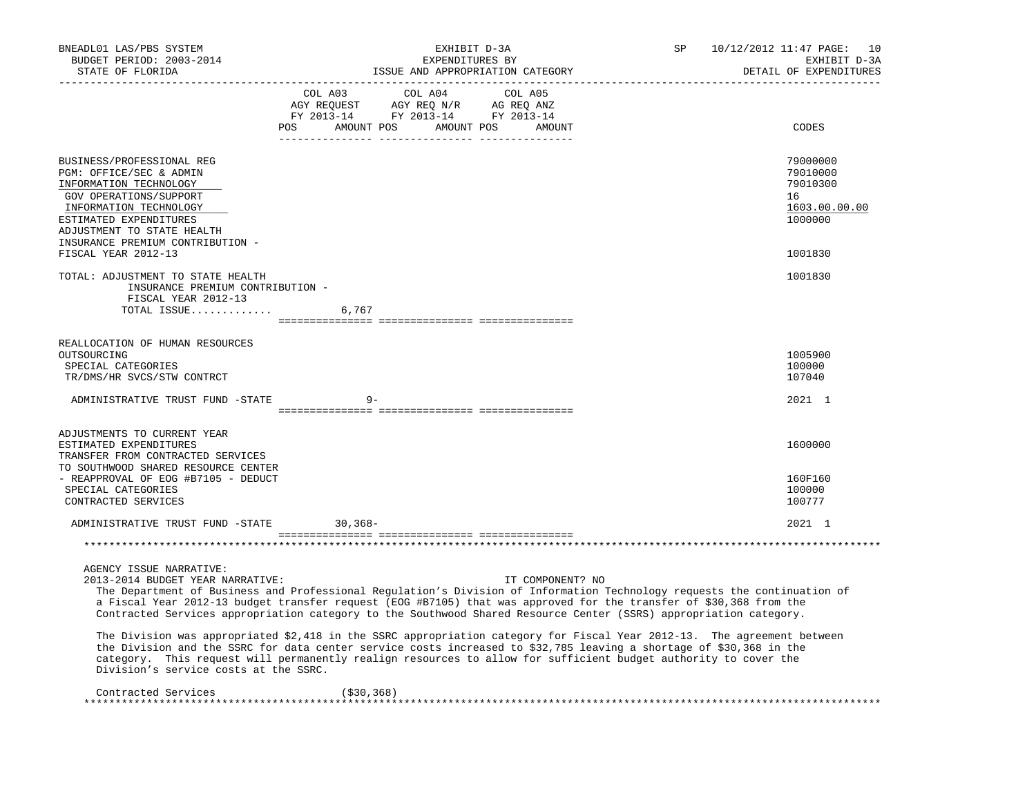BNEADL01 LAS/PBS SYSTEM | EXHIBIT D-3A | SP 10/12/2012 11:47
BUDGET PERIOD: 2003-2014 | EXPENDITURES BY | EXHIBIT D-3A
STATE OF FLORIDA | ISSUE AND APPROPRIATION CATEGORY | DETAIL OF EXPENDITURES

| | COL A03 AGY REQUEST FY 2013-14 POS AMOUNT | COL A04 AGY REQ N/R FY 2013-14 POS AMOUNT | COL A05 AG REQ ANZ FY 2013-14 POS AMOUNT | CODES |
|---|---|---|---|---|
| BUSINESS/PROFESSIONAL REG | | | | 79000000 |
| PGM: OFFICE/SEC & ADMIN | | | | 79010000 |
| INFORMATION TECHNOLOGY | | | | 79010300 |
| GOV OPERATIONS/SUPPORT | | | | 16 |
| INFORMATION TECHNOLOGY | | | | 1603.00.00.00 |
| ESTIMATED EXPENDITURES | | | | 1000000 |
| ADJUSTMENT TO STATE HEALTH INSURANCE PREMIUM CONTRIBUTION - FISCAL YEAR 2012-13 | | | | 1001830 |
| TOTAL: ADJUSTMENT TO STATE HEALTH INSURANCE PREMIUM CONTRIBUTION - FISCAL YEAR 2012-13 | | | | 1001830 |
| TOTAL ISSUE............. | 6,767 | | | |
| REALLOCATION OF HUMAN RESOURCES OUTSOURCING | | | | 1005900 |
| SPECIAL CATEGORIES | | | | 100000 |
| TR/DMS/HR SVCS/STW CONTRCT | | | | 107040 |
| ADMINISTRATIVE TRUST FUND -STATE | 9- | | | 2021 1 |
| ADJUSTMENTS TO CURRENT YEAR ESTIMATED EXPENDITURES | | | | 1600000 |
| TRANSFER FROM CONTRACTED SERVICES TO SOUTHWOOD SHARED RESOURCE CENTER - REAPPROVAL OF EOG #B7105 - DEDUCT | | | | 160F160 |
| SPECIAL CATEGORIES | | | | 100000 |
| CONTRACTED SERVICES | | | | 100777 |
| ADMINISTRATIVE TRUST FUND -STATE | 30,368- | | | 2021 1 |

AGENCY ISSUE NARRATIVE:
2013-2014 BUDGET YEAR NARRATIVE: IT COMPONENT? NO

The Department of Business and Professional Regulation's Division of Information Technology requests the continuation of a Fiscal Year 2012-13 budget transfer request (EOG #B7105) that was approved for the transfer of $30,368 from the Contracted Services appropriation category to the Southwood Shared Resource Center (SSRS) appropriation category.

The Division was appropriated $2,418 in the SSRC appropriation category for Fiscal Year 2012-13. The agreement between the Division and the SSRC for data center service costs increased to $32,785 leaving a shortage of $30,368 in the category. This request will permanently realign resources to allow for sufficient budget authority to cover the Division's service costs at the SSRC.

Contracted Services ($30,368)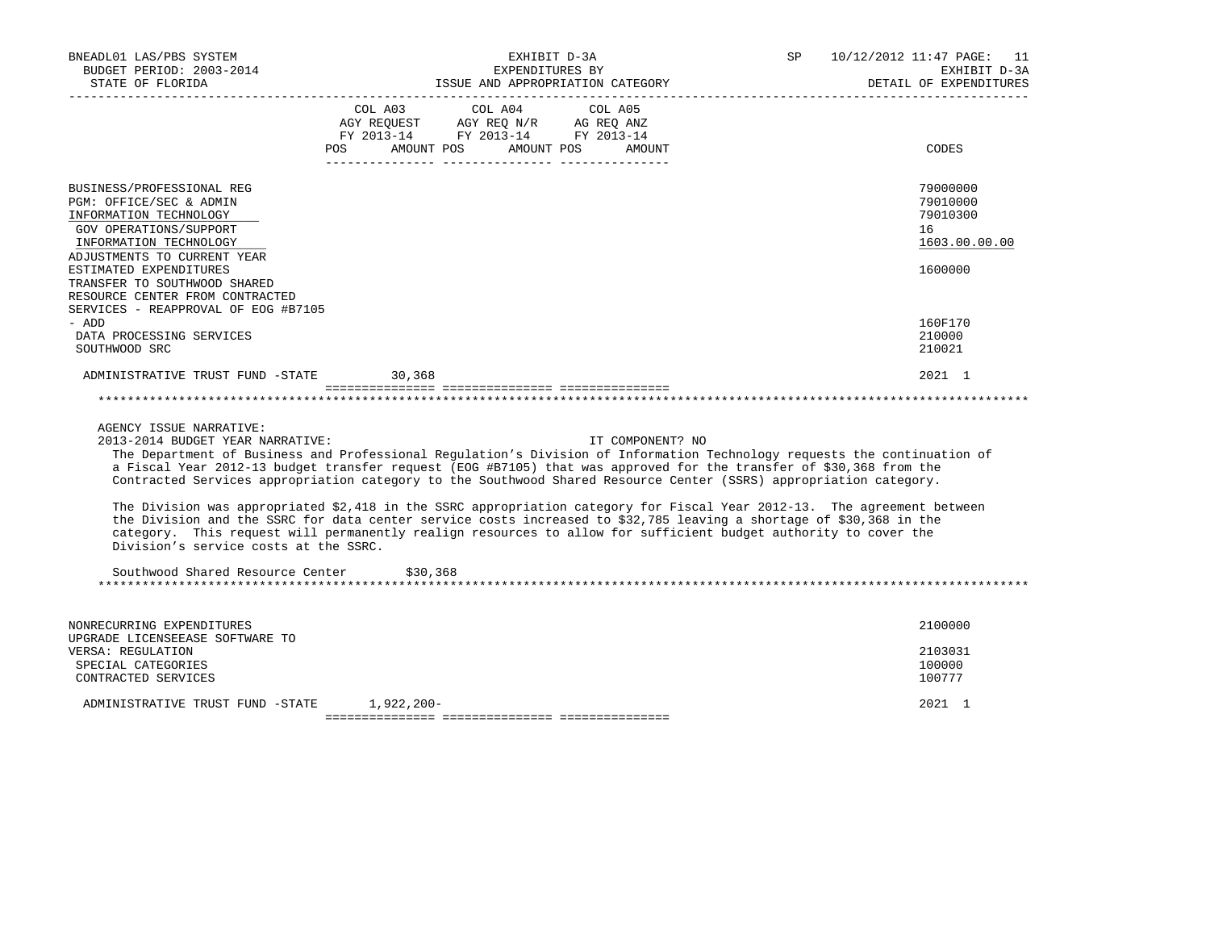BNEADL01 LAS/PBS SYSTEM — EXHIBIT D-3A — SP 10/12/2012 11:47

BUDGET PERIOD: 2003-2014 — EXPENDITURES BY — EXHIBIT D-3A

STATE OF FLORIDA — ISSUE AND APPROPRIATION CATEGORY — DETAIL OF EXPENDITURES

| | COL A03 AGY REQUEST FY 2013-14 POS AMOUNT | COL A04 AGY REQ N/R FY 2013-14 POS AMOUNT | COL A05 AG REQ ANZ FY 2013-14 POS AMOUNT | CODES |
|---|---|---|---|---|
| BUSINESS/PROFESSIONAL REG | | | | 79000000 |
| PGM: OFFICE/SEC & ADMIN | | | | 79010000 |
| INFORMATION TECHNOLOGY | | | | 79010300 |
| GOV OPERATIONS/SUPPORT | | | | 16 |
| INFORMATION TECHNOLOGY | | | | 1603.00.00.00 |
| ADJUSTMENTS TO CURRENT YEAR ESTIMATED EXPENDITURES | | | | 1600000 |
| TRANSFER TO SOUTHWOOD SHARED RESOURCE CENTER FROM CONTRACTED SERVICES - REAPPROVAL OF EOG #B7105 - ADD | | | | 160F170 |
| DATA PROCESSING SERVICES | | | | 210000 |
| SOUTHWOOD SRC | | | | 210021 |
| ADMINISTRATIVE TRUST FUND -STATE | 30,368 | | | 2021 1 |

AGENCY ISSUE NARRATIVE:

2013-2014 BUDGET YEAR NARRATIVE: IT COMPONENT? NO

The Department of Business and Professional Regulation's Division of Information Technology requests the continuation of a Fiscal Year 2012-13 budget transfer request (EOG #B7105) that was approved for the transfer of $30,368 from the Contracted Services appropriation category to the Southwood Shared Resource Center (SSRS) appropriation category.

The Division was appropriated $2,418 in the SSRC appropriation category for Fiscal Year 2012-13. The agreement between the Division and the SSRC for data center service costs increased to $32,785 leaving a shortage of $30,368 in the category. This request will permanently realign resources to allow for sufficient budget authority to cover the Division's service costs at the SSRC.

Southwood Shared Resource Center $30,368

| | COL A03 | COL A04 | COL A05 | CODES |
|---|---|---|---|---|
| NONRECURRING EXPENDITURES | | | | 2100000 |
| UPGRADE LICENSEEASE SOFTWARE TO VERSA: REGULATION | | | | 2103031 |
| SPECIAL CATEGORIES | | | | 100000 |
| CONTRACTED SERVICES | | | | 100777 |
| ADMINISTRATIVE TRUST FUND -STATE | 1,922,200- | | | 2021 1 |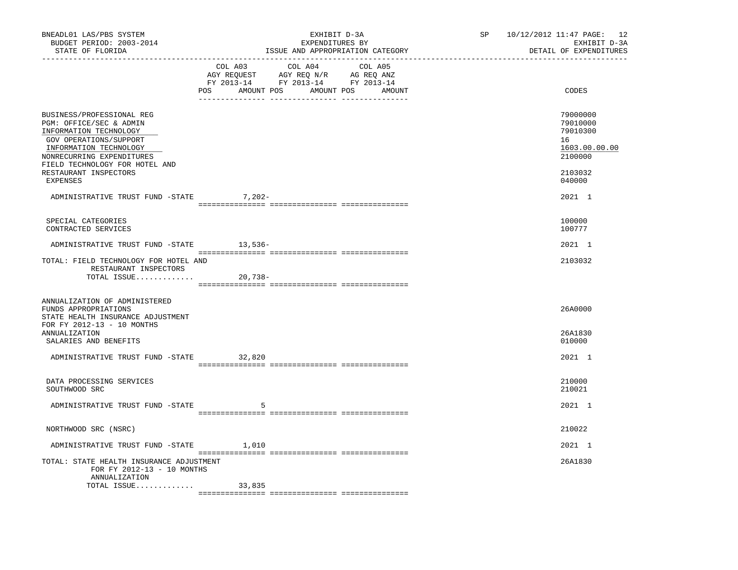BNEADL01 LAS/PBS SYSTEM — EXHIBIT D-3A — EXPENDITURES BY ISSUE AND APPROPRIATION CATEGORY — DETAIL OF EXPENDITURES

BUDGET PERIOD: 2003-2014 — STATE OF FLORIDA — SP 10/12/2012 11:47

| | COL A03 AGY REQUEST FY 2013-14 POS AMOUNT | COL A04 AGY REQ N/R FY 2013-14 POS AMOUNT | COL A05 AG REQ ANZ FY 2013-14 POS AMOUNT | CODES |
|---|---|---|---|---|
| BUSINESS/PROFESSIONAL REG | | | | 79000000 |
| PGM: OFFICE/SEC & ADMIN | | | | 79010000 |
| INFORMATION TECHNOLOGY | | | | 79010300 |
| GOV OPERATIONS/SUPPORT | | | | 16 |
| INFORMATION TECHNOLOGY | | | | 1603.00.00.00 |
| NONRECURRING EXPENDITURES | | | | 2100000 |
| FIELD TECHNOLOGY FOR HOTEL AND RESTAURANT INSPECTORS | | | | 2103032 |
| EXPENSES | | | | 040000 |
| ADMINISTRATIVE TRUST FUND -STATE | 7,202- | | | 2021 1 |
| SPECIAL CATEGORIES | | | | 100000 |
| CONTRACTED SERVICES | | | | 100777 |
| ADMINISTRATIVE TRUST FUND -STATE | 13,536- | | | 2021 1 |
| TOTAL: FIELD TECHNOLOGY FOR HOTEL AND RESTAURANT INSPECTORS | | | | 2103032 |
| TOTAL ISSUE............. | 20,738- | | | |
| ANNUALIZATION OF ADMINISTERED FUNDS APPROPRIATIONS | | | | 26A0000 |
| STATE HEALTH INSURANCE ADJUSTMENT FOR FY 2012-13 - 10 MONTHS ANNUALIZATION | | | | 26A1830 |
| SALARIES AND BENEFITS | | | | 010000 |
| ADMINISTRATIVE TRUST FUND -STATE | 32,820 | | | 2021 1 |
| DATA PROCESSING SERVICES | | | | 210000 |
| SOUTHWOOD SRC | | | | 210021 |
| ADMINISTRATIVE TRUST FUND -STATE | 5 | | | 2021 1 |
| NORTHWOOD SRC (NSRC) | | | | 210022 |
| ADMINISTRATIVE TRUST FUND -STATE | 1,010 | | | 2021 1 |
| TOTAL: STATE HEALTH INSURANCE ADJUSTMENT FOR FY 2012-13 - 10 MONTHS ANNUALIZATION | | | | 26A1830 |
| TOTAL ISSUE............. | 33,835 | | | |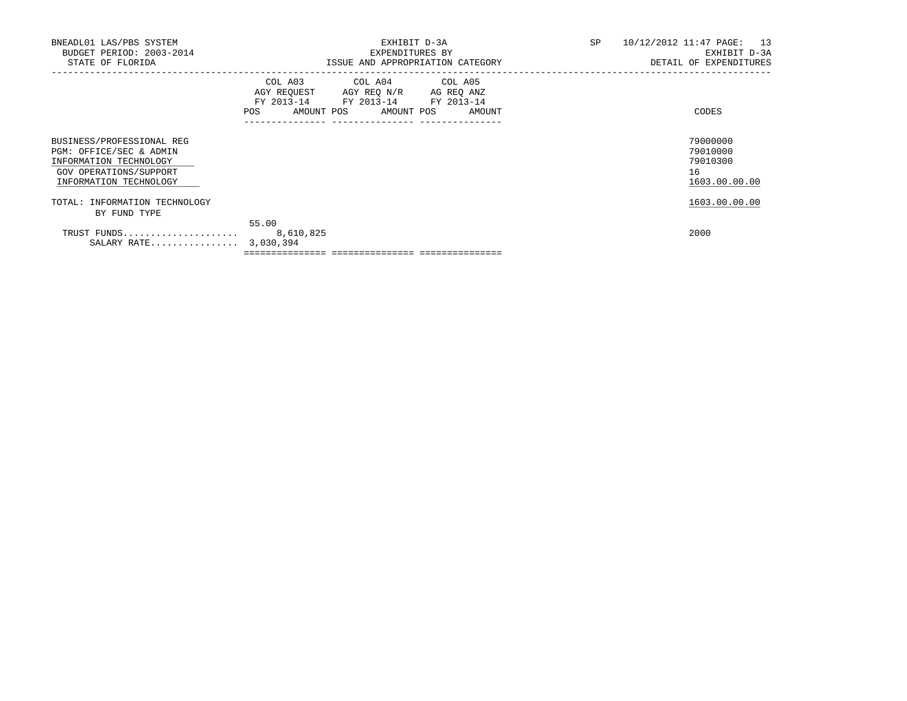BNEADL01 LAS/PBS SYSTEM
BUDGET PERIOD: 2003-2014
STATE OF FLORIDA

EXHIBIT D-3A
EXPENDITURES BY
ISSUE AND APPROPRIATION CATEGORY

SP 10/12/2012 11:47 PAGE: 13
EXHIBIT D-3A
DETAIL OF EXPENDITURES

| | COL A03 AGY REQUEST FY 2013-14 | | COL A04 AGY REQ N/R FY 2013-14 | | COL A05 AG REQ ANZ FY 2013-14 | | |
|---|---|---|---|---|---|---|---|
| | POS | AMOUNT | POS | AMOUNT | POS | AMOUNT | CODES |
| BUSINESS/PROFESSIONAL REG | | | | | | | 79000000 |
| PGM: OFFICE/SEC & ADMIN | | | | | | | 79010000 |
| INFORMATION TECHNOLOGY | | | | | | | 79010300 |
| GOV OPERATIONS/SUPPORT | | | | | | | 16 |
| INFORMATION TECHNOLOGY | | | | | | | 1603.00.00.00 |
| TOTAL: INFORMATION TECHNOLOGY | | | | | | | 1603.00.00.00 |
| BY FUND TYPE | | | | | | | |
| TRUST FUNDS | 55.00 | 8,610,825 | | | | | 2000 |
| SALARY RATE | | 3,030,394 | | | | | |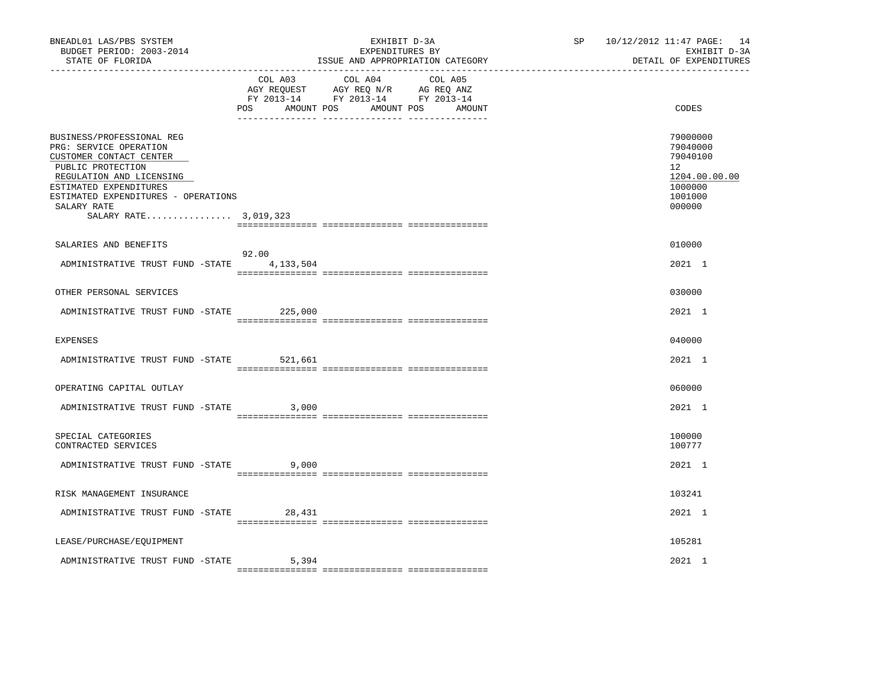BNEADL01 LAS/PBS SYSTEM — BUDGET PERIOD: 2003-2014 — STATE OF FLORIDA

EXHIBIT D-3A
EXPENDITURES BY
ISSUE AND APPROPRIATION CATEGORY

SP 10/12/2012 11:47 — EXHIBIT D-3A — DETAIL OF EXPENDITURES

| | COL A03 AGY REQUEST FY 2013-14 POS | AMOUNT | COL A04 AGY REQ N/R FY 2013-14 POS | AMOUNT | COL A05 AG REQ ANZ FY 2013-14 POS | AMOUNT | CODES |
|---|---|---|---|---|---|---|---|
| BUSINESS/PROFESSIONAL REG | | | | | | | 79000000 |
| PRG: SERVICE OPERATION | | | | | | | 79040000 |
| CUSTOMER CONTACT CENTER | | | | | | | 79040100 |
| PUBLIC PROTECTION | | | | | | | 12 |
| REGULATION AND LICENSING | | | | | | | 1204.00.00.00 |
| ESTIMATED EXPENDITURES | | | | | | | 1000000 |
| ESTIMATED EXPENDITURES - OPERATIONS | | | | | | | 1001000 |
| SALARY RATE | | | | | | | 000000 |
| SALARY RATE................ 3,019,323 | | | | | | | |
| SALARIES AND BENEFITS | | | | | | | 010000 |
| ADMINISTRATIVE TRUST FUND -STATE | 92.00 | 4,133,504 | | | | | 2021 1 |
| OTHER PERSONAL SERVICES | | | | | | | 030000 |
| ADMINISTRATIVE TRUST FUND -STATE | | 225,000 | | | | | 2021 1 |
| EXPENSES | | | | | | | 040000 |
| ADMINISTRATIVE TRUST FUND -STATE | | 521,661 | | | | | 2021 1 |
| OPERATING CAPITAL OUTLAY | | | | | | | 060000 |
| ADMINISTRATIVE TRUST FUND -STATE | | 3,000 | | | | | 2021 1 |
| SPECIAL CATEGORIES | | | | | | | 100000 |
| CONTRACTED SERVICES | | | | | | | 100777 |
| ADMINISTRATIVE TRUST FUND -STATE | | 9,000 | | | | | 2021 1 |
| RISK MANAGEMENT INSURANCE | | | | | | | 103241 |
| ADMINISTRATIVE TRUST FUND -STATE | | 28,431 | | | | | 2021 1 |
| LEASE/PURCHASE/EQUIPMENT | | | | | | | 105281 |
| ADMINISTRATIVE TRUST FUND -STATE | | 5,394 | | | | | 2021 1 |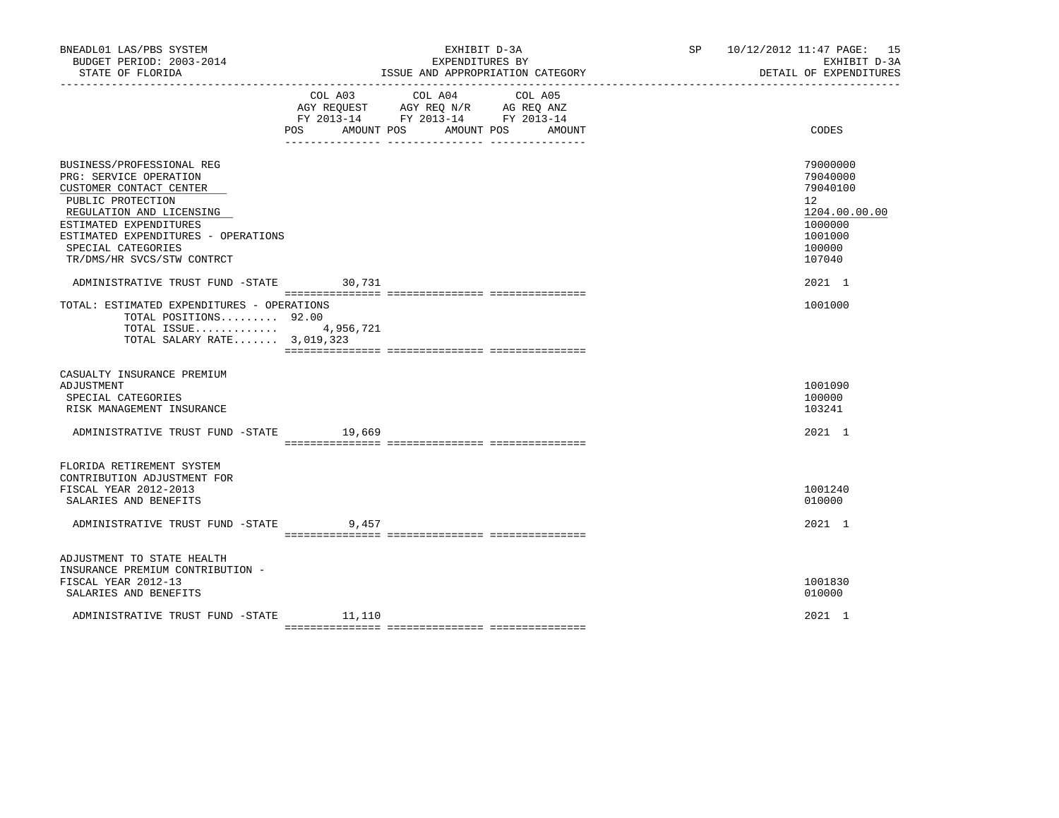BNEADL01 LAS/PBS SYSTEM
BUDGET PERIOD: 2003-2014
STATE OF FLORIDA

EXHIBIT D-3A
EXPENDITURES BY
ISSUE AND APPROPRIATION CATEGORY

SP 10/12/2012 11:47
EXHIBIT D-3A
DETAIL OF EXPENDITURES

| | COL A03 AGY REQUEST FY 2013-14 POS AMOUNT | COL A04 AGY REQ N/R FY 2013-14 POS AMOUNT | COL A05 AG REQ ANZ FY 2013-14 POS AMOUNT | CODES |
|---|---|---|---|---|
| BUSINESS/PROFESSIONAL REG | | | | 79000000 |
| PRG: SERVICE OPERATION | | | | 79040000 |
| CUSTOMER CONTACT CENTER | | | | 79040100 |
| PUBLIC PROTECTION | | | | 12 |
| REGULATION AND LICENSING | | | | 1204.00.00.00 |
| ESTIMATED EXPENDITURES | | | | 1000000 |
| ESTIMATED EXPENDITURES - OPERATIONS | | | | 1001000 |
| SPECIAL CATEGORIES | | | | 100000 |
| TR/DMS/HR SVCS/STW CONTRCT | | | | 107040 |
| ADMINISTRATIVE TRUST FUND -STATE | 30,731 | | | 2021 1 |
| TOTAL: ESTIMATED EXPENDITURES - OPERATIONS | | | | 1001000 |
| TOTAL POSITIONS......... 92.00 | | | | |
| TOTAL ISSUE............. | 4,956,721 | | | |
| TOTAL SALARY RATE....... 3,019,323 | | | | |
| CASUALTY INSURANCE PREMIUM ADJUSTMENT | | | | 1001090 |
| SPECIAL CATEGORIES | | | | 100000 |
| RISK MANAGEMENT INSURANCE | | | | 103241 |
| ADMINISTRATIVE TRUST FUND -STATE | 19,669 | | | 2021 1 |
| FLORIDA RETIREMENT SYSTEM CONTRIBUTION ADJUSTMENT FOR FISCAL YEAR 2012-2013 | | | | 1001240 |
| SALARIES AND BENEFITS | | | | 010000 |
| ADMINISTRATIVE TRUST FUND -STATE | 9,457 | | | 2021 1 |
| ADJUSTMENT TO STATE HEALTH INSURANCE PREMIUM CONTRIBUTION - FISCAL YEAR 2012-13 | | | | 1001830 |
| SALARIES AND BENEFITS | | | | 010000 |
| ADMINISTRATIVE TRUST FUND -STATE | 11,110 | | | 2021 1 |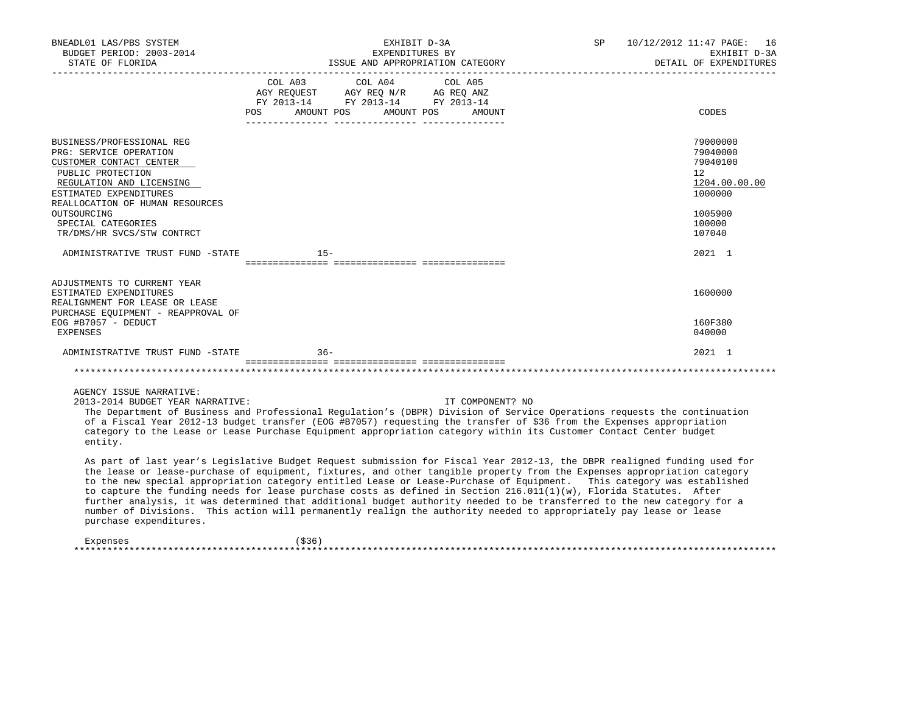| | COL A03 AGY REQUEST FY 2013-14 POS AMOUNT | COL A04 AGY REQ N/R FY 2013-14 POS AMOUNT | COL A05 AG REQ ANZ FY 2013-14 POS AMOUNT | CODES |
|---|---|---|---|---|
| BUSINESS/PROFESSIONAL REG | | | | 79000000 |
| PRG: SERVICE OPERATION | | | | 79040000 |
| CUSTOMER CONTACT CENTER | | | | 79040100 |
| PUBLIC PROTECTION | | | | 12 |
| REGULATION AND LICENSING | | | | 1204.00.00.00 |
| ESTIMATED EXPENDITURES | | | | 1000000 |
| REALLOCATION OF HUMAN RESOURCES OUTSOURCING | | | | 1005900 |
| SPECIAL CATEGORIES | | | | 100000 |
| TR/DMS/HR SVCS/STW CONTRCT | | | | 107040 |
| ADMINISTRATIVE TRUST FUND -STATE | 15- | | | 2021 1 |
| ADJUSTMENTS TO CURRENT YEAR ESTIMATED EXPENDITURES | | | | 1600000 |
| REALIGNMENT FOR LEASE OR LEASE PURCHASE EQUIPMENT - REAPPROVAL OF EOG #B7057 - DEDUCT | | | | 160F380 |
| EXPENSES | | | | 040000 |
| ADMINISTRATIVE TRUST FUND -STATE | 36- | | | 2021 1 |

AGENCY ISSUE NARRATIVE:

2013-2014 BUDGET YEAR NARRATIVE: IT COMPONENT? NO

The Department of Business and Professional Regulation's (DBPR) Division of Service Operations requests the continuation of a Fiscal Year 2012-13 budget transfer (EOG #B7057) requesting the transfer of $36 from the Expenses appropriation category to the Lease or Lease Purchase Equipment appropriation category within its Customer Contact Center budget entity.

As part of last year's Legislative Budget Request submission for Fiscal Year 2012-13, the DBPR realigned funding used for the lease or lease-purchase of equipment, fixtures, and other tangible property from the Expenses appropriation category to the new special appropriation category entitled Lease or Lease-Purchase of Equipment. This category was established to capture the funding needs for lease purchase costs as defined in Section 216.011(1)(w), Florida Statutes. After further analysis, it was determined that additional budget authority needed to be transferred to the new category for a number of Divisions. This action will permanently realign the authority needed to appropriately pay lease or lease purchase expenditures.

Expenses ($36)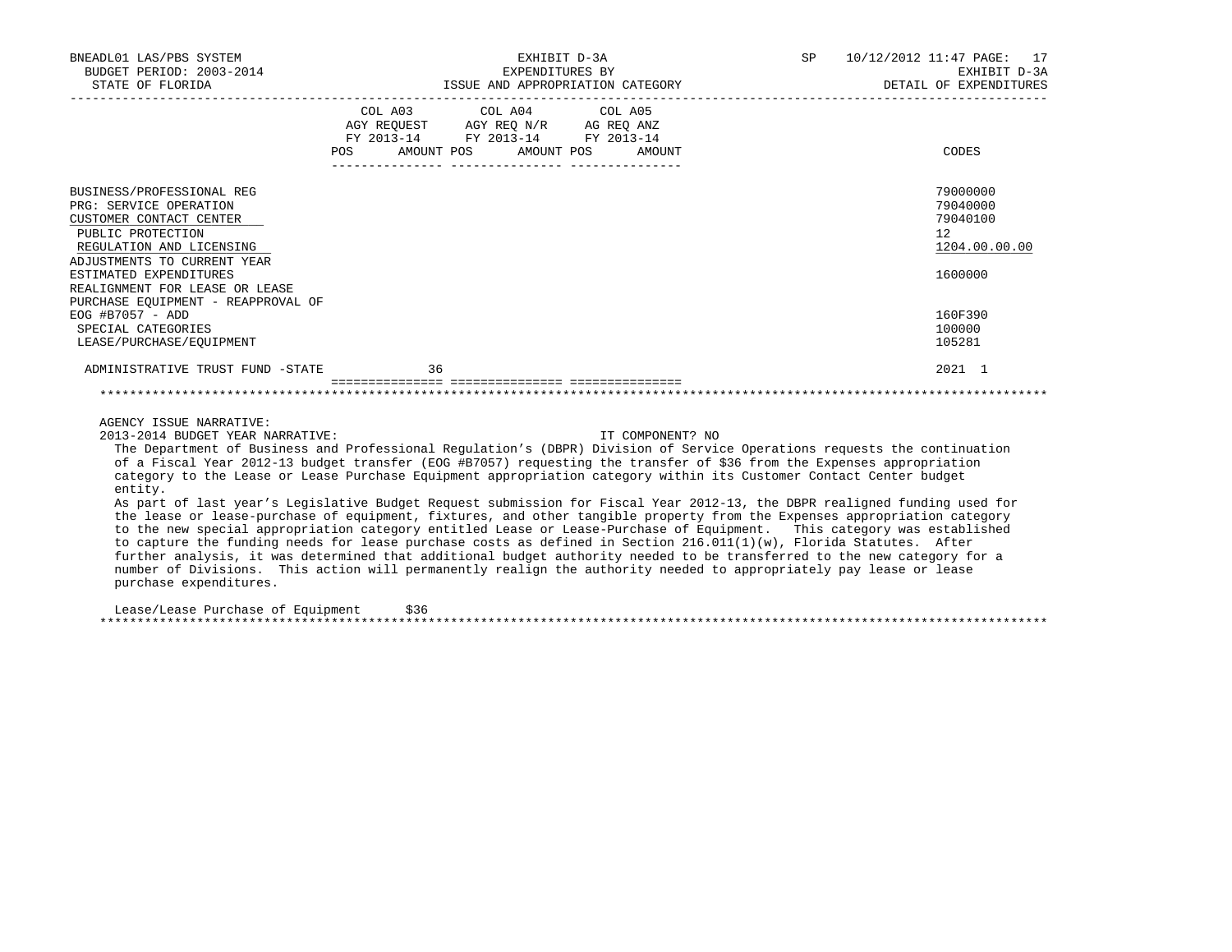BNEADL01 LAS/PBS SYSTEM
BUDGET PERIOD: 2003-2014
STATE OF FLORIDA

EXHIBIT D-3A
EXPENDITURES BY
ISSUE AND APPROPRIATION CATEGORY

SP 10/12/2012 11:47
EXHIBIT D-3A
DETAIL OF EXPENDITURES

| | COL A03 AGY REQUEST FY 2013-14 POS | AMOUNT | COL A04 AGY REQ N/R FY 2013-14 POS | AMOUNT | COL A05 AG REQ ANZ FY 2013-14 POS | AMOUNT | CODES |
|---|---|---|---|---|---|---|---|
| BUSINESS/PROFESSIONAL REG | | | | | | | 79000000 |
| PRG: SERVICE OPERATION | | | | | | | 79040000 |
| CUSTOMER CONTACT CENTER | | | | | | | 79040100 |
| PUBLIC PROTECTION | | | | | | | 12 |
| REGULATION AND LICENSING | | | | | | | 1204.00.00.00 |
| ADJUSTMENTS TO CURRENT YEAR ESTIMATED EXPENDITURES | | | | | | | 1600000 |
| REALIGNMENT FOR LEASE OR LEASE PURCHASE EQUIPMENT - REAPPROVAL OF EOG #B7057 - ADD | | | | | | | 160F390 |
| SPECIAL CATEGORIES | | | | | | | 100000 |
| LEASE/PURCHASE/EQUIPMENT | | | | | | | 105281 |
| ADMINISTRATIVE TRUST FUND -STATE | | 36 | | | | | 2021 1 |

AGENCY ISSUE NARRATIVE:

2013-2014 BUDGET YEAR NARRATIVE: IT COMPONENT? NO

The Department of Business and Professional Regulation's (DBPR) Division of Service Operations requests the continuation of a Fiscal Year 2012-13 budget transfer (EOG #B7057) requesting the transfer of $36 from the Expenses appropriation category to the Lease or Lease Purchase Equipment appropriation category within its Customer Contact Center budget entity.

As part of last year's Legislative Budget Request submission for Fiscal Year 2012-13, the DBPR realigned funding used for the lease or lease-purchase of equipment, fixtures, and other tangible property from the Expenses appropriation category to the new special appropriation category entitled Lease or Lease-Purchase of Equipment. This category was established to capture the funding needs for lease purchase costs as defined in Section 216.011(1)(w), Florida Statutes. After further analysis, it was determined that additional budget authority needed to be transferred to the new category for a number of Divisions. This action will permanently realign the authority needed to appropriately pay lease or lease purchase expenditures.

Lease/Lease Purchase of Equipment $36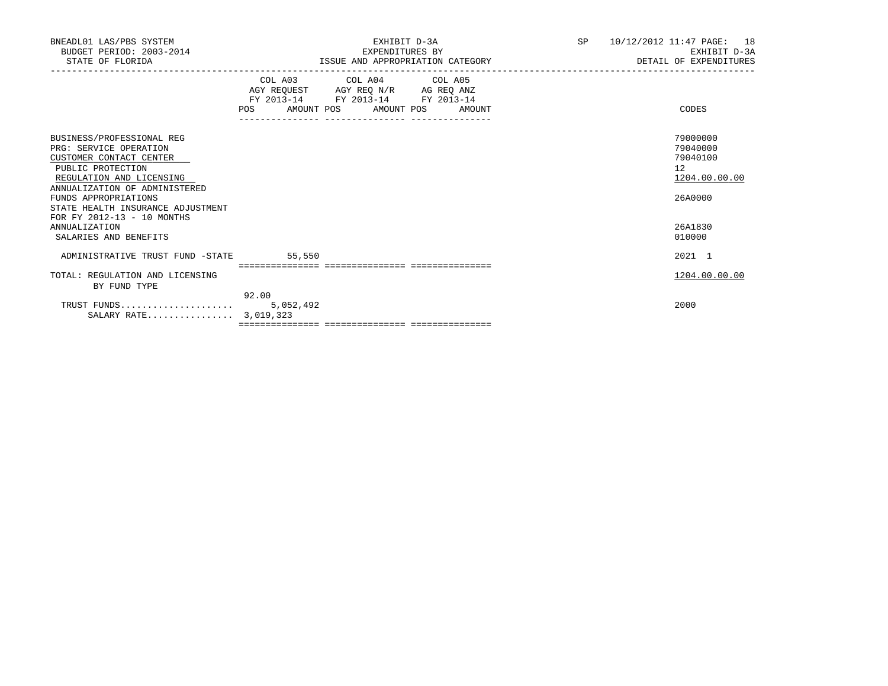BNEADL01 LAS/PBS SYSTEM
BUDGET PERIOD: 2003-2014
STATE OF FLORIDA

EXHIBIT D-3A
EXPENDITURES BY
ISSUE AND APPROPRIATION CATEGORY

SP 10/12/2012 11:47

EXHIBIT D-3A
DETAIL OF EXPENDITURES

| | COL A03 AGY REQUEST FY 2013-14 POS | AMOUNT | COL A04 AGY REQ N/R FY 2013-14 POS | AMOUNT | COL A05 AG REQ ANZ FY 2013-14 POS | AMOUNT | CODES |
|---|---|---|---|---|---|---|---|
| BUSINESS/PROFESSIONAL REG | | | | | | | 79000000 |
| PRG: SERVICE OPERATION | | | | | | | 79040000 |
| CUSTOMER CONTACT CENTER | | | | | | | 79040100 |
| PUBLIC PROTECTION | | | | | | | 12 |
| REGULATION AND LICENSING | | | | | | | 1204.00.00.00 |
| ANNUALIZATION OF ADMINISTERED FUNDS APPROPRIATIONS | | | | | | | 26A0000 |
| STATE HEALTH INSURANCE ADJUSTMENT FOR FY 2012-13 - 10 MONTHS ANNUALIZATION | | | | | | | 26A1830 |
| SALARIES AND BENEFITS | | | | | | | 010000 |
| ADMINISTRATIVE TRUST FUND -STATE | | 55,550 | | | | | 2021 1 |
| TOTAL: REGULATION AND LICENSING | | | | | | | 1204.00.00.00 |
| BY FUND TYPE | | | | | | | |
| | 92.00 | | | | | | |
| TRUST FUNDS..................... | | 5,052,492 | | | | | 2000 |
| SALARY RATE................ | | 3,019,323 | | | | | |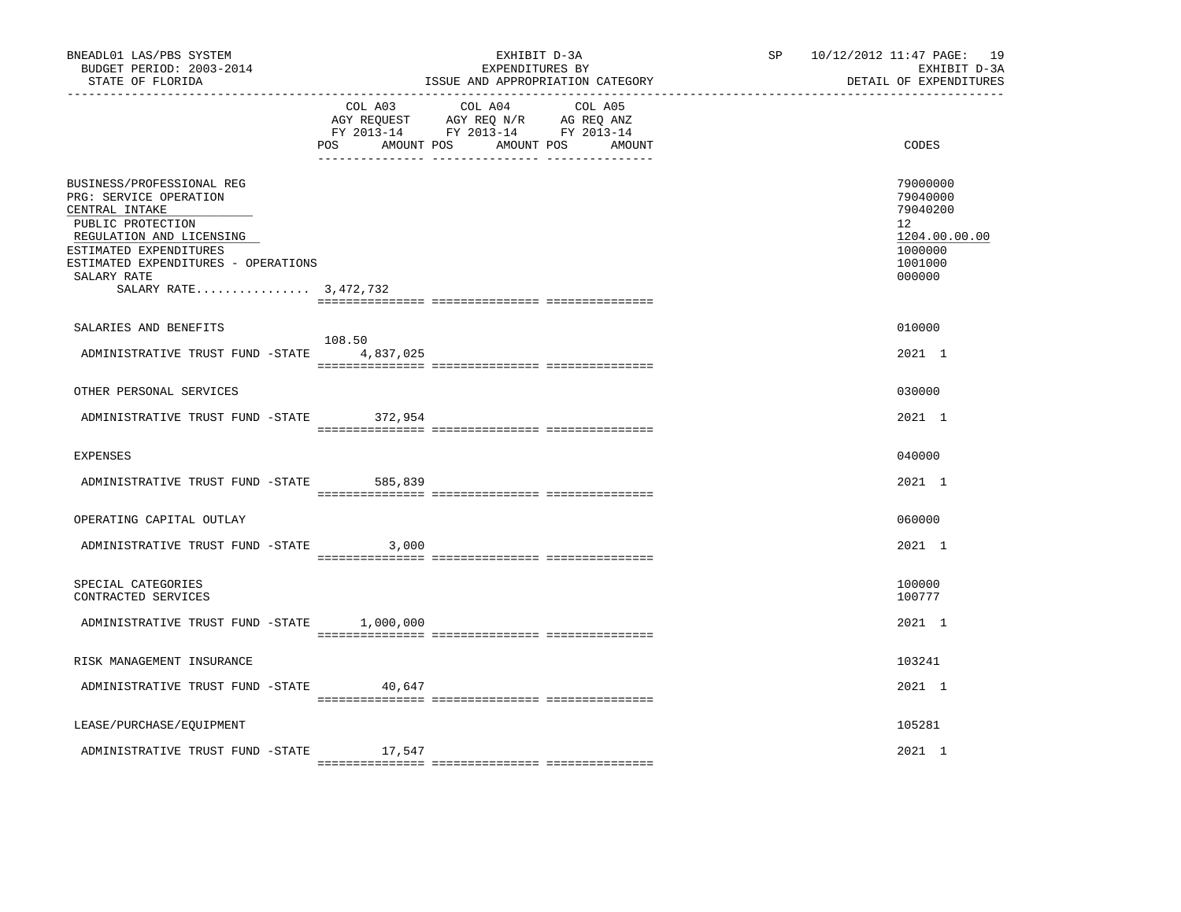BNEADL01 LAS/PBS SYSTEM
BUDGET PERIOD: 2003-2014
STATE OF FLORIDA

EXHIBIT D-3A
EXPENDITURES BY
ISSUE AND APPROPRIATION CATEGORY

SP 10/12/2012 11:47
EXHIBIT D-3A
DETAIL OF EXPENDITURES

| | COL A03 AGY REQUEST FY 2013-14 POS | AMOUNT | COL A04 AGY REQ N/R FY 2013-14 POS | AMOUNT | COL A05 AG REQ ANZ FY 2013-14 POS | AMOUNT | CODES |
|---|---|---|---|---|---|---|---|
| BUSINESS/PROFESSIONAL REG | | | | | | | 79000000 |
| PRG: SERVICE OPERATION | | | | | | | 79040000 |
| CENTRAL INTAKE | | | | | | | 79040200 |
| PUBLIC PROTECTION | | | | | | | 12 |
| REGULATION AND LICENSING | | | | | | | 1204.00.00.00 |
| ESTIMATED EXPENDITURES | | | | | | | 1000000 |
| ESTIMATED EXPENDITURES - OPERATIONS | | | | | | | 1001000 |
| SALARY RATE | | | | | | | 000000 |
| SALARY RATE................ 3,472,732 | | | | | | | |
| SALARIES AND BENEFITS | | | | | | | 010000 |
| ADMINISTRATIVE TRUST FUND -STATE | 108.50 | 4,837,025 | | | | | 2021 1 |
| OTHER PERSONAL SERVICES | | | | | | | 030000 |
| ADMINISTRATIVE TRUST FUND -STATE | | 372,954 | | | | | 2021 1 |
| EXPENSES | | | | | | | 040000 |
| ADMINISTRATIVE TRUST FUND -STATE | | 585,839 | | | | | 2021 1 |
| OPERATING CAPITAL OUTLAY | | | | | | | 060000 |
| ADMINISTRATIVE TRUST FUND -STATE | | 3,000 | | | | | 2021 1 |
| SPECIAL CATEGORIES | | | | | | | 100000 |
| CONTRACTED SERVICES | | | | | | | 100777 |
| ADMINISTRATIVE TRUST FUND -STATE | | 1,000,000 | | | | | 2021 1 |
| RISK MANAGEMENT INSURANCE | | | | | | | 103241 |
| ADMINISTRATIVE TRUST FUND -STATE | | 40,647 | | | | | 2021 1 |
| LEASE/PURCHASE/EQUIPMENT | | | | | | | 105281 |
| ADMINISTRATIVE TRUST FUND -STATE | | 17,547 | | | | | 2021 1 |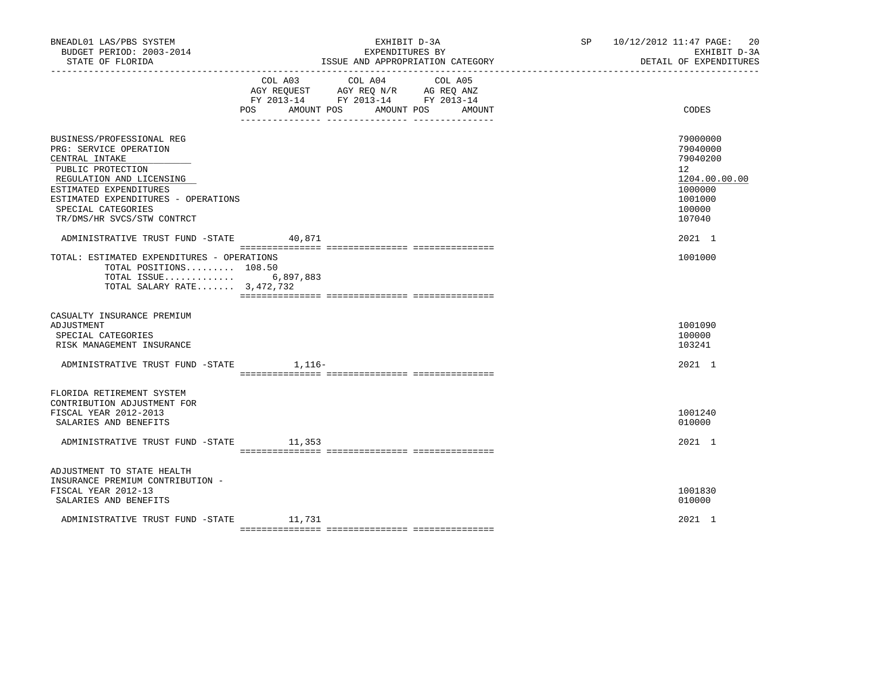BNEADL01 LAS/PBS SYSTEM
BUDGET PERIOD: 2003-2014
STATE OF FLORIDA

EXHIBIT D-3A
EXPENDITURES BY
ISSUE AND APPROPRIATION CATEGORY

SP 10/12/2012 11:47

EXHIBIT D-3A
DETAIL OF EXPENDITURES

| | COL A03 AGY REQUEST FY 2013-14 POS AMOUNT | COL A04 AGY REQ N/R FY 2013-14 POS AMOUNT | COL A05 AG REQ ANZ FY 2013-14 POS AMOUNT | CODES |
|---|---|---|---|---|
| BUSINESS/PROFESSIONAL REG | | | | 79000000 |
| PRG: SERVICE OPERATION | | | | 79040000 |
| CENTRAL INTAKE | | | | 79040200 |
| PUBLIC PROTECTION | | | | 12 |
| REGULATION AND LICENSING | | | | 1204.00.00.00 |
| ESTIMATED EXPENDITURES | | | | 1000000 |
| ESTIMATED EXPENDITURES - OPERATIONS | | | | 1001000 |
| SPECIAL CATEGORIES | | | | 100000 |
| TR/DMS/HR SVCS/STW CONTRCT | | | | 107040 |
| ADMINISTRATIVE TRUST FUND -STATE | 40,871 | | | 2021 1 |
| TOTAL: ESTIMATED EXPENDITURES - OPERATIONS | | | | 1001000 |
| TOTAL POSITIONS......... 108.50 | | | | |
| TOTAL ISSUE............. | 6,897,883 | | | |
| TOTAL SALARY RATE....... 3,472,732 | | | | |
| CASUALTY INSURANCE PREMIUM ADJUSTMENT | | | | 1001090 |
| SPECIAL CATEGORIES | | | | 100000 |
| RISK MANAGEMENT INSURANCE | | | | 103241 |
| ADMINISTRATIVE TRUST FUND -STATE | 1,116- | | | 2021 1 |
| FLORIDA RETIREMENT SYSTEM CONTRIBUTION ADJUSTMENT FOR FISCAL YEAR 2012-2013 | | | | 1001240 |
| SALARIES AND BENEFITS | | | | 010000 |
| ADMINISTRATIVE TRUST FUND -STATE | 11,353 | | | 2021 1 |
| ADJUSTMENT TO STATE HEALTH INSURANCE PREMIUM CONTRIBUTION - FISCAL YEAR 2012-13 | | | | 1001830 |
| SALARIES AND BENEFITS | | | | 010000 |
| ADMINISTRATIVE TRUST FUND -STATE | 11,731 | | | 2021 1 |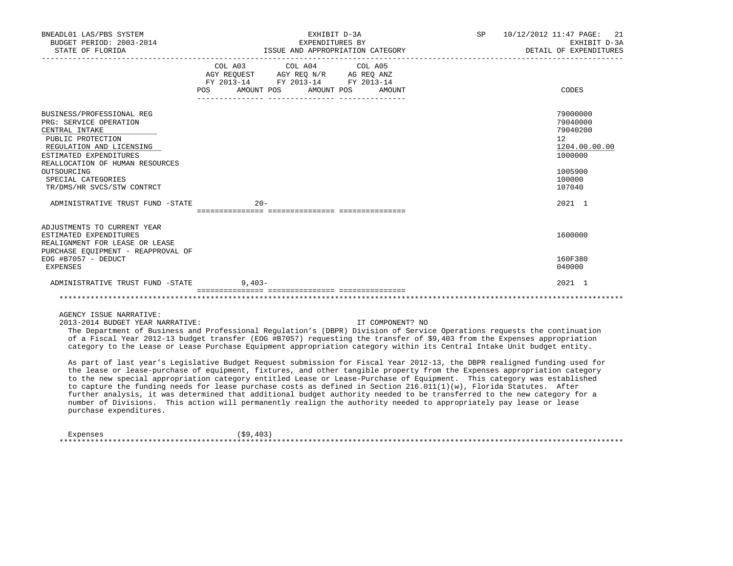BNEADL01 LAS/PBS SYSTEM | EXHIBIT D-3A | SP 10/12/2012 11:47
BUDGET PERIOD: 2003-2014 | EXPENDITURES BY | EXHIBIT D-3A
STATE OF FLORIDA | ISSUE AND APPROPRIATION CATEGORY | DETAIL OF EXPENDITURES

| | COL A03 AGY REQUEST FY 2013-14 POS AMOUNT | COL A04 AGY REQ N/R FY 2013-14 POS AMOUNT | COL A05 AG REQ ANZ FY 2013-14 POS AMOUNT | CODES |
|---|---|---|---|---|
| BUSINESS/PROFESSIONAL REG | | | | 79000000 |
| PRG: SERVICE OPERATION | | | | 79040000 |
| CENTRAL INTAKE | | | | 79040200 |
| PUBLIC PROTECTION | | | | 12 |
| REGULATION AND LICENSING | | | | 1204.00.00.00 |
| ESTIMATED EXPENDITURES | | | | 1000000 |
| REALLOCATION OF HUMAN RESOURCES OUTSOURCING | | | | 1005900 |
| SPECIAL CATEGORIES | | | | 100000 |
| TR/DMS/HR SVCS/STW CONTRCT | | | | 107040 |
| ADMINISTRATIVE TRUST FUND -STATE | 20- | | | 2021 1 |
| ADJUSTMENTS TO CURRENT YEAR ESTIMATED EXPENDITURES | | | | 1600000 |
| REALIGNMENT FOR LEASE OR LEASE PURCHASE EQUIPMENT - REAPPROVAL OF EOG #B7057 - DEDUCT | | | | 160F380 |
| EXPENSES | | | | 040000 |
| ADMINISTRATIVE TRUST FUND -STATE | 9,403- | | | 2021 1 |

AGENCY ISSUE NARRATIVE:

2013-2014 BUDGET YEAR NARRATIVE: IT COMPONENT? NO

The Department of Business and Professional Regulation's (DBPR) Division of Service Operations requests the continuation of a Fiscal Year 2012-13 budget transfer (EOG #B7057) requesting the transfer of $9,403 from the Expenses appropriation category to the Lease or Lease Purchase Equipment appropriation category within its Central Intake Unit budget entity.

As part of last year's Legislative Budget Request submission for Fiscal Year 2012-13, the DBPR realigned funding used for the lease or lease-purchase of equipment, fixtures, and other tangible property from the Expenses appropriation category to the new special appropriation category entitled Lease or Lease-Purchase of Equipment. This category was established to capture the funding needs for lease purchase costs as defined in Section 216.011(1)(w), Florida Statutes. After further analysis, it was determined that additional budget authority needed to be transferred to the new category for a number of Divisions. This action will permanently realign the authority needed to appropriately pay lease or lease purchase expenditures.

| | |
|---|---|
| Expenses | ($9,403) |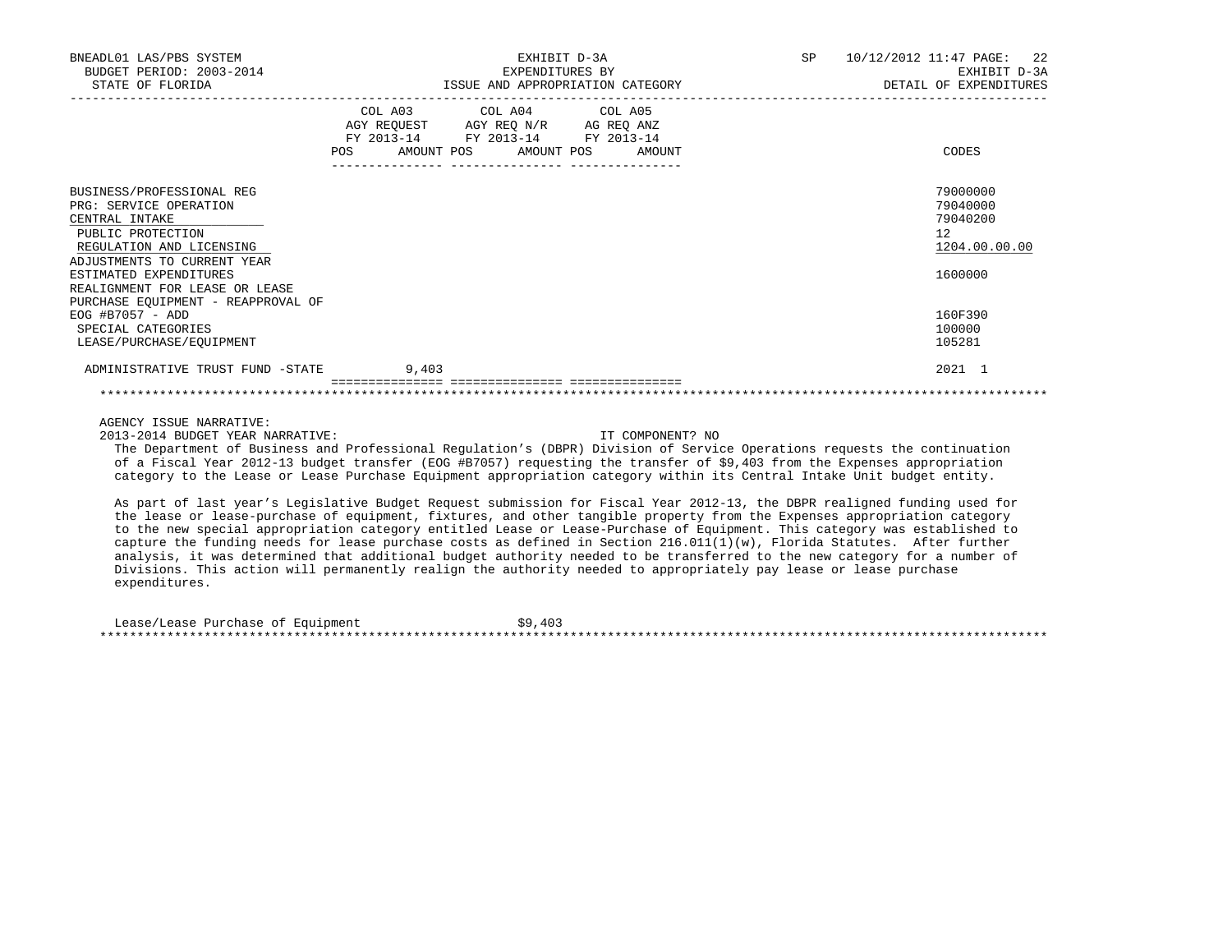BNEADL01 LAS/PBS SYSTEM
BUDGET PERIOD: 2003-2014
STATE OF FLORIDA

EXHIBIT D-3A
EXPENDITURES BY
ISSUE AND APPROPRIATION CATEGORY

SP 10/12/2012 11:47
EXHIBIT D-3A
DETAIL OF EXPENDITURES

| | COL A03 AGY REQUEST FY 2013-14 POS AMOUNT | COL A04 AGY REQ N/R FY 2013-14 POS AMOUNT | COL A05 AG REQ ANZ FY 2013-14 POS AMOUNT | CODES |
|---|---|---|---|---|
| BUSINESS/PROFESSIONAL REG | | | | 79000000 |
| PRG: SERVICE OPERATION | | | | 79040000 |
| CENTRAL INTAKE | | | | 79040200 |
| PUBLIC PROTECTION | | | | 12 |
| REGULATION AND LICENSING | | | | 1204.00.00.00 |
| ADJUSTMENTS TO CURRENT YEAR ESTIMATED EXPENDITURES | | | | 1600000 |
| REALIGNMENT FOR LEASE OR LEASE PURCHASE EQUIPMENT - REAPPROVAL OF EOG #B7057 - ADD | | | | 160F390 |
| SPECIAL CATEGORIES | | | | 100000 |
| LEASE/PURCHASE/EQUIPMENT | | | | 105281 |
| ADMINISTRATIVE TRUST FUND -STATE | 9,403 | | | 2021 1 |

AGENCY ISSUE NARRATIVE:
2013-2014 BUDGET YEAR NARRATIVE: IT COMPONENT? NO

The Department of Business and Professional Regulation's (DBPR) Division of Service Operations requests the continuation of a Fiscal Year 2012-13 budget transfer (EOG #B7057) requesting the transfer of $9,403 from the Expenses appropriation category to the Lease or Lease Purchase Equipment appropriation category within its Central Intake Unit budget entity.

As part of last year's Legislative Budget Request submission for Fiscal Year 2012-13, the DBPR realigned funding used for the lease or lease-purchase of equipment, fixtures, and other tangible property from the Expenses appropriation category to the new special appropriation category entitled Lease or Lease-Purchase of Equipment. This category was established to capture the funding needs for lease purchase costs as defined in Section 216.011(1)(w), Florida Statutes. After further analysis, it was determined that additional budget authority needed to be transferred to the new category for a number of Divisions. This action will permanently realign the authority needed to appropriately pay lease or lease purchase expenditures.

| | |
|---|---|
| Lease/Lease Purchase of Equipment | $9,403 |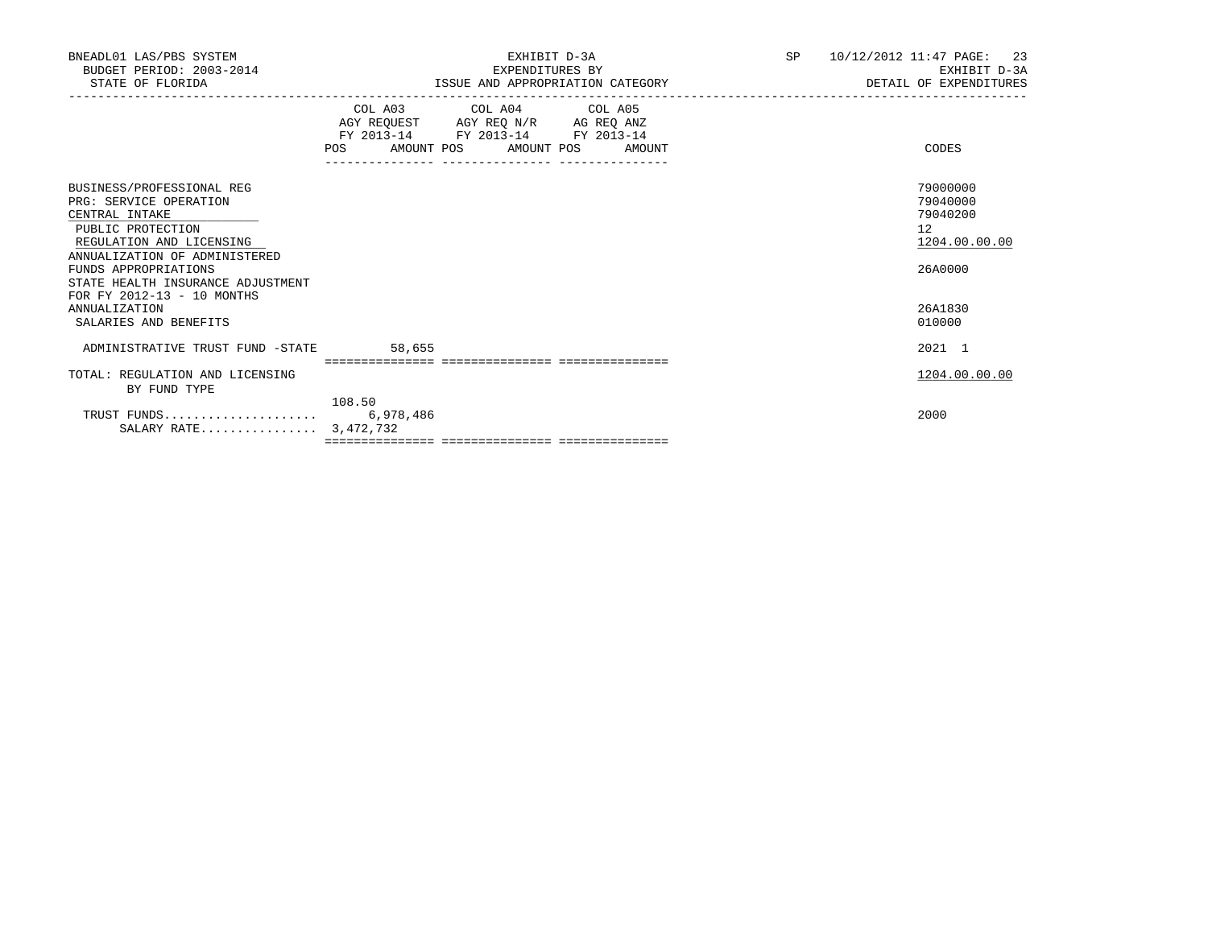BNEADL01 LAS/PBS SYSTEM
BUDGET PERIOD: 2003-2014
STATE OF FLORIDA

EXHIBIT D-3A
EXPENDITURES BY
ISSUE AND APPROPRIATION CATEGORY

SP 10/12/2012 11:47
EXHIBIT D-3A
DETAIL OF EXPENDITURES

| | COL A03 AGY REQUEST FY 2013-14 POS | AMOUNT | COL A04 AGY REQ N/R FY 2013-14 POS | AMOUNT | COL A05 AG REQ ANZ FY 2013-14 POS | AMOUNT | CODES |
|---|---|---|---|---|---|---|---|
| BUSINESS/PROFESSIONAL REG | | | | | | | 79000000 |
| PRG: SERVICE OPERATION | | | | | | | 79040000 |
| CENTRAL INTAKE | | | | | | | 79040200 |
| PUBLIC PROTECTION | | | | | | | 12 |
| REGULATION AND LICENSING | | | | | | | 1204.00.00.00 |
| ANNUALIZATION OF ADMINISTERED FUNDS APPROPRIATIONS | | | | | | | 26A0000 |
| STATE HEALTH INSURANCE ADJUSTMENT FOR FY 2012-13 - 10 MONTHS ANNUALIZATION | | | | | | | 26A1830 |
| SALARIES AND BENEFITS | | | | | | | 010000 |
| ADMINISTRATIVE TRUST FUND -STATE | | 58,655 | | | | | 2021 1 |
| TOTAL: REGULATION AND LICENSING | | | | | | | 1204.00.00.00 |
| BY FUND TYPE | | | | | | | |
| TRUST FUNDS..................... | 108.50 | 6,978,486 | | | | | 2000 |
| SALARY RATE................ | | 3,472,732 | | | | | |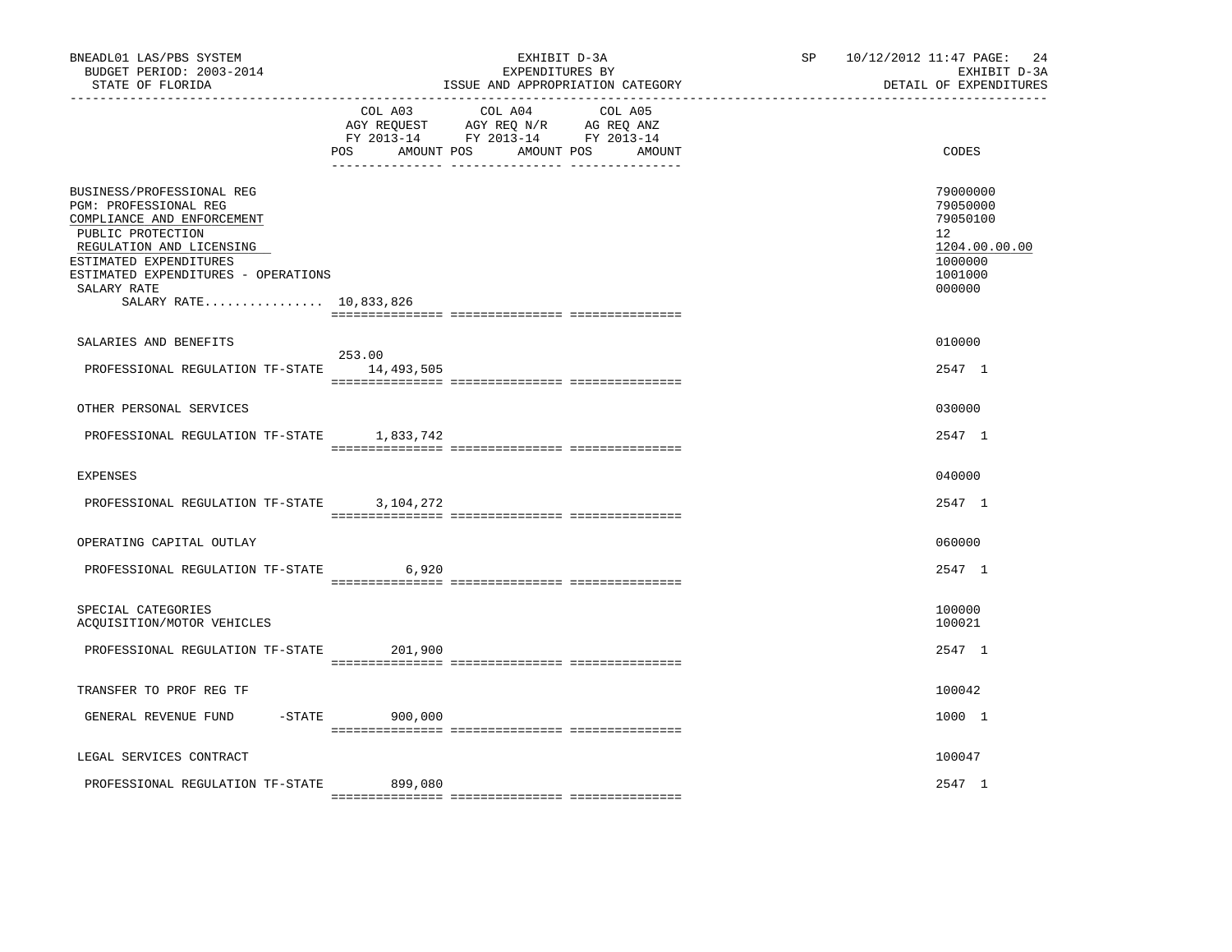BNEADL01 LAS/PBS SYSTEM | EXHIBIT D-3A | SP 10/12/2012 11:47

BUDGET PERIOD: 2003-2014 | EXPENDITURES BY | EXHIBIT D-3A

STATE OF FLORIDA | ISSUE AND APPROPRIATION CATEGORY | DETAIL OF EXPENDITURES

| | COL A03 AGY REQUEST FY 2013-14 POS | AMOUNT | COL A04 AGY REQ N/R FY 2013-14 POS | AMOUNT | COL A05 AG REQ ANZ FY 2013-14 POS | AMOUNT | CODES |
|---|---|---|---|---|---|---|---|
| BUSINESS/PROFESSIONAL REG | | | | | | | 79000000 |
| PGM: PROFESSIONAL REG | | | | | | | 79050000 |
| COMPLIANCE AND ENFORCEMENT | | | | | | | 79050100 |
| PUBLIC PROTECTION | | | | | | | 12 |
| REGULATION AND LICENSING | | | | | | | 1204.00.00.00 |
| ESTIMATED EXPENDITURES | | | | | | | 1000000 |
| ESTIMATED EXPENDITURES - OPERATIONS | | | | | | | 1001000 |
| SALARY RATE | | | | | | | 000000 |
| SALARY RATE................ 10,833,826 | | | | | | | |
| SALARIES AND BENEFITS | | | | | | | 010000 |
| PROFESSIONAL REGULATION TF-STATE | 253.00 | 14,493,505 | | | | | 2547 1 |
| OTHER PERSONAL SERVICES | | | | | | | 030000 |
| PROFESSIONAL REGULATION TF-STATE | | 1,833,742 | | | | | 2547 1 |
| EXPENSES | | | | | | | 040000 |
| PROFESSIONAL REGULATION TF-STATE | | 3,104,272 | | | | | 2547 1 |
| OPERATING CAPITAL OUTLAY | | | | | | | 060000 |
| PROFESSIONAL REGULATION TF-STATE | | 6,920 | | | | | 2547 1 |
| SPECIAL CATEGORIES | | | | | | | 100000 |
| ACQUISITION/MOTOR VEHICLES | | | | | | | 100021 |
| PROFESSIONAL REGULATION TF-STATE | | 201,900 | | | | | 2547 1 |
| TRANSFER TO PROF REG TF | | | | | | | 100042 |
| GENERAL REVENUE FUND -STATE | | 900,000 | | | | | 1000 1 |
| LEGAL SERVICES CONTRACT | | | | | | | 100047 |
| PROFESSIONAL REGULATION TF-STATE | | 899,080 | | | | | 2547 1 |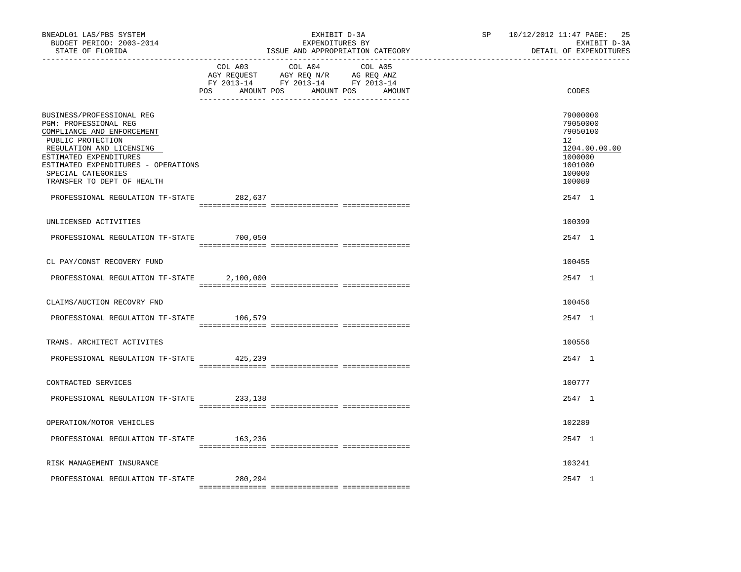BNEADL01 LAS/PBS SYSTEM
BUDGET PERIOD: 2003-2014
STATE OF FLORIDA

EXHIBIT D-3A
EXPENDITURES BY
ISSUE AND APPROPRIATION CATEGORY

SP 10/12/2012 11:47 PAGE: 25
EXHIBIT D-3A
DETAIL OF EXPENDITURES

| | COL A03 AGY REQUEST FY 2013-14 POS AMOUNT | COL A04 AGY REQ N/R FY 2013-14 POS AMOUNT | COL A05 AG REQ ANZ FY 2013-14 POS AMOUNT | CODES |
|---|---|---|---|---|
| BUSINESS/PROFESSIONAL REG | | | | 79000000 |
| PGM: PROFESSIONAL REG | | | | 79050000 |
| COMPLIANCE AND ENFORCEMENT | | | | 79050100 |
| PUBLIC PROTECTION | | | | 12 |
| REGULATION AND LICENSING | | | | 1204.00.00.00 |
| ESTIMATED EXPENDITURES | | | | 1000000 |
| ESTIMATED EXPENDITURES - OPERATIONS | | | | 1001000 |
| SPECIAL CATEGORIES | | | | 100000 |
| TRANSFER TO DEPT OF HEALTH | | | | 100089 |
| PROFESSIONAL REGULATION TF-STATE | 282,637 | | | 2547 1 |
| UNLICENSED ACTIVITIES | | | | 100399 |
| PROFESSIONAL REGULATION TF-STATE | 700,050 | | | 2547 1 |
| CL PAY/CONST RECOVERY FUND | | | | 100455 |
| PROFESSIONAL REGULATION TF-STATE | 2,100,000 | | | 2547 1 |
| CLAIMS/AUCTION RECOVRY FND | | | | 100456 |
| PROFESSIONAL REGULATION TF-STATE | 106,579 | | | 2547 1 |
| TRANS. ARCHITECT ACTIVITES | | | | 100556 |
| PROFESSIONAL REGULATION TF-STATE | 425,239 | | | 2547 1 |
| CONTRACTED SERVICES | | | | 100777 |
| PROFESSIONAL REGULATION TF-STATE | 233,138 | | | 2547 1 |
| OPERATION/MOTOR VEHICLES | | | | 102289 |
| PROFESSIONAL REGULATION TF-STATE | 163,236 | | | 2547 1 |
| RISK MANAGEMENT INSURANCE | | | | 103241 |
| PROFESSIONAL REGULATION TF-STATE | 280,294 | | | 2547 1 |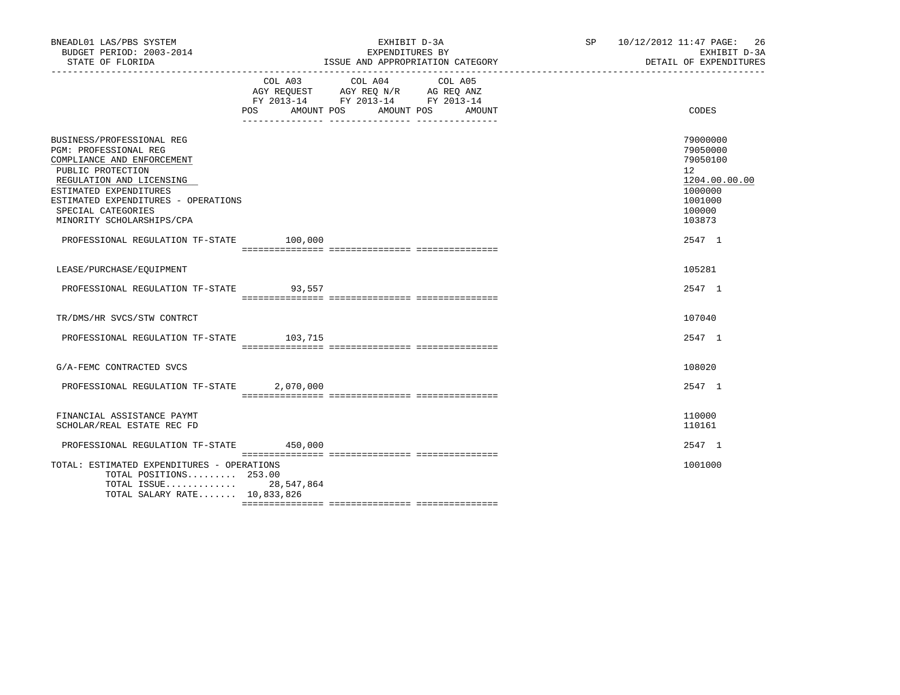BNEADL01 LAS/PBS SYSTEM
BUDGET PERIOD: 2003-2014
STATE OF FLORIDA

EXHIBIT D-3A
EXPENDITURES BY
ISSUE AND APPROPRIATION CATEGORY

SP 10/12/2012 11:47 PAGE: 26
EXHIBIT D-3A
DETAIL OF EXPENDITURES

| | COL A03 AGY REQUEST FY 2013-14 POS AMOUNT | COL A04 AGY REQ N/R FY 2013-14 POS AMOUNT | COL A05 AG REQ ANZ FY 2013-14 POS AMOUNT | CODES |
|---|---|---|---|---|
| BUSINESS/PROFESSIONAL REG | | | | 79000000 |
| PGM: PROFESSIONAL REG | | | | 79050000 |
| COMPLIANCE AND ENFORCEMENT | | | | 79050100 |
| PUBLIC PROTECTION | | | | 12 |
| REGULATION AND LICENSING | | | | 1204.00.00.00 |
| ESTIMATED EXPENDITURES | | | | 1000000 |
| ESTIMATED EXPENDITURES - OPERATIONS | | | | 1001000 |
| SPECIAL CATEGORIES | | | | 100000 |
| MINORITY SCHOLARSHIPS/CPA | | | | 103873 |
| PROFESSIONAL REGULATION TF-STATE | 100,000 | | | 2547 1 |
| LEASE/PURCHASE/EQUIPMENT | | | | 105281 |
| PROFESSIONAL REGULATION TF-STATE | 93,557 | | | 2547 1 |
| TR/DMS/HR SVCS/STW CONTRCT | | | | 107040 |
| PROFESSIONAL REGULATION TF-STATE | 103,715 | | | 2547 1 |
| G/A-FEMC CONTRACTED SVCS | | | | 108020 |
| PROFESSIONAL REGULATION TF-STATE | 2,070,000 | | | 2547 1 |
| FINANCIAL ASSISTANCE PAYMT | | | | 110000 |
| SCHOLAR/REAL ESTATE REC FD | | | | 110161 |
| PROFESSIONAL REGULATION TF-STATE | 450,000 | | | 2547 1 |
| TOTAL: ESTIMATED EXPENDITURES - OPERATIONS | | | | 1001000 |
| TOTAL POSITIONS......... | 253.00 | | | |
| TOTAL ISSUE............. | 28,547,864 | | | |
| TOTAL SALARY RATE....... | 10,833,826 | | | |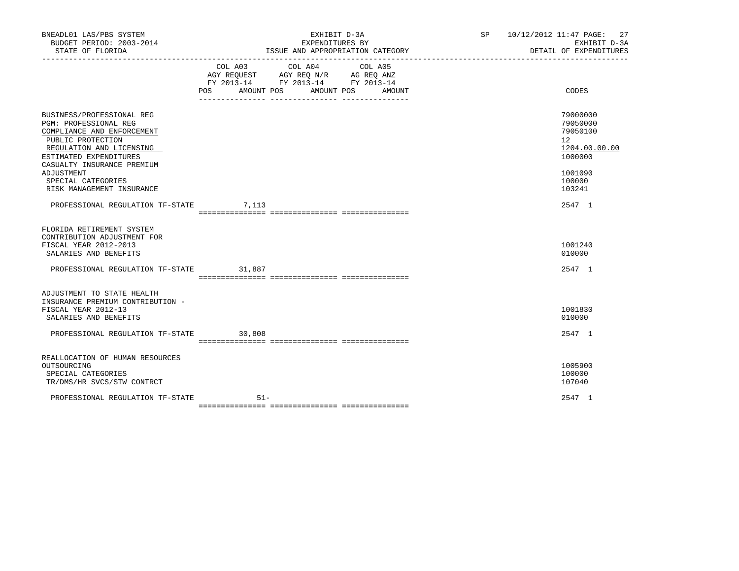BNEADL01 LAS/PBS SYSTEM
BUDGET PERIOD: 2003-2014
STATE OF FLORIDA

EXHIBIT D-3A
EXPENDITURES BY
ISSUE AND APPROPRIATION CATEGORY

SP 10/12/2012 11:47

EXHIBIT D-3A
DETAIL OF EXPENDITURES

| | COL A03 AGY REQUEST FY 2013-14 POS AMOUNT | COL A04 AGY REQ N/R FY 2013-14 POS AMOUNT | COL A05 AG REQ ANZ FY 2013-14 POS AMOUNT | CODES |
|---|---|---|---|---|
| BUSINESS/PROFESSIONAL REG | | | | 79000000 |
| PGM: PROFESSIONAL REG | | | | 79050000 |
| COMPLIANCE AND ENFORCEMENT | | | | 79050100 |
| PUBLIC PROTECTION | | | | 12 |
| REGULATION AND LICENSING | | | | 1204.00.00.00 |
| ESTIMATED EXPENDITURES | | | | 1000000 |
| CASUALTY INSURANCE PREMIUM ADJUSTMENT | | | | 1001090 |
| SPECIAL CATEGORIES | | | | 100000 |
| RISK MANAGEMENT INSURANCE | | | | 103241 |
| PROFESSIONAL REGULATION TF-STATE | 7,113 | | | 2547 1 |
| FLORIDA RETIREMENT SYSTEM CONTRIBUTION ADJUSTMENT FOR FISCAL YEAR 2012-2013 | | | | 1001240 |
| SALARIES AND BENEFITS | | | | 010000 |
| PROFESSIONAL REGULATION TF-STATE | 31,887 | | | 2547 1 |
| ADJUSTMENT TO STATE HEALTH INSURANCE PREMIUM CONTRIBUTION - FISCAL YEAR 2012-13 | | | | 1001830 |
| SALARIES AND BENEFITS | | | | 010000 |
| PROFESSIONAL REGULATION TF-STATE | 30,808 | | | 2547 1 |
| REALLOCATION OF HUMAN RESOURCES OUTSOURCING | | | | 1005900 |
| SPECIAL CATEGORIES | | | | 100000 |
| TR/DMS/HR SVCS/STW CONTRCT | | | | 107040 |
| PROFESSIONAL REGULATION TF-STATE | 51- | | | 2547 1 |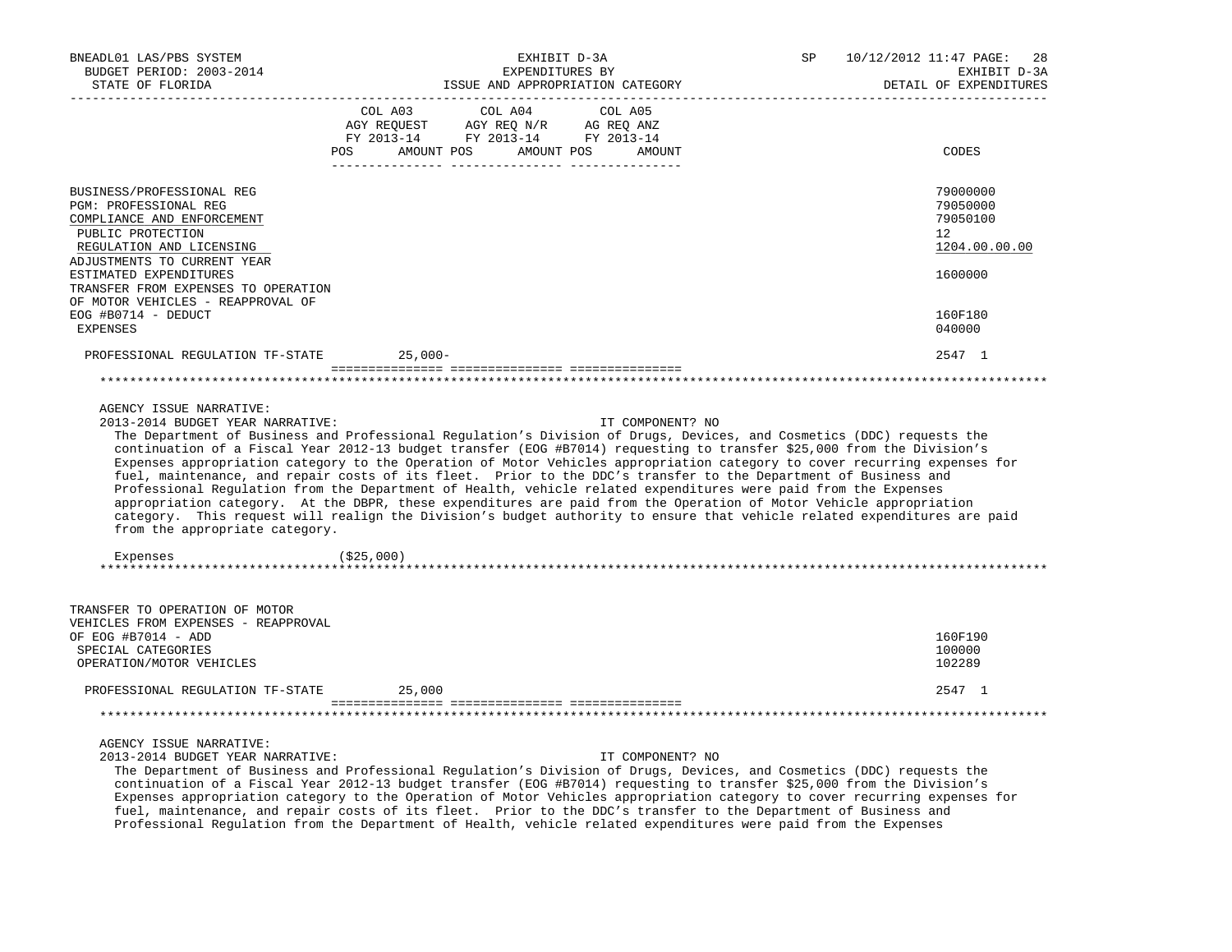BNEADL01 LAS/PBS SYSTEM | EXHIBIT D-3A | SP 10/12/2012 11:47 PAGE: 28
BUDGET PERIOD: 2003-2014 | EXPENDITURES BY | EXHIBIT D-3A
STATE OF FLORIDA | ISSUE AND APPROPRIATION CATEGORY | DETAIL OF EXPENDITURES

| | COL A03 AGY REQUEST FY 2013-14 POS AMOUNT | COL A04 AGY REQ N/R FY 2013-14 POS AMOUNT | COL A05 AG REQ ANZ FY 2013-14 POS AMOUNT | CODES |
|---|---|---|---|---|
| BUSINESS/PROFESSIONAL REG | | | | 79000000 |
| PGM: PROFESSIONAL REG | | | | 79050000 |
| COMPLIANCE AND ENFORCEMENT | | | | 79050100 |
| PUBLIC PROTECTION | | | | 12 |
| REGULATION AND LICENSING | | | | 1204.00.00.00 |
| ADJUSTMENTS TO CURRENT YEAR ESTIMATED EXPENDITURES | | | | 1600000 |
| TRANSFER FROM EXPENSES TO OPERATION OF MOTOR VEHICLES - REAPPROVAL OF EOG #B0714 - DEDUCT | | | | 160F180 |
| EXPENSES | | | | 040000 |
| PROFESSIONAL REGULATION TF-STATE | 25,000- | | | 2547 1 |

AGENCY ISSUE NARRATIVE:
2013-2014 BUDGET YEAR NARRATIVE: IT COMPONENT? NO

The Department of Business and Professional Regulation's Division of Drugs, Devices, and Cosmetics (DDC) requests the continuation of a Fiscal Year 2012-13 budget transfer (EOG #B7014) requesting to transfer $25,000 from the Division's Expenses appropriation category to the Operation of Motor Vehicles appropriation category to cover recurring expenses for fuel, maintenance, and repair costs of its fleet. Prior to the DDC's transfer to the Department of Business and Professional Regulation from the Department of Health, vehicle related expenditures were paid from the Expenses appropriation category. At the DBPR, these expenditures are paid from the Operation of Motor Vehicle appropriation category. This request will realign the Division's budget authority to ensure that vehicle related expenditures are paid from the appropriate category.

Expenses ($25,000)

| | COL A03 | COL A04 | COL A05 | CODES |
|---|---|---|---|---|
| TRANSFER TO OPERATION OF MOTOR VEHICLES FROM EXPENSES - REAPPROVAL OF EOG #B7014 - ADD | | | | 160F190 |
| SPECIAL CATEGORIES | | | | 100000 |
| OPERATION/MOTOR VEHICLES | | | | 102289 |
| PROFESSIONAL REGULATION TF-STATE | 25,000 | | | 2547 1 |

AGENCY ISSUE NARRATIVE:
2013-2014 BUDGET YEAR NARRATIVE: IT COMPONENT? NO

The Department of Business and Professional Regulation's Division of Drugs, Devices, and Cosmetics (DDC) requests the continuation of a Fiscal Year 2012-13 budget transfer (EOG #B7014) requesting to transfer $25,000 from the Division's Expenses appropriation category to the Operation of Motor Vehicles appropriation category to cover recurring expenses for fuel, maintenance, and repair costs of its fleet. Prior to the DDC's transfer to the Department of Business and Professional Regulation from the Department of Health, vehicle related expenditures were paid from the Expenses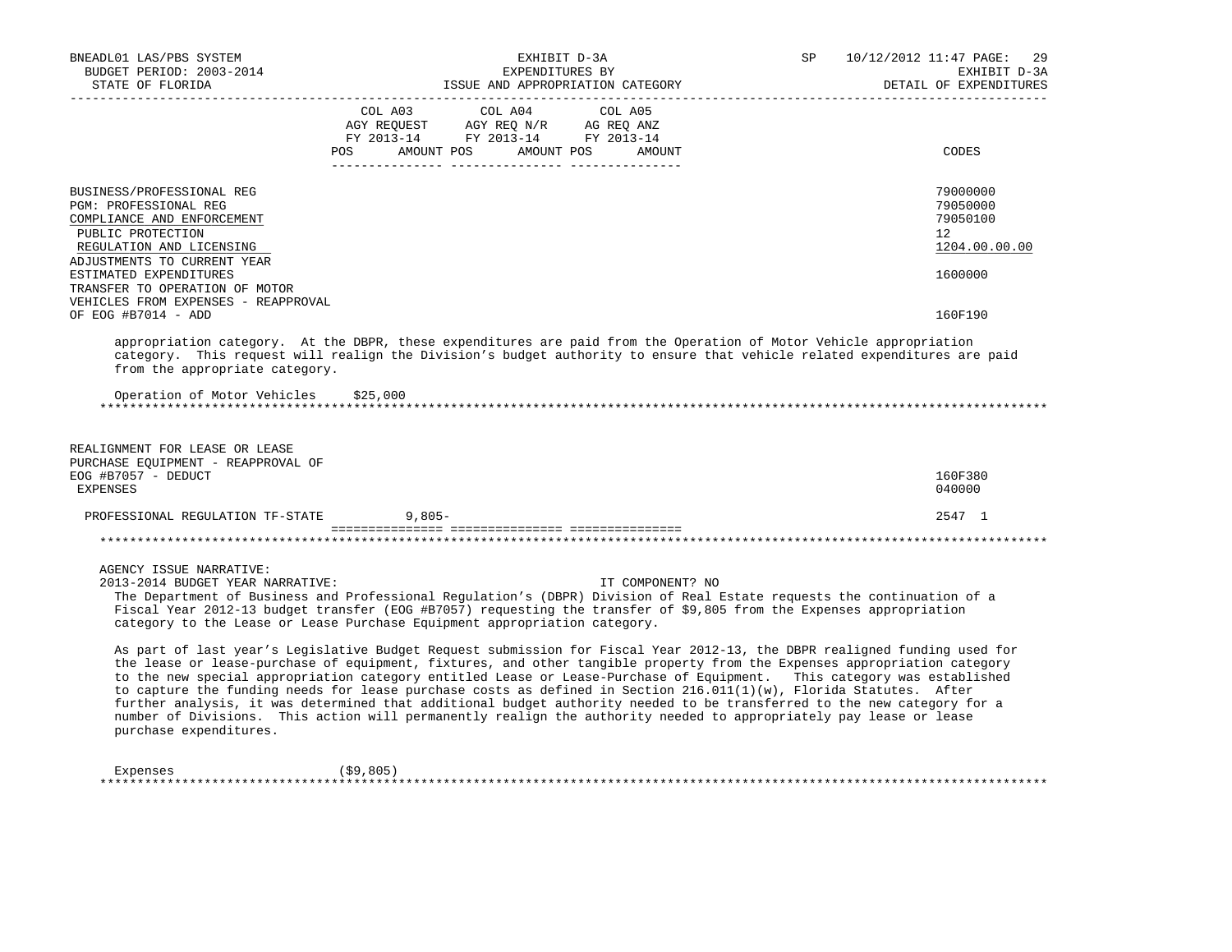| | COL A03 AGY REQUEST FY 2013-14 POS AMOUNT | COL A04 AGY REQ N/R FY 2013-14 POS AMOUNT | COL A05 AG REQ ANZ FY 2013-14 POS AMOUNT | CODES |
|---|---|---|---|---|
| BUSINESS/PROFESSIONAL REG | | | | 79000000 |
| PGM: PROFESSIONAL REG | | | | 79050000 |
| COMPLIANCE AND ENFORCEMENT | | | | 79050100 |
| PUBLIC PROTECTION | | | | 12 |
| REGULATION AND LICENSING | | | | 1204.00.00.00 |
| ADJUSTMENTS TO CURRENT YEAR ESTIMATED EXPENDITURES | | | | 1600000 |
| TRANSFER TO OPERATION OF MOTOR VEHICLES FROM EXPENSES - REAPPROVAL OF EOG #B7014 - ADD | | | | 160F190 |

appropriation category. At the DBPR, these expenditures are paid from the Operation of Motor Vehicle appropriation category. This request will realign the Division's budget authority to ensure that vehicle related expenditures are paid from the appropriate category.

Operation of Motor Vehicles $25,000

*****

| | COL A03 | COL A04 | COL A05 | CODES |
|---|---|---|---|---|
| REALIGNMENT FOR LEASE OR LEASE PURCHASE EQUIPMENT - REAPPROVAL OF EOG #B7057 - DEDUCT | | | | 160F380 |
| EXPENSES | | | | 040000 |
| PROFESSIONAL REGULATION TF-STATE | 9,805- | | | 2547 1 |

*****

AGENCY ISSUE NARRATIVE:

2013-2014 BUDGET YEAR NARRATIVE: IT COMPONENT? NO

The Department of Business and Professional Regulation's (DBPR) Division of Real Estate requests the continuation of a Fiscal Year 2012-13 budget transfer (EOG #B7057) requesting the transfer of $9,805 from the Expenses appropriation category to the Lease or Lease Purchase Equipment appropriation category.

As part of last year's Legislative Budget Request submission for Fiscal Year 2012-13, the DBPR realigned funding used for the lease or lease-purchase of equipment, fixtures, and other tangible property from the Expenses appropriation category to the new special appropriation category entitled Lease or Lease-Purchase of Equipment. This category was established to capture the funding needs for lease purchase costs as defined in Section 216.011(1)(w), Florida Statutes. After further analysis, it was determined that additional budget authority needed to be transferred to the new category for a number of Divisions. This action will permanently realign the authority needed to appropriately pay lease or lease purchase expenditures.

Expenses ($9,805)

*****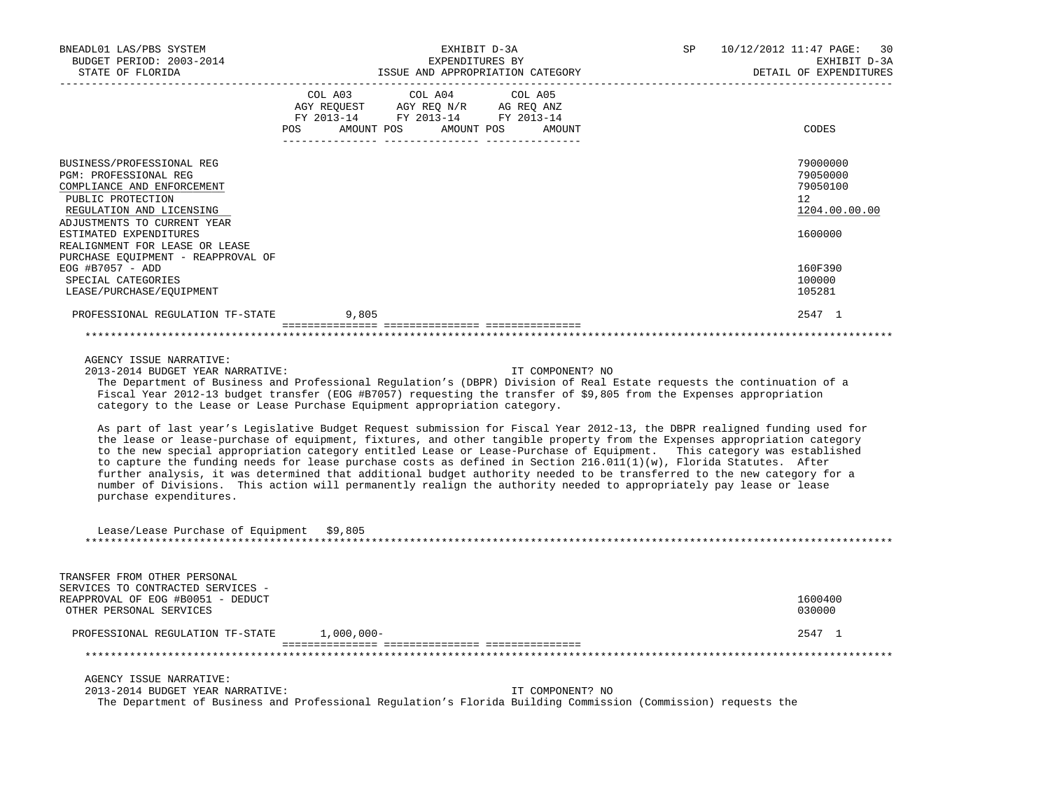| | COL A03 AGY REQUEST FY 2013-14 POS AMOUNT | COL A04 AGY REQ N/R FY 2013-14 POS AMOUNT | COL A05 AG REQ ANZ FY 2013-14 POS AMOUNT | CODES |
|---|---|---|---|---|
| BUSINESS/PROFESSIONAL REG | | | | 79000000 |
| PGM: PROFESSIONAL REG | | | | 79050000 |
| COMPLIANCE AND ENFORCEMENT | | | | 79050100 |
| PUBLIC PROTECTION | | | | 12 |
| REGULATION AND LICENSING | | | | 1204.00.00.00 |
| ADJUSTMENTS TO CURRENT YEAR ESTIMATED EXPENDITURES | | | | 1600000 |
| REALIGNMENT FOR LEASE OR LEASE PURCHASE EQUIPMENT - REAPPROVAL OF EOG #B7057 - ADD | | | | 160F390 |
| SPECIAL CATEGORIES | | | | 100000 |
| LEASE/PURCHASE/EQUIPMENT | | | | 105281 |
| PROFESSIONAL REGULATION TF-STATE | 9,805 | | | 2547 1 |

AGENCY ISSUE NARRATIVE:

2013-2014 BUDGET YEAR NARRATIVE: IT COMPONENT? NO

The Department of Business and Professional Regulation's (DBPR) Division of Real Estate requests the continuation of a Fiscal Year 2012-13 budget transfer (EOG #B7057) requesting the transfer of $9,805 from the Expenses appropriation category to the Lease or Lease Purchase Equipment appropriation category.

As part of last year's Legislative Budget Request submission for Fiscal Year 2012-13, the DBPR realigned funding used for the lease or lease-purchase of equipment, fixtures, and other tangible property from the Expenses appropriation category to the new special appropriation category entitled Lease or Lease-Purchase of Equipment. This category was established to capture the funding needs for lease purchase costs as defined in Section 216.011(1)(w), Florida Statutes. After further analysis, it was determined that additional budget authority needed to be transferred to the new category for a number of Divisions. This action will permanently realign the authority needed to appropriately pay lease or lease purchase expenditures.

Lease/Lease Purchase of Equipment $9,805

| | COL A03 | COL A04 | COL A05 | CODES |
|---|---|---|---|---|
| TRANSFER FROM OTHER PERSONAL SERVICES TO CONTRACTED SERVICES - REAPPROVAL OF EOG #B0051 - DEDUCT | | | | 1600400 |
| OTHER PERSONAL SERVICES | | | | 030000 |
| PROFESSIONAL REGULATION TF-STATE | 1,000,000- | | | 2547 1 |

AGENCY ISSUE NARRATIVE:

2013-2014 BUDGET YEAR NARRATIVE: IT COMPONENT? NO

The Department of Business and Professional Regulation's Florida Building Commission (Commission) requests the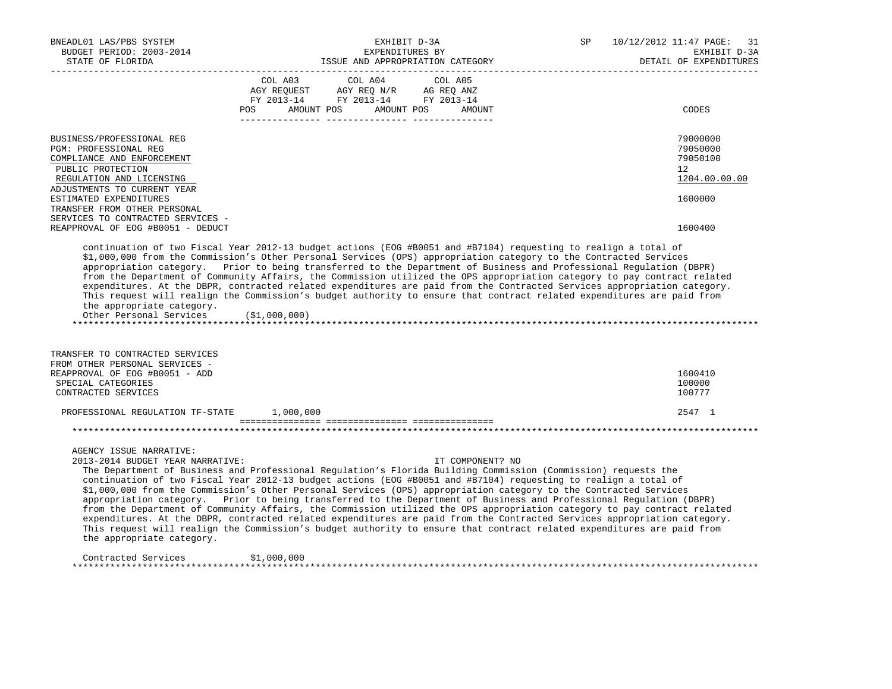| | COL A03 AGY REQUEST FY 2013-14 POS AMOUNT | COL A04 AGY REQ N/R FY 2013-14 POS AMOUNT | COL A05 AG REQ ANZ FY 2013-14 POS AMOUNT | CODES |
|---|---|---|---|---|
| BUSINESS/PROFESSIONAL REG | | | | 79000000 |
| PGM: PROFESSIONAL REG | | | | 79050000 |
| COMPLIANCE AND ENFORCEMENT | | | | 79050100 |
| PUBLIC PROTECTION | | | | 12 |
| REGULATION AND LICENSING | | | | 1204.00.00.00 |
| ADJUSTMENTS TO CURRENT YEAR ESTIMATED EXPENDITURES | | | | 1600000 |
| TRANSFER FROM OTHER PERSONAL SERVICES TO CONTRACTED SERVICES - REAPPROVAL OF EOG #B0051 - DEDUCT | | | | 1600400 |

continuation of two Fiscal Year 2012-13 budget actions (EOG #B0051 and #B7104) requesting to realign a total of $1,000,000 from the Commission's Other Personal Services (OPS) appropriation category to the Contracted Services appropriation category. Prior to being transferred to the Department of Business and Professional Regulation (DBPR) from the Department of Community Affairs, the Commission utilized the OPS appropriation category to pay contract related expenditures. At the DBPR, contracted related expenditures are paid from the Contracted Services appropriation category. This request will realign the Commission's budget authority to ensure that contract related expenditures are paid from the appropriate category.

Other Personal Services ($1,000,000)

| | COL A03 | COL A04 | COL A05 | CODES |
|---|---|---|---|---|
| TRANSFER TO CONTRACTED SERVICES FROM OTHER PERSONAL SERVICES - REAPPROVAL OF EOG #B0051 - ADD | | | | 1600410 |
| SPECIAL CATEGORIES | | | | 100000 |
| CONTRACTED SERVICES | | | | 100777 |
| PROFESSIONAL REGULATION TF-STATE | 1,000,000 | | | 2547 1 |

AGENCY ISSUE NARRATIVE:

2013-2014 BUDGET YEAR NARRATIVE: IT COMPONENT? NO

The Department of Business and Professional Regulation's Florida Building Commission (Commission) requests the continuation of two Fiscal Year 2012-13 budget actions (EOG #B0051 and #B7104) requesting to realign a total of $1,000,000 from the Commission's Other Personal Services (OPS) appropriation category to the Contracted Services appropriation category. Prior to being transferred to the Department of Business and Professional Regulation (DBPR) from the Department of Community Affairs, the Commission utilized the OPS appropriation category to pay contract related expenditures. At the DBPR, contracted related expenditures are paid from the Contracted Services appropriation category. This request will realign the Commission's budget authority to ensure that contract related expenditures are paid from the appropriate category.

Contracted Services $1,000,000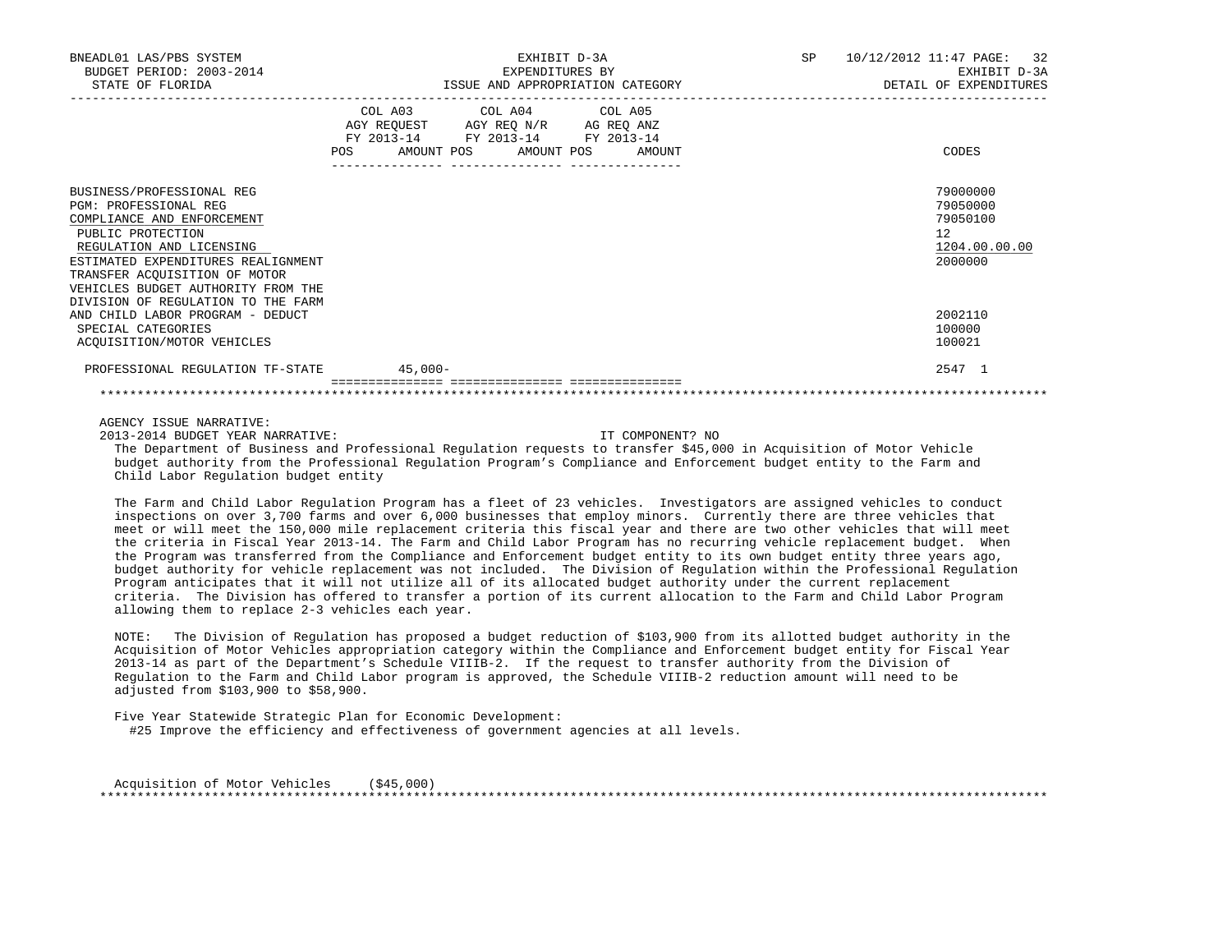| | COL A03 AGY REQUEST FY 2013-14 POS AMOUNT | COL A04 AGY REQ N/R FY 2013-14 POS AMOUNT | COL A05 AG REQ ANZ FY 2013-14 POS AMOUNT | CODES |
|---|---|---|---|---|
| BUSINESS/PROFESSIONAL REG | | | | 79000000 |
| PGM: PROFESSIONAL REG | | | | 79050000 |
| COMPLIANCE AND ENFORCEMENT | | | | 79050100 |
| PUBLIC PROTECTION | | | | 12 |
| REGULATION AND LICENSING | | | | 1204.00.00.00 |
| ESTIMATED EXPENDITURES REALIGNMENT | | | | 2000000 |
| TRANSFER ACQUISITION OF MOTOR VEHICLES BUDGET AUTHORITY FROM THE DIVISION OF REGULATION TO THE FARM AND CHILD LABOR PROGRAM - DEDUCT | | | | 2002110 |
| SPECIAL CATEGORIES | | | | 100000 |
| ACQUISITION/MOTOR VEHICLES | | | | 100021 |
| PROFESSIONAL REGULATION TF-STATE | 45,000- | | | 2547 1 |

AGENCY ISSUE NARRATIVE:

2013-2014 BUDGET YEAR NARRATIVE: IT COMPONENT? NO

The Department of Business and Professional Regulation requests to transfer $45,000 in Acquisition of Motor Vehicle budget authority from the Professional Regulation Program's Compliance and Enforcement budget entity to the Farm and Child Labor Regulation budget entity

The Farm and Child Labor Regulation Program has a fleet of 23 vehicles. Investigators are assigned vehicles to conduct inspections on over 3,700 farms and over 6,000 businesses that employ minors. Currently there are three vehicles that meet or will meet the 150,000 mile replacement criteria this fiscal year and there are two other vehicles that will meet the criteria in Fiscal Year 2013-14. The Farm and Child Labor Program has no recurring vehicle replacement budget. When the Program was transferred from the Compliance and Enforcement budget entity to its own budget entity three years ago, budget authority for vehicle replacement was not included. The Division of Regulation within the Professional Regulation Program anticipates that it will not utilize all of its allocated budget authority under the current replacement criteria. The Division has offered to transfer a portion of its current allocation to the Farm and Child Labor Program allowing them to replace 2-3 vehicles each year.

NOTE: The Division of Regulation has proposed a budget reduction of $103,900 from its allotted budget authority in the Acquisition of Motor Vehicles appropriation category within the Compliance and Enforcement budget entity for Fiscal Year 2013-14 as part of the Department's Schedule VIIIB-2. If the request to transfer authority from the Division of Regulation to the Farm and Child Labor program is approved, the Schedule VIIIB-2 reduction amount will need to be adjusted from $103,900 to $58,900.

Five Year Statewide Strategic Plan for Economic Development:
#25 Improve the efficiency and effectiveness of government agencies at all levels.

Acquisition of Motor Vehicles ($45,000)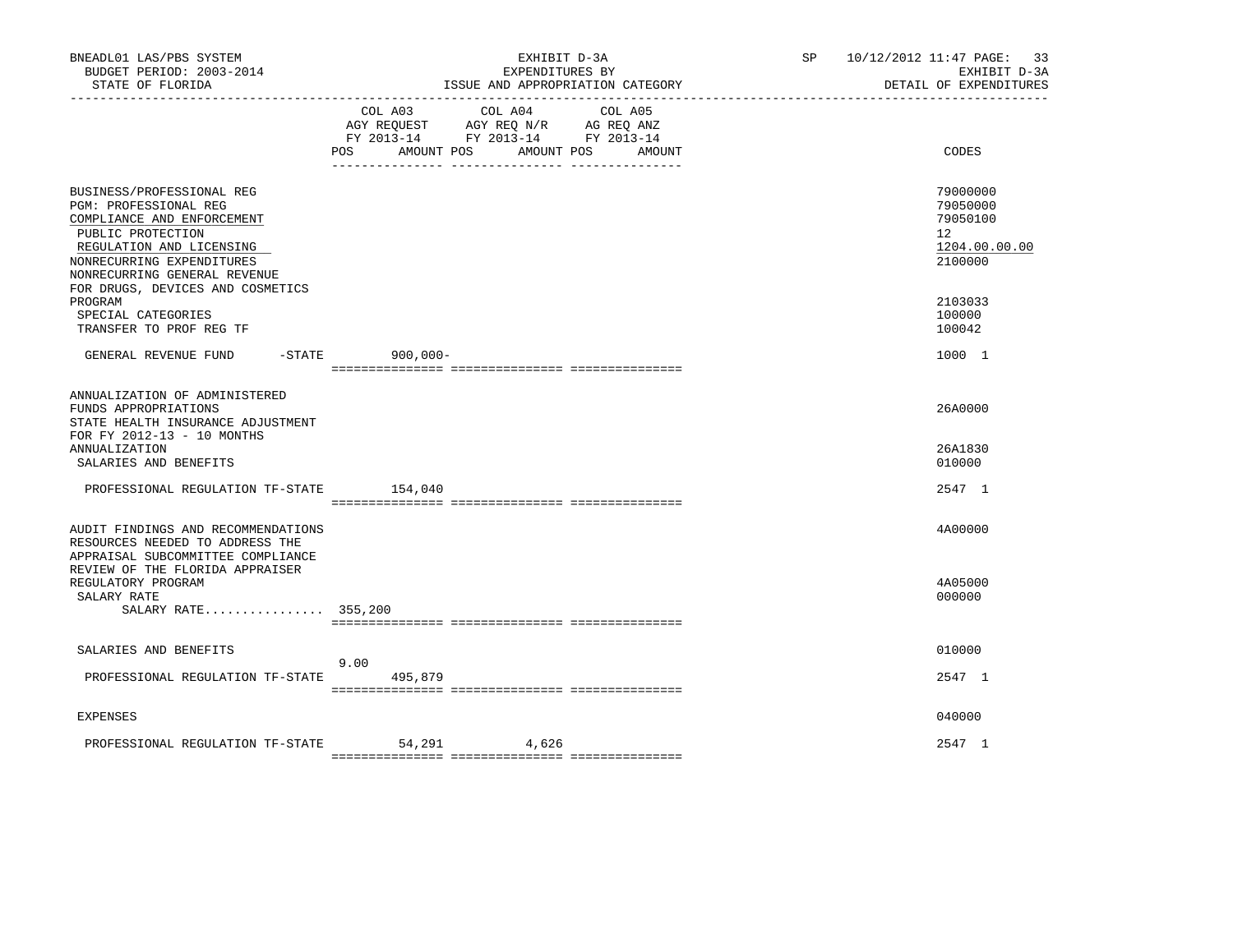BNEADL01 LAS/PBS SYSTEM
BUDGET PERIOD: 2003-2014
STATE OF FLORIDA

EXHIBIT D-3A
EXPENDITURES BY
ISSUE AND APPROPRIATION CATEGORY

SP 10/12/2012 11:47
EXHIBIT D-3A
DETAIL OF EXPENDITURES

| | COL A03 AGY REQUEST FY 2013-14 POS | AMOUNT | COL A04 AGY REQ N/R FY 2013-14 POS | AMOUNT | COL A05 AG REQ ANZ FY 2013-14 POS | AMOUNT | CODES |
|---|---|---|---|---|---|---|---|
| BUSINESS/PROFESSIONAL REG | | | | | | | 79000000 |
| PGM: PROFESSIONAL REG | | | | | | | 79050000 |
| COMPLIANCE AND ENFORCEMENT | | | | | | | 79050100 |
| PUBLIC PROTECTION | | | | | | | 12 |
| REGULATION AND LICENSING | | | | | | | 1204.00.00.00 |
| NONRECURRING EXPENDITURES | | | | | | | 2100000 |
| NONRECURRING GENERAL REVENUE FOR DRUGS, DEVICES AND COSMETICS PROGRAM | | | | | | | 2103033 |
| SPECIAL CATEGORIES | | | | | | | 100000 |
| TRANSFER TO PROF REG TF | | | | | | | 100042 |
| GENERAL REVENUE FUND -STATE | | 900,000- | | | | | 1000 1 |
| ANNUALIZATION OF ADMINISTERED FUNDS APPROPRIATIONS | | | | | | | 26A0000 |
| STATE HEALTH INSURANCE ADJUSTMENT FOR FY 2012-13 - 10 MONTHS ANNUALIZATION | | | | | | | 26A1830 |
| SALARIES AND BENEFITS | | | | | | | 010000 |
| PROFESSIONAL REGULATION TF-STATE | | 154,040 | | | | | 2547 1 |
| AUDIT FINDINGS AND RECOMMENDATIONS | | | | | | | 4A00000 |
| RESOURCES NEEDED TO ADDRESS THE APPRAISAL SUBCOMMITTEE COMPLIANCE REVIEW OF THE FLORIDA APPRAISER REGULATORY PROGRAM | | | | | | | 4A05000 |
| SALARY RATE | | | | | | | 000000 |
| SALARY RATE................ | 355,200 | | | | | | |
| SALARIES AND BENEFITS | | | | | | | 010000 |
| PROFESSIONAL REGULATION TF-STATE | 9.00 | 495,879 | | | | | 2547 1 |
| EXPENSES | | | | | | | 040000 |
| PROFESSIONAL REGULATION TF-STATE | | 54,291 | | 4,626 | | | 2547 1 |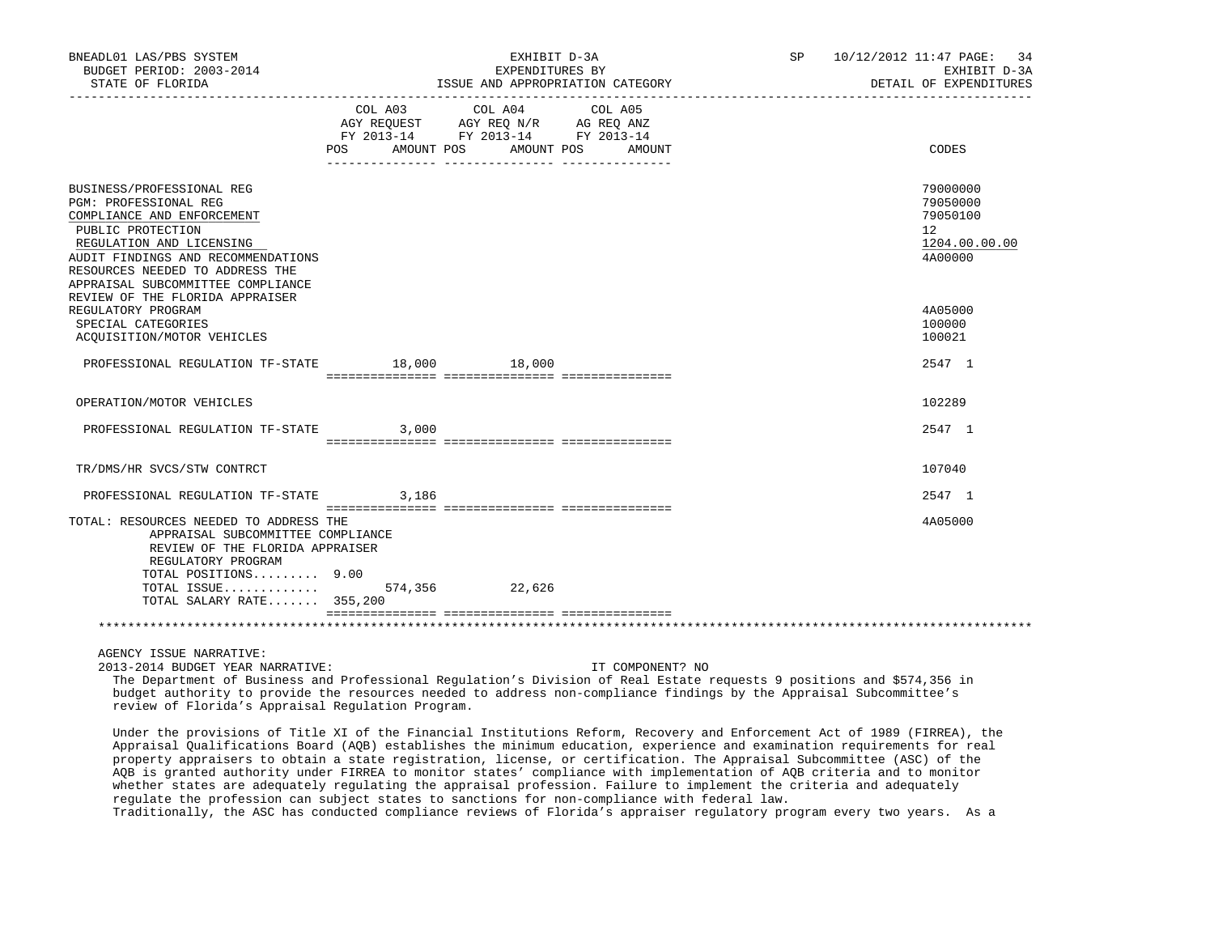| | COL A03 AGY REQUEST FY 2013-14 POS | AMOUNT | COL A04 AGY REQ N/R FY 2013-14 POS | AMOUNT | COL A05 AG REQ ANZ FY 2013-14 POS | AMOUNT | CODES |
|---|---|---|---|---|---|---|---|
| BUSINESS/PROFESSIONAL REG | | | | | | | 79000000 |
| PGM: PROFESSIONAL REG | | | | | | | 79050000 |
| COMPLIANCE AND ENFORCEMENT | | | | | | | 79050100 |
| PUBLIC PROTECTION | | | | | | | 12 |
| REGULATION AND LICENSING | | | | | | | 1204.00.00.00 |
| AUDIT FINDINGS AND RECOMMENDATIONS | | | | | | | 4A00000 |
| RESOURCES NEEDED TO ADDRESS THE APPRAISAL SUBCOMMITTEE COMPLIANCE REVIEW OF THE FLORIDA APPRAISER REGULATORY PROGRAM | | | | | | | 4A05000 |
| SPECIAL CATEGORIES | | | | | | | 100000 |
| ACQUISITION/MOTOR VEHICLES | | | | | | | 100021 |
| PROFESSIONAL REGULATION TF-STATE | | 18,000 | | 18,000 | | | 2547 1 |
| OPERATION/MOTOR VEHICLES | | | | | | | 102289 |
| PROFESSIONAL REGULATION TF-STATE | | 3,000 | | | | | 2547 1 |
| TR/DMS/HR SVCS/STW CONTRCT | | | | | | | 107040 |
| PROFESSIONAL REGULATION TF-STATE | | 3,186 | | | | | 2547 1 |
| TOTAL: RESOURCES NEEDED TO ADDRESS THE APPRAISAL SUBCOMMITTEE COMPLIANCE REVIEW OF THE FLORIDA APPRAISER REGULATORY PROGRAM | | | | | | | 4A05000 |
| TOTAL POSITIONS | 9.00 | | | | | | |
| TOTAL ISSUE | | 574,356 | | 22,626 | | | |
| TOTAL SALARY RATE | | 355,200 | | | | | |

AGENCY ISSUE NARRATIVE:

2013-2014 BUDGET YEAR NARRATIVE: IT COMPONENT? NO

The Department of Business and Professional Regulation's Division of Real Estate requests 9 positions and $574,356 in budget authority to provide the resources needed to address non-compliance findings by the Appraisal Subcommittee's review of Florida's Appraisal Regulation Program.

Under the provisions of Title XI of the Financial Institutions Reform, Recovery and Enforcement Act of 1989 (FIRREA), the Appraisal Qualifications Board (AQB) establishes the minimum education, experience and examination requirements for real property appraisers to obtain a state registration, license, or certification. The Appraisal Subcommittee (ASC) of the AQB is granted authority under FIRREA to monitor states' compliance with implementation of AQB criteria and to monitor whether states are adequately regulating the appraisal profession. Failure to implement the criteria and adequately regulate the profession can subject states to sanctions for non-compliance with federal law.
Traditionally, the ASC has conducted compliance reviews of Florida's appraiser regulatory program every two years. As a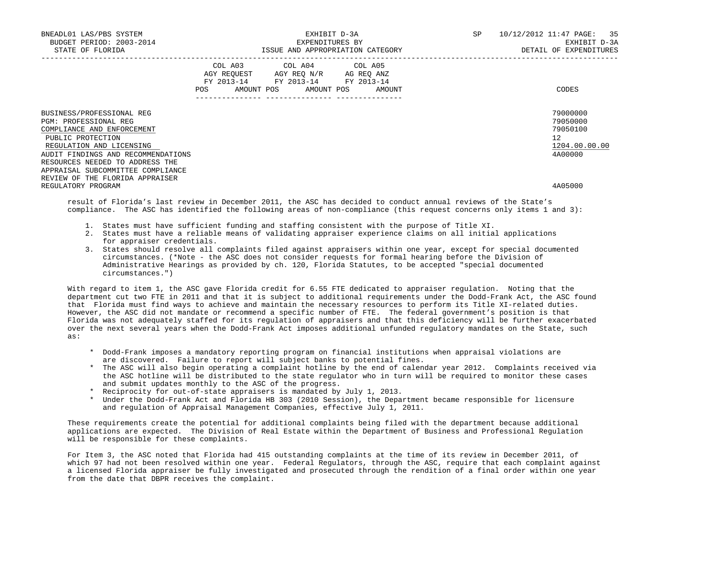| | COL A03 AGY REQUEST FY 2013-14 POS AMOUNT | COL A04 AGY REQ N/R FY 2013-14 POS AMOUNT | COL A05 AG REQ ANZ FY 2013-14 POS AMOUNT | CODES |
|---|---|---|---|---|
| BUSINESS/PROFESSIONAL REG | | | | 79000000 |
| PGM: PROFESSIONAL REG | | | | 79050000 |
| COMPLIANCE AND ENFORCEMENT | | | | 79050100 |
| PUBLIC PROTECTION | | | | 12 |
| REGULATION AND LICENSING | | | | 1204.00.00.00 |
| AUDIT FINDINGS AND RECOMMENDATIONS | | | | 4A00000 |
| RESOURCES NEEDED TO ADDRESS THE APPRAISAL SUBCOMMITTEE COMPLIANCE REVIEW OF THE FLORIDA APPRAISER REGULATORY PROGRAM | | | | 4A05000 |

result of Florida's last review in December 2011, the ASC has decided to conduct annual reviews of the State's compliance. The ASC has identified the following areas of non-compliance (this request concerns only items 1 and 3):

1. States must have sufficient funding and staffing consistent with the purpose of Title XI.
2. States must have a reliable means of validating appraiser experience claims on all initial applications for appraiser credentials.
3. States should resolve all complaints filed against appraisers within one year, except for special documented circumstances. (*Note - the ASC does not consider requests for formal hearing before the Division of Administrative Hearings as provided by ch. 120, Florida Statutes, to be accepted "special documented circumstances.")

With regard to item 1, the ASC gave Florida credit for 6.55 FTE dedicated to appraiser regulation. Noting that the department cut two FTE in 2011 and that it is subject to additional requirements under the Dodd-Frank Act, the ASC found that Florida must find ways to achieve and maintain the necessary resources to perform its Title XI-related duties. However, the ASC did not mandate or recommend a specific number of FTE. The federal government's position is that Florida was not adequately staffed for its regulation of appraisers and that this deficiency will be further exacerbated over the next several years when the Dodd-Frank Act imposes additional unfunded regulatory mandates on the State, such as:

* Dodd-Frank imposes a mandatory reporting program on financial institutions when appraisal violations are are discovered. Failure to report will subject banks to potential fines.
* The ASC will also begin operating a complaint hotline by the end of calendar year 2012. Complaints received via the ASC hotline will be distributed to the state regulator who in turn will be required to monitor these cases and submit updates monthly to the ASC of the progress.
* Reciprocity for out-of-state appraisers is mandated by July 1, 2013.
* Under the Dodd-Frank Act and Florida HB 303 (2010 Session), the Department became responsible for licensure and regulation of Appraisal Management Companies, effective July 1, 2011.

These requirements create the potential for additional complaints being filed with the department because additional applications are expected. The Division of Real Estate within the Department of Business and Professional Regulation will be responsible for these complaints.

For Item 3, the ASC noted that Florida had 415 outstanding complaints at the time of its review in December 2011, of which 97 had not been resolved within one year. Federal Regulators, through the ASC, require that each complaint against a licensed Florida appraiser be fully investigated and prosecuted through the rendition of a final order within one year from the date that DBPR receives the complaint.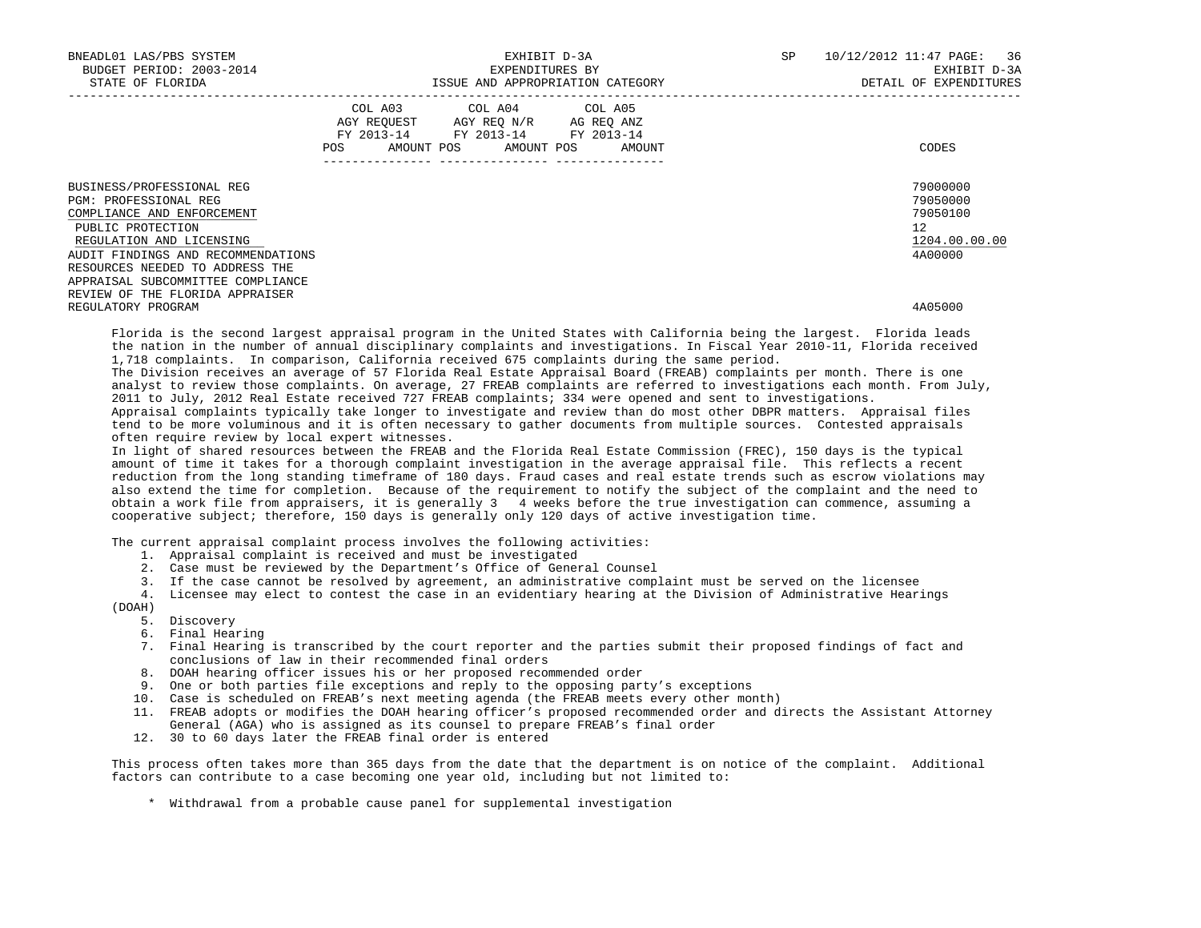| | COL A03 AGY REQUEST FY 2013-14 POS AMOUNT | COL A04 AGY REQ N/R FY 2013-14 POS AMOUNT | COL A05 AG REQ ANZ FY 2013-14 POS AMOUNT | CODES |
|---|---|---|---|---|
| BUSINESS/PROFESSIONAL REG | | | | 79000000 |
| PGM: PROFESSIONAL REG | | | | 79050000 |
| COMPLIANCE AND ENFORCEMENT | | | | 79050100 |
| PUBLIC PROTECTION | | | | 12 |
| REGULATION AND LICENSING | | | | 1204.00.00.00 |
| AUDIT FINDINGS AND RECOMMENDATIONS | | | | 4A00000 |
| RESOURCES NEEDED TO ADDRESS THE APPRAISAL SUBCOMMITTEE COMPLIANCE REVIEW OF THE FLORIDA APPRAISER REGULATORY PROGRAM | | | | 4A05000 |

Florida is the second largest appraisal program in the United States with California being the largest. Florida leads the nation in the number of annual disciplinary complaints and investigations. In Fiscal Year 2010-11, Florida received 1,718 complaints. In comparison, California received 675 complaints during the same period.

The Division receives an average of 57 Florida Real Estate Appraisal Board (FREAB) complaints per month. There is one analyst to review those complaints. On average, 27 FREAB complaints are referred to investigations each month. From July, 2011 to July, 2012 Real Estate received 727 FREAB complaints; 334 were opened and sent to investigations.

Appraisal complaints typically take longer to investigate and review than do most other DBPR matters. Appraisal files tend to be more voluminous and it is often necessary to gather documents from multiple sources. Contested appraisals often require review by local expert witnesses.

In light of shared resources between the FREAB and the Florida Real Estate Commission (FREC), 150 days is the typical amount of time it takes for a thorough complaint investigation in the average appraisal file. This reflects a recent reduction from the long standing timeframe of 180 days. Fraud cases and real estate trends such as escrow violations may also extend the time for completion. Because of the requirement to notify the subject of the complaint and the need to obtain a work file from appraisers, it is generally 3 4 weeks before the true investigation can commence, assuming a cooperative subject; therefore, 150 days is generally only 120 days of active investigation time.

The current appraisal complaint process involves the following activities:

1. Appraisal complaint is received and must be investigated
2. Case must be reviewed by the Department's Office of General Counsel
3. If the case cannot be resolved by agreement, an administrative complaint must be served on the licensee
4. Licensee may elect to contest the case in an evidentiary hearing at the Division of Administrative Hearings (DOAH)
5. Discovery
6. Final Hearing
7. Final Hearing is transcribed by the court reporter and the parties submit their proposed findings of fact and conclusions of law in their recommended final orders
8. DOAH hearing officer issues his or her proposed recommended order
9. One or both parties file exceptions and reply to the opposing party's exceptions
10. Case is scheduled on FREAB's next meeting agenda (the FREAB meets every other month)
11. FREAB adopts or modifies the DOAH hearing officer's proposed recommended order and directs the Assistant Attorney General (AGA) who is assigned as its counsel to prepare FREAB's final order
12. 30 to 60 days later the FREAB final order is entered

This process often takes more than 365 days from the date that the department is on notice of the complaint. Additional factors can contribute to a case becoming one year old, including but not limited to:

* Withdrawal from a probable cause panel for supplemental investigation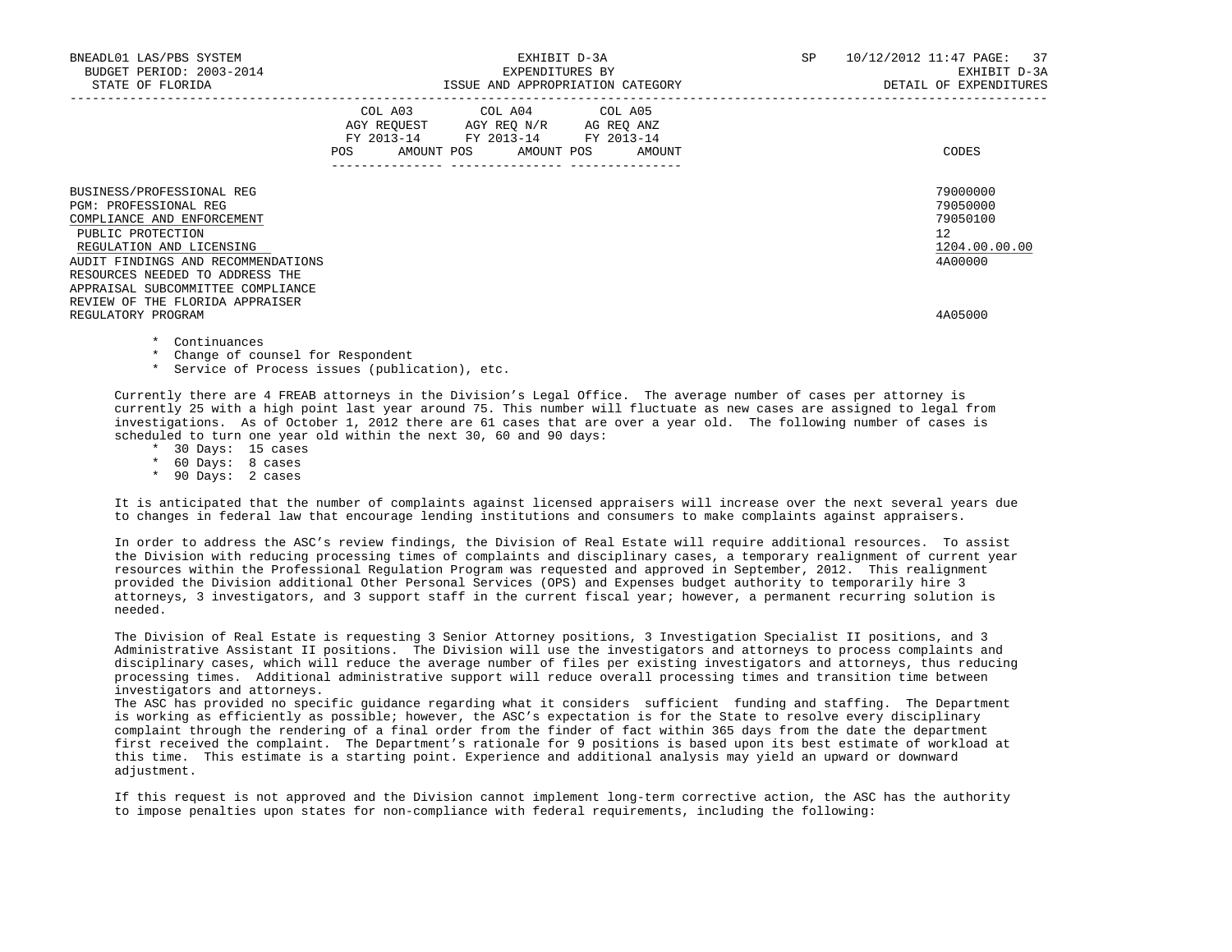| | COL A03 AGY REQUEST FY 2013-14 POS AMOUNT | COL A04 AGY REQ N/R FY 2013-14 POS AMOUNT | COL A05 AG REQ ANZ FY 2013-14 POS AMOUNT | CODES |
|---|---|---|---|---|
| BUSINESS/PROFESSIONAL REG | | | | 79000000 |
| PGM: PROFESSIONAL REG | | | | 79050000 |
| COMPLIANCE AND ENFORCEMENT | | | | 79050100 |
| PUBLIC PROTECTION | | | | 12 |
| REGULATION AND LICENSING | | | | 1204.00.00.00 |
| AUDIT FINDINGS AND RECOMMENDATIONS | | | | 4A00000 |
| RESOURCES NEEDED TO ADDRESS THE APPRAISAL SUBCOMMITTEE COMPLIANCE REVIEW OF THE FLORIDA APPRAISER REGULATORY PROGRAM | | | | 4A05000 |

* Continuances
* Change of counsel for Respondent
* Service of Process issues (publication), etc.

Currently there are 4 FREAB attorneys in the Division's Legal Office. The average number of cases per attorney is currently 25 with a high point last year around 75. This number will fluctuate as new cases are assigned to legal from investigations. As of October 1, 2012 there are 61 cases that are over a year old. The following number of cases is scheduled to turn one year old within the next 30, 60 and 90 days:

* 30 Days: 15 cases
* 60 Days: 8 cases
* 90 Days: 2 cases

It is anticipated that the number of complaints against licensed appraisers will increase over the next several years due to changes in federal law that encourage lending institutions and consumers to make complaints against appraisers.

In order to address the ASC's review findings, the Division of Real Estate will require additional resources. To assist the Division with reducing processing times of complaints and disciplinary cases, a temporary realignment of current year resources within the Professional Regulation Program was requested and approved in September, 2012. This realignment provided the Division additional Other Personal Services (OPS) and Expenses budget authority to temporarily hire 3 attorneys, 3 investigators, and 3 support staff in the current fiscal year; however, a permanent recurring solution is needed.

The Division of Real Estate is requesting 3 Senior Attorney positions, 3 Investigation Specialist II positions, and 3 Administrative Assistant II positions. The Division will use the investigators and attorneys to process complaints and disciplinary cases, which will reduce the average number of files per existing investigators and attorneys, thus reducing processing times. Additional administrative support will reduce overall processing times and transition time between investigators and attorneys.

The ASC has provided no specific guidance regarding what it considers sufficient funding and staffing. The Department is working as efficiently as possible; however, the ASC's expectation is for the State to resolve every disciplinary complaint through the rendering of a final order from the finder of fact within 365 days from the date the department first received the complaint. The Department's rationale for 9 positions is based upon its best estimate of workload at this time. This estimate is a starting point. Experience and additional analysis may yield an upward or downward adjustment.

If this request is not approved and the Division cannot implement long-term corrective action, the ASC has the authority to impose penalties upon states for non-compliance with federal requirements, including the following: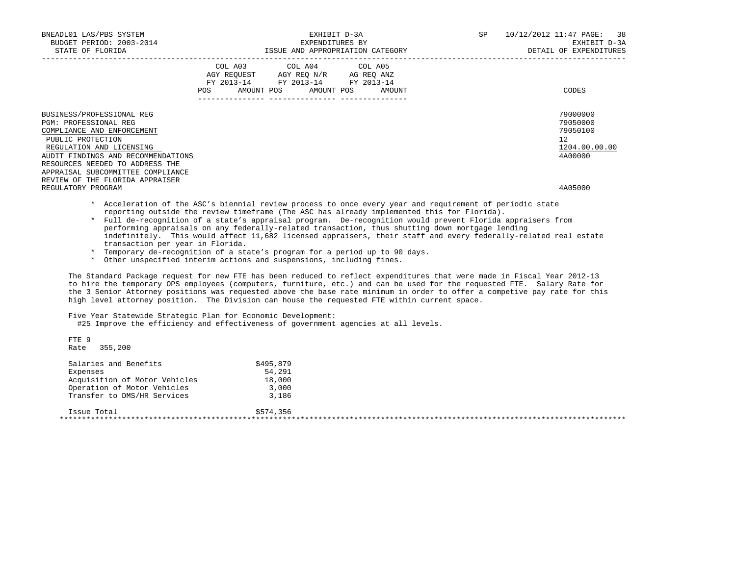| | COL A03 AGY REQUEST FY 2013-14 | | COL A04 AGY REQ N/R FY 2013-14 | | COL A05 AG REQ ANZ FY 2013-14 | | |
|---|---|---|---|---|---|---|---|
| | POS | AMOUNT | POS | AMOUNT | POS | AMOUNT | CODES |
| BUSINESS/PROFESSIONAL REG | | | | | | | 79000000 |
| PGM: PROFESSIONAL REG | | | | | | | 79050000 |
| COMPLIANCE AND ENFORCEMENT | | | | | | | 79050100 |
| PUBLIC PROTECTION | | | | | | | 12 |
| REGULATION AND LICENSING | | | | | | | 1204.00.00.00 |
| AUDIT FINDINGS AND RECOMMENDATIONS | | | | | | | 4A00000 |
| RESOURCES NEEDED TO ADDRESS THE APPRAISAL SUBCOMMITTEE COMPLIANCE REVIEW OF THE FLORIDA APPRAISER REGULATORY PROGRAM | | | | | | | 4A05000 |

* Acceleration of the ASC's biennial review process to once every year and requirement of periodic state reporting outside the review timeframe (The ASC has already implemented this for Florida).
* Full de-recognition of a state's appraisal program. De-recognition would prevent Florida appraisers from performing appraisals on any federally-related transaction, thus shutting down mortgage lending indefinitely. This would affect 11,682 licensed appraisers, their staff and every federally-related real estate transaction per year in Florida.
* Temporary de-recognition of a state's program for a period up to 90 days.
* Other unspecified interim actions and suspensions, including fines.

The Standard Package request for new FTE has been reduced to reflect expenditures that were made in Fiscal Year 2012-13 to hire the temporary OPS employees (computers, furniture, etc.) and can be used for the requested FTE. Salary Rate for the 3 Senior Attorney positions was requested above the base rate minimum in order to offer a competive pay rate for this high level attorney position. The Division can house the requested FTE within current space.

Five Year Statewide Strategic Plan for Economic Development:
#25 Improve the efficiency and effectiveness of government agencies at all levels.

FTE 9
Rate 355,200

| | |
|---|---|
| Salaries and Benefits | $495,879 |
| Expenses | 54,291 |
| Acquisition of Motor Vehicles | 18,000 |
| Operation of Motor Vehicles | 3,000 |
| Transfer to DMS/HR Services | 3,186 |
| Issue Total | $574,356 |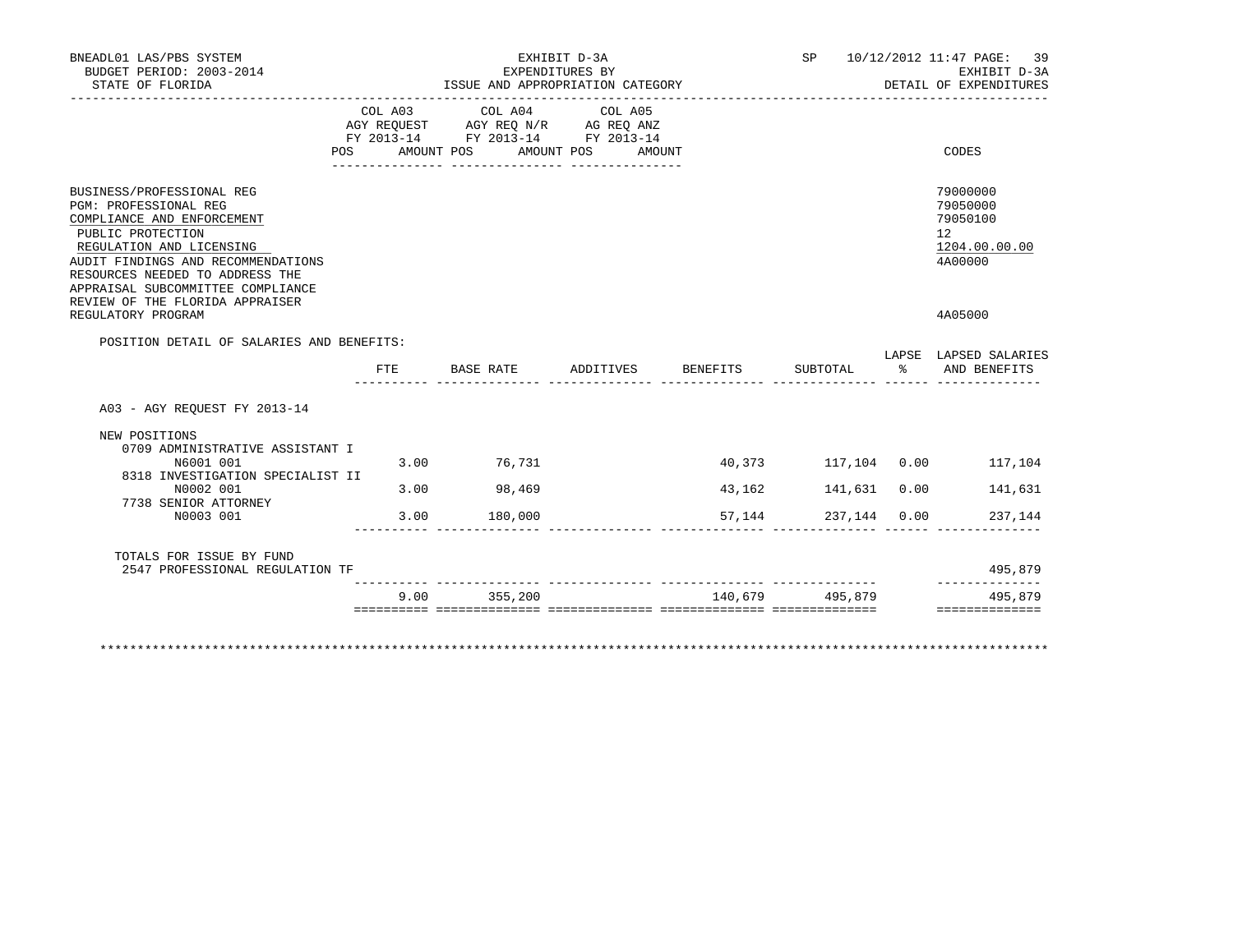BNEADL01 LAS/PBS SYSTEM — EXHIBIT D-3A — EXPENDITURES BY ISSUE AND APPROPRIATION CATEGORY — SP 10/12/2012 11:47

BUDGET PERIOD: 2003-2014 — STATE OF FLORIDA — EXHIBIT D-3A DETAIL OF EXPENDITURES

| | COL A03 AGY REQUEST FY 2013-14 POS AMOUNT | COL A04 AGY REQ N/R FY 2013-14 POS AMOUNT | COL A05 AG REQ ANZ FY 2013-14 POS AMOUNT | CODES |
|---|---|---|---|---|
| BUSINESS/PROFESSIONAL REG | | | | 79000000 |
| PGM: PROFESSIONAL REG | | | | 79050000 |
| COMPLIANCE AND ENFORCEMENT | | | | 79050100 |
| PUBLIC PROTECTION | | | | 12 |
| REGULATION AND LICENSING | | | | 1204.00.00.00 |
| AUDIT FINDINGS AND RECOMMENDATIONS | | | | 4A00000 |
| RESOURCES NEEDED TO ADDRESS THE APPRAISAL SUBCOMMITTEE COMPLIANCE REVIEW OF THE FLORIDA APPRAISER REGULATORY PROGRAM | | | | 4A05000 |

POSITION DETAIL OF SALARIES AND BENEFITS:

| | FTE | BASE RATE | ADDITIVES | BENEFITS | SUBTOTAL | LAPSE % | LAPSED SALARIES AND BENEFITS |
|---|---|---|---|---|---|---|---|
| A03 - AGY REQUEST FY 2013-14 | | | | | | | |
| NEW POSITIONS | | | | | | | |
| 0709 ADMINISTRATIVE ASSISTANT I N6001 001 | 3.00 | 76,731 | | 40,373 | 117,104 | 0.00 | 117,104 |
| 8318 INVESTIGATION SPECIALIST II N0002 001 | 3.00 | 98,469 | | 43,162 | 141,631 | 0.00 | 141,631 |
| 7738 SENIOR ATTORNEY N0003 001 | 3.00 | 180,000 | | 57,144 | 237,144 | 0.00 | 237,144 |
| TOTALS FOR ISSUE BY FUND | | | | | | | |
| 2547 PROFESSIONAL REGULATION TF | | | | | | | 495,879 |
| | 9.00 | 355,200 | | 140,679 | 495,879 | | 495,879 |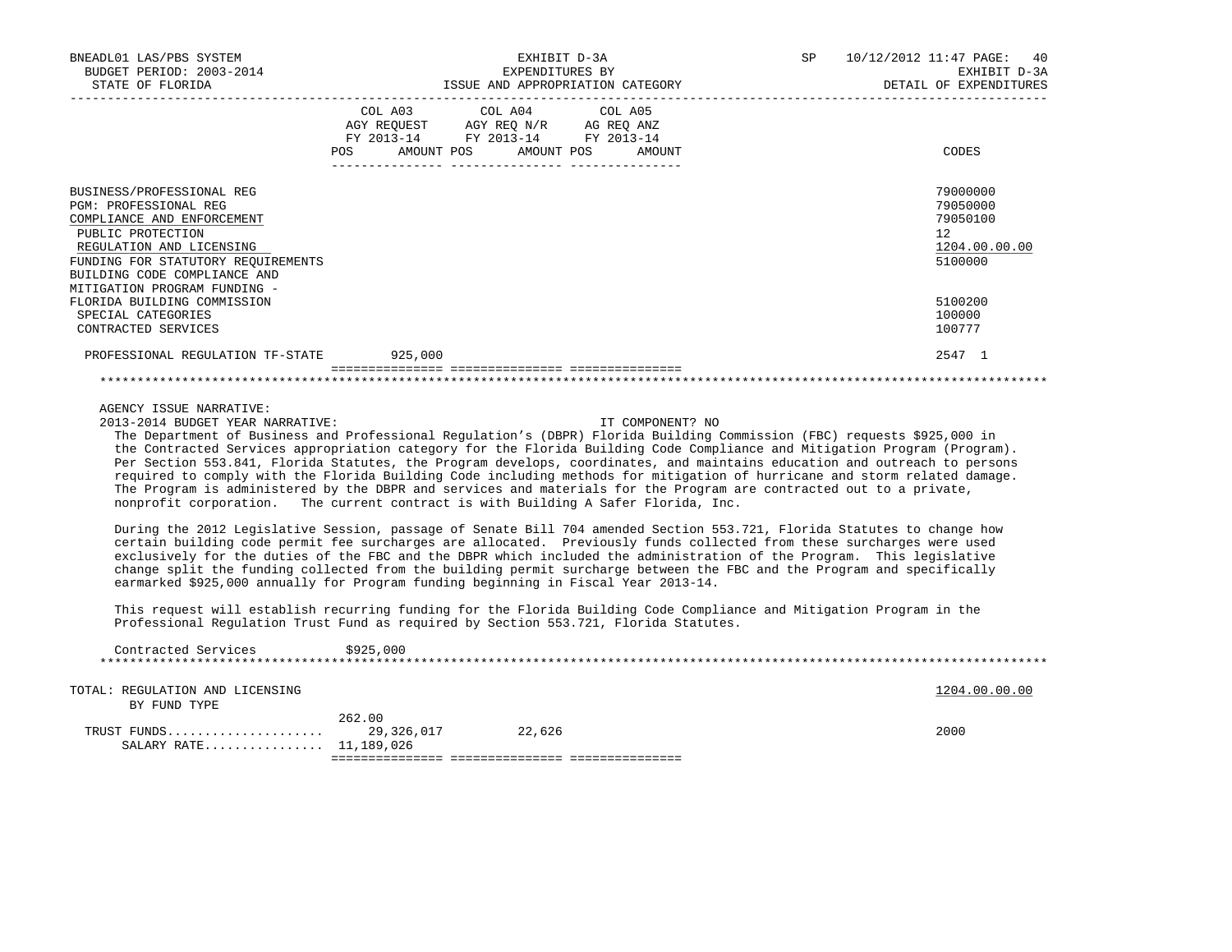BNEADL01 LAS/PBS SYSTEM — EXHIBIT D-3A — SP 10/12/2012 11:47

BUDGET PERIOD: 2003-2014 — EXPENDITURES BY — EXHIBIT D-3A

STATE OF FLORIDA — ISSUE AND APPROPRIATION CATEGORY — DETAIL OF EXPENDITURES

| | COL A03 AGY REQUEST FY 2013-14 POS AMOUNT | COL A04 AGY REQ N/R FY 2013-14 POS AMOUNT | COL A05 AG REQ ANZ FY 2013-14 POS AMOUNT | CODES |
|---|---|---|---|---|
| BUSINESS/PROFESSIONAL REG | | | | 79000000 |
| PGM: PROFESSIONAL REG | | | | 79050000 |
| COMPLIANCE AND ENFORCEMENT | | | | 79050100 |
| PUBLIC PROTECTION | | | | 12 |
| REGULATION AND LICENSING | | | | 1204.00.00.00 |
| FUNDING FOR STATUTORY REQUIREMENTS | | | | 5100000 |
| BUILDING CODE COMPLIANCE AND MITIGATION PROGRAM FUNDING - FLORIDA BUILDING COMMISSION | | | | 5100200 |
| SPECIAL CATEGORIES | | | | 100000 |
| CONTRACTED SERVICES | | | | 100777 |
| PROFESSIONAL REGULATION TF-STATE | 925,000 | | | 2547 1 |

AGENCY ISSUE NARRATIVE:

2013-2014 BUDGET YEAR NARRATIVE: IT COMPONENT? NO

The Department of Business and Professional Regulation's (DBPR) Florida Building Commission (FBC) requests $925,000 in the Contracted Services appropriation category for the Florida Building Code Compliance and Mitigation Program (Program). Per Section 553.841, Florida Statutes, the Program develops, coordinates, and maintains education and outreach to persons required to comply with the Florida Building Code including methods for mitigation of hurricane and storm related damage. The Program is administered by the DBPR and services and materials for the Program are contracted out to a private, nonprofit corporation. The current contract is with Building A Safer Florida, Inc.

During the 2012 Legislative Session, passage of Senate Bill 704 amended Section 553.721, Florida Statutes to change how certain building code permit fee surcharges are allocated. Previously funds collected from these surcharges were used exclusively for the duties of the FBC and the DBPR which included the administration of the Program. This legislative change split the funding collected from the building permit surcharge between the FBC and the Program and specifically earmarked $925,000 annually for Program funding beginning in Fiscal Year 2013-14.

This request will establish recurring funding for the Florida Building Code Compliance and Mitigation Program in the Professional Regulation Trust Fund as required by Section 553.721, Florida Statutes.

Contracted Services $925,000

| TOTAL: REGULATION AND LICENSING BY FUND TYPE | COL A03 | COL A04 | COL A05 | 1204.00.00.00 |
|---|---|---|---|---|
| TRUST FUNDS | 262.00 29,326,017 | 22,626 | | 2000 |
| SALARY RATE | 11,189,026 | | | |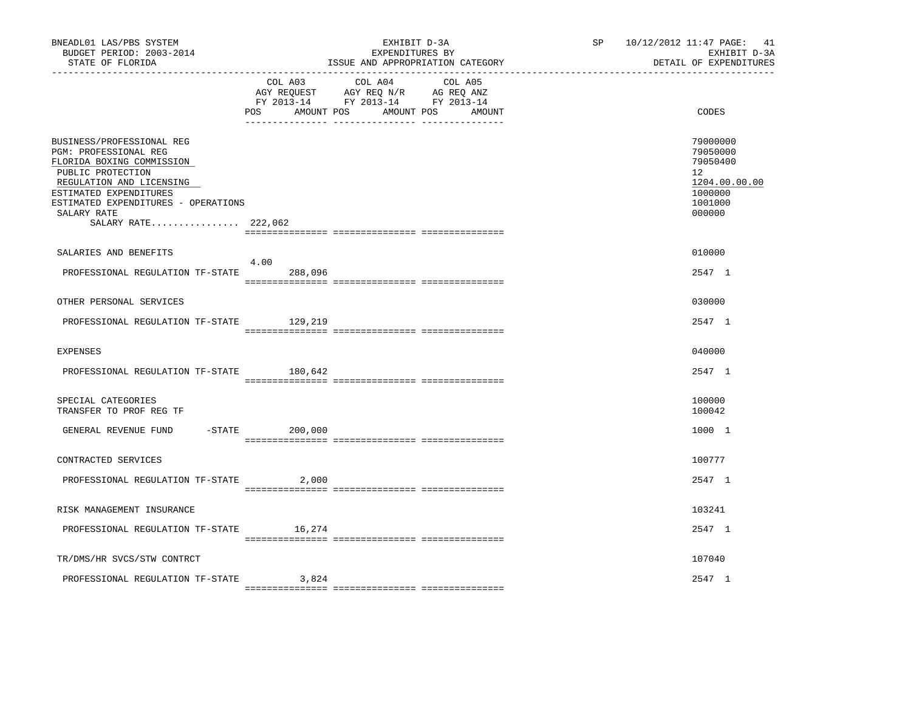BNEADL01 LAS/PBS SYSTEM — EXHIBIT D-3A — EXPENDITURES BY ISSUE AND APPROPRIATION CATEGORY — SP 10/12/2012 11:47

BUDGET PERIOD: 2003-2014 — STATE OF FLORIDA — EXHIBIT D-3A — DETAIL OF EXPENDITURES

| | COL A03 AGY REQUEST FY 2013-14 POS | AMOUNT | COL A04 AGY REQ N/R FY 2013-14 POS | AMOUNT | COL A05 AG REQ ANZ FY 2013-14 POS | AMOUNT | CODES |
|---|---|---|---|---|---|---|---|
| BUSINESS/PROFESSIONAL REG | | | | | | | 79000000 |
| PGM: PROFESSIONAL REG | | | | | | | 79050000 |
| FLORIDA BOXING COMMISSION | | | | | | | 79050400 |
| PUBLIC PROTECTION | | | | | | | 12 |
| REGULATION AND LICENSING | | | | | | | 1204.00.00.00 |
| ESTIMATED EXPENDITURES | | | | | | | 1000000 |
| ESTIMATED EXPENDITURES - OPERATIONS | | | | | | | 1001000 |
| SALARY RATE | | | | | | | 000000 |
| SALARY RATE................ 222,062 | | | | | | | |
| SALARIES AND BENEFITS | | | | | | | 010000 |
| PROFESSIONAL REGULATION TF-STATE | 4.00 | 288,096 | | | | | 2547 1 |
| OTHER PERSONAL SERVICES | | | | | | | 030000 |
| PROFESSIONAL REGULATION TF-STATE | | 129,219 | | | | | 2547 1 |
| EXPENSES | | | | | | | 040000 |
| PROFESSIONAL REGULATION TF-STATE | | 180,642 | | | | | 2547 1 |
| SPECIAL CATEGORIES | | | | | | | 100000 |
| TRANSFER TO PROF REG TF | | | | | | | 100042 |
| GENERAL REVENUE FUND -STATE | | 200,000 | | | | | 1000 1 |
| CONTRACTED SERVICES | | | | | | | 100777 |
| PROFESSIONAL REGULATION TF-STATE | | 2,000 | | | | | 2547 1 |
| RISK MANAGEMENT INSURANCE | | | | | | | 103241 |
| PROFESSIONAL REGULATION TF-STATE | | 16,274 | | | | | 2547 1 |
| TR/DMS/HR SVCS/STW CONTRCT | | | | | | | 107040 |
| PROFESSIONAL REGULATION TF-STATE | | 3,824 | | | | | 2547 1 |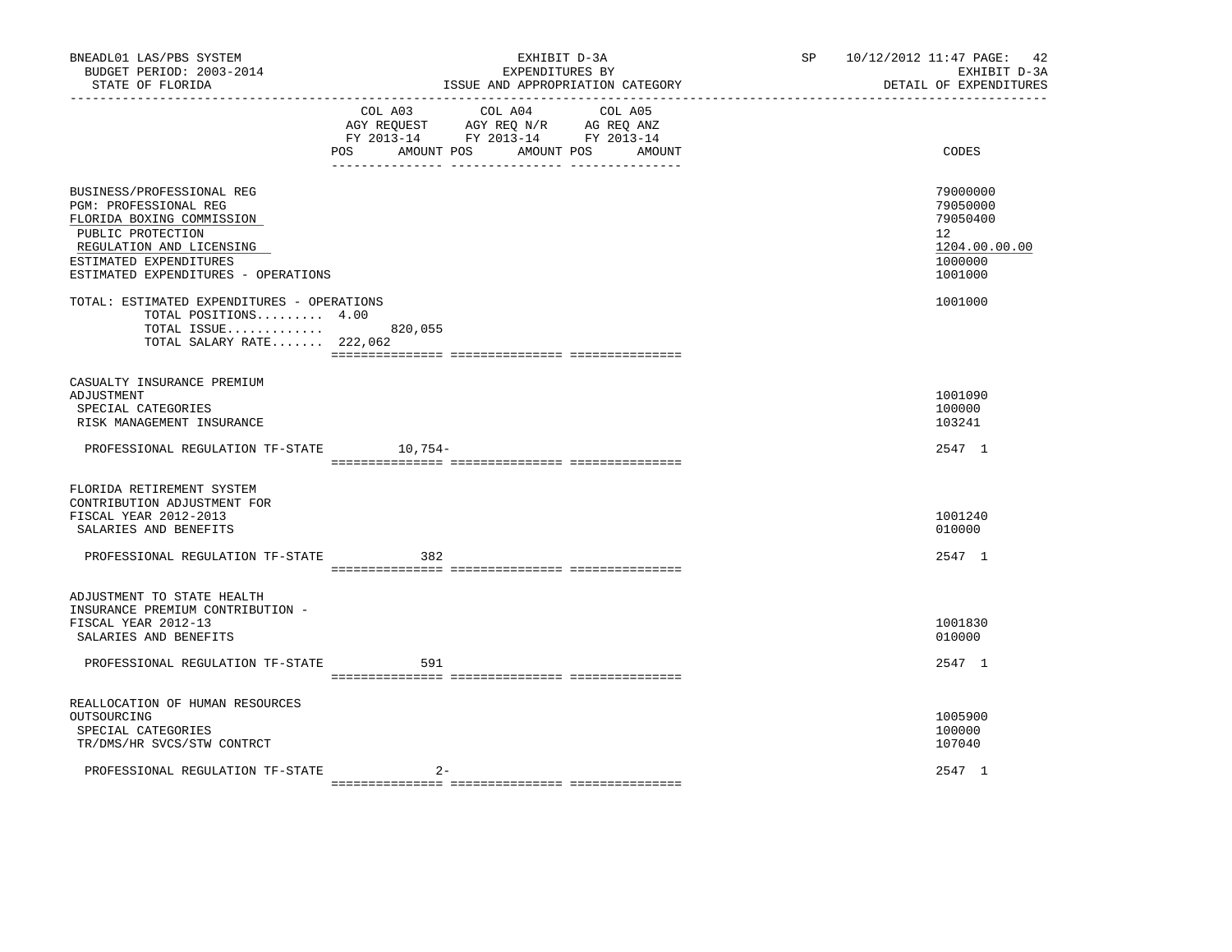| | COL A03 AGY REQUEST FY 2013-14 POS AMOUNT | COL A04 AGY REQ N/R FY 2013-14 POS AMOUNT | COL A05 AG REQ ANZ FY 2013-14 POS AMOUNT | CODES |
|---|---|---|---|---|
| BUSINESS/PROFESSIONAL REG | | | | 79000000 |
| PGM: PROFESSIONAL REG | | | | 79050000 |
| FLORIDA BOXING COMMISSION | | | | 79050400 |
| PUBLIC PROTECTION | | | | 12 |
| REGULATION AND LICENSING | | | | 1204.00.00.00 |
| ESTIMATED EXPENDITURES | | | | 1000000 |
| ESTIMATED EXPENDITURES - OPERATIONS | | | | 1001000 |
| TOTAL: ESTIMATED EXPENDITURES - OPERATIONS | | | | 1001000 |
| TOTAL POSITIONS......... | 4.00 | | | |
| TOTAL ISSUE............. | 820,055 | | | |
| TOTAL SALARY RATE....... | 222,062 | | | |
| CASUALTY INSURANCE PREMIUM ADJUSTMENT | | | | 1001090 |
| SPECIAL CATEGORIES | | | | 100000 |
| RISK MANAGEMENT INSURANCE | | | | 103241 |
| PROFESSIONAL REGULATION TF-STATE | 10,754- | | | 2547 1 |
| FLORIDA RETIREMENT SYSTEM CONTRIBUTION ADJUSTMENT FOR FISCAL YEAR 2012-2013 | | | | 1001240 |
| SALARIES AND BENEFITS | | | | 010000 |
| PROFESSIONAL REGULATION TF-STATE | 382 | | | 2547 1 |
| ADJUSTMENT TO STATE HEALTH INSURANCE PREMIUM CONTRIBUTION - FISCAL YEAR 2012-13 | | | | 1001830 |
| SALARIES AND BENEFITS | | | | 010000 |
| PROFESSIONAL REGULATION TF-STATE | 591 | | | 2547 1 |
| REALLOCATION OF HUMAN RESOURCES OUTSOURCING | | | | 1005900 |
| SPECIAL CATEGORIES | | | | 100000 |
| TR/DMS/HR SVCS/STW CONTRCT | | | | 107040 |
| PROFESSIONAL REGULATION TF-STATE | 2- | | | 2547 1 |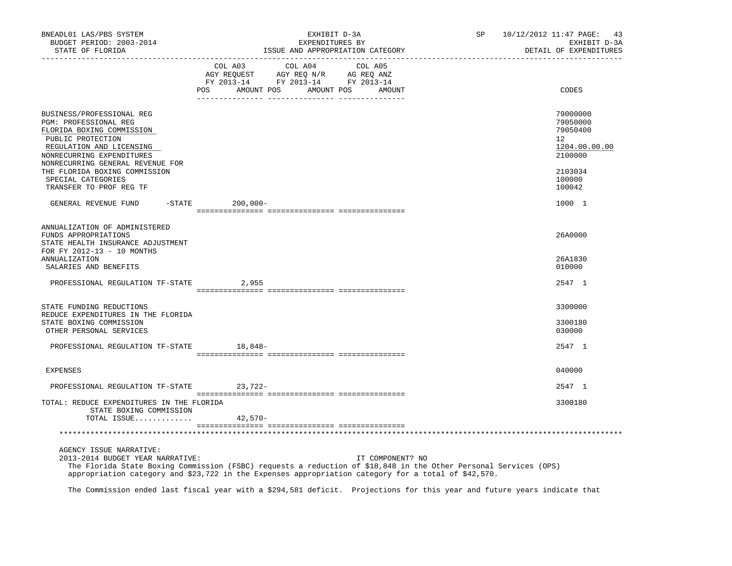BNEADL01 LAS/PBS SYSTEM — EXHIBIT D-3A — SP 10/12/2012 11:47 PAGE: 43
BUDGET PERIOD: 2003-2014 — EXPENDITURES BY — EXHIBIT D-3A
STATE OF FLORIDA — ISSUE AND APPROPRIATION CATEGORY — DETAIL OF EXPENDITURES

| | COL A03 AGY REQUEST FY 2013-14 POS | AMOUNT | COL A04 AGY REQ N/R FY 2013-14 POS | AMOUNT | COL A05 AG REQ ANZ FY 2013-14 POS | AMOUNT | CODES |
|---|---|---|---|---|---|---|---|
| BUSINESS/PROFESSIONAL REG | | | | | | | 79000000 |
| PGM: PROFESSIONAL REG | | | | | | | 79050000 |
| FLORIDA BOXING COMMISSION | | | | | | | 79050400 |
| PUBLIC PROTECTION | | | | | | | 12 |
| REGULATION AND LICENSING | | | | | | | 1204.00.00.00 |
| NONRECURRING EXPENDITURES | | | | | | | 2100000 |
| NONRECURRING GENERAL REVENUE FOR THE FLORIDA BOXING COMMISSION | | | | | | | 2103034 |
| SPECIAL CATEGORIES | | | | | | | 100000 |
| TRANSFER TO PROF REG TF | | | | | | | 100042 |
| GENERAL REVENUE FUND -STATE | | 200,000- | | | | | 1000 1 |
| ANNUALIZATION OF ADMINISTERED FUNDS APPROPRIATIONS | | | | | | | 26A0000 |
| STATE HEALTH INSURANCE ADJUSTMENT FOR FY 2012-13 - 10 MONTHS ANNUALIZATION | | | | | | | 26A1830 |
| SALARIES AND BENEFITS | | | | | | | 010000 |
| PROFESSIONAL REGULATION TF-STATE | | 2,955 | | | | | 2547 1 |
| STATE FUNDING REDUCTIONS | | | | | | | 3300000 |
| REDUCE EXPENDITURES IN THE FLORIDA STATE BOXING COMMISSION | | | | | | | 3300180 |
| OTHER PERSONAL SERVICES | | | | | | | 030000 |
| PROFESSIONAL REGULATION TF-STATE | | 18,848- | | | | | 2547 1 |
| EXPENSES | | | | | | | 040000 |
| PROFESSIONAL REGULATION TF-STATE | | 23,722- | | | | | 2547 1 |
| TOTAL: REDUCE EXPENDITURES IN THE FLORIDA STATE BOXING COMMISSION | | | | | | | 3300180 |
| TOTAL ISSUE............. | | 42,570- | | | | | |

AGENCY ISSUE NARRATIVE:

2013-2014 BUDGET YEAR NARRATIVE: IT COMPONENT? NO

The Florida State Boxing Commission (FSBC) requests a reduction of $18,848 in the Other Personal Services (OPS) appropriation category and $23,722 in the Expenses appropriation category for a total of $42,570.

The Commission ended last fiscal year with a $294,581 deficit. Projections for this year and future years indicate that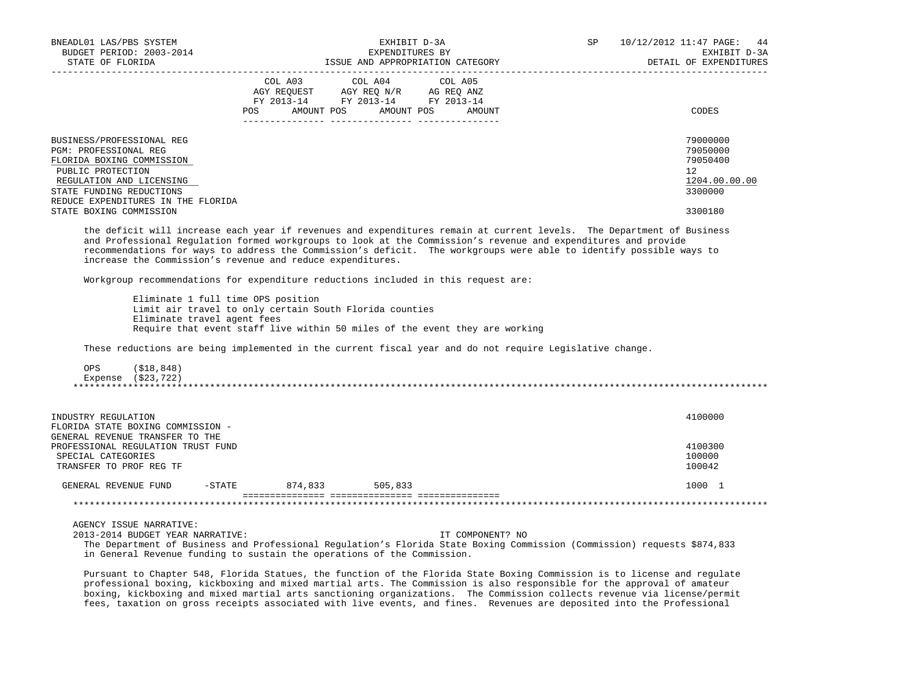BNEADL01 LAS/PBS SYSTEM — EXHIBIT D-3A — EXPENDITURES BY ISSUE AND APPROPRIATION CATEGORY — DETAIL OF EXPENDITURES
BUDGET PERIOD: 2003-2014
STATE OF FLORIDA

| | COL A03 AGY REQUEST FY 2013-14 POS AMOUNT | COL A04 AGY REQ N/R FY 2013-14 POS AMOUNT | COL A05 AG REQ ANZ FY 2013-14 POS AMOUNT | CODES |
|---|---|---|---|---|
| BUSINESS/PROFESSIONAL REG | | | | 79000000 |
| PGM: PROFESSIONAL REG | | | | 79050000 |
| FLORIDA BOXING COMMISSION | | | | 79050400 |
| PUBLIC PROTECTION | | | | 12 |
| REGULATION AND LICENSING | | | | 1204.00.00.00 |
| STATE FUNDING REDUCTIONS | | | | 3300000 |
| REDUCE EXPENDITURES IN THE FLORIDA STATE BOXING COMMISSION | | | | 3300180 |

the deficit will increase each year if revenues and expenditures remain at current levels. The Department of Business and Professional Regulation formed workgroups to look at the Commission's revenue and expenditures and provide recommendations for ways to address the Commission's deficit. The workgroups were able to identify possible ways to increase the Commission's revenue and reduce expenditures.

Workgroup recommendations for expenditure reductions included in this request are:

- Eliminate 1 full time OPS position
- Limit air travel to only certain South Florida counties
- Eliminate travel agent fees
- Require that event staff live within 50 miles of the event they are working

These reductions are being implemented in the current fiscal year and do not require Legislative change.

OPS ($18,848)
Expense ($23,722)

---

| | COL A03 | COL A04 | COL A05 | CODES |
|---|---|---|---|---|
| INDUSTRY REGULATION | | | | 4100000 |
| FLORIDA STATE BOXING COMMISSION - GENERAL REVENUE TRANSFER TO THE PROFESSIONAL REGULATION TRUST FUND | | | | 4100300 |
| SPECIAL CATEGORIES | | | | 100000 |
| TRANSFER TO PROF REG TF | | | | 100042 |
| GENERAL REVENUE FUND -STATE | 874,833 | 505,833 | | 1000 1 |

---

AGENCY ISSUE NARRATIVE:
2013-2014 BUDGET YEAR NARRATIVE: IT COMPONENT? NO

The Department of Business and Professional Regulation's Florida State Boxing Commission (Commission) requests $874,833 in General Revenue funding to sustain the operations of the Commission.

Pursuant to Chapter 548, Florida Statues, the function of the Florida State Boxing Commission is to license and regulate professional boxing, kickboxing and mixed martial arts. The Commission is also responsible for the approval of amateur boxing, kickboxing and mixed martial arts sanctioning organizations. The Commission collects revenue via license/permit fees, taxation on gross receipts associated with live events, and fines. Revenues are deposited into the Professional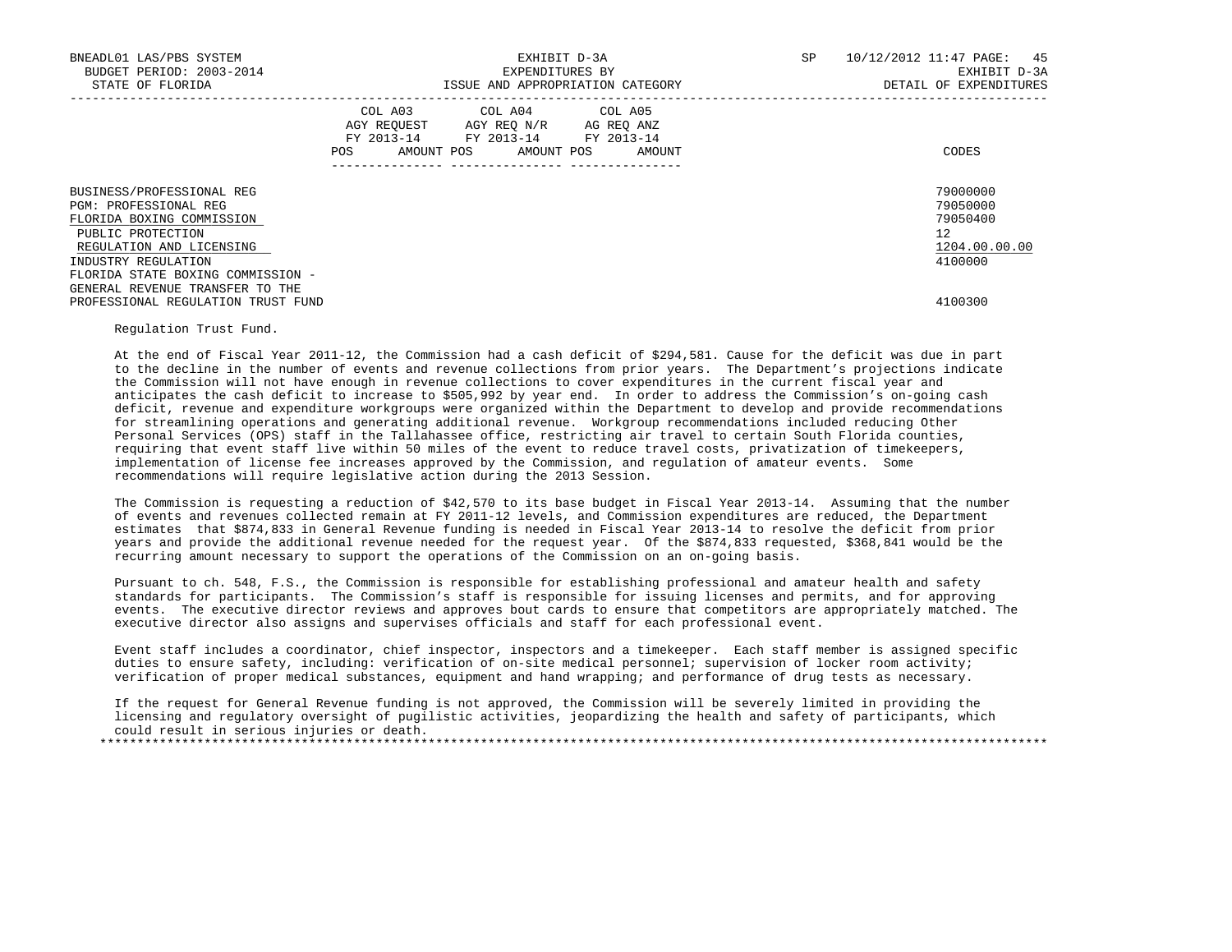| | COL A03 AGY REQUEST FY 2013-14 | | COL A04 AGY REQ N/R FY 2013-14 | | COL A05 AG REQ ANZ FY 2013-14 | | |
|---|---|---|---|---|---|---|---|
| | POS | AMOUNT | POS | AMOUNT | POS | AMOUNT | CODES |
| BUSINESS/PROFESSIONAL REG | | | | | | | 79000000 |
| PGM: PROFESSIONAL REG | | | | | | | 79050000 |
| FLORIDA BOXING COMMISSION | | | | | | | 79050400 |
| PUBLIC PROTECTION | | | | | | | 12 |
| REGULATION AND LICENSING | | | | | | | 1204.00.00.00 |
| INDUSTRY REGULATION | | | | | | | 4100000 |
| FLORIDA STATE BOXING COMMISSION - GENERAL REVENUE TRANSFER TO THE PROFESSIONAL REGULATION TRUST FUND | | | | | | | 4100300 |

Regulation Trust Fund.

At the end of Fiscal Year 2011-12, the Commission had a cash deficit of $294,581. Cause for the deficit was due in part to the decline in the number of events and revenue collections from prior years. The Department's projections indicate the Commission will not have enough in revenue collections to cover expenditures in the current fiscal year and anticipates the cash deficit to increase to $505,992 by year end. In order to address the Commission's on-going cash deficit, revenue and expenditure workgroups were organized within the Department to develop and provide recommendations for streamlining operations and generating additional revenue. Workgroup recommendations included reducing Other Personal Services (OPS) staff in the Tallahassee office, restricting air travel to certain South Florida counties, requiring that event staff live within 50 miles of the event to reduce travel costs, privatization of timekeepers, implementation of license fee increases approved by the Commission, and regulation of amateur events. Some recommendations will require legislative action during the 2013 Session.

The Commission is requesting a reduction of $42,570 to its base budget in Fiscal Year 2013-14. Assuming that the number of events and revenues collected remain at FY 2011-12 levels, and Commission expenditures are reduced, the Department estimates that $874,833 in General Revenue funding is needed in Fiscal Year 2013-14 to resolve the deficit from prior years and provide the additional revenue needed for the request year. Of the $874,833 requested, $368,841 would be the recurring amount necessary to support the operations of the Commission on an on-going basis.

Pursuant to ch. 548, F.S., the Commission is responsible for establishing professional and amateur health and safety standards for participants. The Commission's staff is responsible for issuing licenses and permits, and for approving events. The executive director reviews and approves bout cards to ensure that competitors are appropriately matched. The executive director also assigns and supervises officials and staff for each professional event.

Event staff includes a coordinator, chief inspector, inspectors and a timekeeper. Each staff member is assigned specific duties to ensure safety, including: verification of on-site medical personnel; supervision of locker room activity; verification of proper medical substances, equipment and hand wrapping; and performance of drug tests as necessary.

If the request for General Revenue funding is not approved, the Commission will be severely limited in providing the licensing and regulatory oversight of pugilistic activities, jeopardizing the health and safety of participants, which could result in serious injuries or death.

*******************************************************************************************************************************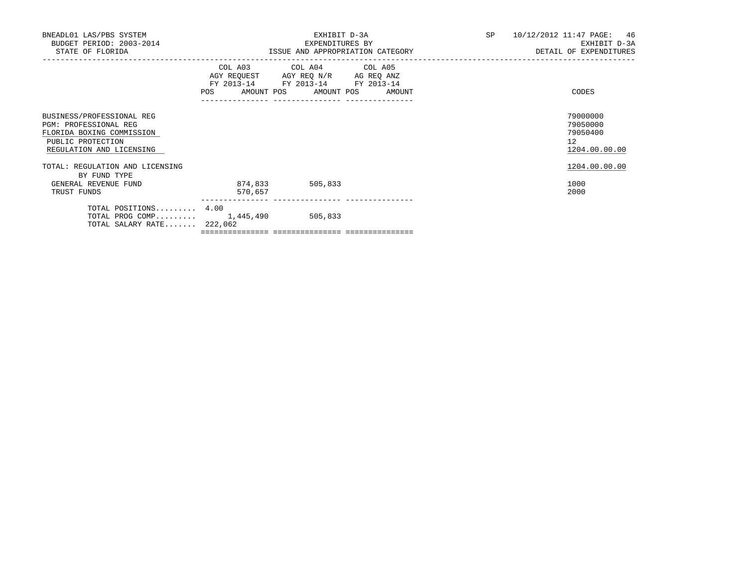BNEADL01 LAS/PBS SYSTEM
BUDGET PERIOD: 2003-2014
STATE OF FLORIDA

EXHIBIT D-3A
EXPENDITURES BY
ISSUE AND APPROPRIATION CATEGORY

SP 10/12/2012 11:47

EXHIBIT D-3A
DETAIL OF EXPENDITURES

| | COL A03 AGY REQUEST FY 2013-14 POS | AMOUNT | COL A04 AGY REQ N/R FY 2013-14 POS | AMOUNT | COL A05 AG REQ ANZ FY 2013-14 POS | AMOUNT | CODES |
|---|---|---|---|---|---|---|---|
| BUSINESS/PROFESSIONAL REG | | | | | | | 79000000 |
| PGM: PROFESSIONAL REG | | | | | | | 79050000 |
| FLORIDA BOXING COMMISSION | | | | | | | 79050400 |
| PUBLIC PROTECTION | | | | | | | 12 |
| REGULATION AND LICENSING | | | | | | | 1204.00.00.00 |
| TOTAL: REGULATION AND LICENSING | | | | | | | 1204.00.00.00 |
| BY FUND TYPE | | | | | | | |
| GENERAL REVENUE FUND | | 874,833 | | 505,833 | | | 1000 |
| TRUST FUNDS | | 570,657 | | | | | 2000 |
| TOTAL POSITIONS......... | 4.00 | | | | | | |
| TOTAL PROG COMP......... | | 1,445,490 | | 505,833 | | | |
| TOTAL SALARY RATE....... | | 222,062 | | | | | |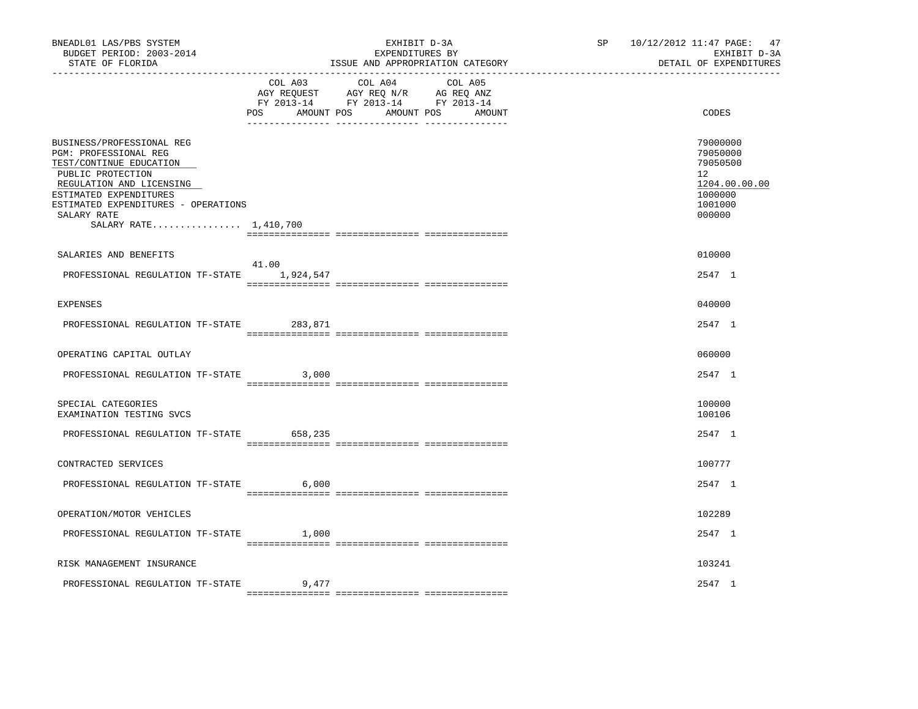BNEADL01 LAS/PBS SYSTEM
BUDGET PERIOD: 2003-2014
STATE OF FLORIDA

EXHIBIT D-3A
EXPENDITURES BY
ISSUE AND APPROPRIATION CATEGORY

SP 10/12/2012 11:47 PAGE: 47
EXHIBIT D-3A
DETAIL OF EXPENDITURES

| | COL A03 AGY REQUEST FY 2013-14 POS AMOUNT | COL A04 AGY REQ N/R FY 2013-14 POS AMOUNT | COL A05 AG REQ ANZ FY 2013-14 POS AMOUNT | CODES |
|---|---|---|---|---|
| BUSINESS/PROFESSIONAL REG | | | | 79000000 |
| PGM: PROFESSIONAL REG | | | | 79050000 |
| TEST/CONTINUE EDUCATION | | | | 79050500 |
| PUBLIC PROTECTION | | | | 12 |
| REGULATION AND LICENSING | | | | 1204.00.00.00 |
| ESTIMATED EXPENDITURES | | | | 1000000 |
| ESTIMATED EXPENDITURES - OPERATIONS | | | | 1001000 |
| SALARY RATE | | | | 000000 |
| SALARY RATE................ 1,410,700 | | | | |
| SALARIES AND BENEFITS | | | | 010000 |
| PROFESSIONAL REGULATION TF-STATE | 41.00 1,924,547 | | | 2547 1 |
| EXPENSES | | | | 040000 |
| PROFESSIONAL REGULATION TF-STATE | 283,871 | | | 2547 1 |
| OPERATING CAPITAL OUTLAY | | | | 060000 |
| PROFESSIONAL REGULATION TF-STATE | 3,000 | | | 2547 1 |
| SPECIAL CATEGORIES | | | | 100000 |
| EXAMINATION TESTING SVCS | | | | 100106 |
| PROFESSIONAL REGULATION TF-STATE | 658,235 | | | 2547 1 |
| CONTRACTED SERVICES | | | | 100777 |
| PROFESSIONAL REGULATION TF-STATE | 6,000 | | | 2547 1 |
| OPERATION/MOTOR VEHICLES | | | | 102289 |
| PROFESSIONAL REGULATION TF-STATE | 1,000 | | | 2547 1 |
| RISK MANAGEMENT INSURANCE | | | | 103241 |
| PROFESSIONAL REGULATION TF-STATE | 9,477 | | | 2547 1 |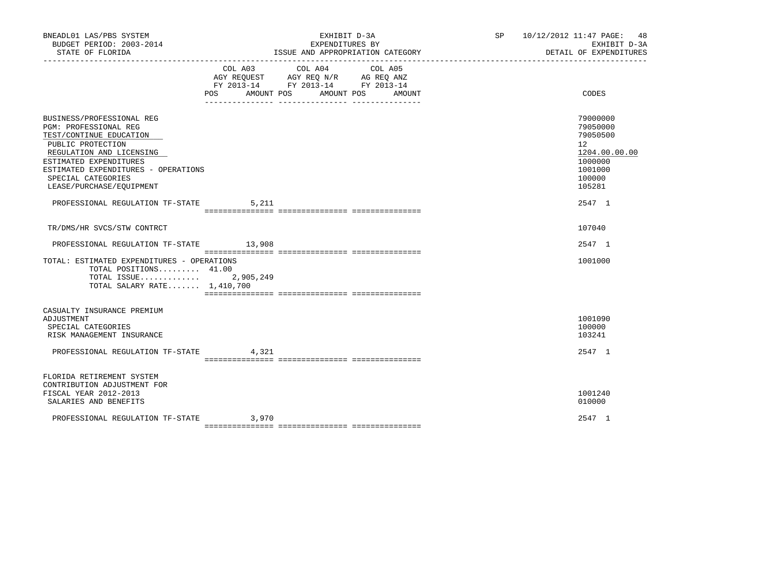BNEADL01 LAS/PBS SYSTEM | EXHIBIT D-3A | SP 10/12/2012 11:47 PAGE: 48
BUDGET PERIOD: 2003-2014 | EXPENDITURES BY | EXHIBIT D-3A
STATE OF FLORIDA | ISSUE AND APPROPRIATION CATEGORY | DETAIL OF EXPENDITURES

| | COL A03 AGY REQUEST FY 2013-14 POS AMOUNT | COL A04 AGY REQ N/R FY 2013-14 POS AMOUNT | COL A05 AG REQ ANZ FY 2013-14 POS AMOUNT | CODES |
|---|---|---|---|---|
| BUSINESS/PROFESSIONAL REG | | | | 79000000 |
| PGM: PROFESSIONAL REG | | | | 79050000 |
| TEST/CONTINUE EDUCATION | | | | 79050500 |
| PUBLIC PROTECTION | | | | 12 |
| REGULATION AND LICENSING | | | | 1204.00.00.00 |
| ESTIMATED EXPENDITURES | | | | 1000000 |
| ESTIMATED EXPENDITURES - OPERATIONS | | | | 1001000 |
| SPECIAL CATEGORIES | | | | 100000 |
| LEASE/PURCHASE/EQUIPMENT | | | | 105281 |
| PROFESSIONAL REGULATION TF-STATE | 5,211 | | | 2547 1 |
| TR/DMS/HR SVCS/STW CONTRCT | | | | 107040 |
| PROFESSIONAL REGULATION TF-STATE | 13,908 | | | 2547 1 |
| TOTAL: ESTIMATED EXPENDITURES - OPERATIONS | | | | 1001000 |
| TOTAL POSITIONS......... 41.00 | | | | |
| TOTAL ISSUE............. | 2,905,249 | | | |
| TOTAL SALARY RATE....... 1,410,700 | | | | |
| CASUALTY INSURANCE PREMIUM ADJUSTMENT | | | | 1001090 |
| SPECIAL CATEGORIES | | | | 100000 |
| RISK MANAGEMENT INSURANCE | | | | 103241 |
| PROFESSIONAL REGULATION TF-STATE | 4,321 | | | 2547 1 |
| FLORIDA RETIREMENT SYSTEM CONTRIBUTION ADJUSTMENT FOR FISCAL YEAR 2012-2013 | | | | 1001240 |
| SALARIES AND BENEFITS | | | | 010000 |
| PROFESSIONAL REGULATION TF-STATE | 3,970 | | | 2547 1 |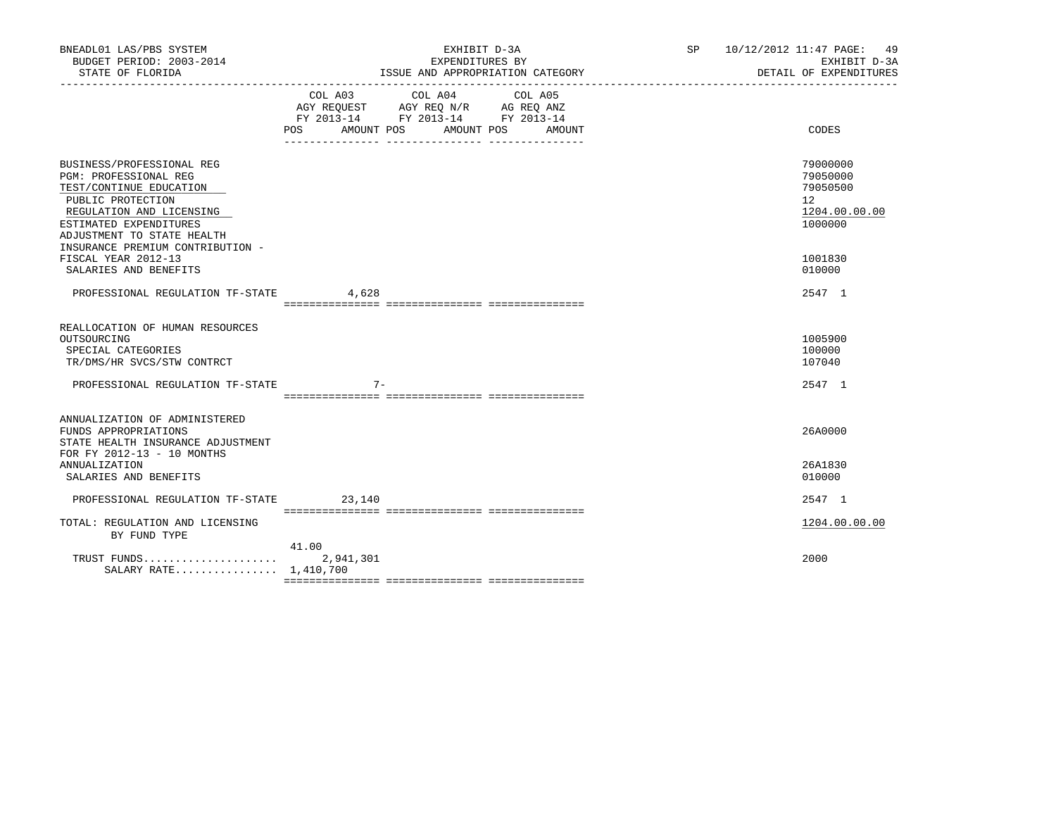| | COL A03 AGY REQUEST FY 2013-14 POS | AMOUNT | COL A04 AGY REQ N/R FY 2013-14 POS | AMOUNT | COL A05 AG REQ ANZ FY 2013-14 POS | AMOUNT | CODES |
|---|---|---|---|---|---|---|---|
| BUSINESS/PROFESSIONAL REG | | | | | | | 79000000 |
| PGM: PROFESSIONAL REG | | | | | | | 79050000 |
| TEST/CONTINUE EDUCATION | | | | | | | 79050500 |
| PUBLIC PROTECTION | | | | | | | 12 |
| REGULATION AND LICENSING | | | | | | | 1204.00.00.00 |
| ESTIMATED EXPENDITURES | | | | | | | 1000000 |
| ADJUSTMENT TO STATE HEALTH INSURANCE PREMIUM CONTRIBUTION - FISCAL YEAR 2012-13 | | | | | | | 1001830 |
| SALARIES AND BENEFITS | | | | | | | 010000 |
| PROFESSIONAL REGULATION TF-STATE | | 4,628 | | | | | 2547 1 |
| REALLOCATION OF HUMAN RESOURCES OUTSOURCING | | | | | | | 1005900 |
| SPECIAL CATEGORIES | | | | | | | 100000 |
| TR/DMS/HR SVCS/STW CONTRCT | | | | | | | 107040 |
| PROFESSIONAL REGULATION TF-STATE | | 7- | | | | | 2547 1 |
| ANNUALIZATION OF ADMINISTERED FUNDS APPROPRIATIONS | | | | | | | 26A0000 |
| STATE HEALTH INSURANCE ADJUSTMENT FOR FY 2012-13 - 10 MONTHS ANNUALIZATION | | | | | | | 26A1830 |
| SALARIES AND BENEFITS | | | | | | | 010000 |
| PROFESSIONAL REGULATION TF-STATE | | 23,140 | | | | | 2547 1 |
| TOTAL: REGULATION AND LICENSING | | | | | | | 1204.00.00.00 |
| BY FUND TYPE | | | | | | | |
| TRUST FUNDS | 41.00 | 2,941,301 | | | | | 2000 |
| SALARY RATE | | 1,410,700 | | | | | |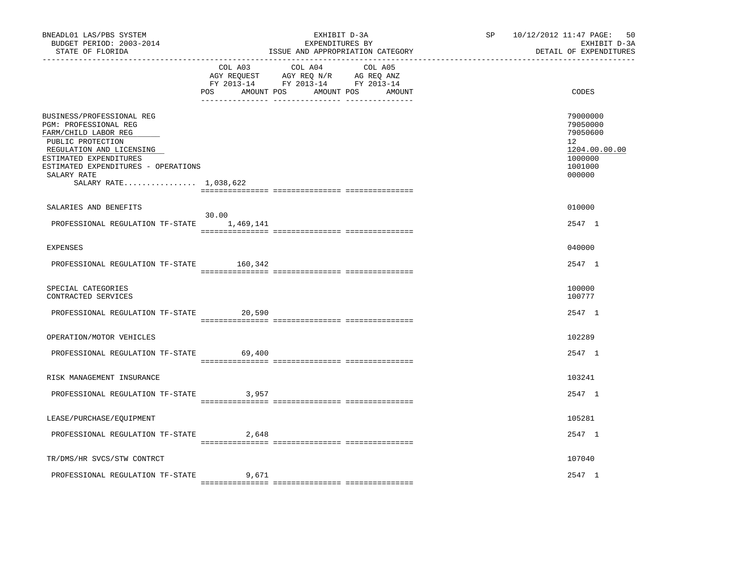BNEADL01 LAS/PBS SYSTEM
BUDGET PERIOD: 2003-2014
STATE OF FLORIDA

EXHIBIT D-3A
EXPENDITURES BY
ISSUE AND APPROPRIATION CATEGORY

SP 10/12/2012 11:47
EXHIBIT D-3A
DETAIL OF EXPENDITURES

| | COL A03 AGY REQUEST FY 2013-14 POS | AMOUNT | COL A04 AGY REQ N/R FY 2013-14 POS | AMOUNT | COL A05 AG REQ ANZ FY 2013-14 POS | AMOUNT | CODES |
|---|---|---|---|---|---|---|---|
| BUSINESS/PROFESSIONAL REG | | | | | | | 79000000 |
| PGM: PROFESSIONAL REG | | | | | | | 79050000 |
| FARM/CHILD LABOR REG | | | | | | | 79050600 |
| PUBLIC PROTECTION | | | | | | | 12 |
| REGULATION AND LICENSING | | | | | | | 1204.00.00.00 |
| ESTIMATED EXPENDITURES | | | | | | | 1000000 |
| ESTIMATED EXPENDITURES - OPERATIONS | | | | | | | 1001000 |
| SALARY RATE | | | | | | | 000000 |
| SALARY RATE................ 1,038,622 | | | | | | | |
| SALARIES AND BENEFITS | | | | | | | 010000 |
| PROFESSIONAL REGULATION TF-STATE | 30.00 | 1,469,141 | | | | | 2547 1 |
| EXPENSES | | | | | | | 040000 |
| PROFESSIONAL REGULATION TF-STATE | | 160,342 | | | | | 2547 1 |
| SPECIAL CATEGORIES | | | | | | | 100000 |
| CONTRACTED SERVICES | | | | | | | 100777 |
| PROFESSIONAL REGULATION TF-STATE | | 20,590 | | | | | 2547 1 |
| OPERATION/MOTOR VEHICLES | | | | | | | 102289 |
| PROFESSIONAL REGULATION TF-STATE | | 69,400 | | | | | 2547 1 |
| RISK MANAGEMENT INSURANCE | | | | | | | 103241 |
| PROFESSIONAL REGULATION TF-STATE | | 3,957 | | | | | 2547 1 |
| LEASE/PURCHASE/EQUIPMENT | | | | | | | 105281 |
| PROFESSIONAL REGULATION TF-STATE | | 2,648 | | | | | 2547 1 |
| TR/DMS/HR SVCS/STW CONTRCT | | | | | | | 107040 |
| PROFESSIONAL REGULATION TF-STATE | | 9,671 | | | | | 2547 1 |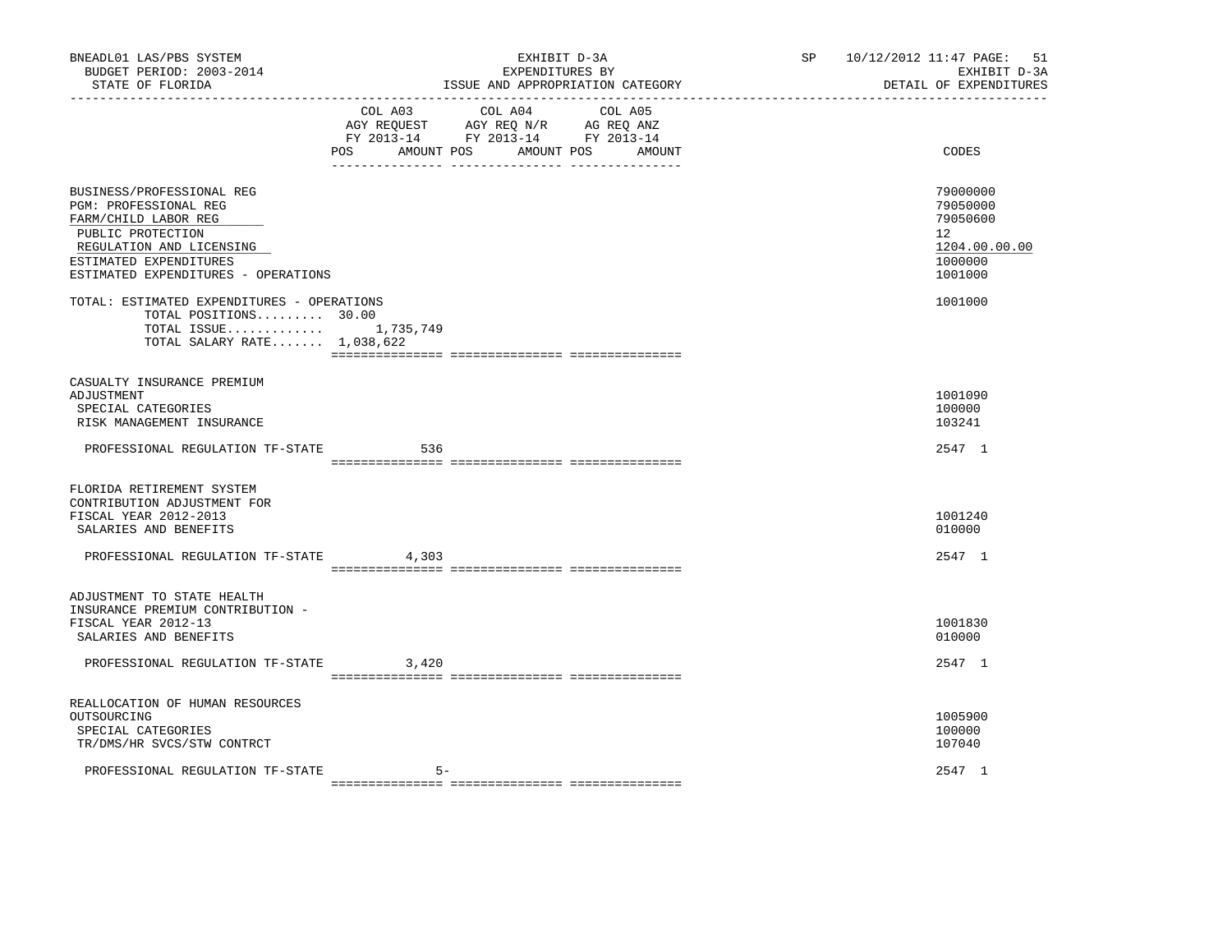BNEADL01 LAS/PBS SYSTEM | EXHIBIT D-3A | SP 10/12/2012 11:47
BUDGET PERIOD: 2003-2014 | EXPENDITURES BY | EXHIBIT D-3A
STATE OF FLORIDA | ISSUE AND APPROPRIATION CATEGORY | DETAIL OF EXPENDITURES

| | COL A03 AGY REQUEST FY 2013-14 POS AMOUNT | COL A04 AGY REQ N/R FY 2013-14 POS AMOUNT | COL A05 AG REQ ANZ FY 2013-14 POS AMOUNT | CODES |
|---|---|---|---|---|
| BUSINESS/PROFESSIONAL REG | | | | 79000000 |
| PGM: PROFESSIONAL REG | | | | 79050000 |
| FARM/CHILD LABOR REG | | | | 79050600 |
| PUBLIC PROTECTION | | | | 12 |
| REGULATION AND LICENSING | | | | 1204.00.00.00 |
| ESTIMATED EXPENDITURES | | | | 1000000 |
| ESTIMATED EXPENDITURES - OPERATIONS | | | | 1001000 |
| TOTAL: ESTIMATED EXPENDITURES - OPERATIONS | | | | 1001000 |
| TOTAL POSITIONS......... | 30.00 | | | |
| TOTAL ISSUE............. | 1,735,749 | | | |
| TOTAL SALARY RATE....... | 1,038,622 | | | |
| CASUALTY INSURANCE PREMIUM ADJUSTMENT | | | | 1001090 |
| SPECIAL CATEGORIES | | | | 100000 |
| RISK MANAGEMENT INSURANCE | | | | 103241 |
| PROFESSIONAL REGULATION TF-STATE | 536 | | | 2547 1 |
| FLORIDA RETIREMENT SYSTEM CONTRIBUTION ADJUSTMENT FOR FISCAL YEAR 2012-2013 | | | | 1001240 |
| SALARIES AND BENEFITS | | | | 010000 |
| PROFESSIONAL REGULATION TF-STATE | 4,303 | | | 2547 1 |
| ADJUSTMENT TO STATE HEALTH INSURANCE PREMIUM CONTRIBUTION - FISCAL YEAR 2012-13 | | | | 1001830 |
| SALARIES AND BENEFITS | | | | 010000 |
| PROFESSIONAL REGULATION TF-STATE | 3,420 | | | 2547 1 |
| REALLOCATION OF HUMAN RESOURCES OUTSOURCING | | | | 1005900 |
| SPECIAL CATEGORIES | | | | 100000 |
| TR/DMS/HR SVCS/STW CONTRCT | | | | 107040 |
| PROFESSIONAL REGULATION TF-STATE | 5- | | | 2547 1 |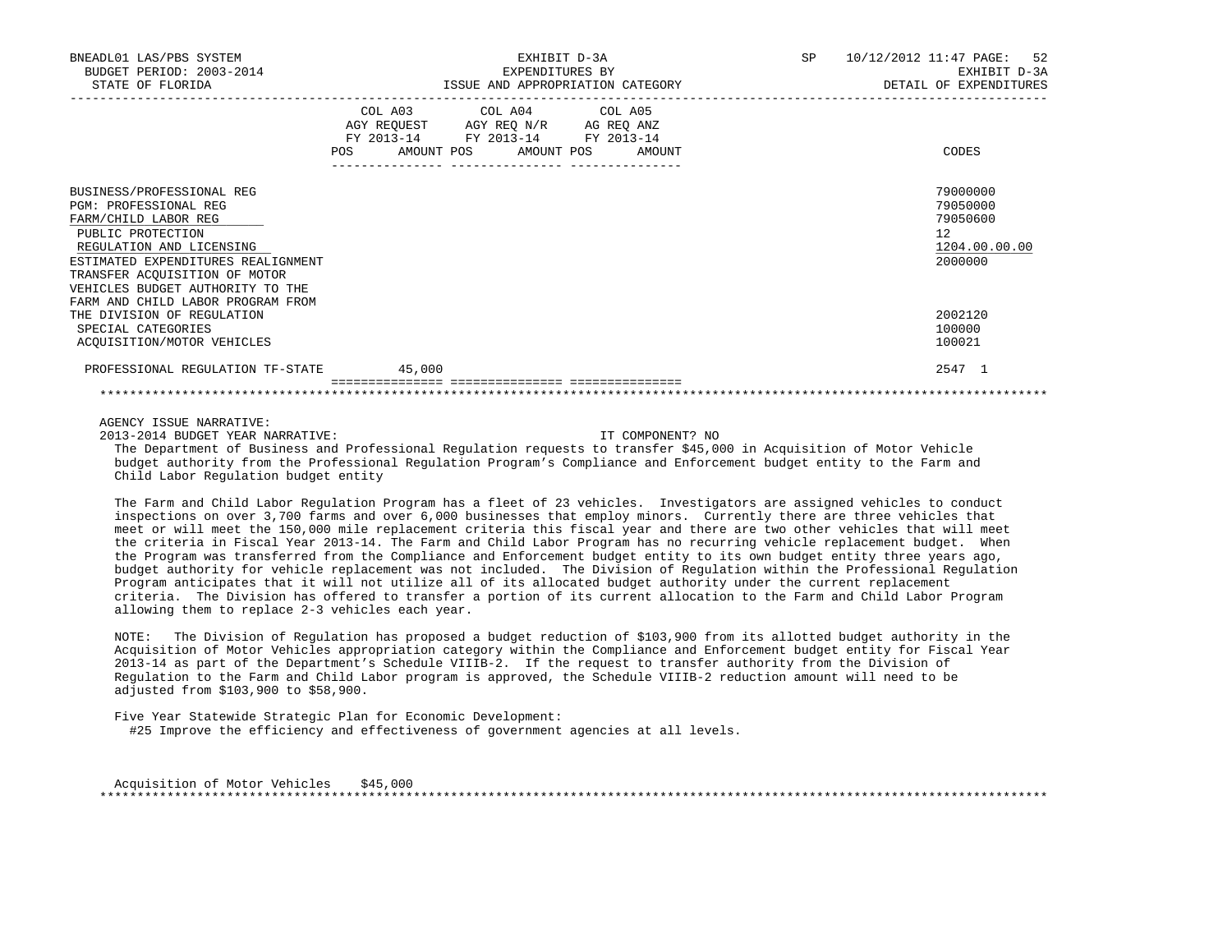| | COL A03 AGY REQUEST FY 2013-14 | | COL A04 AGY REQ N/R FY 2013-14 | | COL A05 AG REQ ANZ FY 2013-14 | | CODES |
|---|---|---|---|---|---|---|---|
| | POS | AMOUNT | POS | AMOUNT | POS | AMOUNT | |
| BUSINESS/PROFESSIONAL REG | | | | | | | 79000000 |
| PGM: PROFESSIONAL REG | | | | | | | 79050000 |
| FARM/CHILD LABOR REG | | | | | | | 79050600 |
| PUBLIC PROTECTION | | | | | | | 12 |
| REGULATION AND LICENSING | | | | | | | 1204.00.00.00 |
| ESTIMATED EXPENDITURES REALIGNMENT | | | | | | | 2000000 |
| TRANSFER ACQUISITION OF MOTOR VEHICLES BUDGET AUTHORITY TO THE FARM AND CHILD LABOR PROGRAM FROM THE DIVISION OF REGULATION | | | | | | | 2002120 |
| SPECIAL CATEGORIES | | | | | | | 100000 |
| ACQUISITION/MOTOR VEHICLES | | | | | | | 100021 |
| PROFESSIONAL REGULATION TF-STATE | | 45,000 | | | | | 2547 1 |

AGENCY ISSUE NARRATIVE:

2013-2014 BUDGET YEAR NARRATIVE: IT COMPONENT? NO

The Department of Business and Professional Regulation requests to transfer $45,000 in Acquisition of Motor Vehicle budget authority from the Professional Regulation Program's Compliance and Enforcement budget entity to the Farm and Child Labor Regulation budget entity

The Farm and Child Labor Regulation Program has a fleet of 23 vehicles. Investigators are assigned vehicles to conduct inspections on over 3,700 farms and over 6,000 businesses that employ minors. Currently there are three vehicles that meet or will meet the 150,000 mile replacement criteria this fiscal year and there are two other vehicles that will meet the criteria in Fiscal Year 2013-14. The Farm and Child Labor Program has no recurring vehicle replacement budget. When the Program was transferred from the Compliance and Enforcement budget entity to its own budget entity three years ago, budget authority for vehicle replacement was not included. The Division of Regulation within the Professional Regulation Program anticipates that it will not utilize all of its allocated budget authority under the current replacement criteria. The Division has offered to transfer a portion of its current allocation to the Farm and Child Labor Program allowing them to replace 2-3 vehicles each year.

NOTE: The Division of Regulation has proposed a budget reduction of $103,900 from its allotted budget authority in the Acquisition of Motor Vehicles appropriation category within the Compliance and Enforcement budget entity for Fiscal Year 2013-14 as part of the Department's Schedule VIIIB-2. If the request to transfer authority from the Division of Regulation to the Farm and Child Labor program is approved, the Schedule VIIIB-2 reduction amount will need to be adjusted from $103,900 to $58,900.

Five Year Statewide Strategic Plan for Economic Development:
#25 Improve the efficiency and effectiveness of government agencies at all levels.

Acquisition of Motor Vehicles $45,000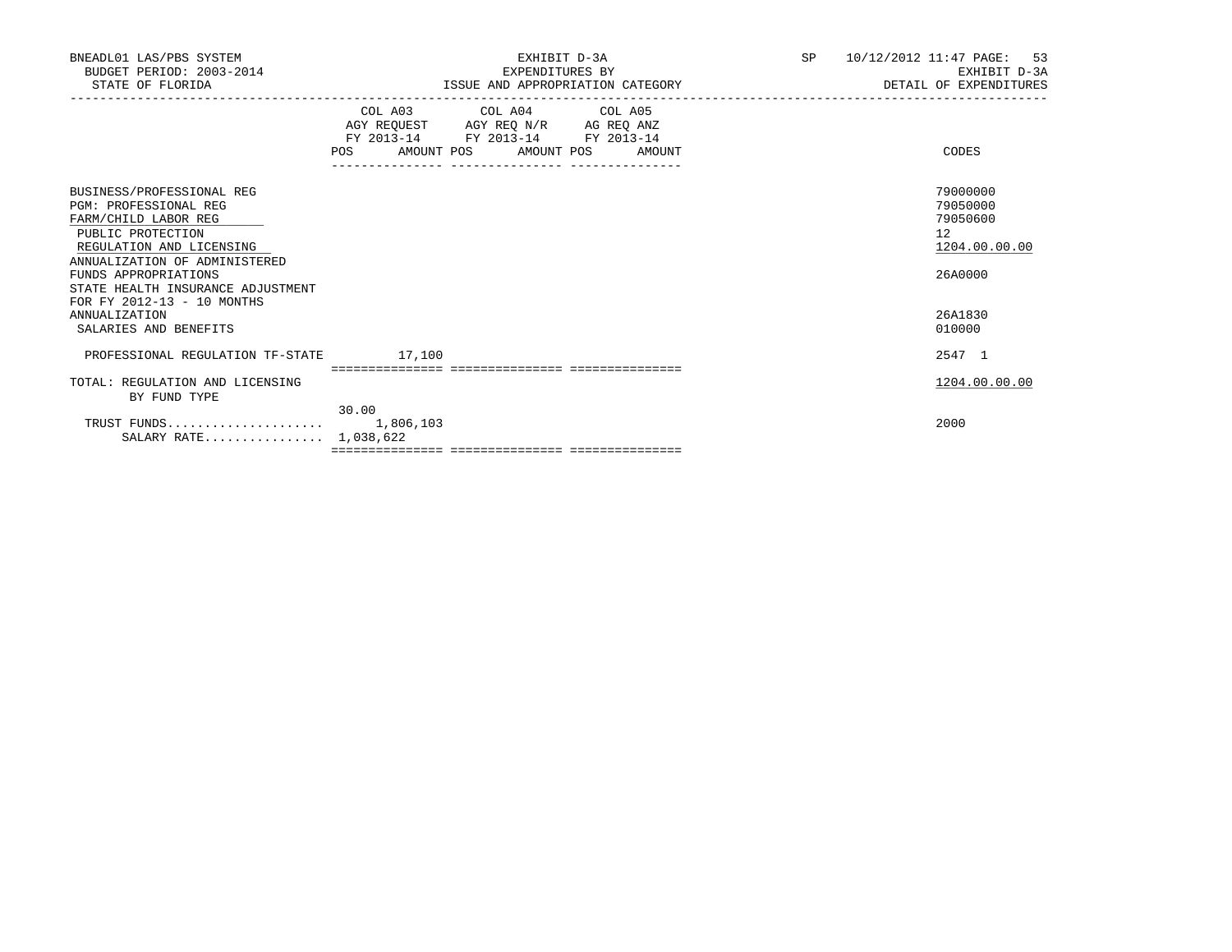BNEADL01 LAS/PBS SYSTEM
BUDGET PERIOD: 2003-2014
STATE OF FLORIDA

EXHIBIT D-3A
EXPENDITURES BY
ISSUE AND APPROPRIATION CATEGORY

SP 10/12/2012 11:47 PAGE: 53
EXHIBIT D-3A
DETAIL OF EXPENDITURES

| | COL A03 AGY REQUEST FY 2013-14 POS | AMOUNT | COL A04 AGY REQ N/R FY 2013-14 POS | AMOUNT | COL A05 AG REQ ANZ FY 2013-14 POS | AMOUNT | CODES |
|---|---|---|---|---|---|---|---|
| BUSINESS/PROFESSIONAL REG | | | | | | | 79000000 |
| PGM: PROFESSIONAL REG | | | | | | | 79050000 |
| FARM/CHILD LABOR REG | | | | | | | 79050600 |
| PUBLIC PROTECTION | | | | | | | 12 |
| REGULATION AND LICENSING | | | | | | | 1204.00.00.00 |
| ANNUALIZATION OF ADMINISTERED FUNDS APPROPRIATIONS | | | | | | | 26A0000 |
| STATE HEALTH INSURANCE ADJUSTMENT FOR FY 2012-13 - 10 MONTHS ANNUALIZATION | | | | | | | 26A1830 |
| SALARIES AND BENEFITS | | | | | | | 010000 |
| PROFESSIONAL REGULATION TF-STATE | | 17,100 | | | | | 2547 1 |
| TOTAL: REGULATION AND LICENSING | | | | | | | 1204.00.00.00 |
| BY FUND TYPE | 30.00 | | | | | | |
| TRUST FUNDS..................... | | 1,806,103 | | | | | 2000 |
| SALARY RATE................ | | 1,038,622 | | | | | |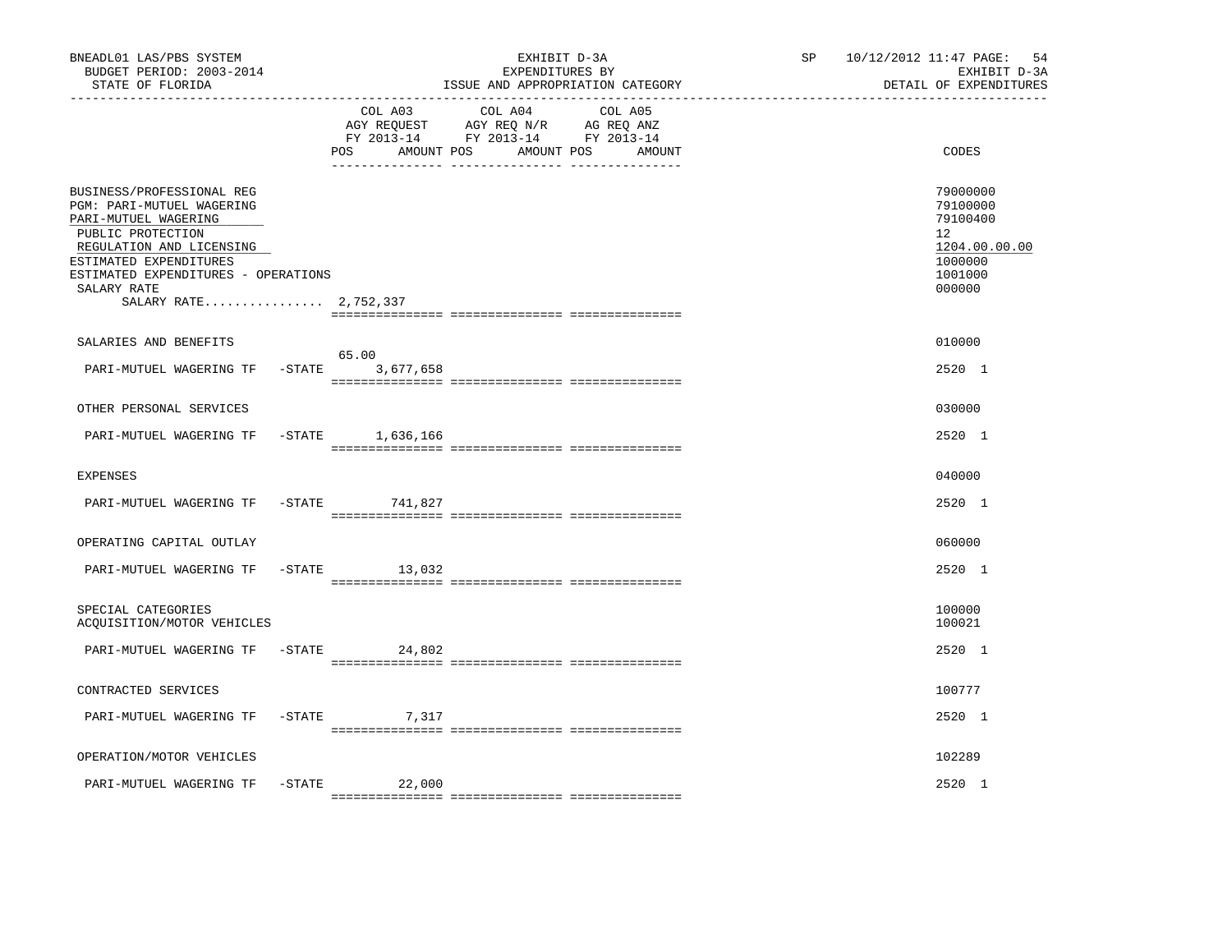BNEADL01 LAS/PBS SYSTEM
BUDGET PERIOD: 2003-2014
STATE OF FLORIDA

EXHIBIT D-3A
EXPENDITURES BY
ISSUE AND APPROPRIATION CATEGORY

SP 10/12/2012 11:47
EXHIBIT D-3A
DETAIL OF EXPENDITURES

| | COL A03 AGY REQUEST FY 2013-14 POS | AMOUNT | COL A04 AGY REQ N/R FY 2013-14 POS | AMOUNT | COL A05 AG REQ ANZ FY 2013-14 POS | AMOUNT | CODES |
|---|---|---|---|---|---|---|---|
| BUSINESS/PROFESSIONAL REG | | | | | | | 79000000 |
| PGM: PARI-MUTUEL WAGERING | | | | | | | 79100000 |
| PARI-MUTUEL WAGERING | | | | | | | 79100400 |
| PUBLIC PROTECTION | | | | | | | 12 |
| REGULATION AND LICENSING | | | | | | | 1204.00.00.00 |
| ESTIMATED EXPENDITURES | | | | | | | 1000000 |
| ESTIMATED EXPENDITURES - OPERATIONS | | | | | | | 1001000 |
| SALARY RATE | | | | | | | 000000 |
| SALARY RATE................ 2,752,337 | | | | | | | |
| SALARIES AND BENEFITS | | | | | | | 010000 |
| PARI-MUTUEL WAGERING TF -STATE | 65.00 | 3,677,658 | | | | | 2520 1 |
| OTHER PERSONAL SERVICES | | | | | | | 030000 |
| PARI-MUTUEL WAGERING TF -STATE | | 1,636,166 | | | | | 2520 1 |
| EXPENSES | | | | | | | 040000 |
| PARI-MUTUEL WAGERING TF -STATE | | 741,827 | | | | | 2520 1 |
| OPERATING CAPITAL OUTLAY | | | | | | | 060000 |
| PARI-MUTUEL WAGERING TF -STATE | | 13,032 | | | | | 2520 1 |
| SPECIAL CATEGORIES | | | | | | | 100000 |
| ACQUISITION/MOTOR VEHICLES | | | | | | | 100021 |
| PARI-MUTUEL WAGERING TF -STATE | | 24,802 | | | | | 2520 1 |
| CONTRACTED SERVICES | | | | | | | 100777 |
| PARI-MUTUEL WAGERING TF -STATE | | 7,317 | | | | | 2520 1 |
| OPERATION/MOTOR VEHICLES | | | | | | | 102289 |
| PARI-MUTUEL WAGERING TF -STATE | | 22,000 | | | | | 2520 1 |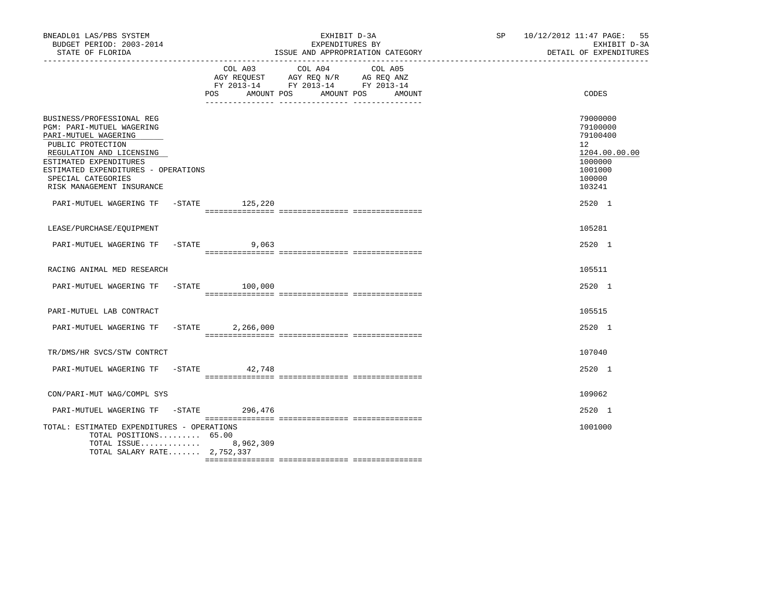BNEADL01 LAS/PBS SYSTEM | EXHIBIT D-3A | SP 10/12/2012 11:47
BUDGET PERIOD: 2003-2014 | EXPENDITURES BY | EXHIBIT D-3A
STATE OF FLORIDA | ISSUE AND APPROPRIATION CATEGORY | DETAIL OF EXPENDITURES

| | COL A03 AGY REQUEST FY 2013-14 POS AMOUNT | COL A04 AGY REQ N/R FY 2013-14 POS AMOUNT | COL A05 AG REQ ANZ FY 2013-14 POS AMOUNT | CODES |
|---|---|---|---|---|
| BUSINESS/PROFESSIONAL REG | | | | 79000000 |
| PGM: PARI-MUTUEL WAGERING | | | | 79100000 |
| PARI-MUTUEL WAGERING | | | | 79100400 |
| PUBLIC PROTECTION | | | | 12 |
| REGULATION AND LICENSING | | | | 1204.00.00.00 |
| ESTIMATED EXPENDITURES | | | | 1000000 |
| ESTIMATED EXPENDITURES - OPERATIONS | | | | 1001000 |
| SPECIAL CATEGORIES | | | | 100000 |
| RISK MANAGEMENT INSURANCE | | | | 103241 |
| PARI-MUTUEL WAGERING TF -STATE | 125,220 | | | 2520 1 |
| LEASE/PURCHASE/EQUIPMENT | | | | 105281 |
| PARI-MUTUEL WAGERING TF -STATE | 9,063 | | | 2520 1 |
| RACING ANIMAL MED RESEARCH | | | | 105511 |
| PARI-MUTUEL WAGERING TF -STATE | 100,000 | | | 2520 1 |
| PARI-MUTUEL LAB CONTRACT | | | | 105515 |
| PARI-MUTUEL WAGERING TF -STATE | 2,266,000 | | | 2520 1 |
| TR/DMS/HR SVCS/STW CONTRCT | | | | 107040 |
| PARI-MUTUEL WAGERING TF -STATE | 42,748 | | | 2520 1 |
| CON/PARI-MUT WAG/COMPL SYS | | | | 109062 |
| PARI-MUTUEL WAGERING TF -STATE | 296,476 | | | 2520 1 |
| TOTAL: ESTIMATED EXPENDITURES - OPERATIONS | | | | 1001000 |
| TOTAL POSITIONS......... | 65.00 | | | |
| TOTAL ISSUE............. | 8,962,309 | | | |
| TOTAL SALARY RATE....... | 2,752,337 | | | |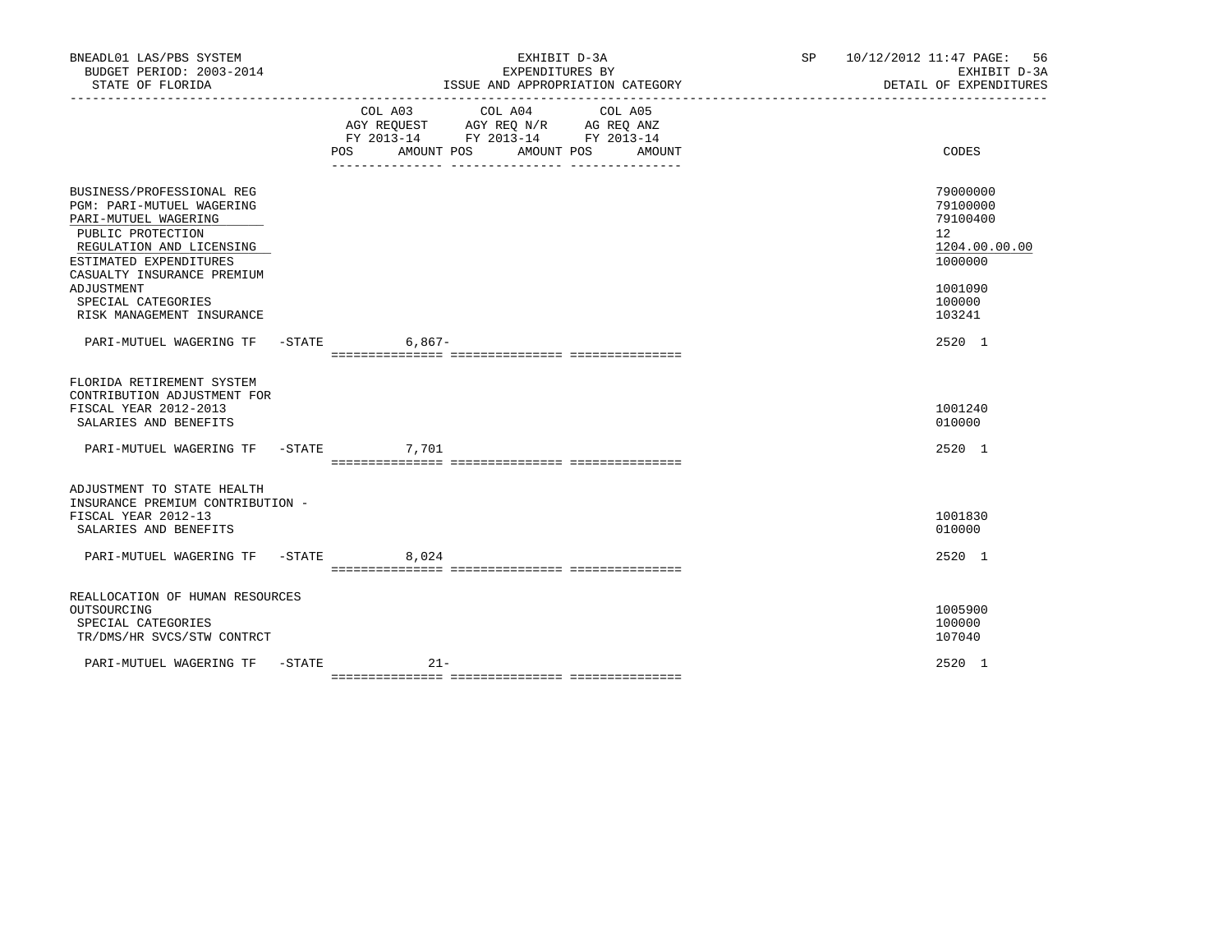BNEADL01 LAS/PBS SYSTEM
BUDGET PERIOD: 2003-2014
STATE OF FLORIDA

EXHIBIT D-3A
EXPENDITURES BY
ISSUE AND APPROPRIATION CATEGORY

SP 10/12/2012 11:47

EXHIBIT D-3A
DETAIL OF EXPENDITURES

| | COL A03 AGY REQUEST FY 2013-14 POS AMOUNT | COL A04 AGY REQ N/R FY 2013-14 POS AMOUNT | COL A05 AG REQ ANZ FY 2013-14 POS AMOUNT | CODES |
|---|---|---|---|---|
| BUSINESS/PROFESSIONAL REG | | | | 79000000 |
| PGM: PARI-MUTUEL WAGERING | | | | 79100000 |
| PARI-MUTUEL WAGERING | | | | 79100400 |
| PUBLIC PROTECTION | | | | 12 |
| REGULATION AND LICENSING | | | | 1204.00.00.00 |
| ESTIMATED EXPENDITURES | | | | 1000000 |
| CASUALTY INSURANCE PREMIUM ADJUSTMENT | | | | 1001090 |
| SPECIAL CATEGORIES | | | | 100000 |
| RISK MANAGEMENT INSURANCE | | | | 103241 |
| PARI-MUTUEL WAGERING TF -STATE | 6,867- | | | 2520 1 |
| FLORIDA RETIREMENT SYSTEM CONTRIBUTION ADJUSTMENT FOR FISCAL YEAR 2012-2013 | | | | 1001240 |
| SALARIES AND BENEFITS | | | | 010000 |
| PARI-MUTUEL WAGERING TF -STATE | 7,701 | | | 2520 1 |
| ADJUSTMENT TO STATE HEALTH INSURANCE PREMIUM CONTRIBUTION - FISCAL YEAR 2012-13 | | | | 1001830 |
| SALARIES AND BENEFITS | | | | 010000 |
| PARI-MUTUEL WAGERING TF -STATE | 8,024 | | | 2520 1 |
| REALLOCATION OF HUMAN RESOURCES OUTSOURCING | | | | 1005900 |
| SPECIAL CATEGORIES | | | | 100000 |
| TR/DMS/HR SVCS/STW CONTRCT | | | | 107040 |
| PARI-MUTUEL WAGERING TF -STATE | 21- | | | 2520 1 |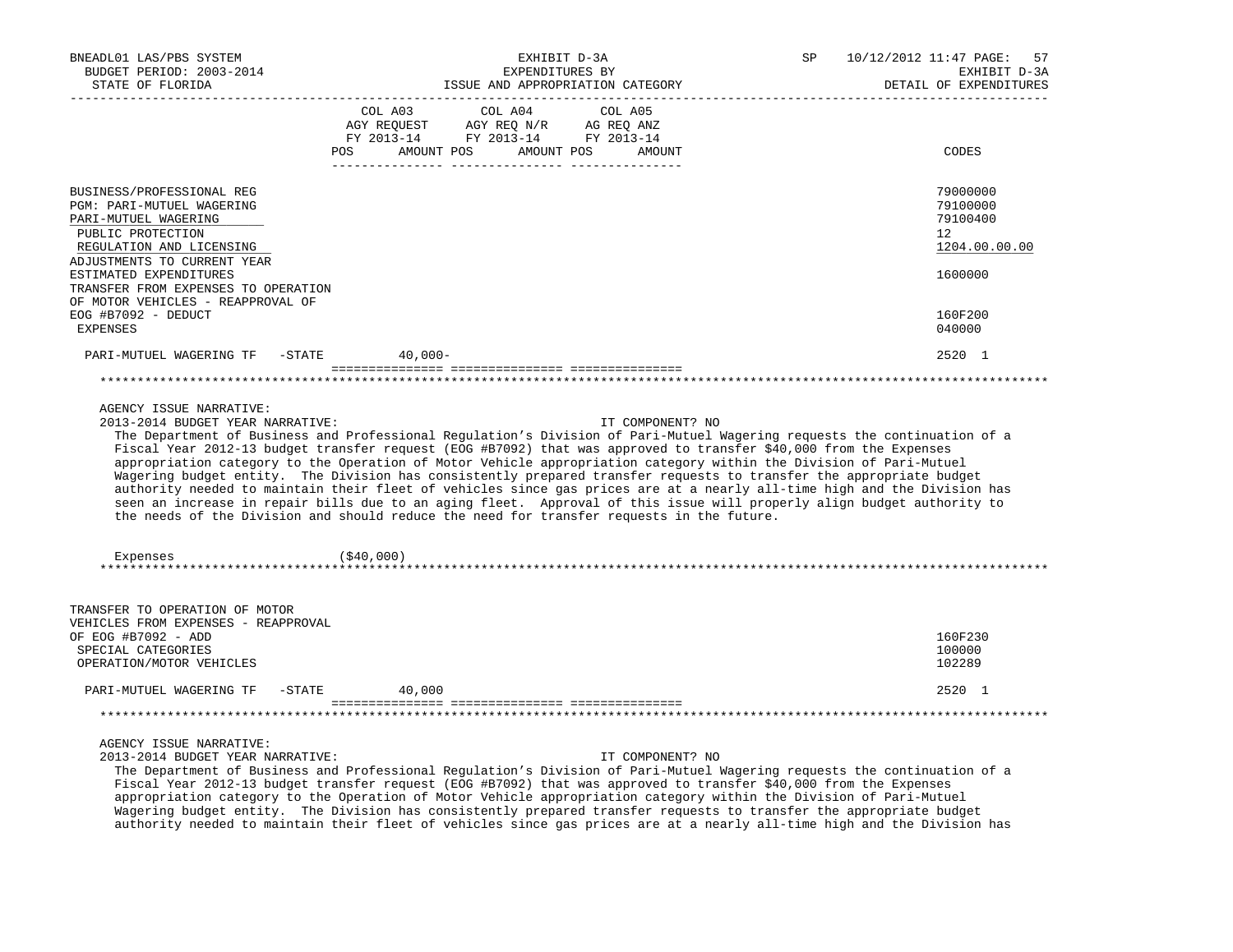BNEADL01 LAS/PBS SYSTEM — EXHIBIT D-3A — SP 10/12/2012 11:47
BUDGET PERIOD: 2003-2014 — EXPENDITURES BY — EXHIBIT D-3A
STATE OF FLORIDA — ISSUE AND APPROPRIATION CATEGORY — DETAIL OF EXPENDITURES

| | COL A03 AGY REQUEST FY 2013-14 POS AMOUNT | COL A04 AGY REQ N/R FY 2013-14 POS AMOUNT | COL A05 AG REQ ANZ FY 2013-14 POS AMOUNT | CODES |
|---|---|---|---|---|
| BUSINESS/PROFESSIONAL REG | | | | 79000000 |
| PGM: PARI-MUTUEL WAGERING | | | | 79100000 |
| PARI-MUTUEL WAGERING | | | | 79100400 |
| PUBLIC PROTECTION | | | | 12 |
| REGULATION AND LICENSING | | | | 1204.00.00.00 |
| ADJUSTMENTS TO CURRENT YEAR ESTIMATED EXPENDITURES | | | | 1600000 |
| TRANSFER FROM EXPENSES TO OPERATION OF MOTOR VEHICLES - REAPPROVAL OF EOG #B7092 - DEDUCT | | | | 160F200 |
| EXPENSES | | | | 040000 |
| PARI-MUTUEL WAGERING TF -STATE | 40,000- | | | 2520 1 |

AGENCY ISSUE NARRATIVE:
2013-2014 BUDGET YEAR NARRATIVE: IT COMPONENT? NO

The Department of Business and Professional Regulation's Division of Pari-Mutuel Wagering requests the continuation of a Fiscal Year 2012-13 budget transfer request (EOG #B7092) that was approved to transfer $40,000 from the Expenses appropriation category to the Operation of Motor Vehicle appropriation category within the Division of Pari-Mutuel Wagering budget entity. The Division has consistently prepared transfer requests to transfer the appropriate budget authority needed to maintain their fleet of vehicles since gas prices are at a nearly all-time high and the Division has seen an increase in repair bills due to an aging fleet. Approval of this issue will properly align budget authority to the needs of the Division and should reduce the need for transfer requests in the future.

Expenses ($40,000)

| | COL A03 | COL A04 | COL A05 | CODES |
|---|---|---|---|---|
| TRANSFER TO OPERATION OF MOTOR VEHICLES FROM EXPENSES - REAPPROVAL OF EOG #B7092 - ADD | | | | 160F230 |
| SPECIAL CATEGORIES | | | | 100000 |
| OPERATION/MOTOR VEHICLES | | | | 102289 |
| PARI-MUTUEL WAGERING TF -STATE | 40,000 | | | 2520 1 |

AGENCY ISSUE NARRATIVE:
2013-2014 BUDGET YEAR NARRATIVE: IT COMPONENT? NO

The Department of Business and Professional Regulation's Division of Pari-Mutuel Wagering requests the continuation of a Fiscal Year 2012-13 budget transfer request (EOG #B7092) that was approved to transfer $40,000 from the Expenses appropriation category to the Operation of Motor Vehicle appropriation category within the Division of Pari-Mutuel Wagering budget entity. The Division has consistently prepared transfer requests to transfer the appropriate budget authority needed to maintain their fleet of vehicles since gas prices are at a nearly all-time high and the Division has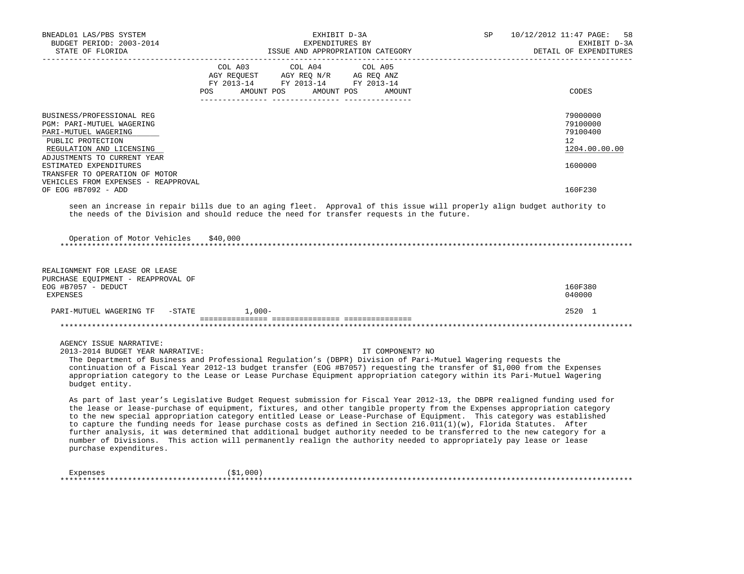BNEADL01 LAS/PBS SYSTEM — EXHIBIT D-3A — EXPENDITURES BY ISSUE AND APPROPRIATION CATEGORY — SP 10/12/2012 11:47
BUDGET PERIOD: 2003-2014 — EXHIBIT D-3A
STATE OF FLORIDA — DETAIL OF EXPENDITURES

| | COL A03 AGY REQUEST FY 2013-14 POS AMOUNT | COL A04 AGY REQ N/R FY 2013-14 POS AMOUNT | COL A05 AG REQ ANZ FY 2013-14 POS AMOUNT | CODES |
|---|---|---|---|---|
| BUSINESS/PROFESSIONAL REG | | | | 79000000 |
| PGM: PARI-MUTUEL WAGERING | | | | 79100000 |
| PARI-MUTUEL WAGERING | | | | 79100400 |
| PUBLIC PROTECTION | | | | 12 |
| REGULATION AND LICENSING | | | | 1204.00.00.00 |
| ADJUSTMENTS TO CURRENT YEAR ESTIMATED EXPENDITURES | | | | 1600000 |
| TRANSFER TO OPERATION OF MOTOR VEHICLES FROM EXPENSES - REAPPROVAL OF EOG #B7092 - ADD | | | | 160F230 |

seen an increase in repair bills due to an aging fleet. Approval of this issue will properly align budget authority to the needs of the Division and should reduce the need for transfer requests in the future.

Operation of Motor Vehicles $40,000

---

| | COL A03 | COL A04 | COL A05 | CODES |
|---|---|---|---|---|
| REALIGNMENT FOR LEASE OR LEASE PURCHASE EQUIPMENT - REAPPROVAL OF EOG #B7057 - DEDUCT | | | | 160F380 |
| EXPENSES | | | | 040000 |
| PARI-MUTUEL WAGERING TF -STATE | 1,000- | | | 2520 1 |

---

AGENCY ISSUE NARRATIVE:
2013-2014 BUDGET YEAR NARRATIVE: IT COMPONENT? NO

The Department of Business and Professional Regulation's (DBPR) Division of Pari-Mutuel Wagering requests the continuation of a Fiscal Year 2012-13 budget transfer (EOG #B7057) requesting the transfer of $1,000 from the Expenses appropriation category to the Lease or Lease Purchase Equipment appropriation category within its Pari-Mutuel Wagering budget entity.

As part of last year's Legislative Budget Request submission for Fiscal Year 2012-13, the DBPR realigned funding used for the lease or lease-purchase of equipment, fixtures, and other tangible property from the Expenses appropriation category to the new special appropriation category entitled Lease or Lease-Purchase of Equipment. This category was established to capture the funding needs for lease purchase costs as defined in Section 216.011(1)(w), Florida Statutes. After further analysis, it was determined that additional budget authority needed to be transferred to the new category for a number of Divisions. This action will permanently realign the authority needed to appropriately pay lease or lease purchase expenditures.

Expenses ($1,000)

---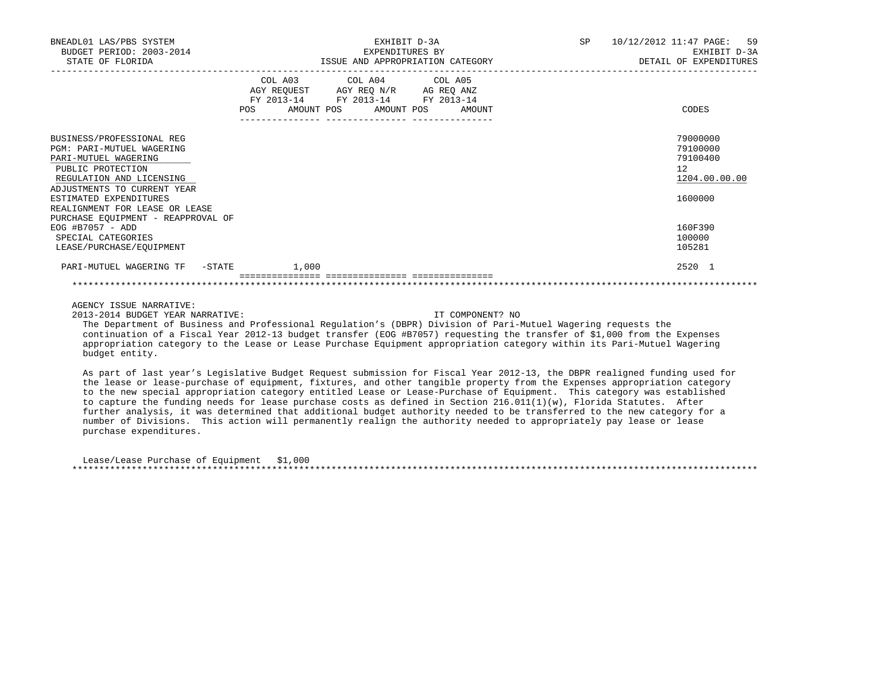BNEADL01 LAS/PBS SYSTEM
BUDGET PERIOD: 2003-2014
STATE OF FLORIDA

EXHIBIT D-3A
EXPENDITURES BY
ISSUE AND APPROPRIATION CATEGORY

SP 10/12/2012 11:47

EXHIBIT D-3A
DETAIL OF EXPENDITURES

| | COL A03 AGY REQUEST FY 2013-14 POS | AMOUNT | COL A04 AGY REQ N/R FY 2013-14 POS | AMOUNT | COL A05 AG REQ ANZ FY 2013-14 POS | AMOUNT | CODES |
|---|---|---|---|---|---|---|---|
| BUSINESS/PROFESSIONAL REG | | | | | | | 79000000 |
| PGM: PARI-MUTUEL WAGERING | | | | | | | 79100000 |
| PARI-MUTUEL WAGERING | | | | | | | 79100400 |
| PUBLIC PROTECTION | | | | | | | 12 |
| REGULATION AND LICENSING | | | | | | | 1204.00.00.00 |
| ADJUSTMENTS TO CURRENT YEAR ESTIMATED EXPENDITURES | | | | | | | 1600000 |
| REALIGNMENT FOR LEASE OR LEASE PURCHASE EQUIPMENT - REAPPROVAL OF EOG #B7057 - ADD | | | | | | | 160F390 |
| SPECIAL CATEGORIES | | | | | | | 100000 |
| LEASE/PURCHASE/EQUIPMENT | | | | | | | 105281 |
| PARI-MUTUEL WAGERING TF -STATE | | 1,000 | | | | | 2520 1 |

AGENCY ISSUE NARRATIVE:

2013-2014 BUDGET YEAR NARRATIVE: IT COMPONENT? NO

The Department of Business and Professional Regulation’s (DBPR) Division of Pari-Mutuel Wagering requests the continuation of a Fiscal Year 2012-13 budget transfer (EOG #B7057) requesting the transfer of $1,000 from the Expenses appropriation category to the Lease or Lease Purchase Equipment appropriation category within its Pari-Mutuel Wagering budget entity.

As part of last year’s Legislative Budget Request submission for Fiscal Year 2012-13, the DBPR realigned funding used for the lease or lease-purchase of equipment, fixtures, and other tangible property from the Expenses appropriation category to the new special appropriation category entitled Lease or Lease-Purchase of Equipment. This category was established to capture the funding needs for lease purchase costs as defined in Section 216.011(1)(w), Florida Statutes. After further analysis, it was determined that additional budget authority needed to be transferred to the new category for a number of Divisions. This action will permanently realign the authority needed to appropriately pay lease or lease purchase expenditures.

Lease/Lease Purchase of Equipment $1,000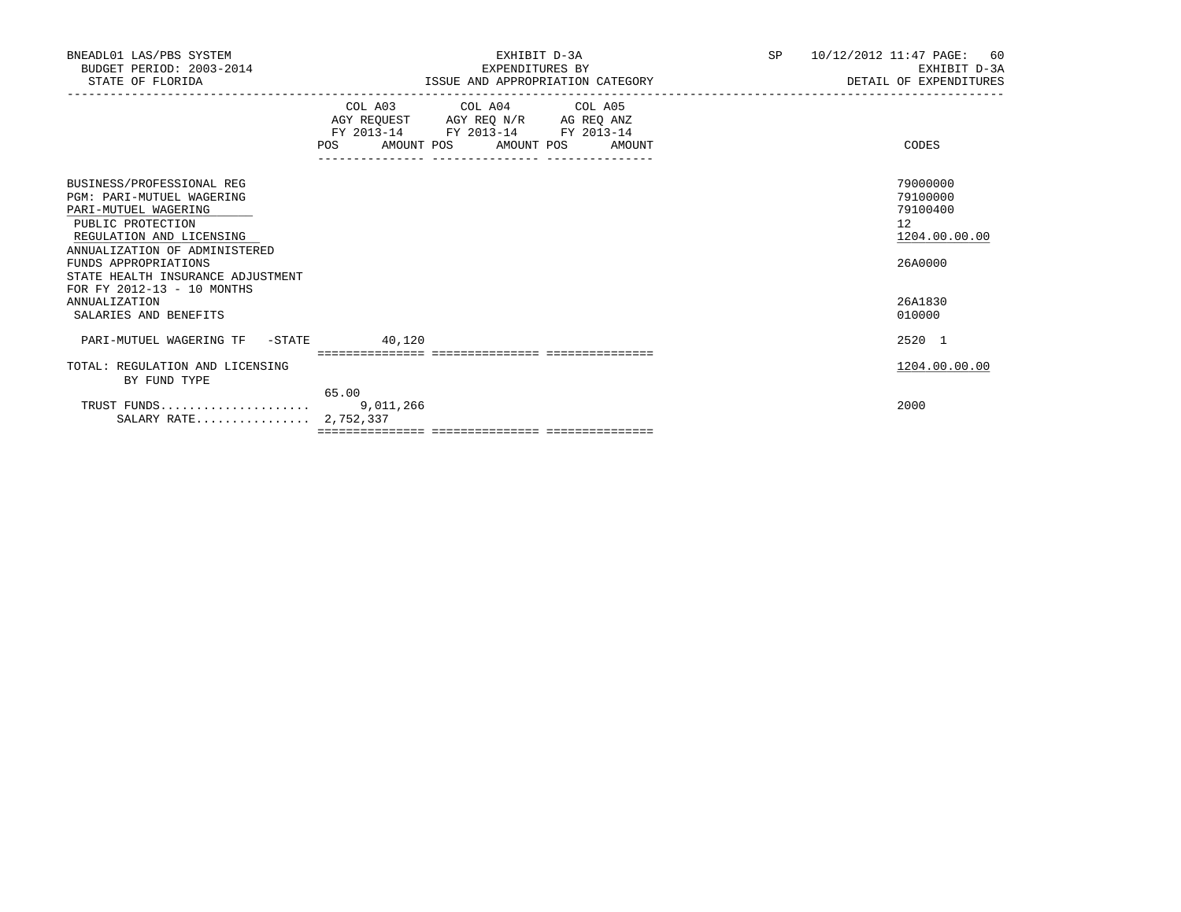BNEADL01 LAS/PBS SYSTEM
BUDGET PERIOD: 2003-2014
STATE OF FLORIDA

EXHIBIT D-3A
EXPENDITURES BY
ISSUE AND APPROPRIATION CATEGORY

SP 10/12/2012 11:47
EXHIBIT D-3A
DETAIL OF EXPENDITURES

| | COL A03 AGY REQUEST FY 2013-14 POS | AMOUNT | COL A04 AGY REQ N/R FY 2013-14 POS | AMOUNT | COL A05 AG REQ ANZ FY 2013-14 POS | AMOUNT | CODES |
|---|---|---|---|---|---|---|---|
| BUSINESS/PROFESSIONAL REG | | | | | | | 79000000 |
| PGM: PARI-MUTUEL WAGERING | | | | | | | 79100000 |
| PARI-MUTUEL WAGERING | | | | | | | 79100400 |
| PUBLIC PROTECTION | | | | | | | 12 |
| REGULATION AND LICENSING | | | | | | | 1204.00.00.00 |
| ANNUALIZATION OF ADMINISTERED FUNDS APPROPRIATIONS | | | | | | | 26A0000 |
| STATE HEALTH INSURANCE ADJUSTMENT FOR FY 2012-13 - 10 MONTHS ANNUALIZATION | | | | | | | 26A1830 |
| SALARIES AND BENEFITS | | | | | | | 010000 |
| PARI-MUTUEL WAGERING TF -STATE | | 40,120 | | | | | 2520 1 |
| TOTAL: REGULATION AND LICENSING | | | | | | | 1204.00.00.00 |
| BY FUND TYPE | | | | | | | |
| | 65.00 | | | | | | |
| TRUST FUNDS..................... | | 9,011,266 | | | | | 2000 |
| SALARY RATE................ | | 2,752,337 | | | | | |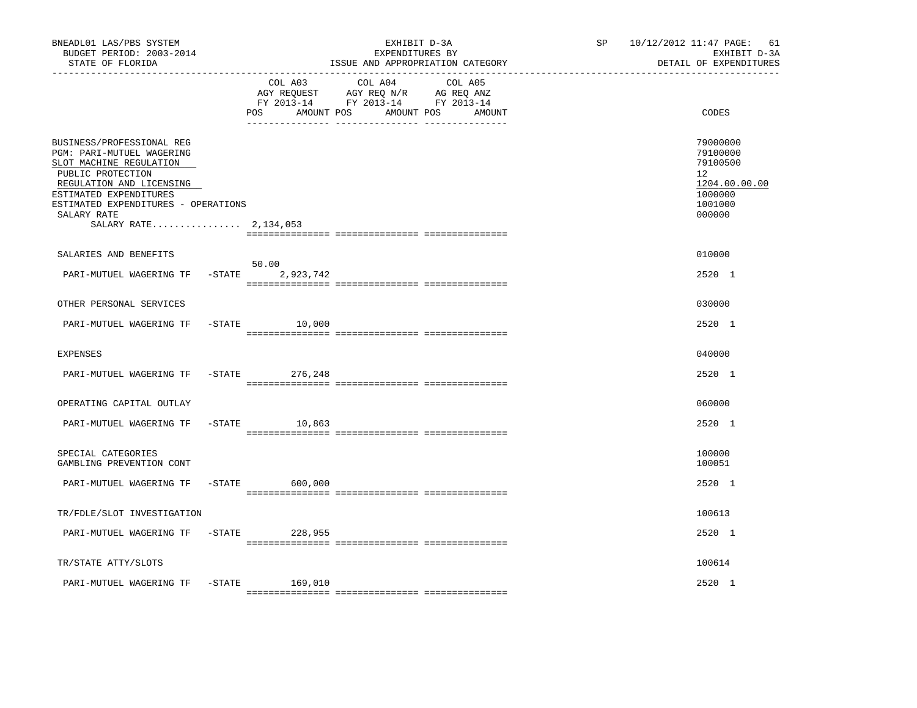BNEADL01 LAS/PBS SYSTEM | EXHIBIT D-3A | SP 10/12/2012 11:47

BUDGET PERIOD: 2003-2014 | EXPENDITURES BY | EXHIBIT D-3A

STATE OF FLORIDA | ISSUE AND APPROPRIATION CATEGORY | DETAIL OF EXPENDITURES

| | COL A03 AGY REQUEST FY 2013-14 POS AMOUNT | COL A04 AGY REQ N/R FY 2013-14 POS AMOUNT | COL A05 AG REQ ANZ FY 2013-14 POS AMOUNT | CODES |
|---|---|---|---|---|
| BUSINESS/PROFESSIONAL REG | | | | 79000000 |
| PGM: PARI-MUTUEL WAGERING | | | | 79100000 |
| SLOT MACHINE REGULATION | | | | 79100500 |
| PUBLIC PROTECTION | | | | 12 |
| REGULATION AND LICENSING | | | | 1204.00.00.00 |
| ESTIMATED EXPENDITURES | | | | 1000000 |
| ESTIMATED EXPENDITURES - OPERATIONS | | | | 1001000 |
| SALARY RATE | | | | 000000 |
| SALARY RATE................ 2,134,053 | | | | |
| SALARIES AND BENEFITS | | | | 010000 |
| PARI-MUTUEL WAGERING TF -STATE | 50.00 2,923,742 | | | 2520 1 |
| OTHER PERSONAL SERVICES | | | | 030000 |
| PARI-MUTUEL WAGERING TF -STATE | 10,000 | | | 2520 1 |
| EXPENSES | | | | 040000 |
| PARI-MUTUEL WAGERING TF -STATE | 276,248 | | | 2520 1 |
| OPERATING CAPITAL OUTLAY | | | | 060000 |
| PARI-MUTUEL WAGERING TF -STATE | 10,863 | | | 2520 1 |
| SPECIAL CATEGORIES | | | | 100000 |
| GAMBLING PREVENTION CONT | | | | 100051 |
| PARI-MUTUEL WAGERING TF -STATE | 600,000 | | | 2520 1 |
| TR/FDLE/SLOT INVESTIGATION | | | | 100613 |
| PARI-MUTUEL WAGERING TF -STATE | 228,955 | | | 2520 1 |
| TR/STATE ATTY/SLOTS | | | | 100614 |
| PARI-MUTUEL WAGERING TF -STATE | 169,010 | | | 2520 1 |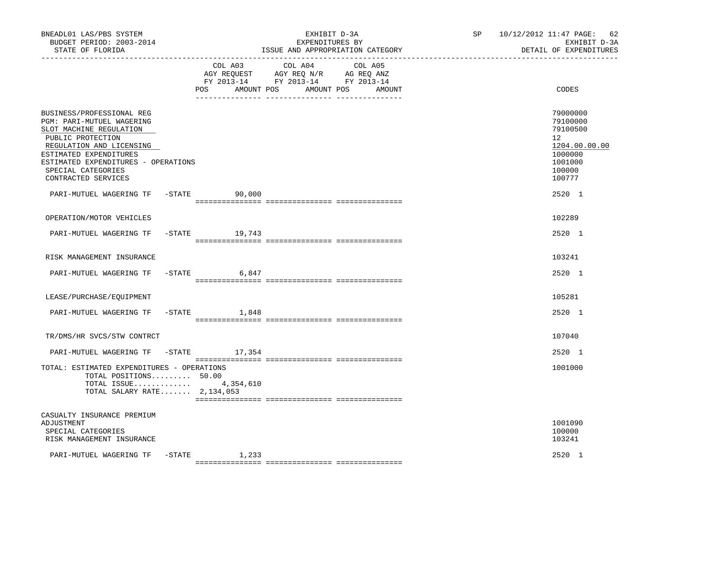BNEADL01 LAS/PBS SYSTEM | EXHIBIT D-3A | SP 10/12/2012 11:47 PAGE: 62
BUDGET PERIOD: 2003-2014 | EXPENDITURES BY | EXHIBIT D-3A
STATE OF FLORIDA | ISSUE AND APPROPRIATION CATEGORY | DETAIL OF EXPENDITURES

| | COL A03 AGY REQUEST FY 2013-14 POS AMOUNT | COL A04 AGY REQ N/R FY 2013-14 POS AMOUNT | COL A05 AG REQ ANZ FY 2013-14 POS AMOUNT | CODES |
|---|---|---|---|---|
| BUSINESS/PROFESSIONAL REG | | | | 79000000 |
| PGM: PARI-MUTUEL WAGERING | | | | 79100000 |
| SLOT MACHINE REGULATION | | | | 79100500 |
| PUBLIC PROTECTION | | | | 12 |
| REGULATION AND LICENSING | | | | 1204.00.00.00 |
| ESTIMATED EXPENDITURES | | | | 1000000 |
| ESTIMATED EXPENDITURES - OPERATIONS | | | | 1001000 |
| SPECIAL CATEGORIES | | | | 100000 |
| CONTRACTED SERVICES | | | | 100777 |
| PARI-MUTUEL WAGERING TF -STATE | 90,000 | | | 2520 1 |
| OPERATION/MOTOR VEHICLES | | | | 102289 |
| PARI-MUTUEL WAGERING TF -STATE | 19,743 | | | 2520 1 |
| RISK MANAGEMENT INSURANCE | | | | 103241 |
| PARI-MUTUEL WAGERING TF -STATE | 6,847 | | | 2520 1 |
| LEASE/PURCHASE/EQUIPMENT | | | | 105281 |
| PARI-MUTUEL WAGERING TF -STATE | 1,848 | | | 2520 1 |
| TR/DMS/HR SVCS/STW CONTRCT | | | | 107040 |
| PARI-MUTUEL WAGERING TF -STATE | 17,354 | | | 2520 1 |
| TOTAL: ESTIMATED EXPENDITURES - OPERATIONS | | | | 1001000 |
| TOTAL POSITIONS......... | 50.00 | | | |
| TOTAL ISSUE............. | 4,354,610 | | | |
| TOTAL SALARY RATE....... | 2,134,053 | | | |
| CASUALTY INSURANCE PREMIUM ADJUSTMENT | | | | 1001090 |
| SPECIAL CATEGORIES | | | | 100000 |
| RISK MANAGEMENT INSURANCE | | | | 103241 |
| PARI-MUTUEL WAGERING TF -STATE | 1,233 | | | 2520 1 |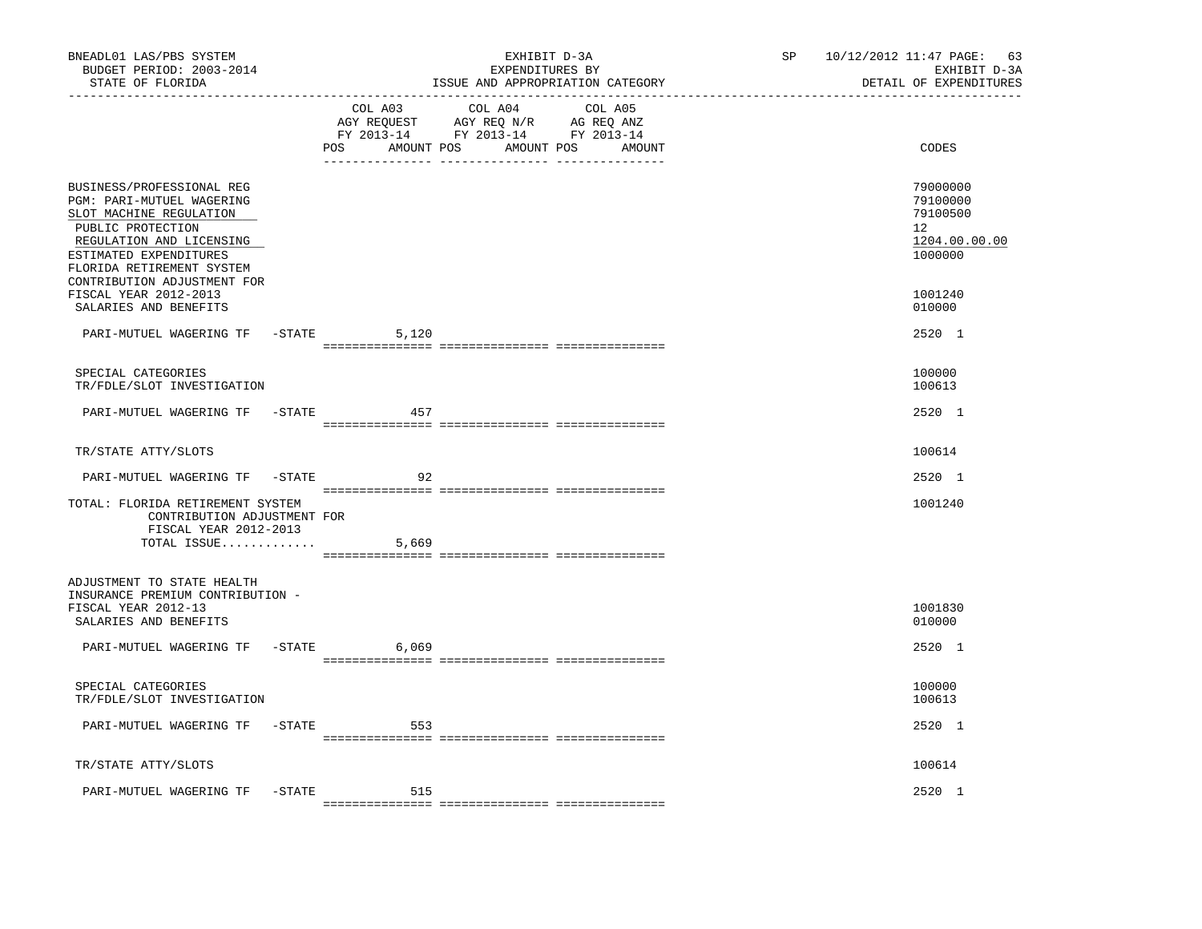BNEADL01 LAS/PBS SYSTEM — EXHIBIT D-3A — SP 10/12/2012 11:47
BUDGET PERIOD: 2003-2014 — EXPENDITURES BY — EXHIBIT D-3A
STATE OF FLORIDA — ISSUE AND APPROPRIATION CATEGORY — DETAIL OF EXPENDITURES

| | COL A03 AGY REQUEST FY 2013-14 POS AMOUNT | COL A04 AGY REQ N/R FY 2013-14 POS AMOUNT | COL A05 AG REQ ANZ FY 2013-14 POS AMOUNT | CODES |
|---|---|---|---|---|
| BUSINESS/PROFESSIONAL REG | | | | 79000000 |
| PGM: PARI-MUTUEL WAGERING | | | | 79100000 |
| SLOT MACHINE REGULATION | | | | 79100500 |
| PUBLIC PROTECTION | | | | 12 |
| REGULATION AND LICENSING | | | | 1204.00.00.00 |
| ESTIMATED EXPENDITURES | | | | 1000000 |
| FLORIDA RETIREMENT SYSTEM CONTRIBUTION ADJUSTMENT FOR FISCAL YEAR 2012-2013 | | | | 1001240 |
| SALARIES AND BENEFITS | | | | 010000 |
| PARI-MUTUEL WAGERING TF -STATE | 5,120 | | | 2520 1 |
| SPECIAL CATEGORIES | | | | 100000 |
| TR/FDLE/SLOT INVESTIGATION | | | | 100613 |
| PARI-MUTUEL WAGERING TF -STATE | 457 | | | 2520 1 |
| TR/STATE ATTY/SLOTS | | | | 100614 |
| PARI-MUTUEL WAGERING TF -STATE | 92 | | | 2520 1 |
| TOTAL: FLORIDA RETIREMENT SYSTEM CONTRIBUTION ADJUSTMENT FOR FISCAL YEAR 2012-2013 | | | | 1001240 |
| TOTAL ISSUE............. | 5,669 | | | |
| ADJUSTMENT TO STATE HEALTH INSURANCE PREMIUM CONTRIBUTION - FISCAL YEAR 2012-13 | | | | 1001830 |
| SALARIES AND BENEFITS | | | | 010000 |
| PARI-MUTUEL WAGERING TF -STATE | 6,069 | | | 2520 1 |
| SPECIAL CATEGORIES | | | | 100000 |
| TR/FDLE/SLOT INVESTIGATION | | | | 100613 |
| PARI-MUTUEL WAGERING TF -STATE | 553 | | | 2520 1 |
| TR/STATE ATTY/SLOTS | | | | 100614 |
| PARI-MUTUEL WAGERING TF -STATE | 515 | | | 2520 1 |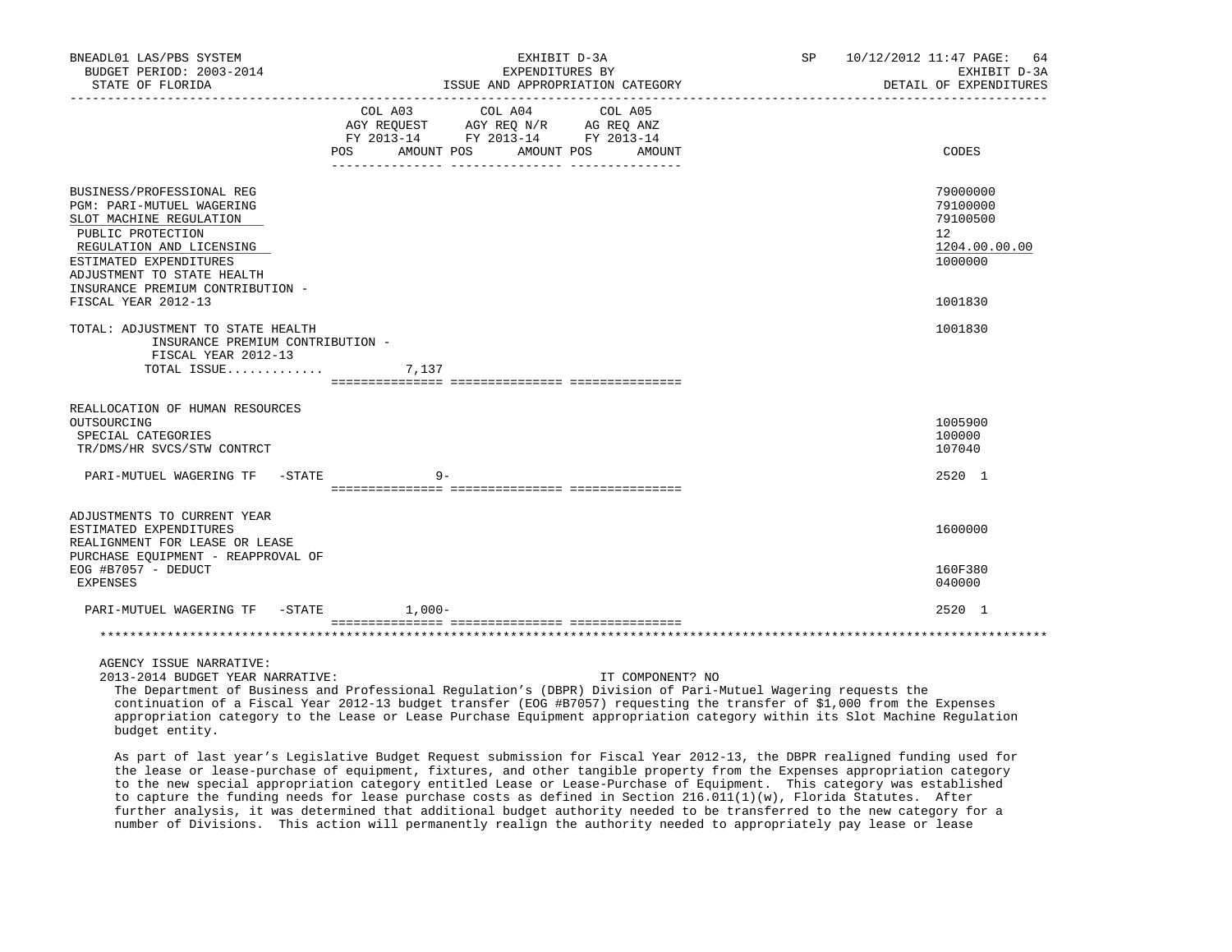BNEADL01 LAS/PBS SYSTEM | EXHIBIT D-3A | SP 10/12/2012 11:47
BUDGET PERIOD: 2003-2014 | EXPENDITURES BY | EXHIBIT D-3A
STATE OF FLORIDA | ISSUE AND APPROPRIATION CATEGORY | DETAIL OF EXPENDITURES

| | COL A03 AGY REQUEST FY 2013-14 POS AMOUNT | COL A04 AGY REQ N/R FY 2013-14 POS AMOUNT | COL A05 AG REQ ANZ FY 2013-14 POS AMOUNT | CODES |
|---|---|---|---|---|
| BUSINESS/PROFESSIONAL REG | | | | 79000000 |
| PGM: PARI-MUTUEL WAGERING | | | | 79100000 |
| SLOT MACHINE REGULATION | | | | 79100500 |
| PUBLIC PROTECTION | | | | 12 |
| REGULATION AND LICENSING | | | | 1204.00.00.00 |
| ESTIMATED EXPENDITURES | | | | 1000000 |
| ADJUSTMENT TO STATE HEALTH INSURANCE PREMIUM CONTRIBUTION - FISCAL YEAR 2012-13 | | | | 1001830 |
| TOTAL: ADJUSTMENT TO STATE HEALTH INSURANCE PREMIUM CONTRIBUTION - FISCAL YEAR 2012-13 | | | | 1001830 |
| TOTAL ISSUE............. | 7,137 | | | |
| REALLOCATION OF HUMAN RESOURCES OUTSOURCING | | | | 1005900 |
| SPECIAL CATEGORIES | | | | 100000 |
| TR/DMS/HR SVCS/STW CONTRCT | | | | 107040 |
| PARI-MUTUEL WAGERING TF -STATE | 9- | | | 2520 1 |
| ADJUSTMENTS TO CURRENT YEAR ESTIMATED EXPENDITURES | | | | 1600000 |
| REALIGNMENT FOR LEASE OR LEASE PURCHASE EQUIPMENT - REAPPROVAL OF EOG #B7057 - DEDUCT | | | | 160F380 |
| EXPENSES | | | | 040000 |
| PARI-MUTUEL WAGERING TF -STATE | 1,000- | | | 2520 1 |

AGENCY ISSUE NARRATIVE:

2013-2014 BUDGET YEAR NARRATIVE: IT COMPONENT? NO

The Department of Business and Professional Regulation's (DBPR) Division of Pari-Mutuel Wagering requests the continuation of a Fiscal Year 2012-13 budget transfer (EOG #B7057) requesting the transfer of $1,000 from the Expenses appropriation category to the Lease or Lease Purchase Equipment appropriation category within its Slot Machine Regulation budget entity.

As part of last year's Legislative Budget Request submission for Fiscal Year 2012-13, the DBPR realigned funding used for the lease or lease-purchase of equipment, fixtures, and other tangible property from the Expenses appropriation category to the new special appropriation category entitled Lease or Lease-Purchase of Equipment. This category was established to capture the funding needs for lease purchase costs as defined in Section 216.011(1)(w), Florida Statutes. After further analysis, it was determined that additional budget authority needed to be transferred to the new category for a number of Divisions. This action will permanently realign the authority needed to appropriately pay lease or lease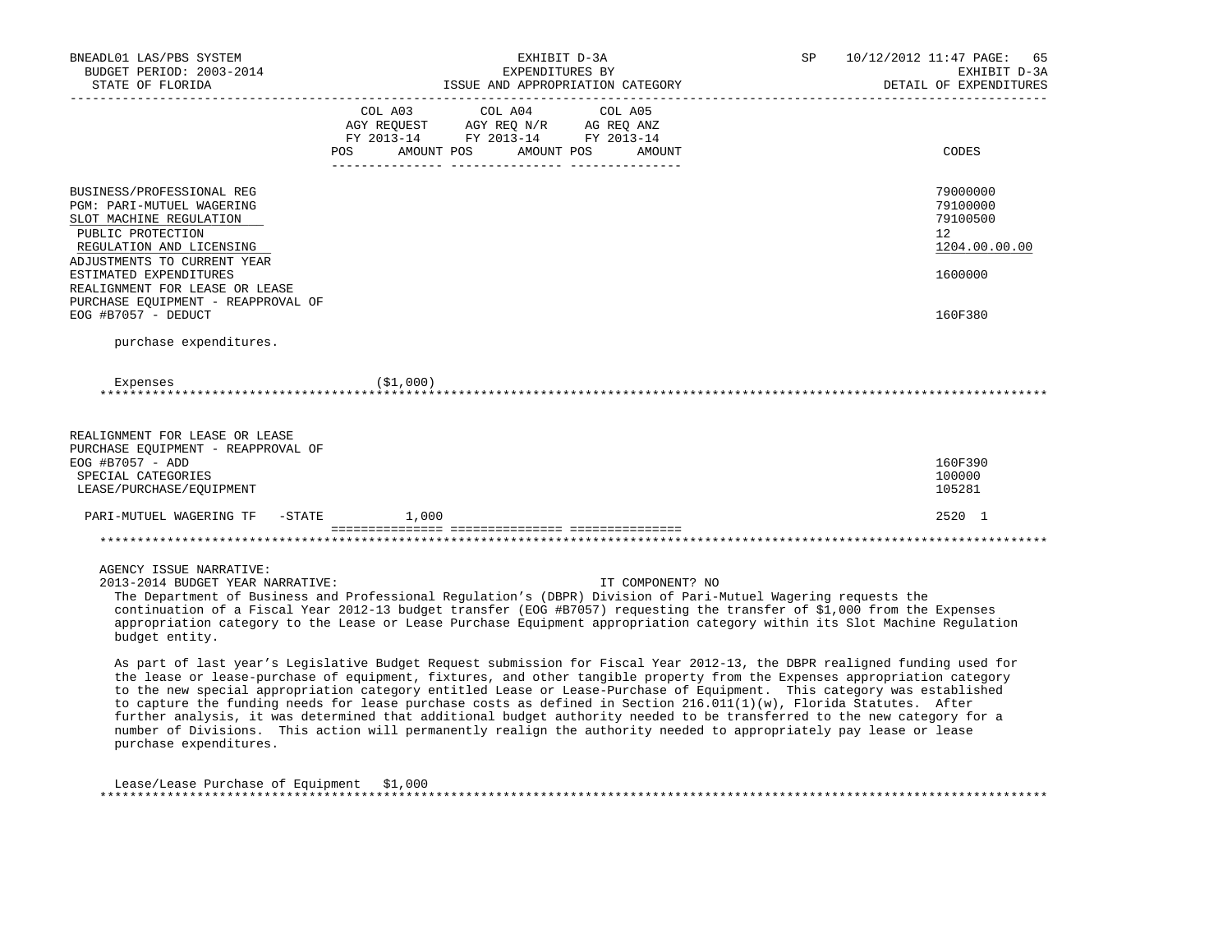BNEADL01 LAS/PBS SYSTEM | EXHIBIT D-3A | SP 10/12/2012 11:47
BUDGET PERIOD: 2003-2014 | EXPENDITURES BY | EXHIBIT D-3A
STATE OF FLORIDA | ISSUE AND APPROPRIATION CATEGORY | DETAIL OF EXPENDITURES

| | COL A03 AGY REQUEST FY 2013-14 POS AMOUNT | COL A04 AGY REQ N/R FY 2013-14 POS AMOUNT | COL A05 AG REQ ANZ FY 2013-14 POS AMOUNT | CODES |
|---|---|---|---|---|
| BUSINESS/PROFESSIONAL REG | | | | 79000000 |
| PGM: PARI-MUTUEL WAGERING | | | | 79100000 |
| SLOT MACHINE REGULATION | | | | 79100500 |
| PUBLIC PROTECTION | | | | 12 |
| REGULATION AND LICENSING | | | | 1204.00.00.00 |
| ADJUSTMENTS TO CURRENT YEAR ESTIMATED EXPENDITURES | | | | 1600000 |
| REALIGNMENT FOR LEASE OR LEASE PURCHASE EQUIPMENT - REAPPROVAL OF EOG #B7057 - DEDUCT | | | | 160F380 |

purchase expenditures.

Expenses ($1,000)

---

| | COL A03 | COL A04 | COL A05 | CODES |
|---|---|---|---|---|
| REALIGNMENT FOR LEASE OR LEASE PURCHASE EQUIPMENT - REAPPROVAL OF EOG #B7057 - ADD | | | | 160F390 |
| SPECIAL CATEGORIES | | | | 100000 |
| LEASE/PURCHASE/EQUIPMENT | | | | 105281 |
| PARI-MUTUEL WAGERING TF -STATE | 1,000 | | | 2520 1 |

---

AGENCY ISSUE NARRATIVE:

2013-2014 BUDGET YEAR NARRATIVE: IT COMPONENT? NO

The Department of Business and Professional Regulation’s (DBPR) Division of Pari-Mutuel Wagering requests the continuation of a Fiscal Year 2012-13 budget transfer (EOG #B7057) requesting the transfer of $1,000 from the Expenses appropriation category to the Lease or Lease Purchase Equipment appropriation category within its Slot Machine Regulation budget entity.

As part of last year’s Legislative Budget Request submission for Fiscal Year 2012-13, the DBPR realigned funding used for the lease or lease-purchase of equipment, fixtures, and other tangible property from the Expenses appropriation category to the new special appropriation category entitled Lease or Lease-Purchase of Equipment. This category was established to capture the funding needs for lease purchase costs as defined in Section 216.011(1)(w), Florida Statutes. After further analysis, it was determined that additional budget authority needed to be transferred to the new category for a number of Divisions. This action will permanently realign the authority needed to appropriately pay lease or lease purchase expenditures.

Lease/Lease Purchase of Equipment $1,000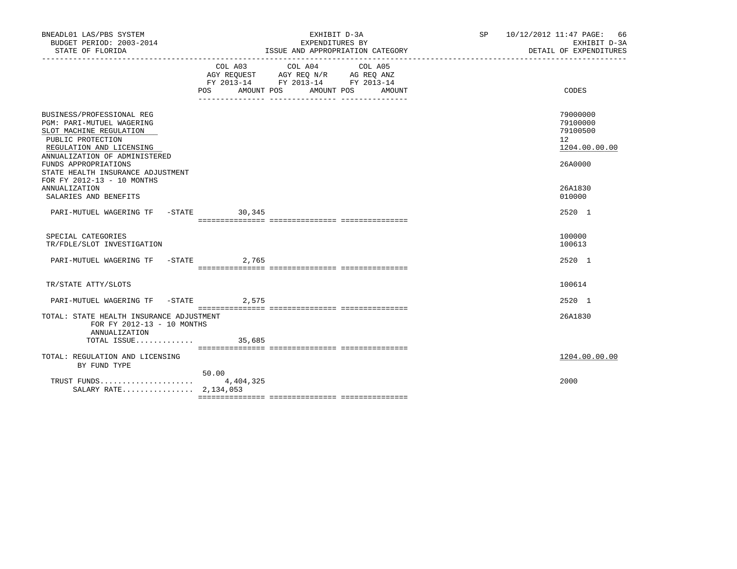BNEADL01 LAS/PBS SYSTEM
BUDGET PERIOD: 2003-2014
STATE OF FLORIDA

EXHIBIT D-3A
EXPENDITURES BY
ISSUE AND APPROPRIATION CATEGORY

SP 10/12/2012 11:47 PAGE: 66
EXHIBIT D-3A
DETAIL OF EXPENDITURES

| | COL A03 AGY REQUEST FY 2013-14 POS AMOUNT | COL A04 AGY REQ N/R FY 2013-14 POS AMOUNT | COL A05 AG REQ ANZ FY 2013-14 POS AMOUNT | CODES |
|---|---|---|---|---|
| BUSINESS/PROFESSIONAL REG | | | | 79000000 |
| PGM: PARI-MUTUEL WAGERING | | | | 79100000 |
| SLOT MACHINE REGULATION | | | | 79100500 |
| PUBLIC PROTECTION | | | | 12 |
| REGULATION AND LICENSING | | | | 1204.00.00.00 |
| ANNUALIZATION OF ADMINISTERED FUNDS APPROPRIATIONS | | | | 26A0000 |
| STATE HEALTH INSURANCE ADJUSTMENT FOR FY 2012-13 - 10 MONTHS ANNUALIZATION | | | | 26A1830 |
| SALARIES AND BENEFITS | | | | 010000 |
| PARI-MUTUEL WAGERING TF -STATE | 30,345 | | | 2520 1 |
| SPECIAL CATEGORIES | | | | 100000 |
| TR/FDLE/SLOT INVESTIGATION | | | | 100613 |
| PARI-MUTUEL WAGERING TF -STATE | 2,765 | | | 2520 1 |
| TR/STATE ATTY/SLOTS | | | | 100614 |
| PARI-MUTUEL WAGERING TF -STATE | 2,575 | | | 2520 1 |
| TOTAL: STATE HEALTH INSURANCE ADJUSTMENT FOR FY 2012-13 - 10 MONTHS ANNUALIZATION | | | | 26A1830 |
| TOTAL ISSUE............. | 35,685 | | | |
| TOTAL: REGULATION AND LICENSING BY FUND TYPE | | | | 1204.00.00.00 |
| TRUST FUNDS..................... | 50.00 4,404,325 | | | 2000 |
| SALARY RATE................ | 2,134,053 | | | |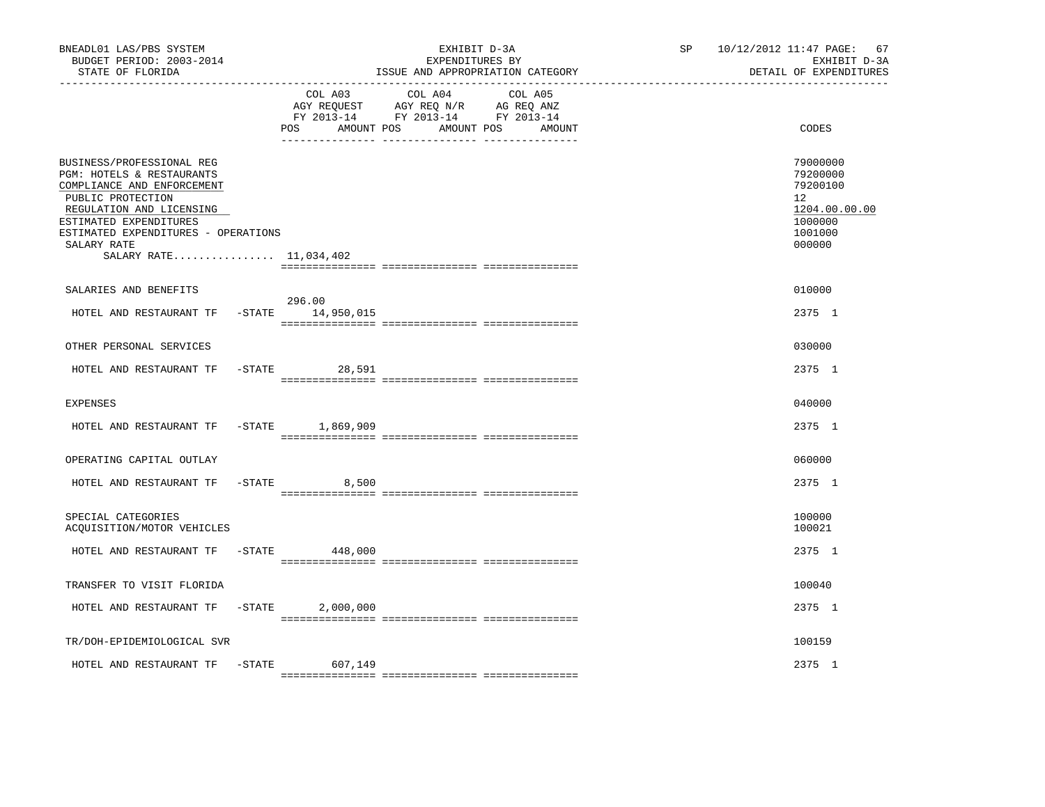BNEADL01 LAS/PBS SYSTEM | EXHIBIT D-3A | SP 10/12/2012 11:47
BUDGET PERIOD: 2003-2014 | EXPENDITURES BY | EXHIBIT D-3A
STATE OF FLORIDA | ISSUE AND APPROPRIATION CATEGORY | DETAIL OF EXPENDITURES

| | COL A03 AGY REQUEST FY 2013-14 POS | AMOUNT | COL A04 AGY REQ N/R FY 2013-14 POS | AMOUNT | COL A05 AG REQ ANZ FY 2013-14 POS | AMOUNT | CODES |
|---|---|---|---|---|---|---|---|
| BUSINESS/PROFESSIONAL REG | | | | | | | 79000000 |
| PGM: HOTELS & RESTAURANTS | | | | | | | 79200000 |
| COMPLIANCE AND ENFORCEMENT | | | | | | | 79200100 |
| PUBLIC PROTECTION | | | | | | | 12 |
| REGULATION AND LICENSING | | | | | | | 1204.00.00.00 |
| ESTIMATED EXPENDITURES | | | | | | | 1000000 |
| ESTIMATED EXPENDITURES - OPERATIONS | | | | | | | 1001000 |
| SALARY RATE | | | | | | | 000000 |
| SALARY RATE................ 11,034,402 | | | | | | | |
| SALARIES AND BENEFITS | | | | | | | 010000 |
| HOTEL AND RESTAURANT TF -STATE | 296.00 | 14,950,015 | | | | | 2375 1 |
| OTHER PERSONAL SERVICES | | | | | | | 030000 |
| HOTEL AND RESTAURANT TF -STATE | | 28,591 | | | | | 2375 1 |
| EXPENSES | | | | | | | 040000 |
| HOTEL AND RESTAURANT TF -STATE | | 1,869,909 | | | | | 2375 1 |
| OPERATING CAPITAL OUTLAY | | | | | | | 060000 |
| HOTEL AND RESTAURANT TF -STATE | | 8,500 | | | | | 2375 1 |
| SPECIAL CATEGORIES | | | | | | | 100000 |
| ACQUISITION/MOTOR VEHICLES | | | | | | | 100021 |
| HOTEL AND RESTAURANT TF -STATE | | 448,000 | | | | | 2375 1 |
| TRANSFER TO VISIT FLORIDA | | | | | | | 100040 |
| HOTEL AND RESTAURANT TF -STATE | | 2,000,000 | | | | | 2375 1 |
| TR/DOH-EPIDEMIOLOGICAL SVR | | | | | | | 100159 |
| HOTEL AND RESTAURANT TF -STATE | | 607,149 | | | | | 2375 1 |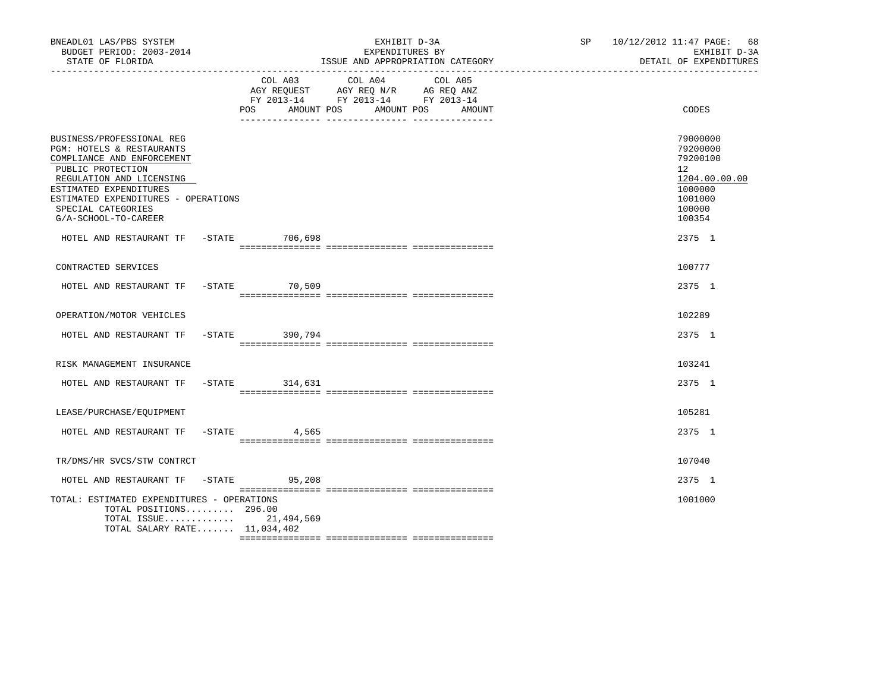BNEADL01 LAS/PBS SYSTEM
BUDGET PERIOD: 2003-2014
STATE OF FLORIDA

EXHIBIT D-3A
EXPENDITURES BY
ISSUE AND APPROPRIATION CATEGORY

SP 10/12/2012 11:47
EXHIBIT D-3A
DETAIL OF EXPENDITURES

| | COL A03 AGY REQUEST FY 2013-14 POS AMOUNT | COL A04 AGY REQ N/R FY 2013-14 POS AMOUNT | COL A05 AG REQ ANZ FY 2013-14 POS AMOUNT | CODES |
|---|---|---|---|---|
| BUSINESS/PROFESSIONAL REG | | | | 79000000 |
| PGM: HOTELS & RESTAURANTS | | | | 79200000 |
| COMPLIANCE AND ENFORCEMENT | | | | 79200100 |
| PUBLIC PROTECTION | | | | 12 |
| REGULATION AND LICENSING | | | | 1204.00.00.00 |
| ESTIMATED EXPENDITURES | | | | 1000000 |
| ESTIMATED EXPENDITURES - OPERATIONS | | | | 1001000 |
| SPECIAL CATEGORIES | | | | 100000 |
| G/A-SCHOOL-TO-CAREER | | | | 100354 |
| HOTEL AND RESTAURANT TF -STATE | 706,698 | | | 2375 1 |
| CONTRACTED SERVICES | | | | 100777 |
| HOTEL AND RESTAURANT TF -STATE | 70,509 | | | 2375 1 |
| OPERATION/MOTOR VEHICLES | | | | 102289 |
| HOTEL AND RESTAURANT TF -STATE | 390,794 | | | 2375 1 |
| RISK MANAGEMENT INSURANCE | | | | 103241 |
| HOTEL AND RESTAURANT TF -STATE | 314,631 | | | 2375 1 |
| LEASE/PURCHASE/EQUIPMENT | | | | 105281 |
| HOTEL AND RESTAURANT TF -STATE | 4,565 | | | 2375 1 |
| TR/DMS/HR SVCS/STW CONTRCT | | | | 107040 |
| HOTEL AND RESTAURANT TF -STATE | 95,208 | | | 2375 1 |
| TOTAL: ESTIMATED EXPENDITURES - OPERATIONS | | | | 1001000 |
| TOTAL POSITIONS......... | 296.00 | | | |
| TOTAL ISSUE............. | 21,494,569 | | | |
| TOTAL SALARY RATE....... | 11,034,402 | | | |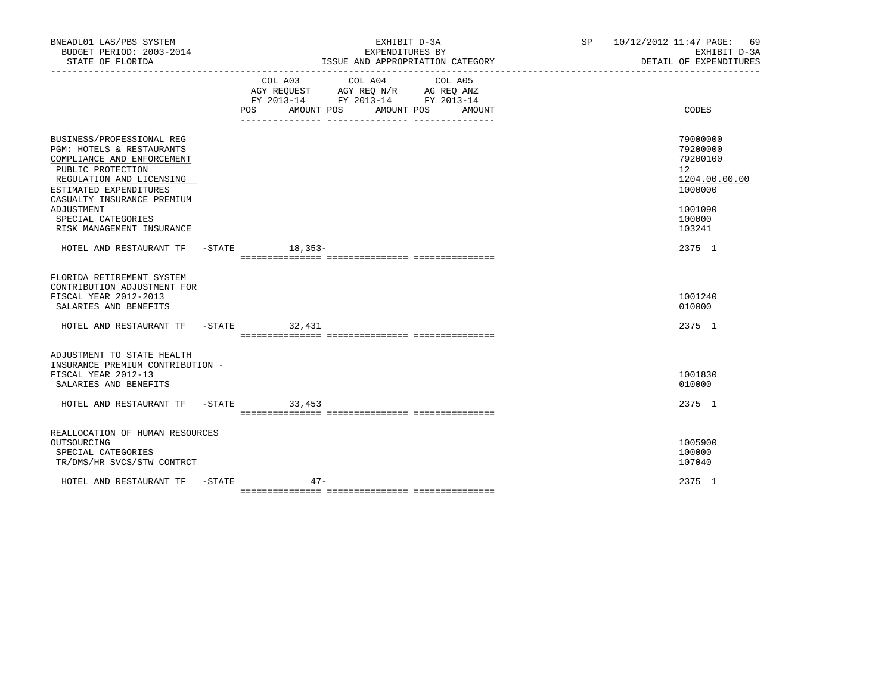BNEADL01 LAS/PBS SYSTEM — EXHIBIT D-3A — EXPENDITURES BY ISSUE AND APPROPRIATION CATEGORY — SP 10/12/2012 11:47

BUDGET PERIOD: 2003-2014 — EXHIBIT D-3A

STATE OF FLORIDA — DETAIL OF EXPENDITURES

| | COL A03 AGY REQUEST FY 2013-14 POS AMOUNT | COL A04 AGY REQ N/R FY 2013-14 POS AMOUNT | COL A05 AG REQ ANZ FY 2013-14 POS AMOUNT | CODES |
|---|---|---|---|---|
| BUSINESS/PROFESSIONAL REG | | | | 79000000 |
| PGM: HOTELS & RESTAURANTS | | | | 79200000 |
| COMPLIANCE AND ENFORCEMENT | | | | 79200100 |
| PUBLIC PROTECTION | | | | 12 |
| REGULATION AND LICENSING | | | | 1204.00.00.00 |
| ESTIMATED EXPENDITURES | | | | 1000000 |
| CASUALTY INSURANCE PREMIUM ADJUSTMENT | | | | 1001090 |
| SPECIAL CATEGORIES | | | | 100000 |
| RISK MANAGEMENT INSURANCE | | | | 103241 |
| HOTEL AND RESTAURANT TF -STATE | 18,353- | | | 2375 1 |
| FLORIDA RETIREMENT SYSTEM CONTRIBUTION ADJUSTMENT FOR FISCAL YEAR 2012-2013 | | | | 1001240 |
| SALARIES AND BENEFITS | | | | 010000 |
| HOTEL AND RESTAURANT TF -STATE | 32,431 | | | 2375 1 |
| ADJUSTMENT TO STATE HEALTH INSURANCE PREMIUM CONTRIBUTION - FISCAL YEAR 2012-13 | | | | 1001830 |
| SALARIES AND BENEFITS | | | | 010000 |
| HOTEL AND RESTAURANT TF -STATE | 33,453 | | | 2375 1 |
| REALLOCATION OF HUMAN RESOURCES OUTSOURCING | | | | 1005900 |
| SPECIAL CATEGORIES | | | | 100000 |
| TR/DMS/HR SVCS/STW CONTRCT | | | | 107040 |
| HOTEL AND RESTAURANT TF -STATE | 47- | | | 2375 1 |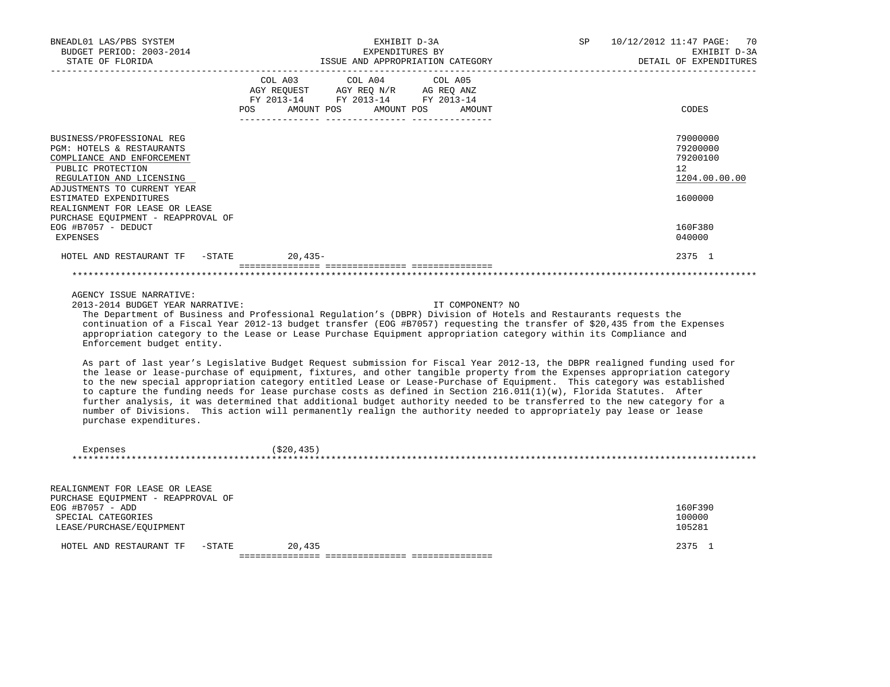| | COL A03 AGY REQUEST FY 2013-14 POS AMOUNT | COL A04 AGY REQ N/R FY 2013-14 POS AMOUNT | COL A05 AG REQ ANZ FY 2013-14 POS AMOUNT | CODES |
|---|---|---|---|---|
| BUSINESS/PROFESSIONAL REG | | | | 79000000 |
| PGM: HOTELS & RESTAURANTS | | | | 79200000 |
| COMPLIANCE AND ENFORCEMENT | | | | 79200100 |
| PUBLIC PROTECTION | | | | 12 |
| REGULATION AND LICENSING | | | | 1204.00.00.00 |
| ADJUSTMENTS TO CURRENT YEAR ESTIMATED EXPENDITURES | | | | 1600000 |
| REALIGNMENT FOR LEASE OR LEASE PURCHASE EQUIPMENT - REAPPROVAL OF EOG #B7057 - DEDUCT | | | | 160F380 |
| EXPENSES | | | | 040000 |
| HOTEL AND RESTAURANT TF -STATE | 20,435- | | | 2375 1 |

AGENCY ISSUE NARRATIVE:

2013-2014 BUDGET YEAR NARRATIVE: IT COMPONENT? NO

The Department of Business and Professional Regulation's (DBPR) Division of Hotels and Restaurants requests the continuation of a Fiscal Year 2012-13 budget transfer (EOG #B7057) requesting the transfer of $20,435 from the Expenses appropriation category to the Lease or Lease Purchase Equipment appropriation category within its Compliance and Enforcement budget entity.

As part of last year's Legislative Budget Request submission for Fiscal Year 2012-13, the DBPR realigned funding used for the lease or lease-purchase of equipment, fixtures, and other tangible property from the Expenses appropriation category to the new special appropriation category entitled Lease or Lease-Purchase of Equipment. This category was established to capture the funding needs for lease purchase costs as defined in Section 216.011(1)(w), Florida Statutes. After further analysis, it was determined that additional budget authority needed to be transferred to the new category for a number of Divisions. This action will permanently realign the authority needed to appropriately pay lease or lease purchase expenditures.

Expenses ($20,435)

| | COL A03 | COL A04 | COL A05 | CODES |
|---|---|---|---|---|
| REALIGNMENT FOR LEASE OR LEASE PURCHASE EQUIPMENT - REAPPROVAL OF EOG #B7057 - ADD | | | | 160F390 |
| SPECIAL CATEGORIES | | | | 100000 |
| LEASE/PURCHASE/EQUIPMENT | | | | 105281 |
| HOTEL AND RESTAURANT TF -STATE | 20,435 | | | 2375 1 |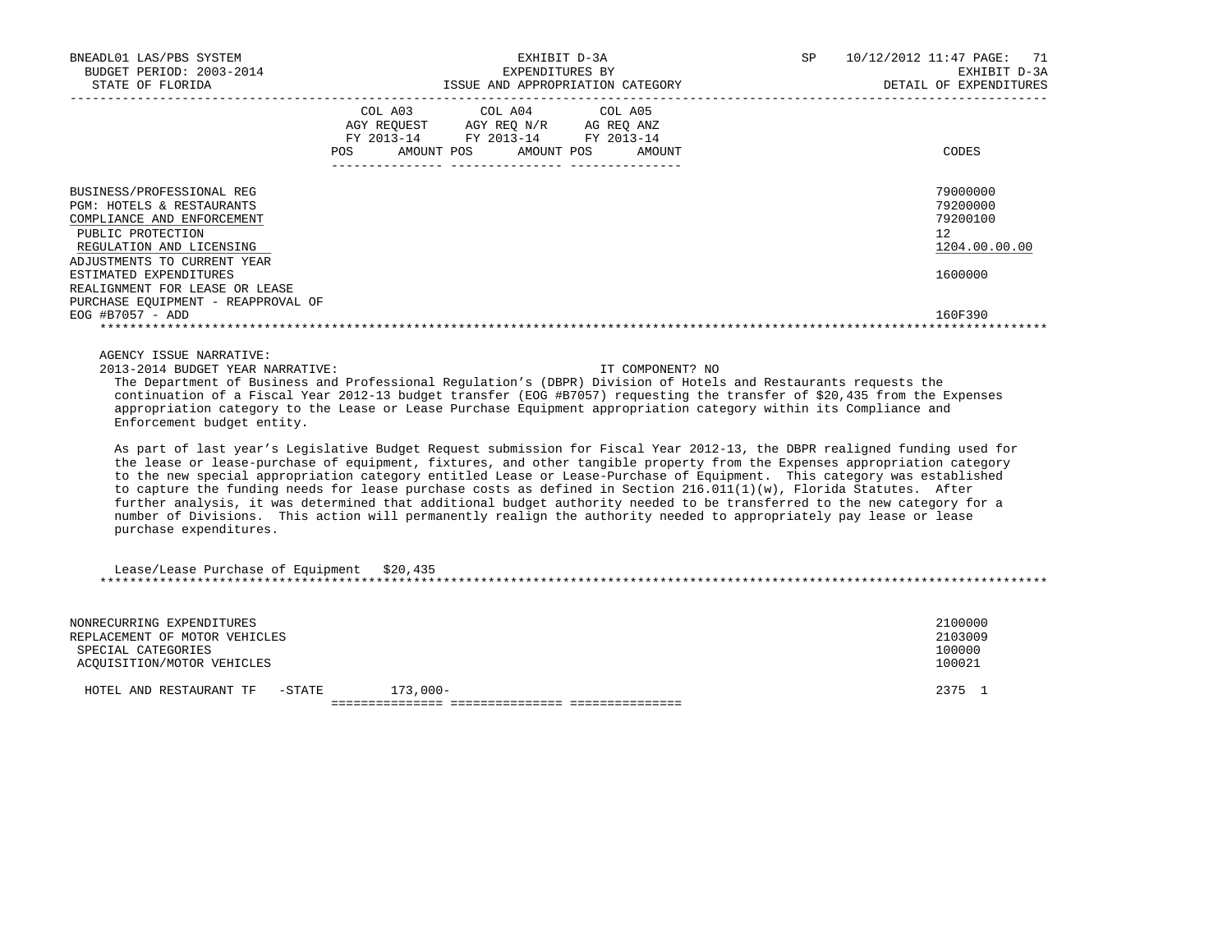| | COL A03 AGY REQUEST FY 2013-14 POS AMOUNT | COL A04 AGY REQ N/R FY 2013-14 POS AMOUNT | COL A05 AG REQ ANZ FY 2013-14 POS AMOUNT | CODES |
|---|---|---|---|---|
| BUSINESS/PROFESSIONAL REG | | | | 79000000 |
| PGM: HOTELS & RESTAURANTS | | | | 79200000 |
| COMPLIANCE AND ENFORCEMENT | | | | 79200100 |
| PUBLIC PROTECTION | | | | 12 |
| REGULATION AND LICENSING | | | | 1204.00.00.00 |
| ADJUSTMENTS TO CURRENT YEAR ESTIMATED EXPENDITURES | | | | 1600000 |
| REALIGNMENT FOR LEASE OR LEASE PURCHASE EQUIPMENT - REAPPROVAL OF EOG #B7057 - ADD | | | | 160F390 |

AGENCY ISSUE NARRATIVE:

2013-2014 BUDGET YEAR NARRATIVE: IT COMPONENT? NO

The Department of Business and Professional Regulation's (DBPR) Division of Hotels and Restaurants requests the continuation of a Fiscal Year 2012-13 budget transfer (EOG #B7057) requesting the transfer of $20,435 from the Expenses appropriation category to the Lease or Lease Purchase Equipment appropriation category within its Compliance and Enforcement budget entity.

As part of last year's Legislative Budget Request submission for Fiscal Year 2012-13, the DBPR realigned funding used for the lease or lease-purchase of equipment, fixtures, and other tangible property from the Expenses appropriation category to the new special appropriation category entitled Lease or Lease-Purchase of Equipment. This category was established to capture the funding needs for lease purchase costs as defined in Section 216.011(1)(w), Florida Statutes. After further analysis, it was determined that additional budget authority needed to be transferred to the new category for a number of Divisions. This action will permanently realign the authority needed to appropriately pay lease or lease purchase expenditures.

Lease/Lease Purchase of Equipment $20,435

| | COL A03 | COL A04 | COL A05 | CODES |
|---|---|---|---|---|
| NONRECURRING EXPENDITURES | | | | 2100000 |
| REPLACEMENT OF MOTOR VEHICLES | | | | 2103009 |
| SPECIAL CATEGORIES | | | | 100000 |
| ACQUISITION/MOTOR VEHICLES | | | | 100021 |
| HOTEL AND RESTAURANT TF -STATE | 173,000- | | | 2375 1 |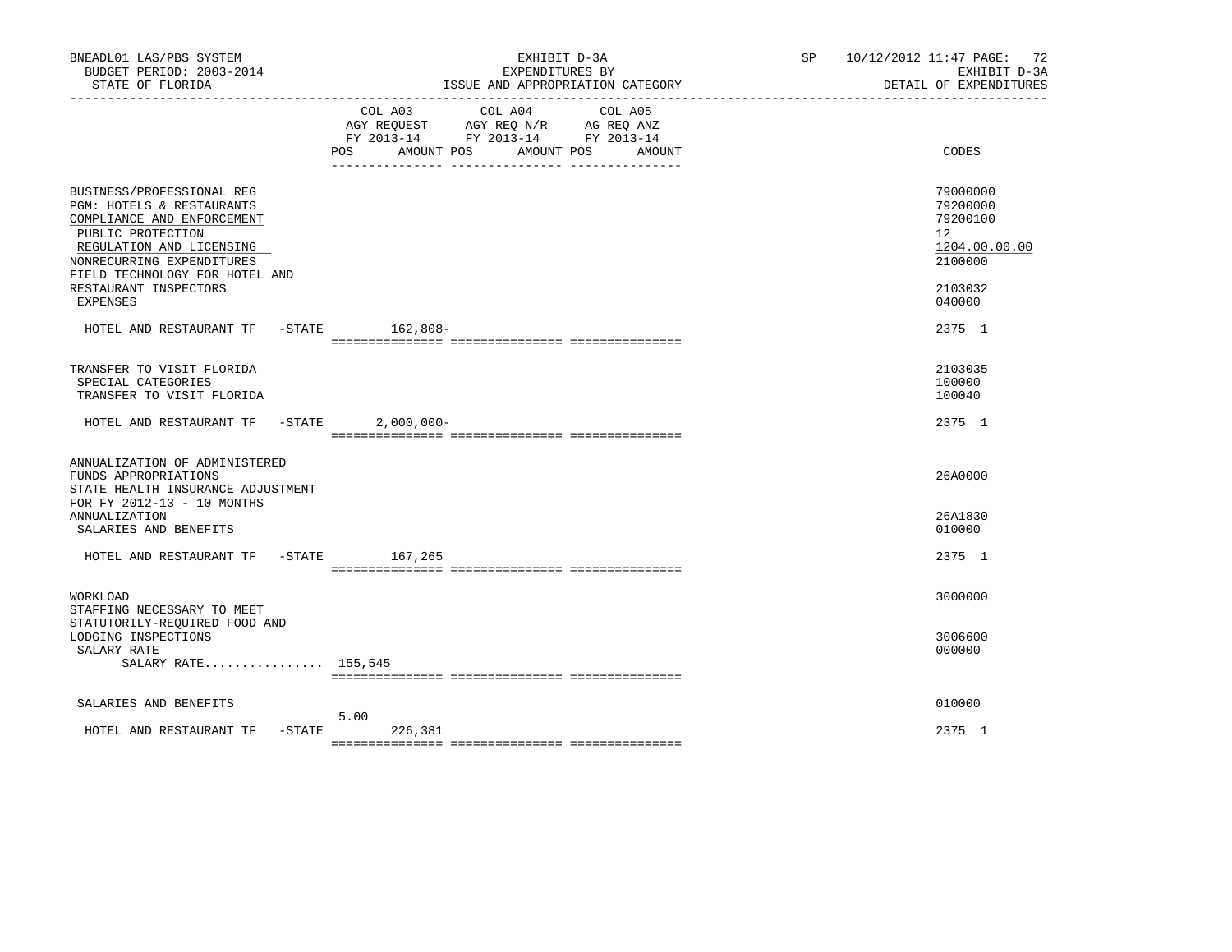BNEADL01 LAS/PBS SYSTEM — EXHIBIT D-3A — SP 10/12/2012 11:47

BUDGET PERIOD: 2003-2014 — EXPENDITURES BY — EXHIBIT D-3A

STATE OF FLORIDA — ISSUE AND APPROPRIATION CATEGORY — DETAIL OF EXPENDITURES

| | COL A03 AGY REQUEST FY 2013-14 POS | AMOUNT | COL A04 AGY REQ N/R FY 2013-14 POS | AMOUNT | COL A05 AG REQ ANZ FY 2013-14 POS | AMOUNT | CODES |
|---|---|---|---|---|---|---|---|
| BUSINESS/PROFESSIONAL REG | | | | | | | 79000000 |
| PGM: HOTELS & RESTAURANTS | | | | | | | 79200000 |
| COMPLIANCE AND ENFORCEMENT | | | | | | | 79200100 |
| PUBLIC PROTECTION | | | | | | | 12 |
| REGULATION AND LICENSING | | | | | | | 1204.00.00.00 |
| NONRECURRING EXPENDITURES | | | | | | | 2100000 |
| FIELD TECHNOLOGY FOR HOTEL AND RESTAURANT INSPECTORS | | | | | | | 2103032 |
| EXPENSES | | | | | | | 040000 |
| HOTEL AND RESTAURANT TF -STATE | | 162,808- | | | | | 2375 1 |
| TRANSFER TO VISIT FLORIDA | | | | | | | 2103035 |
| SPECIAL CATEGORIES | | | | | | | 100000 |
| TRANSFER TO VISIT FLORIDA | | | | | | | 100040 |
| HOTEL AND RESTAURANT TF -STATE | | 2,000,000- | | | | | 2375 1 |
| ANNUALIZATION OF ADMINISTERED FUNDS APPROPRIATIONS | | | | | | | 26A0000 |
| STATE HEALTH INSURANCE ADJUSTMENT FOR FY 2012-13 - 10 MONTHS ANNUALIZATION | | | | | | | 26A1830 |
| SALARIES AND BENEFITS | | | | | | | 010000 |
| HOTEL AND RESTAURANT TF -STATE | | 167,265 | | | | | 2375 1 |
| WORKLOAD | | | | | | | 3000000 |
| STAFFING NECESSARY TO MEET STATUTORILY-REQUIRED FOOD AND LODGING INSPECTIONS | | | | | | | 3006600 |
| SALARY RATE | | | | | | | 000000 |
| SALARY RATE................ | | 155,545 | | | | | |
| SALARIES AND BENEFITS | | | | | | | 010000 |
| HOTEL AND RESTAURANT TF -STATE | 5.00 | 226,381 | | | | | 2375 1 |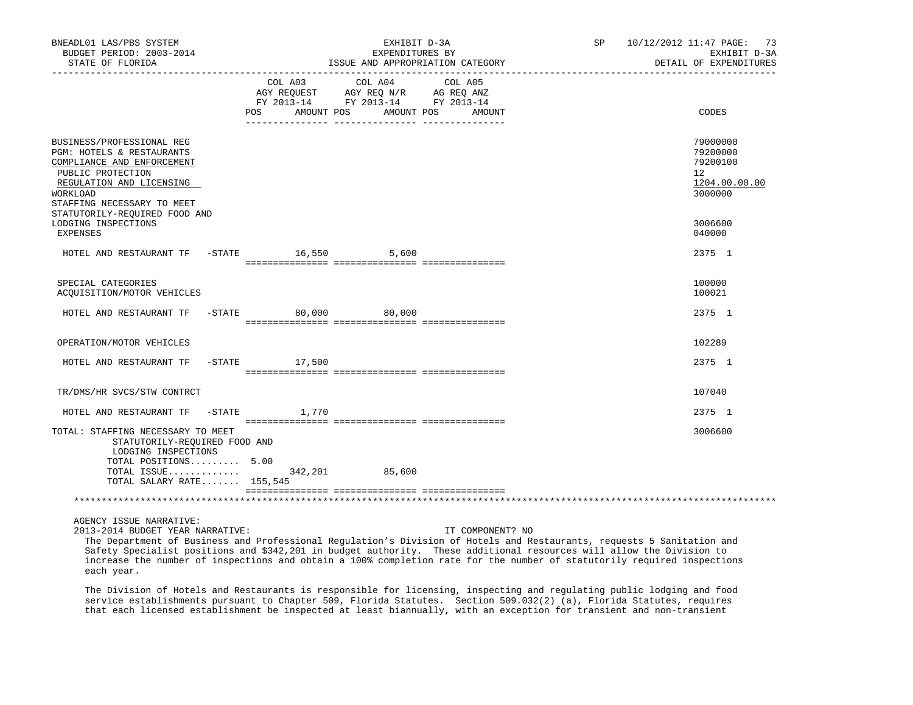BNEADL01 LAS/PBS SYSTEM — EXHIBIT D-3A — SP 10/12/2012 11:47 PAGE: 73
BUDGET PERIOD: 2003-2014 — EXPENDITURES BY — EXHIBIT D-3A
STATE OF FLORIDA — ISSUE AND APPROPRIATION CATEGORY — DETAIL OF EXPENDITURES

| | COL A03 AGY REQUEST FY 2013-14 POS AMOUNT | COL A04 AGY REQ N/R FY 2013-14 POS AMOUNT | COL A05 AG REQ ANZ FY 2013-14 POS AMOUNT | CODES |
|---|---|---|---|---|
| BUSINESS/PROFESSIONAL REG | | | | 79000000 |
| PGM: HOTELS & RESTAURANTS | | | | 79200000 |
| COMPLIANCE AND ENFORCEMENT | | | | 79200100 |
| PUBLIC PROTECTION | | | | 12 |
| REGULATION AND LICENSING | | | | 1204.00.00.00 |
| WORKLOAD | | | | 3000000 |
| STAFFING NECESSARY TO MEET STATUTORILY-REQUIRED FOOD AND LODGING INSPECTIONS | | | | 3006600 |
| EXPENSES | | | | 040000 |
| HOTEL AND RESTAURANT TF -STATE | 16,550 | 5,600 | | 2375 1 |
| SPECIAL CATEGORIES | | | | 100000 |
| ACQUISITION/MOTOR VEHICLES | | | | 100021 |
| HOTEL AND RESTAURANT TF -STATE | 80,000 | 80,000 | | 2375 1 |
| OPERATION/MOTOR VEHICLES | | | | 102289 |
| HOTEL AND RESTAURANT TF -STATE | 17,500 | | | 2375 1 |
| TR/DMS/HR SVCS/STW CONTRCT | | | | 107040 |
| HOTEL AND RESTAURANT TF -STATE | 1,770 | | | 2375 1 |
| TOTAL: STAFFING NECESSARY TO MEET STATUTORILY-REQUIRED FOOD AND LODGING INSPECTIONS | | | | 3006600 |
| TOTAL POSITIONS......... | 5.00 | | | |
| TOTAL ISSUE............. | 342,201 | 85,600 | | |
| TOTAL SALARY RATE....... | 155,545 | | | |

AGENCY ISSUE NARRATIVE:

2013-2014 BUDGET YEAR NARRATIVE: IT COMPONENT? NO

The Department of Business and Professional Regulation's Division of Hotels and Restaurants, requests 5 Sanitation and Safety Specialist positions and $342,201 in budget authority. These additional resources will allow the Division to increase the number of inspections and obtain a 100% completion rate for the number of statutorily required inspections each year.

The Division of Hotels and Restaurants is responsible for licensing, inspecting and regulating public lodging and food service establishments pursuant to Chapter 509, Florida Statutes. Section 509.032(2) (a), Florida Statutes, requires that each licensed establishment be inspected at least biannually, with an exception for transient and non-transient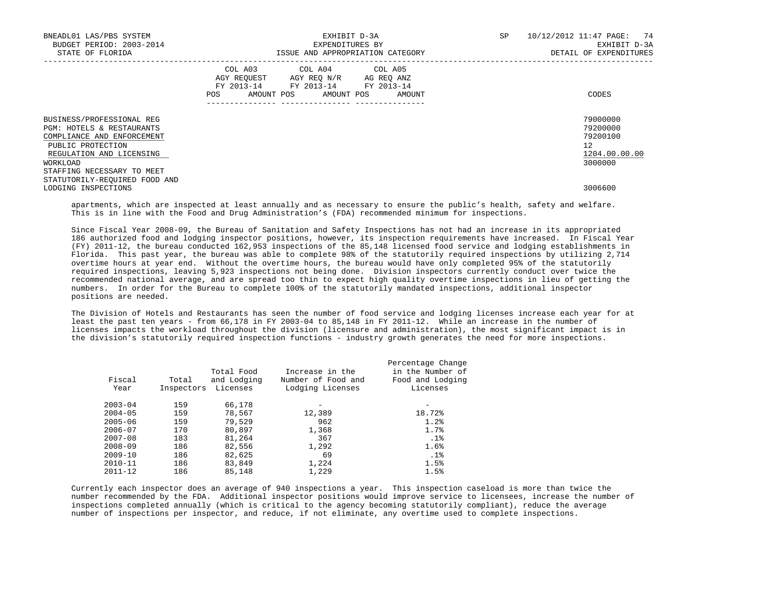| | COL A03 AGY REQUEST FY 2013-14 POS AMOUNT | COL A04 AGY REQ N/R FY 2013-14 POS AMOUNT | COL A05 AG REQ ANZ FY 2013-14 POS AMOUNT | CODES |
|---|---|---|---|---|
| BUSINESS/PROFESSIONAL REG | | | | 79000000 |
| PGM: HOTELS & RESTAURANTS | | | | 79200000 |
| COMPLIANCE AND ENFORCEMENT | | | | 79200100 |
| PUBLIC PROTECTION | | | | 12 |
| REGULATION AND LICENSING | | | | 1204.00.00.00 |
| WORKLOAD | | | | 3000000 |
| STAFFING NECESSARY TO MEET STATUTORILY-REQUIRED FOOD AND LODGING INSPECTIONS | | | | 3006600 |

apartments, which are inspected at least annually and as necessary to ensure the public's health, safety and welfare. This is in line with the Food and Drug Administration's (FDA) recommended minimum for inspections.

Since Fiscal Year 2008-09, the Bureau of Sanitation and Safety Inspections has not had an increase in its appropriated 186 authorized food and lodging inspector positions, however, its inspection requirements have increased. In Fiscal Year (FY) 2011-12, the bureau conducted 162,953 inspections of the 85,148 licensed food service and lodging establishments in Florida. This past year, the bureau was able to complete 98% of the statutorily required inspections by utilizing 2,714 overtime hours at year end. Without the overtime hours, the bureau would have only completed 95% of the statutorily required inspections, leaving 5,923 inspections not being done. Division inspectors currently conduct over twice the recommended national average, and are spread too thin to expect high quality overtime inspections in lieu of getting the numbers. In order for the Bureau to complete 100% of the statutorily mandated inspections, additional inspector positions are needed.

The Division of Hotels and Restaurants has seen the number of food service and lodging licenses increase each year for at least the past ten years - from 66,178 in FY 2003-04 to 85,148 in FY 2011-12. While an increase in the number of licenses impacts the workload throughout the division (licensure and administration), the most significant impact is in the division's statutorily required inspection functions - industry growth generates the need for more inspections.

| Fiscal Year | Total Inspectors | Total Food and Lodging Licenses | Increase in the Number of Food and Lodging Licenses | Percentage Change in the Number of Food and Lodging Licenses |
|---|---|---|---|---|
| 2003-04 | 159 | 66,178 | - | - |
| 2004-05 | 159 | 78,567 | 12,389 | 18.72% |
| 2005-06 | 159 | 79,529 | 962 | 1.2% |
| 2006-07 | 170 | 80,897 | 1,368 | 1.7% |
| 2007-08 | 183 | 81,264 | 367 | .1% |
| 2008-09 | 186 | 82,556 | 1,292 | 1.6% |
| 2009-10 | 186 | 82,625 | 69 | .1% |
| 2010-11 | 186 | 83,849 | 1,224 | 1.5% |
| 2011-12 | 186 | 85,148 | 1,229 | 1.5% |

Currently each inspector does an average of 940 inspections a year. This inspection caseload is more than twice the number recommended by the FDA. Additional inspector positions would improve service to licensees, increase the number of inspections completed annually (which is critical to the agency becoming statutorily compliant), reduce the average number of inspections per inspector, and reduce, if not eliminate, any overtime used to complete inspections.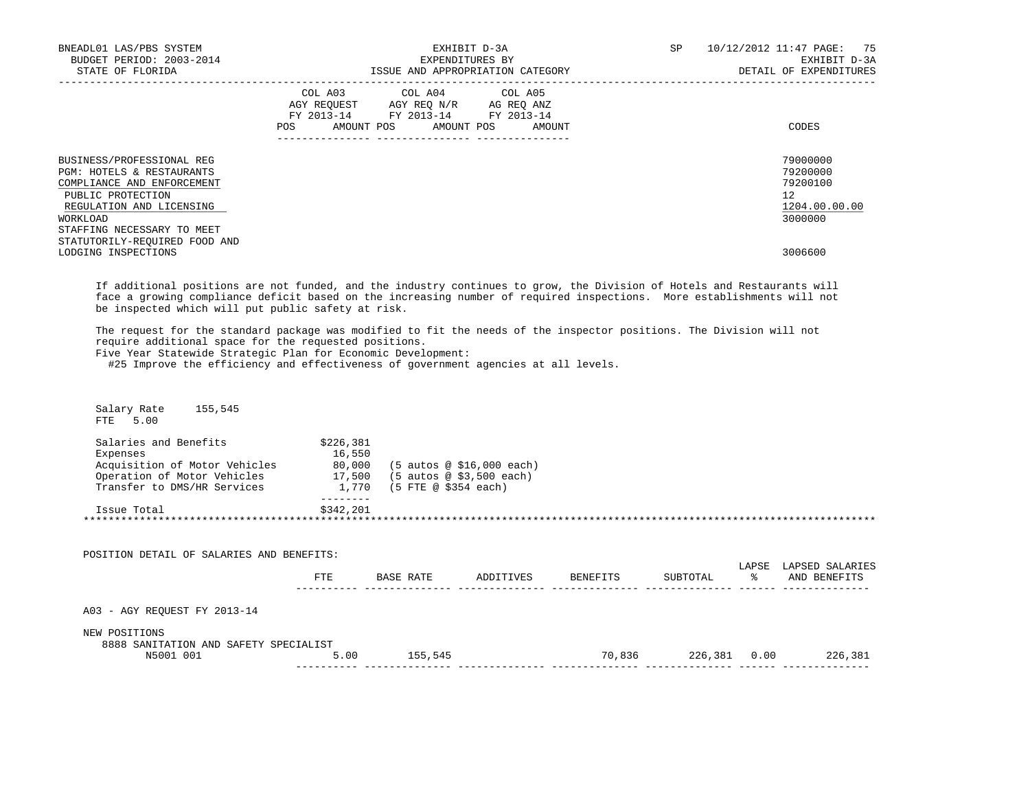BNEADL01 LAS/PBS SYSTEM | EXHIBIT D-3A | SP 10/12/2012 11:47
BUDGET PERIOD: 2003-2014 | EXPENDITURES BY | EXHIBIT D-3A
STATE OF FLORIDA | ISSUE AND APPROPRIATION CATEGORY | DETAIL OF EXPENDITURES

| | COL A03 AGY REQUEST FY 2013-14 POS AMOUNT | COL A04 AGY REQ N/R FY 2013-14 POS AMOUNT | COL A05 AG REQ ANZ FY 2013-14 POS AMOUNT | CODES |
|---|---|---|---|---|
| BUSINESS/PROFESSIONAL REG | | | | 79000000 |
| PGM: HOTELS & RESTAURANTS | | | | 79200000 |
| COMPLIANCE AND ENFORCEMENT | | | | 79200100 |
| PUBLIC PROTECTION | | | | 12 |
| REGULATION AND LICENSING | | | | 1204.00.00.00 |
| WORKLOAD | | | | 3000000 |
| STAFFING NECESSARY TO MEET STATUTORILY-REQUIRED FOOD AND LODGING INSPECTIONS | | | | 3006600 |

If additional positions are not funded, and the industry continues to grow, the Division of Hotels and Restaurants will face a growing compliance deficit based on the increasing number of required inspections. More establishments will not be inspected which will put public safety at risk.

The request for the standard package was modified to fit the needs of the inspector positions. The Division will not require additional space for the requested positions.
Five Year Statewide Strategic Plan for Economic Development:
#25 Improve the efficiency and effectiveness of government agencies at all levels.

Salary Rate 155,545
FTE 5.00

| | | |
|---|---|---|
| Salaries and Benefits | $226,381 | |
| Expenses | 16,550 | |
| Acquisition of Motor Vehicles | 80,000 | (5 autos @ $16,000 each) |
| Operation of Motor Vehicles | 17,500 | (5 autos @ $3,500 each) |
| Transfer to DMS/HR Services | 1,770 | (5 FTE @ $354 each) |
| Issue Total | $342,201 | |

POSITION DETAIL OF SALARIES AND BENEFITS:

| | FTE | BASE RATE | ADDITIVES | BENEFITS | SUBTOTAL | LAPSE % | LAPSED SALARIES AND BENEFITS |
|---|---|---|---|---|---|---|---|
| A03 - AGY REQUEST FY 2013-14 | | | | | | | |
| NEW POSITIONS | | | | | | | |
| 8888 SANITATION AND SAFETY SPECIALIST | | | | | | | |
| N5001 001 | 5.00 | 155,545 | | 70,836 | 226,381 | 0.00 | 226,381 |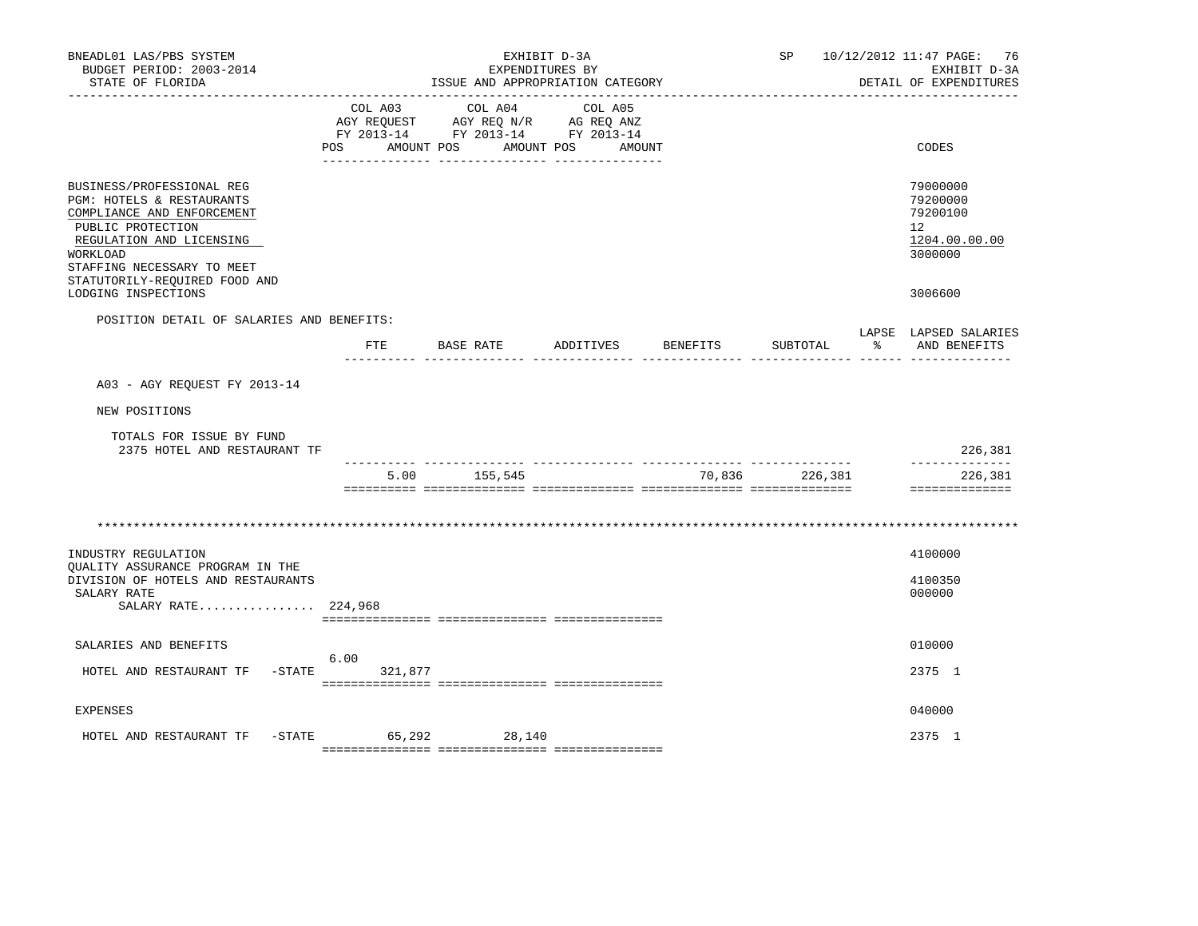BNEADL01 LAS/PBS SYSTEM | EXHIBIT D-3A | SP 10/12/2012 11:47
BUDGET PERIOD: 2003-2014 | EXPENDITURES BY | EXHIBIT D-3A
STATE OF FLORIDA | ISSUE AND APPROPRIATION CATEGORY | DETAIL OF EXPENDITURES

| | COL A03 AGY REQUEST FY 2013-14 POS AMOUNT | COL A04 AGY REQ N/R FY 2013-14 POS AMOUNT | COL A05 AG REQ ANZ FY 2013-14 POS AMOUNT | CODES |
|---|---|---|---|---|
| BUSINESS/PROFESSIONAL REG | | | | 79000000 |
| PGM: HOTELS & RESTAURANTS | | | | 79200000 |
| COMPLIANCE AND ENFORCEMENT | | | | 79200100 |
| PUBLIC PROTECTION | | | | 12 |
| REGULATION AND LICENSING | | | | 1204.00.00.00 |
| WORKLOAD | | | | 3000000 |
| STAFFING NECESSARY TO MEET STATUTORILY-REQUIRED FOOD AND LODGING INSPECTIONS | | | | 3006600 |

POSITION DETAIL OF SALARIES AND BENEFITS:

| | FTE | BASE RATE | ADDITIVES | BENEFITS | SUBTOTAL | LAPSE % | LAPSED SALARIES AND BENEFITS |
|---|---|---|---|---|---|---|---|
| A03 - AGY REQUEST FY 2013-14 | | | | | | | |
| NEW POSITIONS | | | | | | | |
| TOTALS FOR ISSUE BY FUND | | | | | | | |
| 2375 HOTEL AND RESTAURANT TF | | | | | | | 226,381 |
| | 5.00 | 155,545 | | 70,836 | 226,381 | | 226,381 |

*******************************************************************************************************************

| | COL A03 | COL A04 | COL A05 | CODES |
|---|---|---|---|---|
| INDUSTRY REGULATION | | | | 4100000 |
| QUALITY ASSURANCE PROGRAM IN THE DIVISION OF HOTELS AND RESTAURANTS | | | | 4100350 |
| SALARY RATE | | | | 000000 |
| SALARY RATE................ 224,968 | | | | |
| SALARIES AND BENEFITS | | | | 010000 |
| HOTEL AND RESTAURANT TF -STATE | 6.00 321,877 | | | 2375 1 |
| EXPENSES | | | | 040000 |
| HOTEL AND RESTAURANT TF -STATE | 65,292 | 28,140 | | 2375 1 |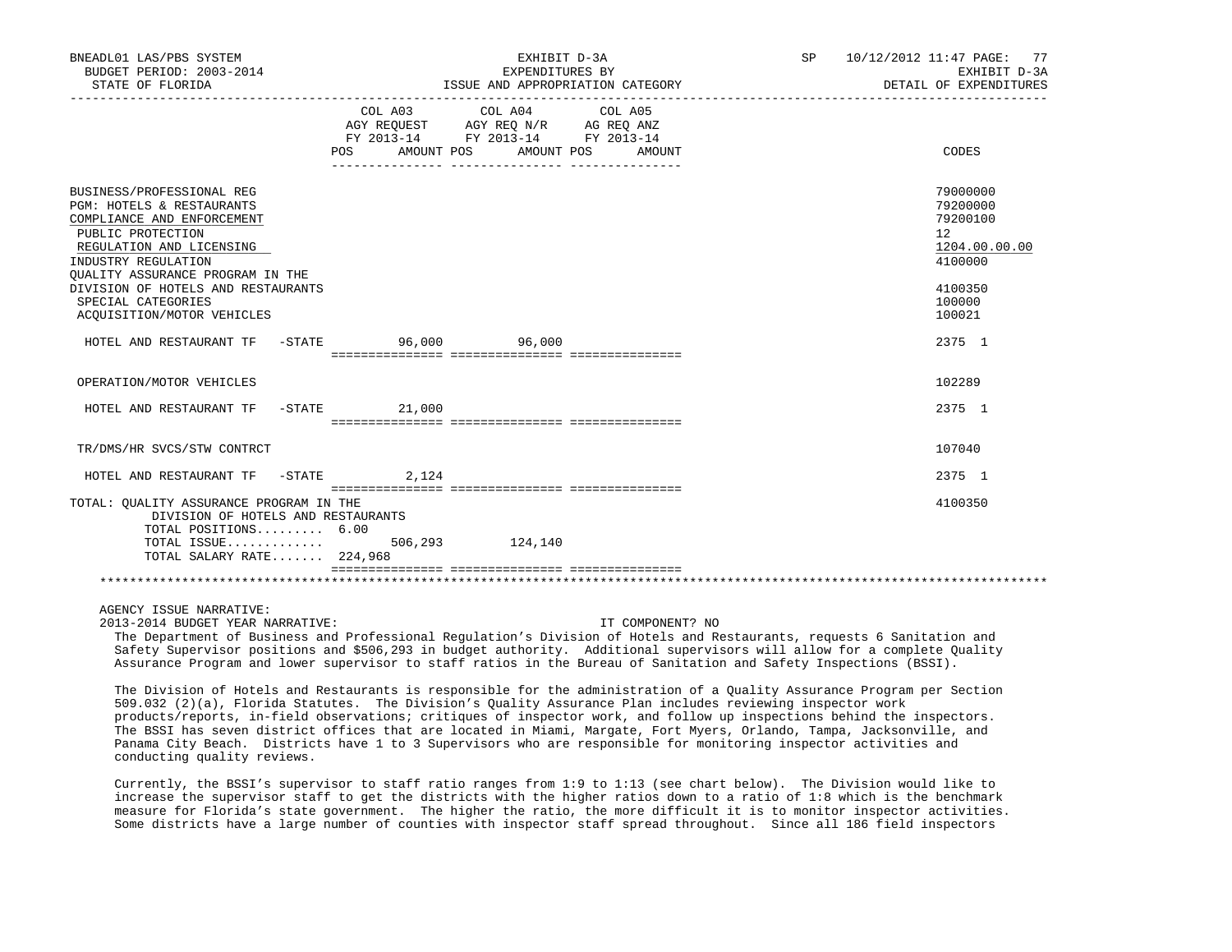| | COL A03 AGY REQUEST FY 2013-14 POS AMOUNT | COL A04 AGY REQ N/R FY 2013-14 POS AMOUNT | COL A05 AG REQ ANZ FY 2013-14 POS AMOUNT | CODES |
|---|---|---|---|---|
| BUSINESS/PROFESSIONAL REG | | | | 79000000 |
| PGM: HOTELS & RESTAURANTS | | | | 79200000 |
| COMPLIANCE AND ENFORCEMENT | | | | 79200100 |
| PUBLIC PROTECTION | | | | 12 |
| REGULATION AND LICENSING | | | | 1204.00.00.00 |
| INDUSTRY REGULATION | | | | 4100000 |
| QUALITY ASSURANCE PROGRAM IN THE DIVISION OF HOTELS AND RESTAURANTS | | | | 4100350 |
| SPECIAL CATEGORIES | | | | 100000 |
| ACQUISITION/MOTOR VEHICLES | | | | 100021 |
| HOTEL AND RESTAURANT TF -STATE | 96,000 | 96,000 | | 2375 1 |
| OPERATION/MOTOR VEHICLES | | | | 102289 |
| HOTEL AND RESTAURANT TF -STATE | 21,000 | | | 2375 1 |
| TR/DMS/HR SVCS/STW CONTRCT | | | | 107040 |
| HOTEL AND RESTAURANT TF -STATE | 2,124 | | | 2375 1 |
| TOTAL: QUALITY ASSURANCE PROGRAM IN THE DIVISION OF HOTELS AND RESTAURANTS | | | | 4100350 |
| TOTAL POSITIONS......... 6.00 | | | | |
| TOTAL ISSUE............. | 506,293 | 124,140 | | |
| TOTAL SALARY RATE....... 224,968 | | | | |

AGENCY ISSUE NARRATIVE:

2013-2014 BUDGET YEAR NARRATIVE: IT COMPONENT? NO

The Department of Business and Professional Regulation's Division of Hotels and Restaurants, requests 6 Sanitation and Safety Supervisor positions and $506,293 in budget authority. Additional supervisors will allow for a complete Quality Assurance Program and lower supervisor to staff ratios in the Bureau of Sanitation and Safety Inspections (BSSI).

The Division of Hotels and Restaurants is responsible for the administration of a Quality Assurance Program per Section 509.032 (2)(a), Florida Statutes. The Division's Quality Assurance Plan includes reviewing inspector work products/reports, in-field observations; critiques of inspector work, and follow up inspections behind the inspectors. The BSSI has seven district offices that are located in Miami, Margate, Fort Myers, Orlando, Tampa, Jacksonville, and Panama City Beach. Districts have 1 to 3 Supervisors who are responsible for monitoring inspector activities and conducting quality reviews.

Currently, the BSSI's supervisor to staff ratio ranges from 1:9 to 1:13 (see chart below). The Division would like to increase the supervisor staff to get the districts with the higher ratios down to a ratio of 1:8 which is the benchmark measure for Florida's state government. The higher the ratio, the more difficult it is to monitor inspector activities. Some districts have a large number of counties with inspector staff spread throughout. Since all 186 field inspectors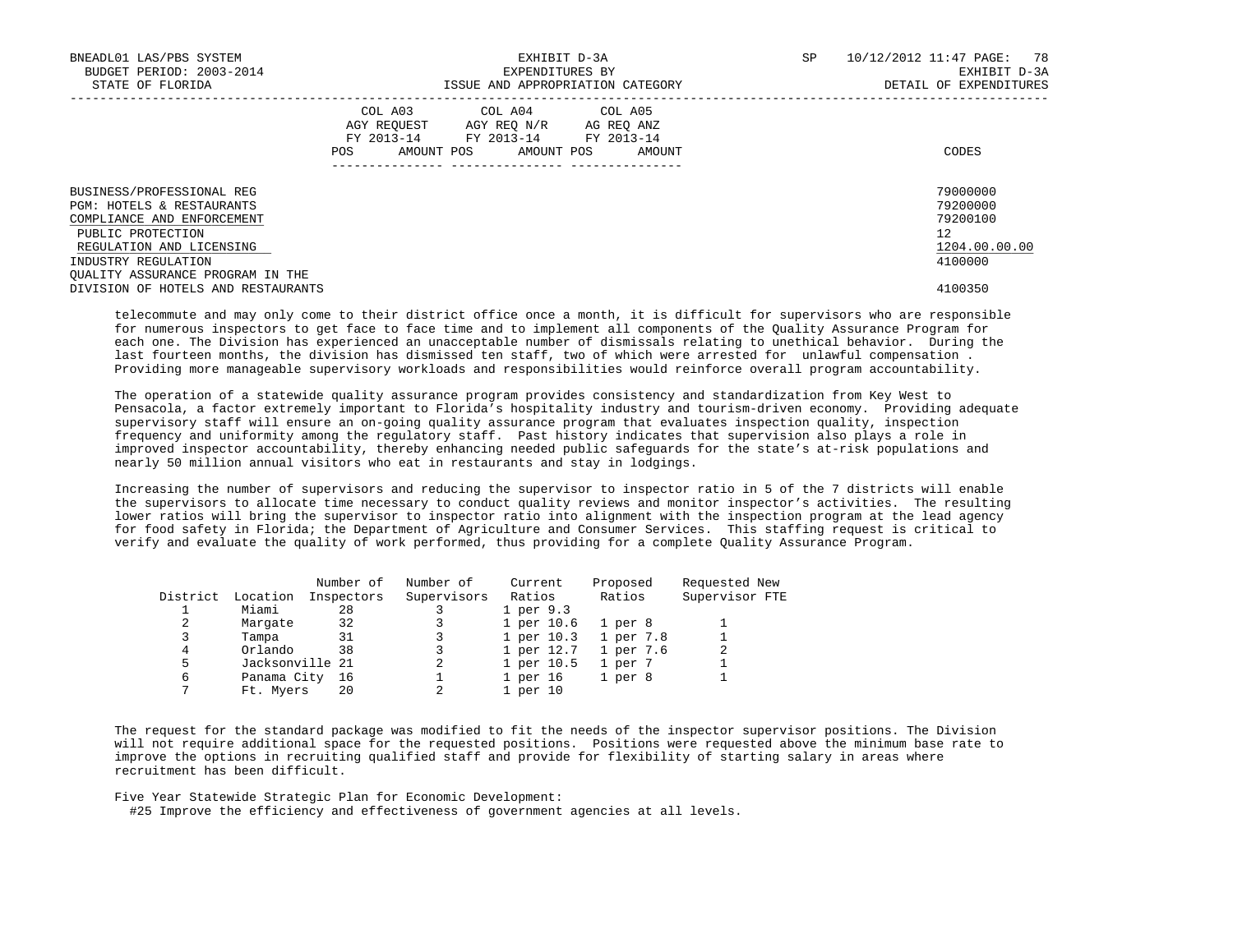BUSINESS/PROFESSIONAL REG 79000000
PGM: HOTELS & RESTAURANTS 79200000
COMPLIANCE AND ENFORCEMENT 79200100
PUBLIC PROTECTION 12
REGULATION AND LICENSING 1204.00.00.00
INDUSTRY REGULATION 4100000
QUALITY ASSURANCE PROGRAM IN THE
DIVISION OF HOTELS AND RESTAURANTS 4100350

telecommute and may only come to their district office once a month, it is difficult for supervisors who are responsible for numerous inspectors to get face to face time and to implement all components of the Quality Assurance Program for each one. The Division has experienced an unacceptable number of dismissals relating to unethical behavior. During the last fourteen months, the division has dismissed ten staff, two of which were arrested for unlawful compensation . Providing more manageable supervisory workloads and responsibilities would reinforce overall program accountability.

The operation of a statewide quality assurance program provides consistency and standardization from Key West to Pensacola, a factor extremely important to Florida's hospitality industry and tourism-driven economy. Providing adequate supervisory staff will ensure an on-going quality assurance program that evaluates inspection quality, inspection frequency and uniformity among the regulatory staff. Past history indicates that supervision also plays a role in improved inspector accountability, thereby enhancing needed public safeguards for the state's at-risk populations and nearly 50 million annual visitors who eat in restaurants and stay in lodgings.

Increasing the number of supervisors and reducing the supervisor to inspector ratio in 5 of the 7 districts will enable the supervisors to allocate time necessary to conduct quality reviews and monitor inspector's activities. The resulting lower ratios will bring the supervisor to inspector ratio into alignment with the inspection program at the lead agency for food safety in Florida; the Department of Agriculture and Consumer Services. This staffing request is critical to verify and evaluate the quality of work performed, thus providing for a complete Quality Assurance Program.

| District | Location | Number of Inspectors | Number of Supervisors | Current Ratios | Proposed Ratios | Requested New Supervisor FTE |
|---|---|---|---|---|---|---|
| 1 | Miami | 28 | 3 | 1 per 9.3 | | |
| 2 | Margate | 32 | 3 | 1 per 10.6 | 1 per 8 | 1 |
| 3 | Tampa | 31 | 3 | 1 per 10.3 | 1 per 7.8 | 1 |
| 4 | Orlando | 38 | 3 | 1 per 12.7 | 1 per 7.6 | 2 |
| 5 | Jacksonville | 21 | 2 | 1 per 10.5 | 1 per 7 | 1 |
| 6 | Panama City | 16 | 1 | 1 per 16 | 1 per 8 | 1 |
| 7 | Ft. Myers | 20 | 2 | 1 per 10 | | |

The request for the standard package was modified to fit the needs of the inspector supervisor positions. The Division will not require additional space for the requested positions. Positions were requested above the minimum base rate to improve the options in recruiting qualified staff and provide for flexibility of starting salary in areas where recruitment has been difficult.

Five Year Statewide Strategic Plan for Economic Development:
#25 Improve the efficiency and effectiveness of government agencies at all levels.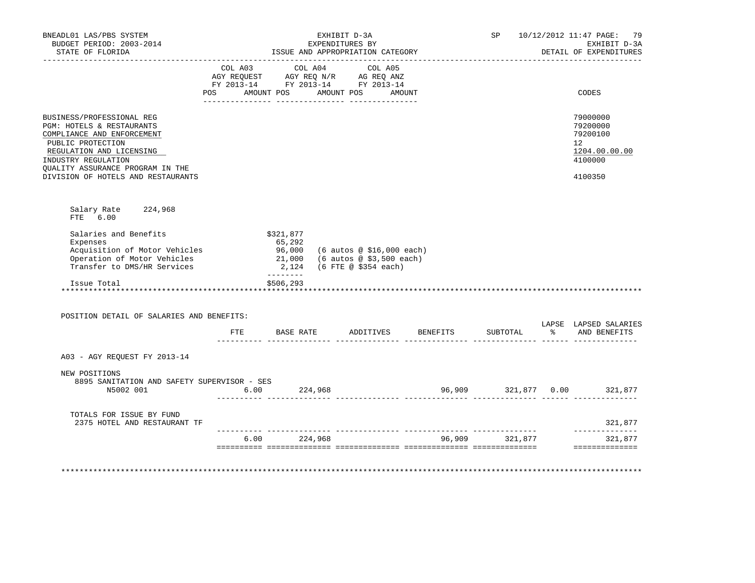BNEADL01 LAS/PBS SYSTEM
BUDGET PERIOD: 2003-2014
STATE OF FLORIDA

EXHIBIT D-3A
EXPENDITURES BY
ISSUE AND APPROPRIATION CATEGORY

SP 10/12/2012 11:47
EXHIBIT D-3A
DETAIL OF EXPENDITURES

| | COL A03 AGY REQUEST FY 2013-14 POS AMOUNT | COL A04 AGY REQ N/R FY 2013-14 POS AMOUNT | COL A05 AG REQ ANZ FY 2013-14 POS AMOUNT | CODES |
|---|---|---|---|---|
| BUSINESS/PROFESSIONAL REG | | | | 79000000 |
| PGM: HOTELS & RESTAURANTS | | | | 79200000 |
| COMPLIANCE AND ENFORCEMENT | | | | 79200100 |
| PUBLIC PROTECTION | | | | 12 |
| REGULATION AND LICENSING | | | | 1204.00.00.00 |
| INDUSTRY REGULATION | | | | 4100000 |
| QUALITY ASSURANCE PROGRAM IN THE DIVISION OF HOTELS AND RESTAURANTS | | | | 4100350 |

Salary Rate 224,968
FTE 6.00

| | | |
|---|---|---|
| Salaries and Benefits | $321,877 | |
| Expenses | 65,292 | |
| Acquisition of Motor Vehicles | 96,000 | (6 autos @ $16,000 each) |
| Operation of Motor Vehicles | 21,000 | (6 autos @ $3,500 each) |
| Transfer to DMS/HR Services | 2,124 | (6 FTE @ $354 each) |
| Issue Total | $506,293 | |

POSITION DETAIL OF SALARIES AND BENEFITS:

| | FTE | BASE RATE | ADDITIVES | BENEFITS | SUBTOTAL | LAPSE % | LAPSED SALARIES AND BENEFITS |
|---|---|---|---|---|---|---|---|
| A03 - AGY REQUEST FY 2013-14 | | | | | | | |
| NEW POSITIONS | | | | | | | |
| 8895 SANITATION AND SAFETY SUPERVISOR - SES | | | | | | | |
| N5002 001 | 6.00 | 224,968 | | 96,909 | 321,877 | 0.00 | 321,877 |
| TOTALS FOR ISSUE BY FUND | | | | | | | |
| 2375 HOTEL AND RESTAURANT TF | | | | | | | 321,877 |
| | 6.00 | 224,968 | | 96,909 | 321,877 | | 321,877 |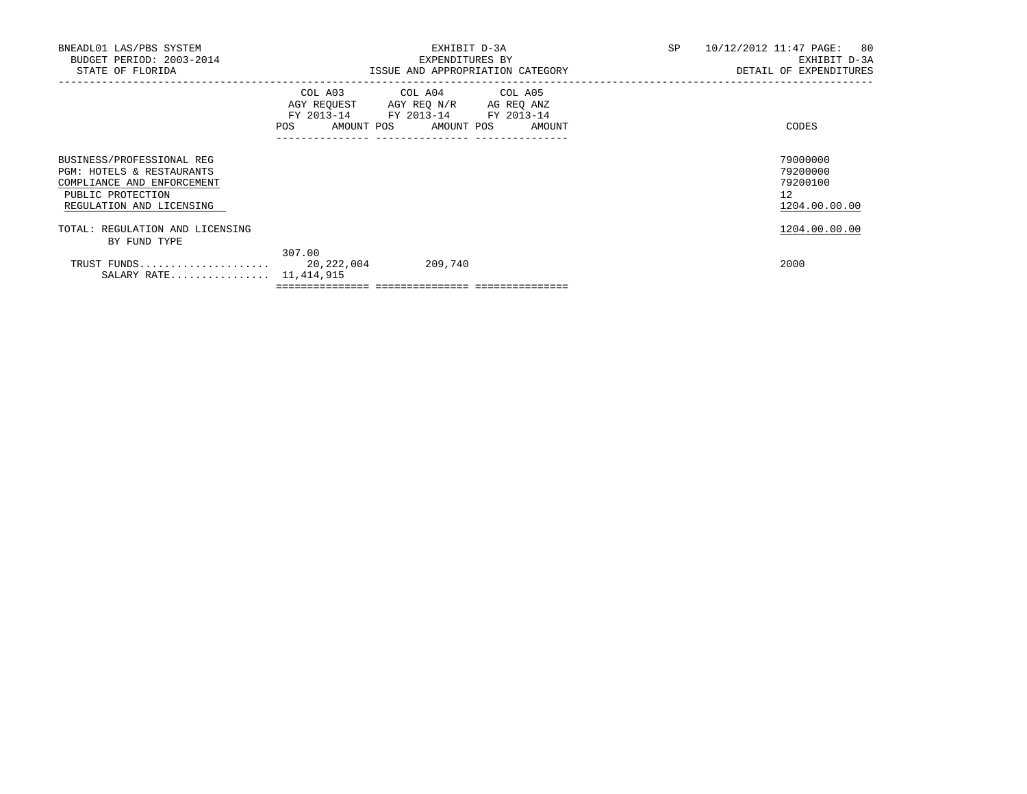BNEADL01 LAS/PBS SYSTEM
BUDGET PERIOD: 2003-2014
STATE OF FLORIDA

EXHIBIT D-3A
EXPENDITURES BY
ISSUE AND APPROPRIATION CATEGORY

SP 10/12/2012 11:47 PAGE: 80
EXHIBIT D-3A
DETAIL OF EXPENDITURES

| | COL A03 AGY REQUEST FY 2013-14 POS AMOUNT | COL A04 AGY REQ N/R FY 2013-14 POS AMOUNT | COL A05 AG REQ ANZ FY 2013-14 POS AMOUNT | CODES |
|---|---|---|---|---|
| BUSINESS/PROFESSIONAL REG | | | | 79000000 |
| PGM: HOTELS & RESTAURANTS | | | | 79200000 |
| COMPLIANCE AND ENFORCEMENT | | | | 79200100 |
| PUBLIC PROTECTION | | | | 12 |
| REGULATION AND LICENSING | | | | 1204.00.00.00 |
| TOTAL: REGULATION AND LICENSING | | | | 1204.00.00.00 |
| BY FUND TYPE | | | | |
| | 307.00 | | | |
| TRUST FUNDS..................... | 20,222,004 | 209,740 | | 2000 |
| SALARY RATE................ | 11,414,915 | | | |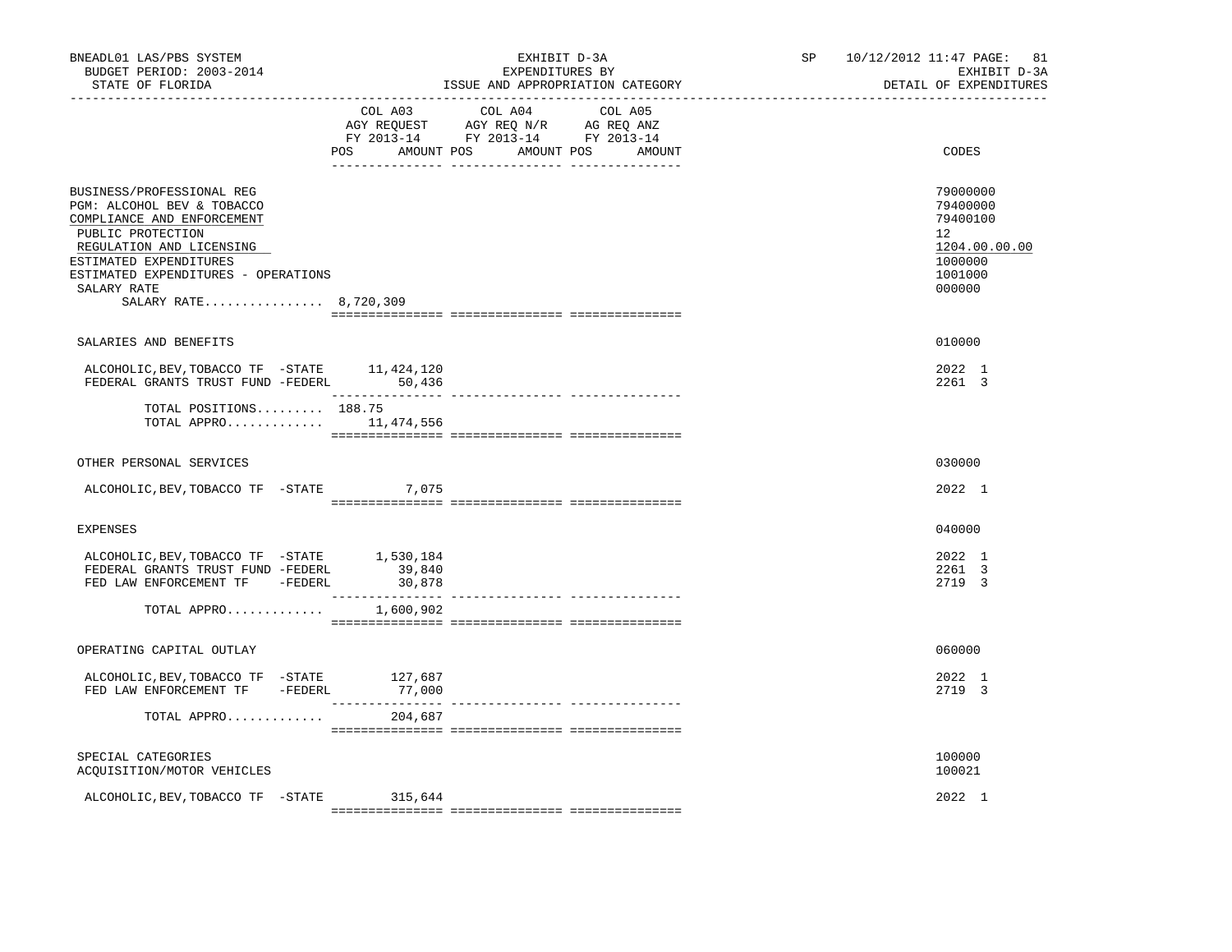BNEADL01 LAS/PBS SYSTEM — EXHIBIT D-3A — SP 10/12/2012 11:47
BUDGET PERIOD: 2003-2014 — EXPENDITURES BY — EXHIBIT D-3A
STATE OF FLORIDA — ISSUE AND APPROPRIATION CATEGORY — DETAIL OF EXPENDITURES

| | COL A03 AGY REQUEST FY 2013-14 POS AMOUNT | COL A04 AGY REQ N/R FY 2013-14 POS AMOUNT | COL A05 AG REQ ANZ FY 2013-14 POS AMOUNT | CODES |
|---|---|---|---|---|
| BUSINESS/PROFESSIONAL REG | | | | 79000000 |
| PGM: ALCOHOL BEV & TOBACCO | | | | 79400000 |
| COMPLIANCE AND ENFORCEMENT | | | | 79400100 |
| PUBLIC PROTECTION | | | | 12 |
| REGULATION AND LICENSING | | | | 1204.00.00.00 |
| ESTIMATED EXPENDITURES | | | | 1000000 |
| ESTIMATED EXPENDITURES - OPERATIONS | | | | 1001000 |
| SALARY RATE | | | | 000000 |
| SALARY RATE................ 8,720,309 | | | | |
| SALARIES AND BENEFITS | | | | 010000 |
| ALCOHOLIC,BEV,TOBACCO TF -STATE | 11,424,120 | | | 2022 1 |
| FEDERAL GRANTS TRUST FUND -FEDERL | 50,436 | | | 2261 3 |
| TOTAL POSITIONS......... 188.75 | | | | |
| TOTAL APPRO............. | 11,474,556 | | | |
| OTHER PERSONAL SERVICES | | | | 030000 |
| ALCOHOLIC,BEV,TOBACCO TF -STATE | 7,075 | | | 2022 1 |
| EXPENSES | | | | 040000 |
| ALCOHOLIC,BEV,TOBACCO TF -STATE | 1,530,184 | | | 2022 1 |
| FEDERAL GRANTS TRUST FUND -FEDERL | 39,840 | | | 2261 3 |
| FED LAW ENFORCEMENT TF -FEDERL | 30,878 | | | 2719 3 |
| TOTAL APPRO............. | 1,600,902 | | | |
| OPERATING CAPITAL OUTLAY | | | | 060000 |
| ALCOHOLIC,BEV,TOBACCO TF -STATE | 127,687 | | | 2022 1 |
| FED LAW ENFORCEMENT TF -FEDERL | 77,000 | | | 2719 3 |
| TOTAL APPRO............. | 204,687 | | | |
| SPECIAL CATEGORIES | | | | 100000 |
| ACQUISITION/MOTOR VEHICLES | | | | 100021 |
| ALCOHOLIC,BEV,TOBACCO TF -STATE | 315,644 | | | 2022 1 |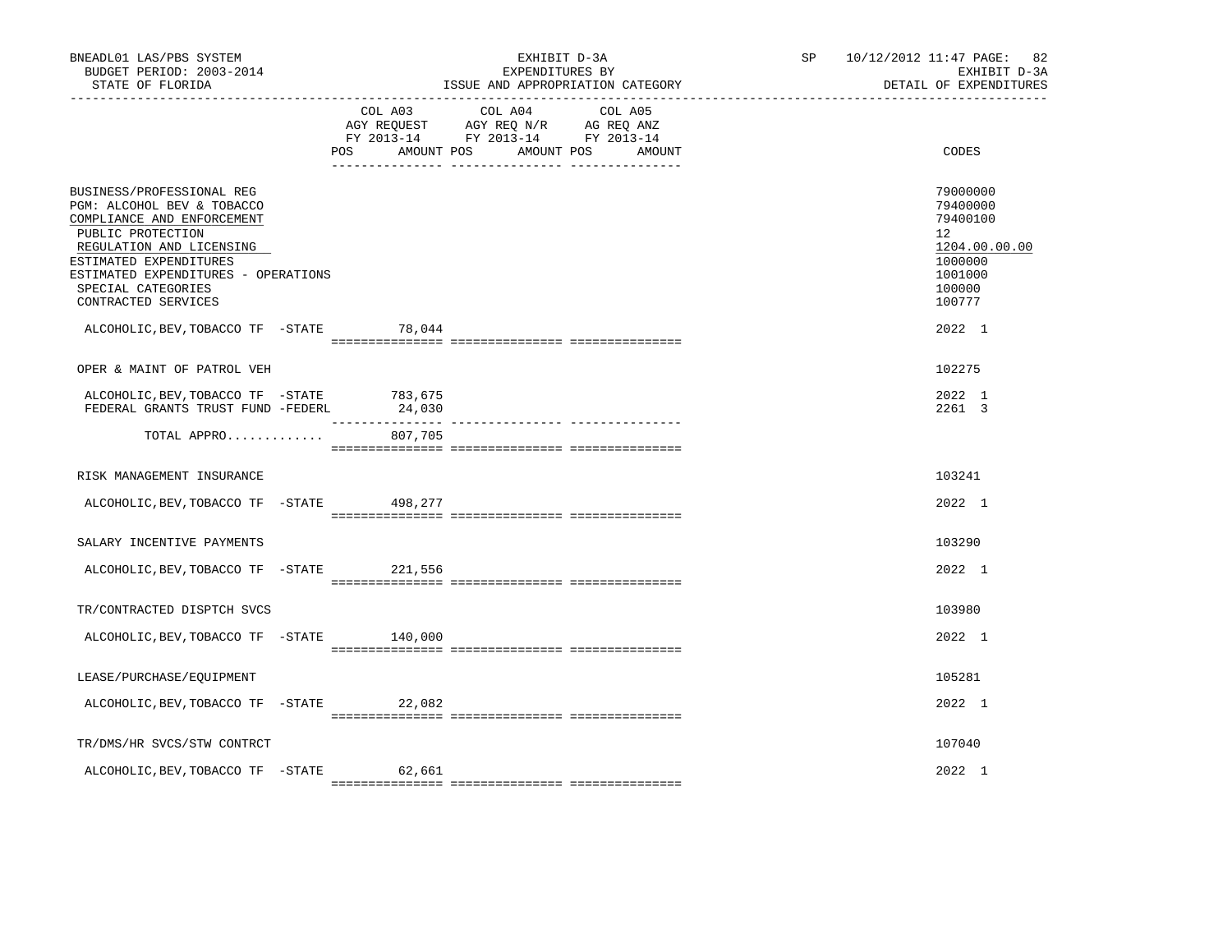BNEADL01 LAS/PBS SYSTEM  
BUDGET PERIOD: 2003-2014  
STATE OF FLORIDA

EXHIBIT D-3A  
EXPENDITURES BY  
ISSUE AND APPROPRIATION CATEGORY

SP 10/12/2012 11:47  
EXHIBIT D-3A  
DETAIL OF EXPENDITURES

| | COL A03 AGY REQUEST FY 2013-14 POS AMOUNT | COL A04 AGY REQ N/R FY 2013-14 POS AMOUNT | COL A05 AG REQ ANZ FY 2013-14 POS AMOUNT | CODES |
|---|---|---|---|---|
| BUSINESS/PROFESSIONAL REG | | | | 79000000 |
| PGM: ALCOHOL BEV & TOBACCO | | | | 79400000 |
| COMPLIANCE AND ENFORCEMENT | | | | 79400100 |
| PUBLIC PROTECTION | | | | 12 |
| REGULATION AND LICENSING | | | | 1204.00.00.00 |
| ESTIMATED EXPENDITURES | | | | 1000000 |
| ESTIMATED EXPENDITURES - OPERATIONS | | | | 1001000 |
| SPECIAL CATEGORIES | | | | 100000 |
| CONTRACTED SERVICES | | | | 100777 |
| ALCOHOLIC,BEV,TOBACCO TF -STATE | 78,044 | | | 2022 1 |
| OPER & MAINT OF PATROL VEH | | | | 102275 |
| ALCOHOLIC,BEV,TOBACCO TF -STATE | 783,675 | | | 2022 1 |
| FEDERAL GRANTS TRUST FUND -FEDERL | 24,030 | | | 2261 3 |
| TOTAL APPRO............ | 807,705 | | | |
| RISK MANAGEMENT INSURANCE | | | | 103241 |
| ALCOHOLIC,BEV,TOBACCO TF -STATE | 498,277 | | | 2022 1 |
| SALARY INCENTIVE PAYMENTS | | | | 103290 |
| ALCOHOLIC,BEV,TOBACCO TF -STATE | 221,556 | | | 2022 1 |
| TR/CONTRACTED DISPTCH SVCS | | | | 103980 |
| ALCOHOLIC,BEV,TOBACCO TF -STATE | 140,000 | | | 2022 1 |
| LEASE/PURCHASE/EQUIPMENT | | | | 105281 |
| ALCOHOLIC,BEV,TOBACCO TF -STATE | 22,082 | | | 2022 1 |
| TR/DMS/HR SVCS/STW CONTRCT | | | | 107040 |
| ALCOHOLIC,BEV,TOBACCO TF -STATE | 62,661 | | | 2022 1 |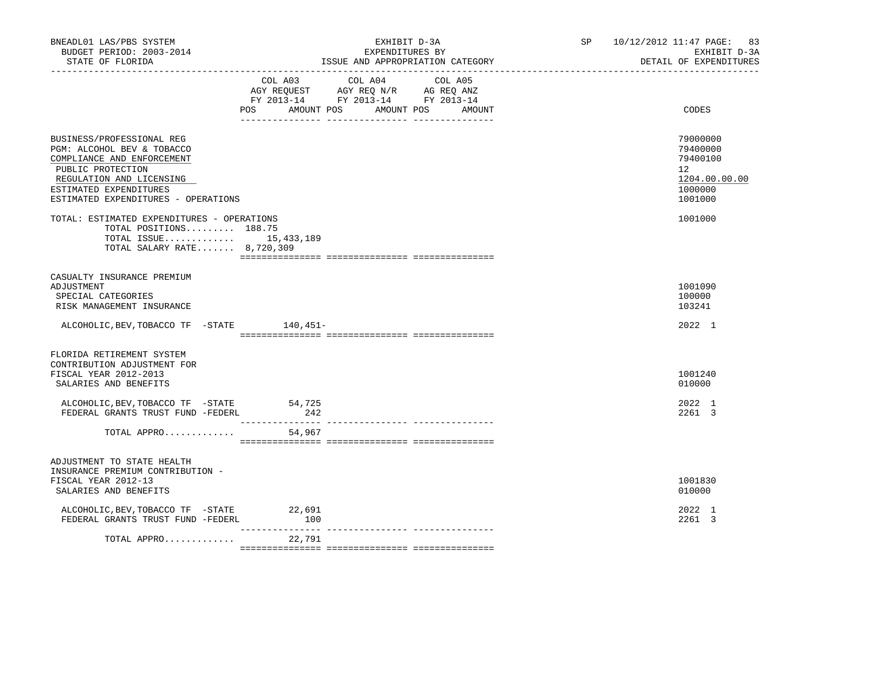BNEADL01 LAS/PBS SYSTEM — EXHIBIT D-3A — SP 10/12/2012 11:47

BUDGET PERIOD: 2003-2014 — EXPENDITURES BY — EXHIBIT D-3A

STATE OF FLORIDA — ISSUE AND APPROPRIATION CATEGORY — DETAIL OF EXPENDITURES

| | COL A03 AGY REQUEST FY 2013-14 POS AMOUNT | COL A04 AGY REQ N/R FY 2013-14 POS AMOUNT | COL A05 AG REQ ANZ FY 2013-14 POS AMOUNT | CODES |
|---|---|---|---|---|
| BUSINESS/PROFESSIONAL REG | | | | 79000000 |
| PGM: ALCOHOL BEV & TOBACCO | | | | 79400000 |
| COMPLIANCE AND ENFORCEMENT | | | | 79400100 |
| PUBLIC PROTECTION | | | | 12 |
| REGULATION AND LICENSING | | | | 1204.00.00.00 |
| ESTIMATED EXPENDITURES | | | | 1000000 |
| ESTIMATED EXPENDITURES - OPERATIONS | | | | 1001000 |
| TOTAL: ESTIMATED EXPENDITURES - OPERATIONS | | | | 1001000 |
| TOTAL POSITIONS......... | 188.75 | | | |
| TOTAL ISSUE............. | 15,433,189 | | | |
| TOTAL SALARY RATE....... | 8,720,309 | | | |
| CASUALTY INSURANCE PREMIUM ADJUSTMENT | | | | 1001090 |
| SPECIAL CATEGORIES | | | | 100000 |
| RISK MANAGEMENT INSURANCE | | | | 103241 |
| ALCOHOLIC,BEV,TOBACCO TF -STATE | 140,451- | | | 2022 1 |
| FLORIDA RETIREMENT SYSTEM CONTRIBUTION ADJUSTMENT FOR FISCAL YEAR 2012-2013 | | | | 1001240 |
| SALARIES AND BENEFITS | | | | 010000 |
| ALCOHOLIC,BEV,TOBACCO TF -STATE | 54,725 | | | 2022 1 |
| FEDERAL GRANTS TRUST FUND -FEDERL | 242 | | | 2261 3 |
| TOTAL APPRO............ | 54,967 | | | |
| ADJUSTMENT TO STATE HEALTH INSURANCE PREMIUM CONTRIBUTION - FISCAL YEAR 2012-13 | | | | 1001830 |
| SALARIES AND BENEFITS | | | | 010000 |
| ALCOHOLIC,BEV,TOBACCO TF -STATE | 22,691 | | | 2022 1 |
| FEDERAL GRANTS TRUST FUND -FEDERL | 100 | | | 2261 3 |
| TOTAL APPRO............ | 22,791 | | | |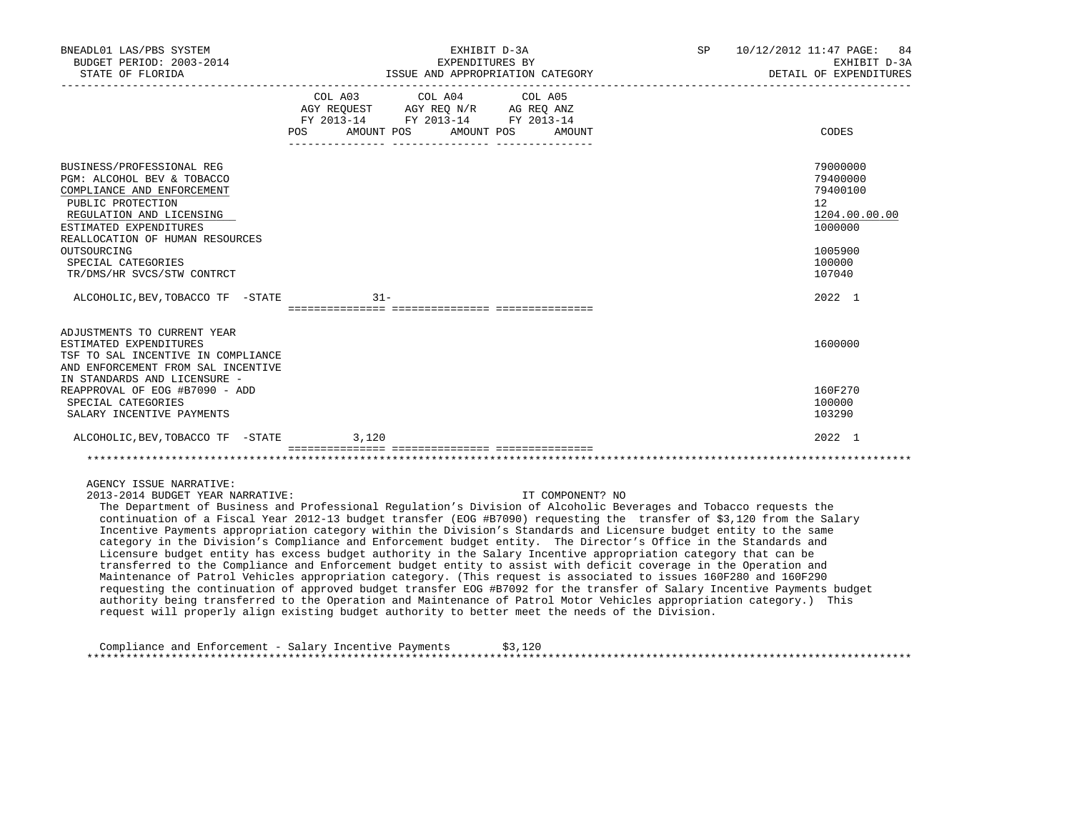BNEADL01 LAS/PBS SYSTEM | EXHIBIT D-3A | SP 10/12/2012 11:47 PAGE: 84
BUDGET PERIOD: 2003-2014 | EXPENDITURES BY | EXHIBIT D-3A
STATE OF FLORIDA | ISSUE AND APPROPRIATION CATEGORY | DETAIL OF EXPENDITURES

| | COL A03 AGY REQUEST FY 2013-14 POS AMOUNT | COL A04 AGY REQ N/R FY 2013-14 POS AMOUNT | COL A05 AG REQ ANZ FY 2013-14 POS AMOUNT | CODES |
|---|---|---|---|---|
| BUSINESS/PROFESSIONAL REG | | | | 79000000 |
| PGM: ALCOHOL BEV & TOBACCO | | | | 79400000 |
| COMPLIANCE AND ENFORCEMENT | | | | 79400100 |
| PUBLIC PROTECTION | | | | 12 |
| REGULATION AND LICENSING | | | | 1204.00.00.00 |
| ESTIMATED EXPENDITURES | | | | 1000000 |
| REALLOCATION OF HUMAN RESOURCES OUTSOURCING | | | | 1005900 |
| SPECIAL CATEGORIES | | | | 100000 |
| TR/DMS/HR SVCS/STW CONTRCT | | | | 107040 |
| ALCOHOLIC,BEV,TOBACCO TF -STATE | 31- | | | 2022 1 |
| ADJUSTMENTS TO CURRENT YEAR ESTIMATED EXPENDITURES | | | | 1600000 |
| TSF TO SAL INCENTIVE IN COMPLIANCE AND ENFORCEMENT FROM SAL INCENTIVE IN STANDARDS AND LICENSURE - REAPPROVAL OF EOG #B7090 - ADD | | | | 160F270 |
| SPECIAL CATEGORIES | | | | 100000 |
| SALARY INCENTIVE PAYMENTS | | | | 103290 |
| ALCOHOLIC,BEV,TOBACCO TF -STATE | 3,120 | | | 2022 1 |

AGENCY ISSUE NARRATIVE:
2013-2014 BUDGET YEAR NARRATIVE: IT COMPONENT? NO

The Department of Business and Professional Regulation's Division of Alcoholic Beverages and Tobacco requests the continuation of a Fiscal Year 2012-13 budget transfer (EOG #B7090) requesting the transfer of $3,120 from the Salary Incentive Payments appropriation category within the Division's Standards and Licensure budget entity to the same category in the Division's Compliance and Enforcement budget entity. The Director's Office in the Standards and Licensure budget entity has excess budget authority in the Salary Incentive appropriation category that can be transferred to the Compliance and Enforcement budget entity to assist with deficit coverage in the Operation and Maintenance of Patrol Vehicles appropriation category. (This request is associated to issues 160F280 and 160F290 requesting the continuation of approved budget transfer EOG #B7092 for the transfer of Salary Incentive Payments budget authority being transferred to the Operation and Maintenance of Patrol Motor Vehicles appropriation category.) This request will properly align existing budget authority to better meet the needs of the Division.

Compliance and Enforcement - Salary Incentive Payments $3,120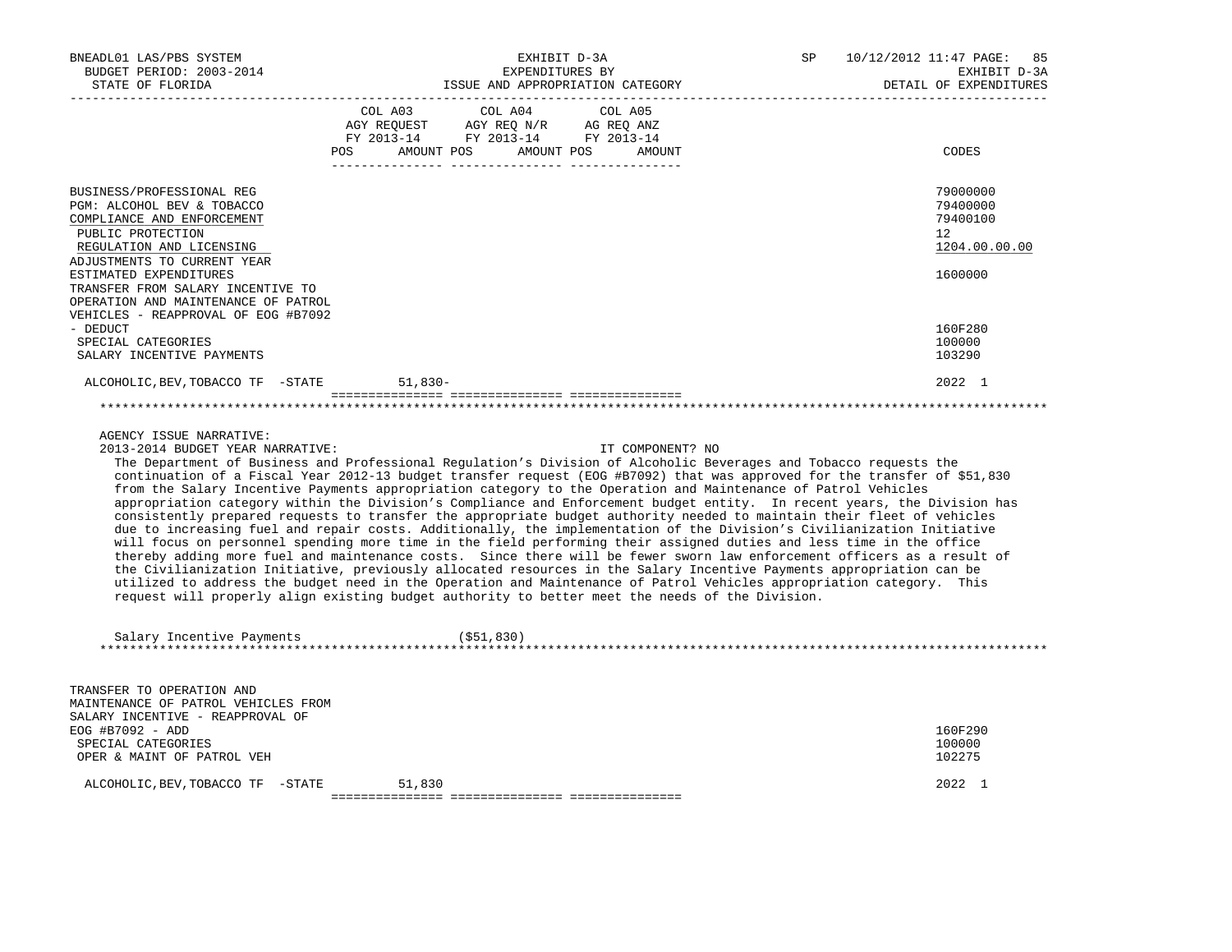BNEADL01 LAS/PBS SYSTEM — BUDGET PERIOD: 2003-2014 — STATE OF FLORIDA

EXHIBIT D-3A — EXPENDITURES BY ISSUE AND APPROPRIATION CATEGORY

SP 10/12/2012 11:47 — EXHIBIT D-3A — DETAIL OF EXPENDITURES

| | COL A03 AGY REQUEST FY 2013-14 POS | AMOUNT | COL A04 AGY REQ N/R FY 2013-14 POS | AMOUNT | COL A05 AG REQ ANZ FY 2013-14 POS | AMOUNT | CODES |
|---|---|---|---|---|---|---|---|
| BUSINESS/PROFESSIONAL REG | | | | | | | 79000000 |
| PGM: ALCOHOL BEV & TOBACCO | | | | | | | 79400000 |
| COMPLIANCE AND ENFORCEMENT | | | | | | | 79400100 |
| PUBLIC PROTECTION | | | | | | | 12 |
| REGULATION AND LICENSING | | | | | | | 1204.00.00.00 |
| ADJUSTMENTS TO CURRENT YEAR ESTIMATED EXPENDITURES | | | | | | | 1600000 |
| TRANSFER FROM SALARY INCENTIVE TO OPERATION AND MAINTENANCE OF PATROL VEHICLES - REAPPROVAL OF EOG #B7092 - DEDUCT | | | | | | | 160F280 |
| SPECIAL CATEGORIES | | | | | | | 100000 |
| SALARY INCENTIVE PAYMENTS | | | | | | | 103290 |
| ALCOHOLIC,BEV,TOBACCO TF -STATE | | 51,830- | | | | | 2022 1 |

AGENCY ISSUE NARRATIVE:

2013-2014 BUDGET YEAR NARRATIVE: IT COMPONENT? NO

The Department of Business and Professional Regulation's Division of Alcoholic Beverages and Tobacco requests the continuation of a Fiscal Year 2012-13 budget transfer request (EOG #B7092) that was approved for the transfer of $51,830 from the Salary Incentive Payments appropriation category to the Operation and Maintenance of Patrol Vehicles appropriation category within the Division's Compliance and Enforcement budget entity. In recent years, the Division has consistently prepared requests to transfer the appropriate budget authority needed to maintain their fleet of vehicles due to increasing fuel and repair costs. Additionally, the implementation of the Division's Civilianization Initiative will focus on personnel spending more time in the field performing their assigned duties and less time in the office thereby adding more fuel and maintenance costs. Since there will be fewer sworn law enforcement officers as a result of the Civilianization Initiative, previously allocated resources in the Salary Incentive Payments appropriation can be utilized to address the budget need in the Operation and Maintenance of Patrol Vehicles appropriation category. This request will properly align existing budget authority to better meet the needs of the Division.

Salary Incentive Payments ($51,830)

| | COL A03 POS | AMOUNT | COL A04 POS | AMOUNT | COL A05 POS | AMOUNT | CODES |
|---|---|---|---|---|---|---|---|
| TRANSFER TO OPERATION AND MAINTENANCE OF PATROL VEHICLES FROM SALARY INCENTIVE - REAPPROVAL OF EOG #B7092 - ADD | | | | | | | 160F290 |
| SPECIAL CATEGORIES | | | | | | | 100000 |
| OPER & MAINT OF PATROL VEH | | | | | | | 102275 |
| ALCOHOLIC,BEV,TOBACCO TF -STATE | | 51,830 | | | | | 2022 1 |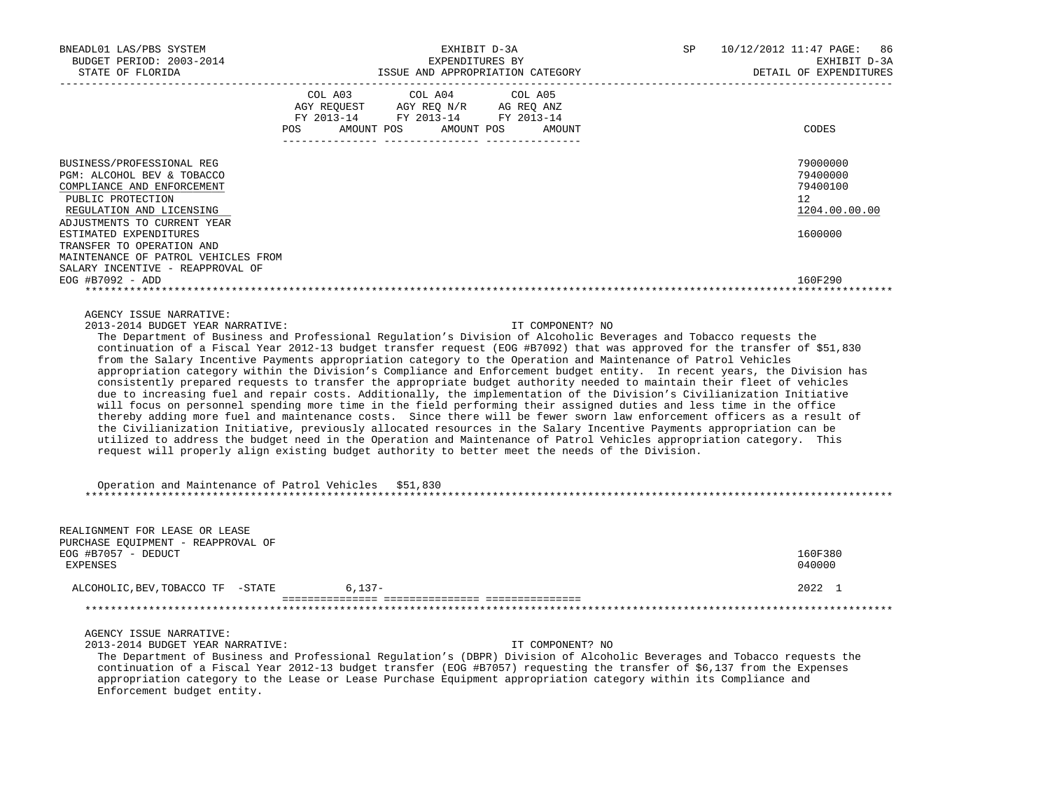BNEADL01 LAS/PBS SYSTEM — EXHIBIT D-3A — EXPENDITURES BY ISSUE AND APPROPRIATION CATEGORY
BUDGET PERIOD: 2003-2014 — STATE OF FLORIDA — DETAIL OF EXPENDITURES

| | COL A03 AGY REQUEST FY 2013-14 POS AMOUNT | COL A04 AGY REQ N/R FY 2013-14 POS AMOUNT | COL A05 AG REQ ANZ FY 2013-14 POS AMOUNT | CODES |
|---|---|---|---|---|
| BUSINESS/PROFESSIONAL REG | | | | 79000000 |
| PGM: ALCOHOL BEV & TOBACCO | | | | 79400000 |
| COMPLIANCE AND ENFORCEMENT | | | | 79400100 |
| PUBLIC PROTECTION | | | | 12 |
| REGULATION AND LICENSING | | | | 1204.00.00.00 |
| ADJUSTMENTS TO CURRENT YEAR ESTIMATED EXPENDITURES | | | | 1600000 |
| TRANSFER TO OPERATION AND MAINTENANCE OF PATROL VEHICLES FROM SALARY INCENTIVE - REAPPROVAL OF EOG #B7092 - ADD | | | | 160F290 |

AGENCY ISSUE NARRATIVE:

2013-2014 BUDGET YEAR NARRATIVE: IT COMPONENT? NO

The Department of Business and Professional Regulation's Division of Alcoholic Beverages and Tobacco requests the continuation of a Fiscal Year 2012-13 budget transfer request (EOG #B7092) that was approved for the transfer of $51,830 from the Salary Incentive Payments appropriation category to the Operation and Maintenance of Patrol Vehicles appropriation category within the Division's Compliance and Enforcement budget entity. In recent years, the Division has consistently prepared requests to transfer the appropriate budget authority needed to maintain their fleet of vehicles due to increasing fuel and repair costs. Additionally, the implementation of the Division's Civilianization Initiative will focus on personnel spending more time in the field performing their assigned duties and less time in the office thereby adding more fuel and maintenance costs. Since there will be fewer sworn law enforcement officers as a result of the Civilianization Initiative, previously allocated resources in the Salary Incentive Payments appropriation can be utilized to address the budget need in the Operation and Maintenance of Patrol Vehicles appropriation category. This request will properly align existing budget authority to better meet the needs of the Division.

Operation and Maintenance of Patrol Vehicles $51,830

| | COL A03 | COL A04 | COL A05 | CODES |
|---|---|---|---|---|
| REALIGNMENT FOR LEASE OR LEASE PURCHASE EQUIPMENT - REAPPROVAL OF EOG #B7057 - DEDUCT | | | | 160F380 |
| EXPENSES | | | | 040000 |
| ALCOHOLIC,BEV,TOBACCO TF -STATE | 6,137- | | | 2022 1 |

AGENCY ISSUE NARRATIVE:

2013-2014 BUDGET YEAR NARRATIVE: IT COMPONENT? NO

The Department of Business and Professional Regulation's (DBPR) Division of Alcoholic Beverages and Tobacco requests the continuation of a Fiscal Year 2012-13 budget transfer (EOG #B7057) requesting the transfer of $6,137 from the Expenses appropriation category to the Lease or Lease Purchase Equipment appropriation category within its Compliance and Enforcement budget entity.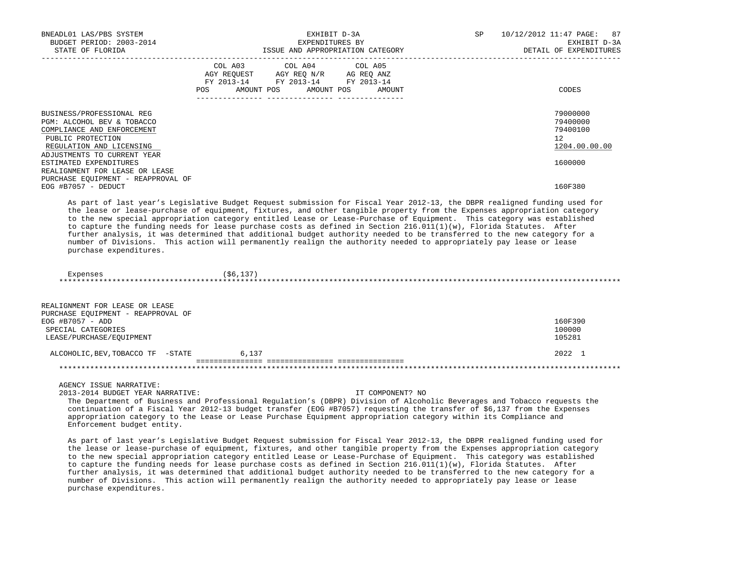| | COL A03 AGY REQUEST FY 2013-14 POS AMOUNT | COL A04 AGY REQ N/R FY 2013-14 POS AMOUNT | COL A05 AG REQ ANZ FY 2013-14 POS AMOUNT | CODES |
|---|---|---|---|---|
| BUSINESS/PROFESSIONAL REG | | | | 79000000 |
| PGM: ALCOHOL BEV & TOBACCO | | | | 79400000 |
| COMPLIANCE AND ENFORCEMENT | | | | 79400100 |
| PUBLIC PROTECTION | | | | 12 |
| REGULATION AND LICENSING | | | | 1204.00.00.00 |
| ADJUSTMENTS TO CURRENT YEAR ESTIMATED EXPENDITURES | | | | 1600000 |
| REALIGNMENT FOR LEASE OR LEASE PURCHASE EQUIPMENT - REAPPROVAL OF EOG #B7057 - DEDUCT | | | | 160F380 |

As part of last year's Legislative Budget Request submission for Fiscal Year 2012-13, the DBPR realigned funding used for the lease or lease-purchase of equipment, fixtures, and other tangible property from the Expenses appropriation category to the new special appropriation category entitled Lease or Lease-Purchase of Equipment. This category was established to capture the funding needs for lease purchase costs as defined in Section 216.011(1)(w), Florida Statutes. After further analysis, it was determined that additional budget authority needed to be transferred to the new category for a number of Divisions. This action will permanently realign the authority needed to appropriately pay lease or lease purchase expenditures.

| | | | | |
|---|---|---|---|---|
| Expenses | ($6,137) | | | |

******************************************************************************************************************

| | COL A03 | COL A04 | COL A05 | CODES |
|---|---|---|---|---|
| REALIGNMENT FOR LEASE OR LEASE PURCHASE EQUIPMENT - REAPPROVAL OF EOG #B7057 - ADD | | | | 160F390 |
| SPECIAL CATEGORIES | | | | 100000 |
| LEASE/PURCHASE/EQUIPMENT | | | | 105281 |
| ALCOHOLIC,BEV,TOBACCO TF -STATE | 6,137 | | | 2022 1 |

******************************************************************************************************************

AGENCY ISSUE NARRATIVE:

2013-2014 BUDGET YEAR NARRATIVE: IT COMPONENT? NO

The Department of Business and Professional Regulation's (DBPR) Division of Alcoholic Beverages and Tobacco requests the continuation of a Fiscal Year 2012-13 budget transfer (EOG #B7057) requesting the transfer of $6,137 from the Expenses appropriation category to the Lease or Lease Purchase Equipment appropriation category within its Compliance and Enforcement budget entity.

As part of last year's Legislative Budget Request submission for Fiscal Year 2012-13, the DBPR realigned funding used for the lease or lease-purchase of equipment, fixtures, and other tangible property from the Expenses appropriation category to the new special appropriation category entitled Lease or Lease-Purchase of Equipment. This category was established to capture the funding needs for lease purchase costs as defined in Section 216.011(1)(w), Florida Statutes. After further analysis, it was determined that additional budget authority needed to be transferred to the new category for a number of Divisions. This action will permanently realign the authority needed to appropriately pay lease or lease purchase expenditures.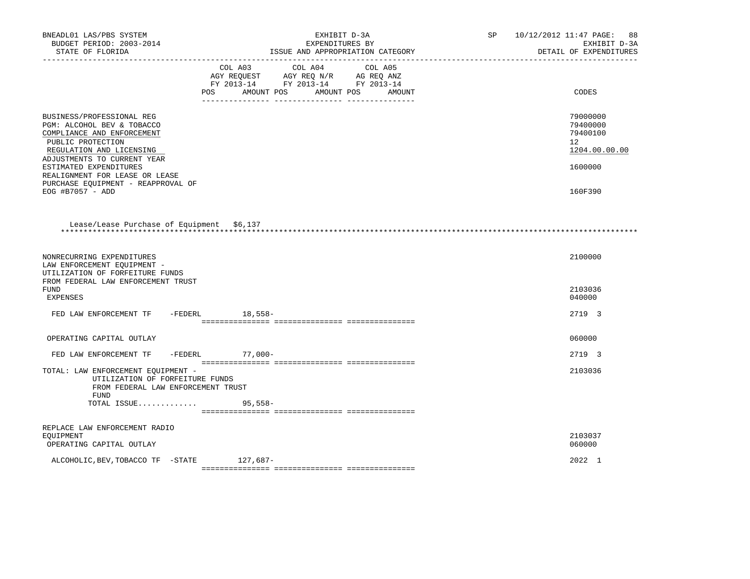BNEADL01 LAS/PBS SYSTEM | EXHIBIT D-3A | SP 10/12/2012 11:47
BUDGET PERIOD: 2003-2014 | EXPENDITURES BY | EXHIBIT D-3A
STATE OF FLORIDA | ISSUE AND APPROPRIATION CATEGORY | DETAIL OF EXPENDITURES

| | COL A03 AGY REQUEST FY 2013-14 POS AMOUNT | COL A04 AGY REQ N/R FY 2013-14 POS AMOUNT | COL A05 AG REQ ANZ FY 2013-14 POS AMOUNT | CODES |
|---|---|---|---|---|
| BUSINESS/PROFESSIONAL REG | | | | 79000000 |
| PGM: ALCOHOL BEV & TOBACCO | | | | 79400000 |
| COMPLIANCE AND ENFORCEMENT | | | | 79400100 |
| PUBLIC PROTECTION | | | | 12 |
| REGULATION AND LICENSING | | | | 1204.00.00.00 |
| ADJUSTMENTS TO CURRENT YEAR ESTIMATED EXPENDITURES | | | | 1600000 |
| REALIGNMENT FOR LEASE OR LEASE PURCHASE EQUIPMENT - REAPPROVAL OF EOG #B7057 - ADD | | | | 160F390 |

Lease/Lease Purchase of Equipment $6,137

*****************************************************************************************************************************

| | COL A03 | COL A04 | COL A05 | CODES |
|---|---|---|---|---|
| NONRECURRING EXPENDITURES | | | | 2100000 |
| LAW ENFORCEMENT EQUIPMENT - UTILIZATION OF FORFEITURE FUNDS FROM FEDERAL LAW ENFORCEMENT TRUST FUND | | | | 2103036 |
| EXPENSES | | | | 040000 |
| FED LAW ENFORCEMENT TF -FEDERL | 18,558- | | | 2719 3 |
| OPERATING CAPITAL OUTLAY | | | | 060000 |
| FED LAW ENFORCEMENT TF -FEDERL | 77,000- | | | 2719 3 |
| TOTAL: LAW ENFORCEMENT EQUIPMENT - UTILIZATION OF FORFEITURE FUNDS FROM FEDERAL LAW ENFORCEMENT TRUST FUND | | | | 2103036 |
| TOTAL ISSUE............ | 95,558- | | | |
| REPLACE LAW ENFORCEMENT RADIO EQUIPMENT | | | | 2103037 |
| OPERATING CAPITAL OUTLAY | | | | 060000 |
| ALCOHOLIC,BEV,TOBACCO TF -STATE | 127,687- | | | 2022 1 |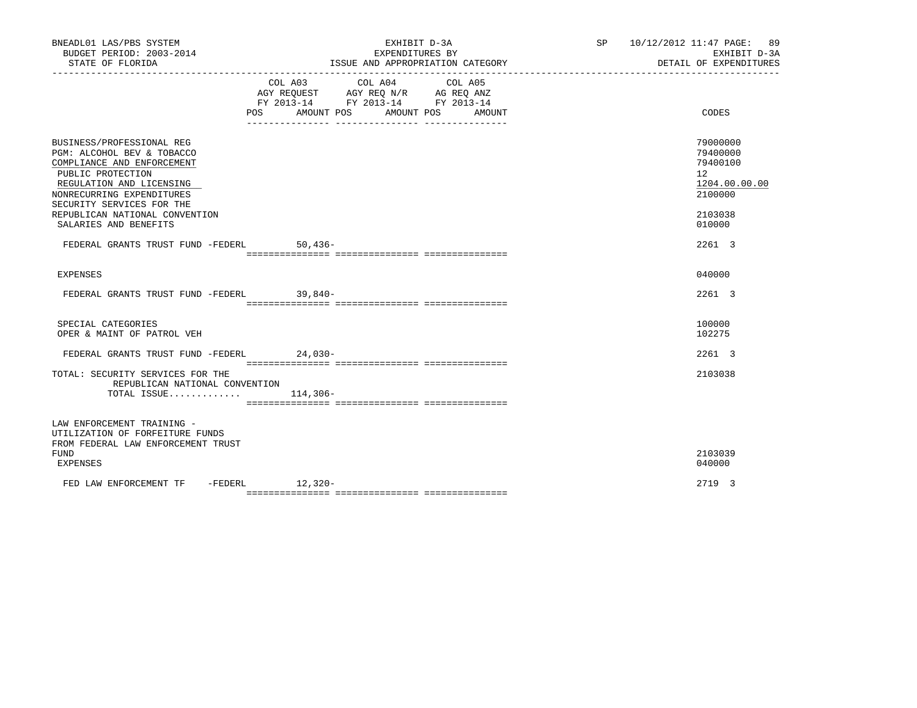BNEADL01 LAS/PBS SYSTEM | EXHIBIT D-3A | SP 10/12/2012 11:47 PAGE: 89
BUDGET PERIOD: 2003-2014 | EXPENDITURES BY | EXHIBIT D-3A
STATE OF FLORIDA | ISSUE AND APPROPRIATION CATEGORY | DETAIL OF EXPENDITURES

| | COL A03 AGY REQUEST FY 2013-14 POS AMOUNT | COL A04 AGY REQ N/R FY 2013-14 POS AMOUNT | COL A05 AG REQ ANZ FY 2013-14 POS AMOUNT | CODES |
|---|---|---|---|---|
| BUSINESS/PROFESSIONAL REG | | | | 79000000 |
| PGM: ALCOHOL BEV & TOBACCO | | | | 79400000 |
| COMPLIANCE AND ENFORCEMENT | | | | 79400100 |
| PUBLIC PROTECTION | | | | 12 |
| REGULATION AND LICENSING | | | | 1204.00.00.00 |
| NONRECURRING EXPENDITURES | | | | 2100000 |
| SECURITY SERVICES FOR THE REPUBLICAN NATIONAL CONVENTION | | | | 2103038 |
| SALARIES AND BENEFITS | | | | 010000 |
| FEDERAL GRANTS TRUST FUND -FEDERL | 50,436- | | | 2261 3 |
| EXPENSES | | | | 040000 |
| FEDERAL GRANTS TRUST FUND -FEDERL | 39,840- | | | 2261 3 |
| SPECIAL CATEGORIES | | | | 100000 |
| OPER & MAINT OF PATROL VEH | | | | 102275 |
| FEDERAL GRANTS TRUST FUND -FEDERL | 24,030- | | | 2261 3 |
| TOTAL: SECURITY SERVICES FOR THE REPUBLICAN NATIONAL CONVENTION | | | | 2103038 |
| TOTAL ISSUE............. | 114,306- | | | |
| LAW ENFORCEMENT TRAINING - UTILIZATION OF FORFEITURE FUNDS FROM FEDERAL LAW ENFORCEMENT TRUST FUND | | | | 2103039 |
| EXPENSES | | | | 040000 |
| FED LAW ENFORCEMENT TF -FEDERL | 12,320- | | | 2719 3 |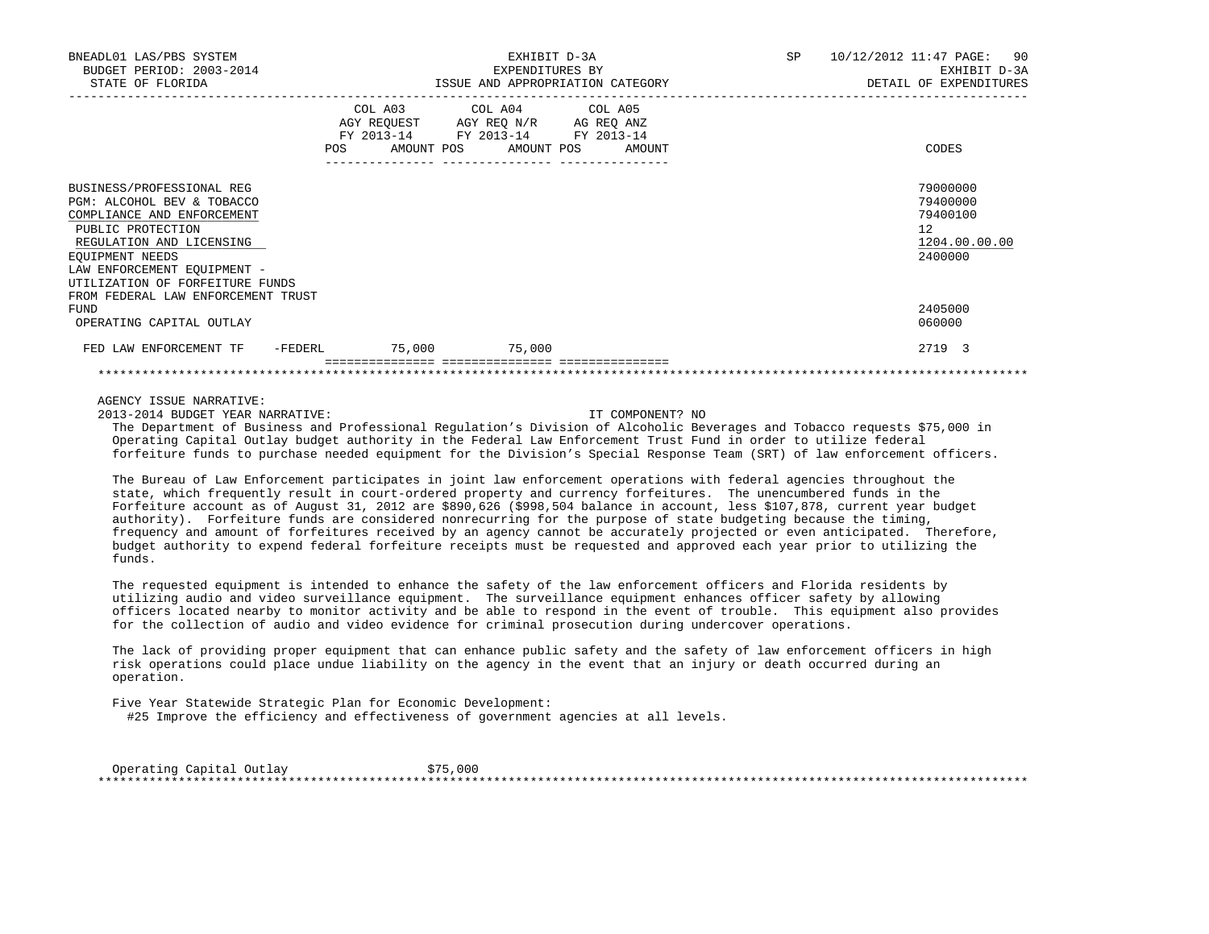BNEADL01 LAS/PBS SYSTEM | EXHIBIT D-3A | SP 10/12/2012 11:47
BUDGET PERIOD: 2003-2014 | EXPENDITURES BY | EXHIBIT D-3A
STATE OF FLORIDA | ISSUE AND APPROPRIATION CATEGORY | DETAIL OF EXPENDITURES

| | COL A03 AGY REQUEST FY 2013-14 POS AMOUNT | COL A04 AGY REQ N/R FY 2013-14 POS AMOUNT | COL A05 AG REQ ANZ FY 2013-14 POS AMOUNT | CODES |
|---|---|---|---|---|
| BUSINESS/PROFESSIONAL REG | | | | 79000000 |
| PGM: ALCOHOL BEV & TOBACCO | | | | 79400000 |
| COMPLIANCE AND ENFORCEMENT | | | | 79400100 |
| PUBLIC PROTECTION | | | | 12 |
| REGULATION AND LICENSING | | | | 1204.00.00.00 |
| EQUIPMENT NEEDS | | | | 2400000 |
| LAW ENFORCEMENT EQUIPMENT - UTILIZATION OF FORFEITURE FUNDS FROM FEDERAL LAW ENFORCEMENT TRUST FUND | | | | 2405000 |
| OPERATING CAPITAL OUTLAY | | | | 060000 |
| FED LAW ENFORCEMENT TF -FEDERL | 75,000 | 75,000 | | 2719 3 |

AGENCY ISSUE NARRATIVE:

2013-2014 BUDGET YEAR NARRATIVE: IT COMPONENT? NO

The Department of Business and Professional Regulation's Division of Alcoholic Beverages and Tobacco requests $75,000 in Operating Capital Outlay budget authority in the Federal Law Enforcement Trust Fund in order to utilize federal forfeiture funds to purchase needed equipment for the Division's Special Response Team (SRT) of law enforcement officers.

The Bureau of Law Enforcement participates in joint law enforcement operations with federal agencies throughout the state, which frequently result in court-ordered property and currency forfeitures. The unencumbered funds in the Forfeiture account as of August 31, 2012 are $890,626 ($998,504 balance in account, less $107,878, current year budget authority). Forfeiture funds are considered nonrecurring for the purpose of state budgeting because the timing, frequency and amount of forfeitures received by an agency cannot be accurately projected or even anticipated. Therefore, budget authority to expend federal forfeiture receipts must be requested and approved each year prior to utilizing the funds.

The requested equipment is intended to enhance the safety of the law enforcement officers and Florida residents by utilizing audio and video surveillance equipment. The surveillance equipment enhances officer safety by allowing officers located nearby to monitor activity and be able to respond in the event of trouble. This equipment also provides for the collection of audio and video evidence for criminal prosecution during undercover operations.

The lack of providing proper equipment that can enhance public safety and the safety of law enforcement officers in high risk operations could place undue liability on the agency in the event that an injury or death occurred during an operation.

Five Year Statewide Strategic Plan for Economic Development:
#25 Improve the efficiency and effectiveness of government agencies at all levels.

Operating Capital Outlay $75,000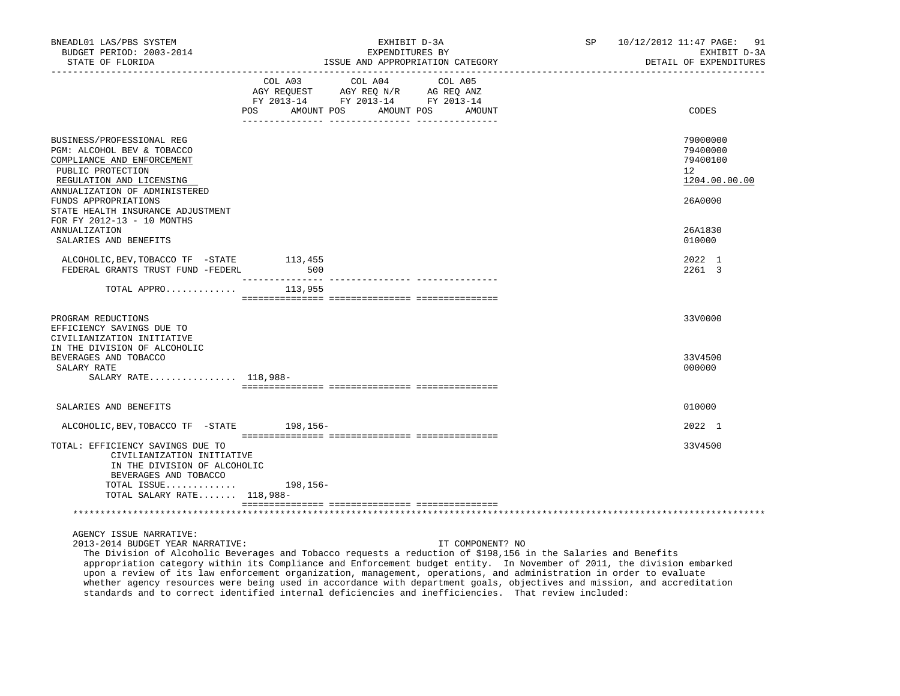BNEADL01 LAS/PBS SYSTEM
BUDGET PERIOD: 2003-2014
STATE OF FLORIDA

EXHIBIT D-3A
EXPENDITURES BY
ISSUE AND APPROPRIATION CATEGORY

SP 10/12/2012 11:47 PAGE: 91
EXHIBIT D-3A
DETAIL OF EXPENDITURES

| | COL A03 AGY REQUEST FY 2013-14 POS AMOUNT | COL A04 AGY REQ N/R FY 2013-14 POS AMOUNT | COL A05 AG REQ ANZ FY 2013-14 POS AMOUNT | CODES |
|---|---|---|---|---|
| BUSINESS/PROFESSIONAL REG | | | | 79000000 |
| PGM: ALCOHOL BEV & TOBACCO | | | | 79400000 |
| COMPLIANCE AND ENFORCEMENT | | | | 79400100 |
| PUBLIC PROTECTION | | | | 12 |
| REGULATION AND LICENSING | | | | 1204.00.00.00 |
| ANNUALIZATION OF ADMINISTERED FUNDS APPROPRIATIONS | | | | 26A0000 |
| STATE HEALTH INSURANCE ADJUSTMENT FOR FY 2012-13 - 10 MONTHS ANNUALIZATION | | | | 26A1830 |
| SALARIES AND BENEFITS | | | | 010000 |
| ALCOHOLIC,BEV,TOBACCO TF -STATE | 113,455 | | | 2022 1 |
| FEDERAL GRANTS TRUST FUND -FEDERL | 500 | | | 2261 3 |
| TOTAL APPRO............ | 113,955 | | | |
| PROGRAM REDUCTIONS | | | | 33V0000 |
| EFFICIENCY SAVINGS DUE TO CIVILIANIZATION INITIATIVE IN THE DIVISION OF ALCOHOLIC BEVERAGES AND TOBACCO | | | | 33V4500 |
| SALARY RATE | | | | 000000 |
| SALARY RATE................ | 118,988- | | | |
| SALARIES AND BENEFITS | | | | 010000 |
| ALCOHOLIC,BEV,TOBACCO TF -STATE | 198,156- | | | 2022 1 |
| TOTAL: EFFICIENCY SAVINGS DUE TO CIVILIANIZATION INITIATIVE IN THE DIVISION OF ALCOHOLIC BEVERAGES AND TOBACCO | | | | 33V4500 |
| TOTAL ISSUE............ | 198,156- | | | |
| TOTAL SALARY RATE....... | 118,988- | | | |

AGENCY ISSUE NARRATIVE:

2013-2014 BUDGET YEAR NARRATIVE: IT COMPONENT? NO

The Division of Alcoholic Beverages and Tobacco requests a reduction of $198,156 in the Salaries and Benefits appropriation category within its Compliance and Enforcement budget entity. In November of 2011, the division embarked upon a review of its law enforcement organization, management, operations, and administration in order to evaluate whether agency resources were being used in accordance with department goals, objectives and mission, and accreditation standards and to correct identified internal deficiencies and inefficiencies. That review included: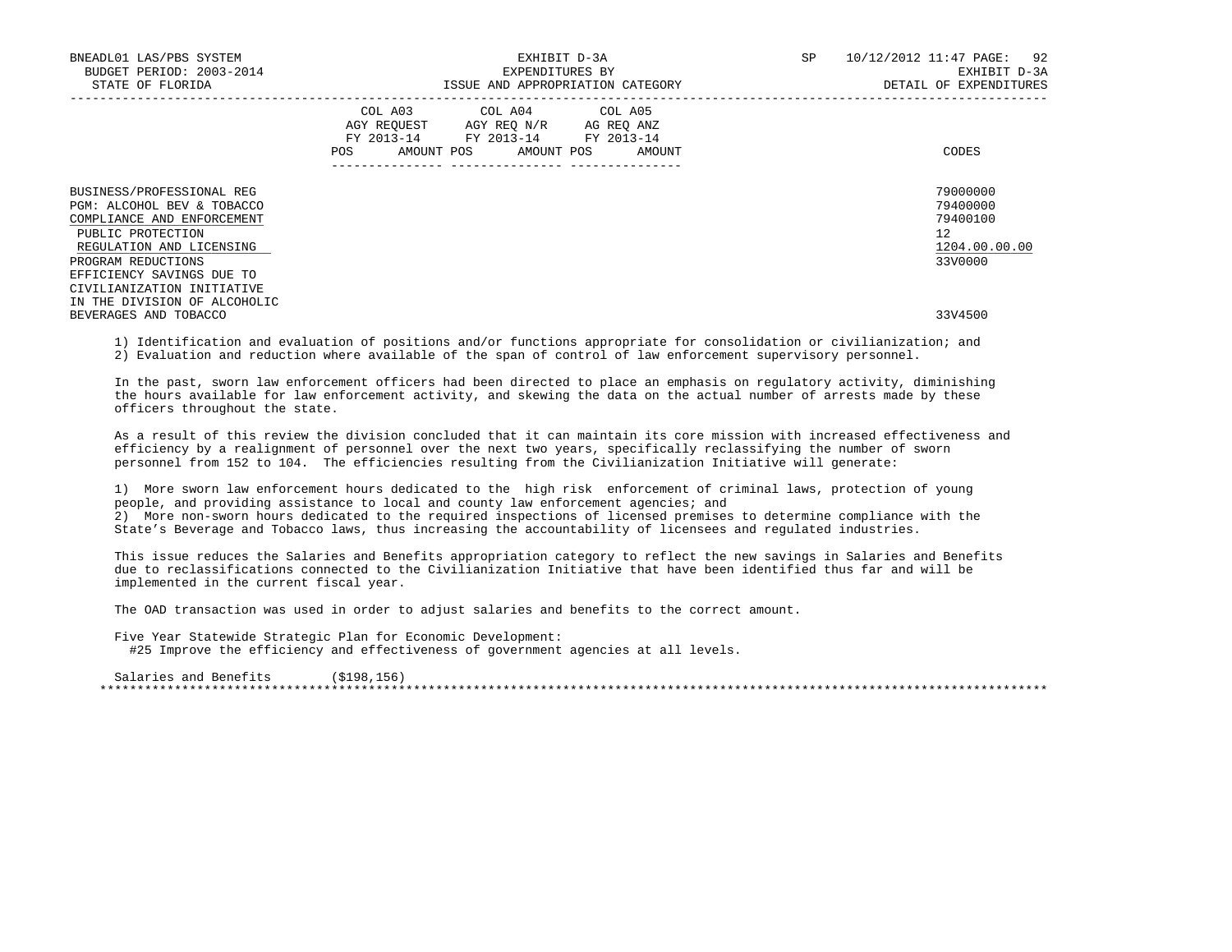| | COL A03 AGY REQUEST FY 2013-14 | | COL A04 AGY REQ N/R FY 2013-14 | | COL A05 AG REQ ANZ FY 2013-14 | | |
|---|---|---|---|---|---|---|---|
| | POS | AMOUNT | POS | AMOUNT | POS | AMOUNT | CODES |
| BUSINESS/PROFESSIONAL REG | | | | | | | 79000000 |
| PGM: ALCOHOL BEV & TOBACCO | | | | | | | 79400000 |
| COMPLIANCE AND ENFORCEMENT | | | | | | | 79400100 |
| PUBLIC PROTECTION | | | | | | | 12 |
| REGULATION AND LICENSING | | | | | | | 1204.00.00.00 |
| PROGRAM REDUCTIONS | | | | | | | 33V0000 |
| EFFICIENCY SAVINGS DUE TO CIVILIANIZATION INITIATIVE IN THE DIVISION OF ALCOHOLIC BEVERAGES AND TOBACCO | | | | | | | 33V4500 |

1) Identification and evaluation of positions and/or functions appropriate for consolidation or civilianization; and
2) Evaluation and reduction where available of the span of control of law enforcement supervisory personnel.

In the past, sworn law enforcement officers had been directed to place an emphasis on regulatory activity, diminishing the hours available for law enforcement activity, and skewing the data on the actual number of arrests made by these officers throughout the state.

As a result of this review the division concluded that it can maintain its core mission with increased effectiveness and efficiency by a realignment of personnel over the next two years, specifically reclassifying the number of sworn personnel from 152 to 104. The efficiencies resulting from the Civilianization Initiative will generate:

1) More sworn law enforcement hours dedicated to the high risk enforcement of criminal laws, protection of young people, and providing assistance to local and county law enforcement agencies; and
2) More non-sworn hours dedicated to the required inspections of licensed premises to determine compliance with the State's Beverage and Tobacco laws, thus increasing the accountability of licensees and regulated industries.

This issue reduces the Salaries and Benefits appropriation category to reflect the new savings in Salaries and Benefits due to reclassifications connected to the Civilianization Initiative that have been identified thus far and will be implemented in the current fiscal year.

The OAD transaction was used in order to adjust salaries and benefits to the correct amount.

Five Year Statewide Strategic Plan for Economic Development:
#25 Improve the efficiency and effectiveness of government agencies at all levels.

Salaries and Benefits ($198,156)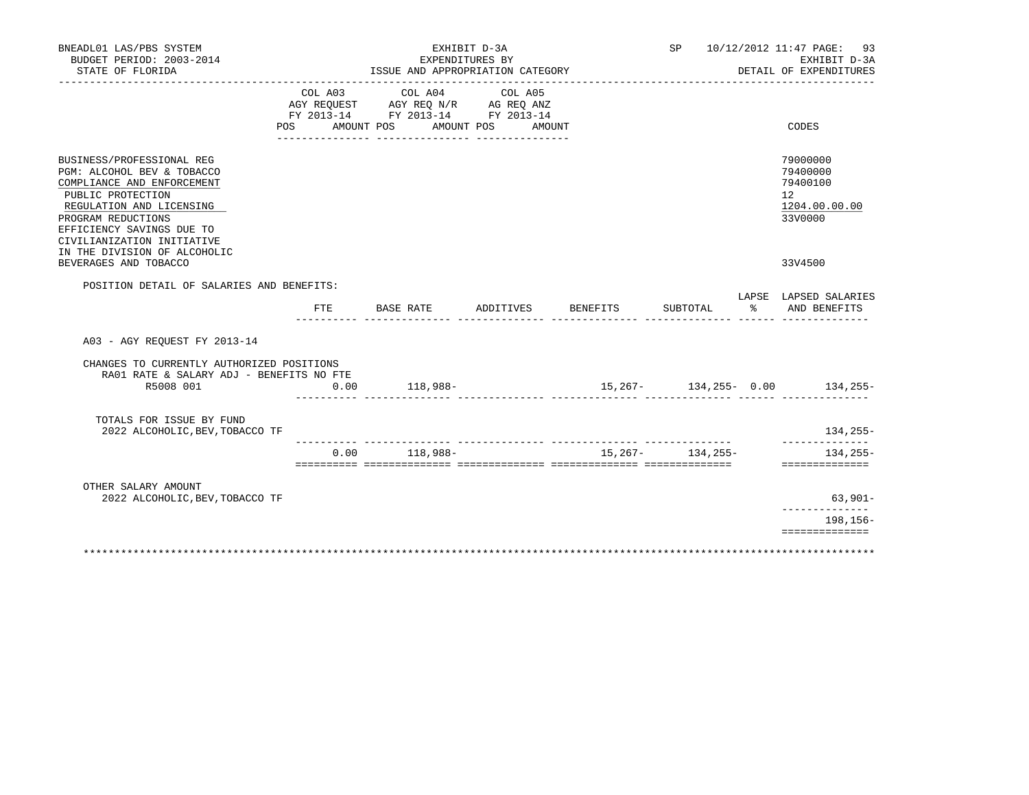BNEADL01 LAS/PBS SYSTEM — EXHIBIT D-3A — EXPENDITURES BY ISSUE AND APPROPRIATION CATEGORY — SP 10/12/2012 11:47 PAGE: 93
BUDGET PERIOD: 2003-2014 — EXHIBIT D-3A
STATE OF FLORIDA — DETAIL OF EXPENDITURES

| | COL A03 AGY REQUEST FY 2013-14 POS AMOUNT | COL A04 AGY REQ N/R FY 2013-14 POS AMOUNT | COL A05 AG REQ ANZ FY 2013-14 POS AMOUNT | CODES |
|---|---|---|---|---|
| BUSINESS/PROFESSIONAL REG | | | | 79000000 |
| PGM: ALCOHOL BEV & TOBACCO | | | | 79400000 |
| COMPLIANCE AND ENFORCEMENT | | | | 79400100 |
| PUBLIC PROTECTION | | | | 12 |
| REGULATION AND LICENSING | | | | 1204.00.00.00 |
| PROGRAM REDUCTIONS | | | | 33V0000 |
| EFFICIENCY SAVINGS DUE TO CIVILIANIZATION INITIATIVE IN THE DIVISION OF ALCOHOLIC BEVERAGES AND TOBACCO | | | | 33V4500 |

POSITION DETAIL OF SALARIES AND BENEFITS:

| | FTE | BASE RATE | ADDITIVES | BENEFITS | SUBTOTAL | LAPSE % | LAPSED SALARIES AND BENEFITS |
|---|---|---|---|---|---|---|---|
| A03 - AGY REQUEST FY 2013-14 | | | | | | | |
| CHANGES TO CURRENTLY AUTHORIZED POSITIONS | | | | | | | |
| RA01 RATE & SALARY ADJ - BENEFITS NO FTE | | | | | | | |
| R5008 001 | 0.00 | 118,988- | | 15,267- | 134,255- | 0.00 | 134,255- |
| TOTALS FOR ISSUE BY FUND | | | | | | | |
| 2022 ALCOHOLIC,BEV,TOBACCO TF | | | | | | | 134,255- |
| | 0.00 | 118,988- | | 15,267- | 134,255- | | 134,255- |
| OTHER SALARY AMOUNT | | | | | | | |
| 2022 ALCOHOLIC,BEV,TOBACCO TF | | | | | | | 63,901- |
| | | | | | | | 198,156- |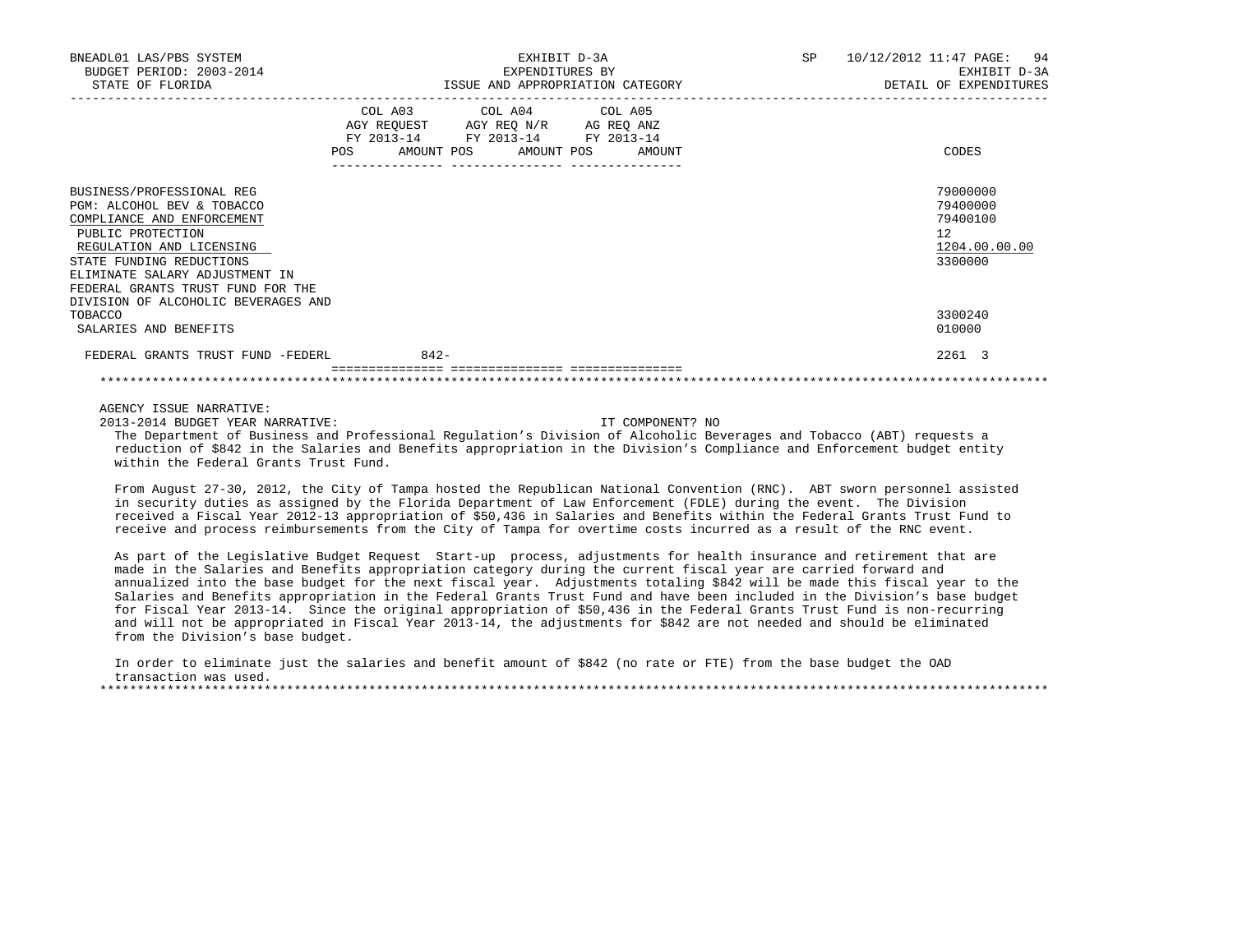BNEADL01 LAS/PBS SYSTEM | EXHIBIT D-3A | SP 10/12/2012 11:47
BUDGET PERIOD: 2003-2014 | EXPENDITURES BY | EXHIBIT D-3A
STATE OF FLORIDA | ISSUE AND APPROPRIATION CATEGORY | DETAIL OF EXPENDITURES

| | COL A03 AGY REQUEST FY 2013-14 POS | AMOUNT | COL A04 AGY REQ N/R FY 2013-14 POS | AMOUNT | COL A05 AG REQ ANZ FY 2013-14 POS | AMOUNT | CODES |
|---|---|---|---|---|---|---|---|
| BUSINESS/PROFESSIONAL REG | | | | | | | 79000000 |
| PGM: ALCOHOL BEV & TOBACCO | | | | | | | 79400000 |
| COMPLIANCE AND ENFORCEMENT | | | | | | | 79400100 |
| PUBLIC PROTECTION | | | | | | | 12 |
| REGULATION AND LICENSING | | | | | | | 1204.00.00.00 |
| STATE FUNDING REDUCTIONS | | | | | | | 3300000 |
| ELIMINATE SALARY ADJUSTMENT IN FEDERAL GRANTS TRUST FUND FOR THE DIVISION OF ALCOHOLIC BEVERAGES AND TOBACCO | | | | | | | 3300240 |
| SALARIES AND BENEFITS | | | | | | | 010000 |
| FEDERAL GRANTS TRUST FUND -FEDERL | | 842- | | | | | 2261 3 |

AGENCY ISSUE NARRATIVE:
2013-2014 BUDGET YEAR NARRATIVE: IT COMPONENT? NO

The Department of Business and Professional Regulation's Division of Alcoholic Beverages and Tobacco (ABT) requests a reduction of $842 in the Salaries and Benefits appropriation in the Division's Compliance and Enforcement budget entity within the Federal Grants Trust Fund.

From August 27-30, 2012, the City of Tampa hosted the Republican National Convention (RNC). ABT sworn personnel assisted in security duties as assigned by the Florida Department of Law Enforcement (FDLE) during the event. The Division received a Fiscal Year 2012-13 appropriation of $50,436 in Salaries and Benefits within the Federal Grants Trust Fund to receive and process reimbursements from the City of Tampa for overtime costs incurred as a result of the RNC event.

As part of the Legislative Budget Request Start-up process, adjustments for health insurance and retirement that are made in the Salaries and Benefits appropriation category during the current fiscal year are carried forward and annualized into the base budget for the next fiscal year. Adjustments totaling $842 will be made this fiscal year to the Salaries and Benefits appropriation in the Federal Grants Trust Fund and have been included in the Division's base budget for Fiscal Year 2013-14. Since the original appropriation of $50,436 in the Federal Grants Trust Fund is non-recurring and will not be appropriated in Fiscal Year 2013-14, the adjustments for $842 are not needed and should be eliminated from the Division's base budget.

In order to eliminate just the salaries and benefit amount of $842 (no rate or FTE) from the base budget the OAD transaction was used.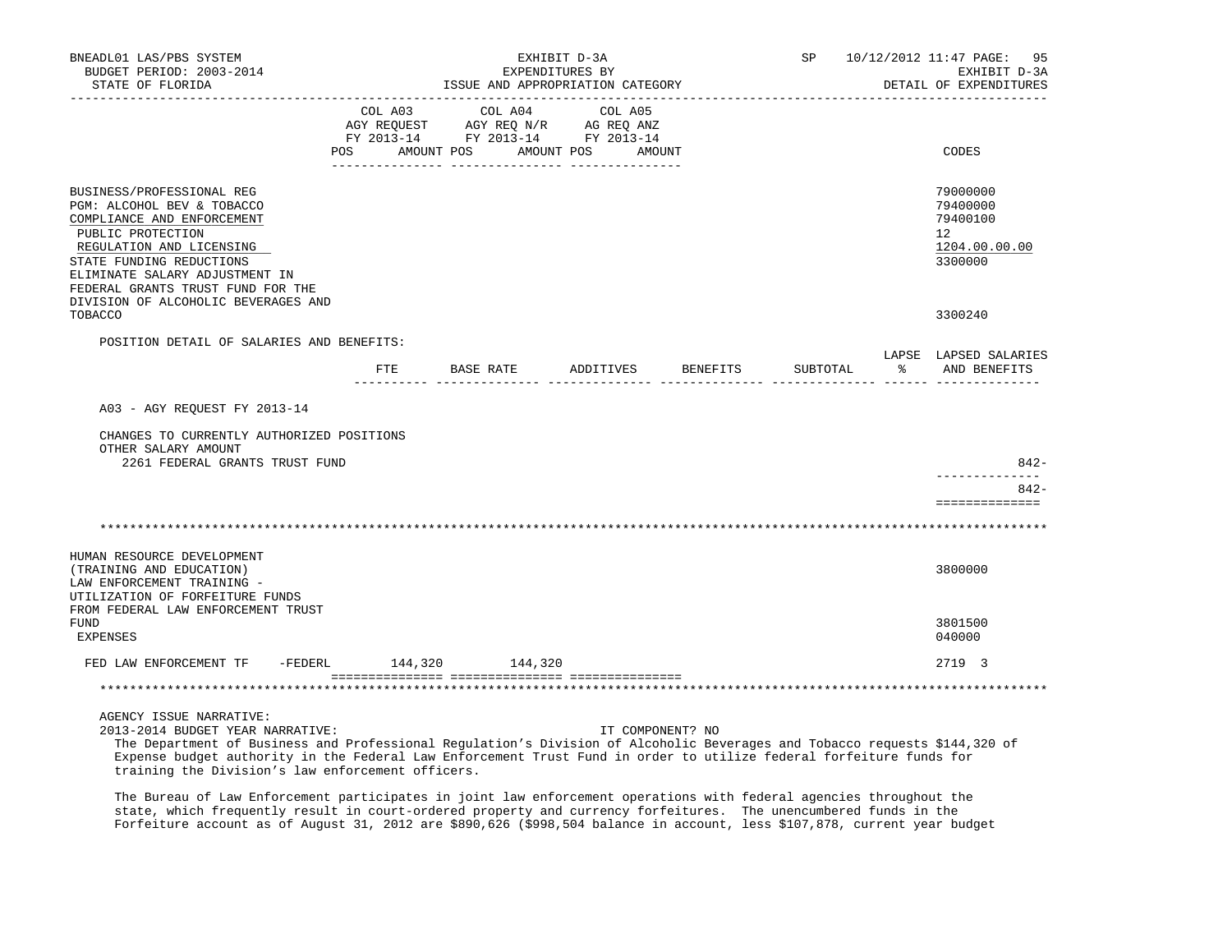| | COL A03 AGY REQUEST FY 2013-14 POS AMOUNT | COL A04 AGY REQ N/R FY 2013-14 POS AMOUNT | COL A05 AG REQ ANZ FY 2013-14 POS AMOUNT | CODES |
|---|---|---|---|---|
| BUSINESS/PROFESSIONAL REG | | | | 79000000 |
| PGM: ALCOHOL BEV & TOBACCO | | | | 79400000 |
| COMPLIANCE AND ENFORCEMENT | | | | 79400100 |
| PUBLIC PROTECTION | | | | 12 |
| REGULATION AND LICENSING | | | | 1204.00.00.00 |
| STATE FUNDING REDUCTIONS | | | | 3300000 |
| ELIMINATE SALARY ADJUSTMENT IN FEDERAL GRANTS TRUST FUND FOR THE DIVISION OF ALCOHOLIC BEVERAGES AND TOBACCO | | | | 3300240 |

POSITION DETAIL OF SALARIES AND BENEFITS:

| | FTE | BASE RATE | ADDITIVES | BENEFITS | SUBTOTAL | LAPSE % | LAPSED SALARIES AND BENEFITS |
|---|---|---|---|---|---|---|---|
| A03 - AGY REQUEST FY 2013-14 | | | | | | | |
| CHANGES TO CURRENTLY AUTHORIZED POSITIONS | | | | | | | |
| OTHER SALARY AMOUNT | | | | | | | |
| 2261 FEDERAL GRANTS TRUST FUND | | | | | | | 842- |
| | | | | | | | 842- |

---

| | COL A03 AGY REQUEST FY 2013-14 POS AMOUNT | COL A04 AGY REQ N/R FY 2013-14 POS AMOUNT | COL A05 AG REQ ANZ FY 2013-14 POS AMOUNT | CODES |
|---|---|---|---|---|
| HUMAN RESOURCE DEVELOPMENT (TRAINING AND EDUCATION) | | | | 3800000 |
| LAW ENFORCEMENT TRAINING - UTILIZATION OF FORFEITURE FUNDS FROM FEDERAL LAW ENFORCEMENT TRUST FUND | | | | 3801500 |
| EXPENSES | | | | 040000 |
| FED LAW ENFORCEMENT TF -FEDERL | 144,320 | 144,320 | | 2719 3 |

---

AGENCY ISSUE NARRATIVE:

2013-2014 BUDGET YEAR NARRATIVE: IT COMPONENT? NO

The Department of Business and Professional Regulation's Division of Alcoholic Beverages and Tobacco requests $144,320 of Expense budget authority in the Federal Law Enforcement Trust Fund in order to utilize federal forfeiture funds for training the Division's law enforcement officers.

The Bureau of Law Enforcement participates in joint law enforcement operations with federal agencies throughout the state, which frequently result in court-ordered property and currency forfeitures. The unencumbered funds in the Forfeiture account as of August 31, 2012 are $890,626 ($998,504 balance in account, less $107,878, current year budget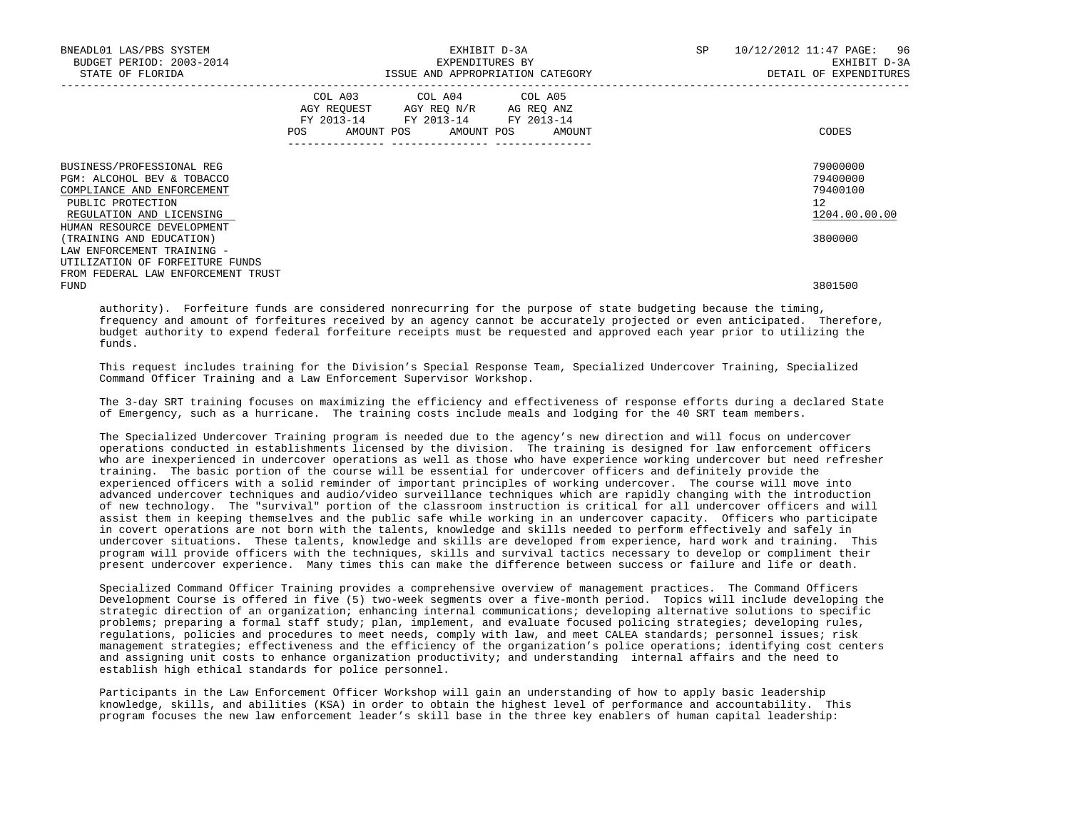| | COL A03 AGY REQUEST FY 2013-14 POS AMOUNT | COL A04 AGY REQ N/R FY 2013-14 POS AMOUNT | COL A05 AG REQ ANZ FY 2013-14 POS AMOUNT | CODES |
|---|---|---|---|---|
| BUSINESS/PROFESSIONAL REG | | | | 79000000 |
| PGM: ALCOHOL BEV & TOBACCO | | | | 79400000 |
| COMPLIANCE AND ENFORCEMENT | | | | 79400100 |
| PUBLIC PROTECTION | | | | 12 |
| REGULATION AND LICENSING | | | | 1204.00.00.00 |
| HUMAN RESOURCE DEVELOPMENT (TRAINING AND EDUCATION) | | | | 3800000 |
| LAW ENFORCEMENT TRAINING - UTILIZATION OF FORFEITURE FUNDS FROM FEDERAL LAW ENFORCEMENT TRUST FUND | | | | 3801500 |

authority). Forfeiture funds are considered nonrecurring for the purpose of state budgeting because the timing, frequency and amount of forfeitures received by an agency cannot be accurately projected or even anticipated. Therefore, budget authority to expend federal forfeiture receipts must be requested and approved each year prior to utilizing the funds.

This request includes training for the Division's Special Response Team, Specialized Undercover Training, Specialized Command Officer Training and a Law Enforcement Supervisor Workshop.

The 3-day SRT training focuses on maximizing the efficiency and effectiveness of response efforts during a declared State of Emergency, such as a hurricane. The training costs include meals and lodging for the 40 SRT team members.

The Specialized Undercover Training program is needed due to the agency's new direction and will focus on undercover operations conducted in establishments licensed by the division. The training is designed for law enforcement officers who are inexperienced in undercover operations as well as those who have experience working undercover but need refresher training. The basic portion of the course will be essential for undercover officers and definitely provide the experienced officers with a solid reminder of important principles of working undercover. The course will move into advanced undercover techniques and audio/video surveillance techniques which are rapidly changing with the introduction of new technology. The "survival" portion of the classroom instruction is critical for all undercover officers and will assist them in keeping themselves and the public safe while working in an undercover capacity. Officers who participate in covert operations are not born with the talents, knowledge and skills needed to perform effectively and safely in undercover situations. These talents, knowledge and skills are developed from experience, hard work and training. This program will provide officers with the techniques, skills and survival tactics necessary to develop or compliment their present undercover experience. Many times this can make the difference between success or failure and life or death.

Specialized Command Officer Training provides a comprehensive overview of management practices. The Command Officers Development Course is offered in five (5) two-week segments over a five-month period. Topics will include developing the strategic direction of an organization; enhancing internal communications; developing alternative solutions to specific problems; preparing a formal staff study; plan, implement, and evaluate focused policing strategies; developing rules, regulations, policies and procedures to meet needs, comply with law, and meet CALEA standards; personnel issues; risk management strategies; effectiveness and the efficiency of the organization's police operations; identifying cost centers and assigning unit costs to enhance organization productivity; and understanding internal affairs and the need to establish high ethical standards for police personnel.

Participants in the Law Enforcement Officer Workshop will gain an understanding of how to apply basic leadership knowledge, skills, and abilities (KSA) in order to obtain the highest level of performance and accountability. This program focuses the new law enforcement leader's skill base in the three key enablers of human capital leadership: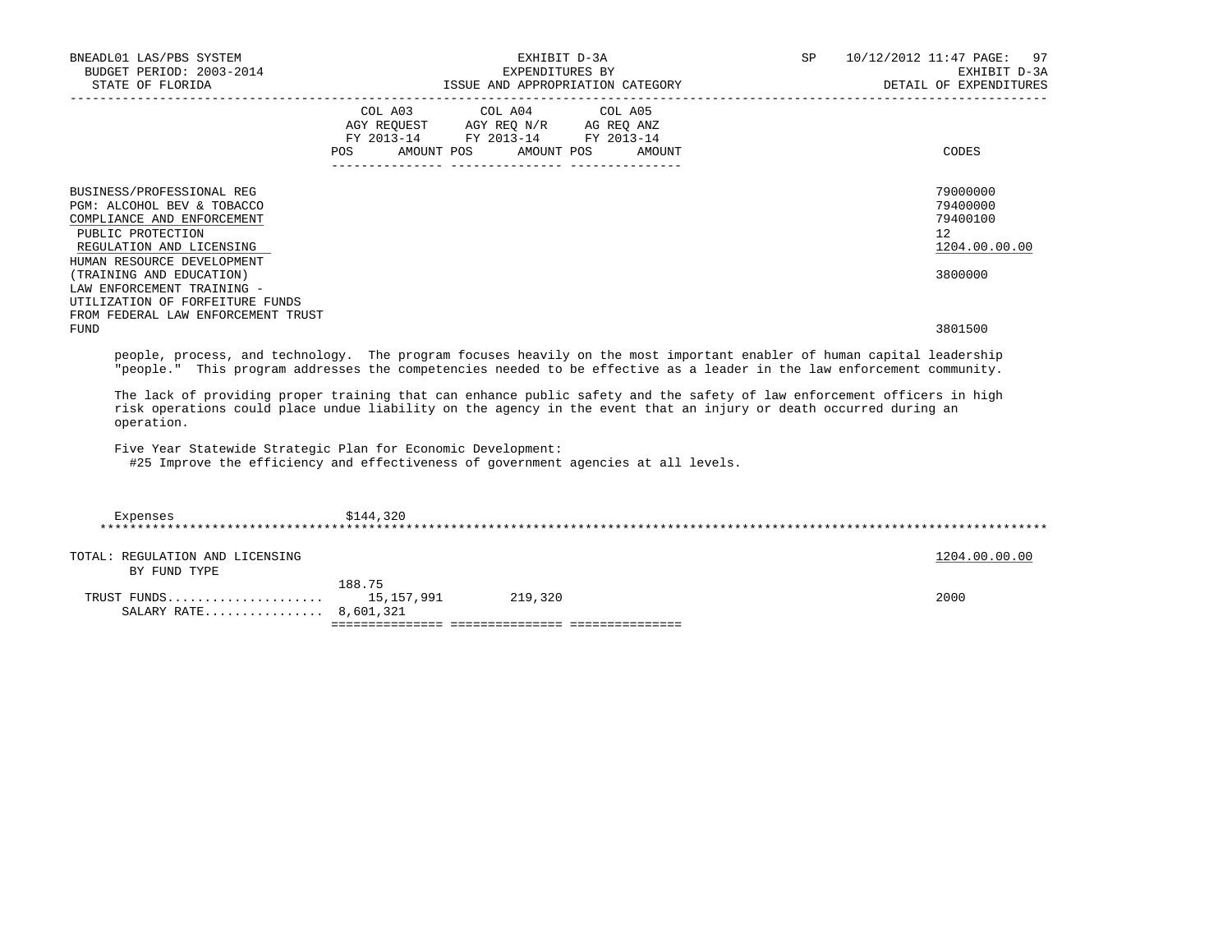| | COL A03 AGY REQUEST FY 2013-14 POS AMOUNT | COL A04 AGY REQ N/R FY 2013-14 POS AMOUNT | COL A05 AG REQ ANZ FY 2013-14 POS AMOUNT | CODES |
|---|---|---|---|---|
| BUSINESS/PROFESSIONAL REG | | | | 79000000 |
| PGM: ALCOHOL BEV & TOBACCO | | | | 79400000 |
| COMPLIANCE AND ENFORCEMENT | | | | 79400100 |
| PUBLIC PROTECTION | | | | 12 |
| REGULATION AND LICENSING | | | | 1204.00.00.00 |
| HUMAN RESOURCE DEVELOPMENT (TRAINING AND EDUCATION) | | | | 3800000 |
| LAW ENFORCEMENT TRAINING - UTILIZATION OF FORFEITURE FUNDS FROM FEDERAL LAW ENFORCEMENT TRUST FUND | | | | 3801500 |

people, process, and technology. The program focuses heavily on the most important enabler of human capital leadership "people." This program addresses the competencies needed to be effective as a leader in the law enforcement community.

The lack of providing proper training that can enhance public safety and the safety of law enforcement officers in high risk operations could place undue liability on the agency in the event that an injury or death occurred during an operation.

Five Year Statewide Strategic Plan for Economic Development:
#25 Improve the efficiency and effectiveness of government agencies at all levels.

Expenses $144,320

| | COL A03 | COL A04 | COL A05 | CODES |
|---|---|---|---|---|
| TOTAL: REGULATION AND LICENSING BY FUND TYPE | | | | 1204.00.00.00 |
| TRUST FUNDS | 188.75 15,157,991 | 219,320 | | 2000 |
| SALARY RATE | 8,601,321 | | | |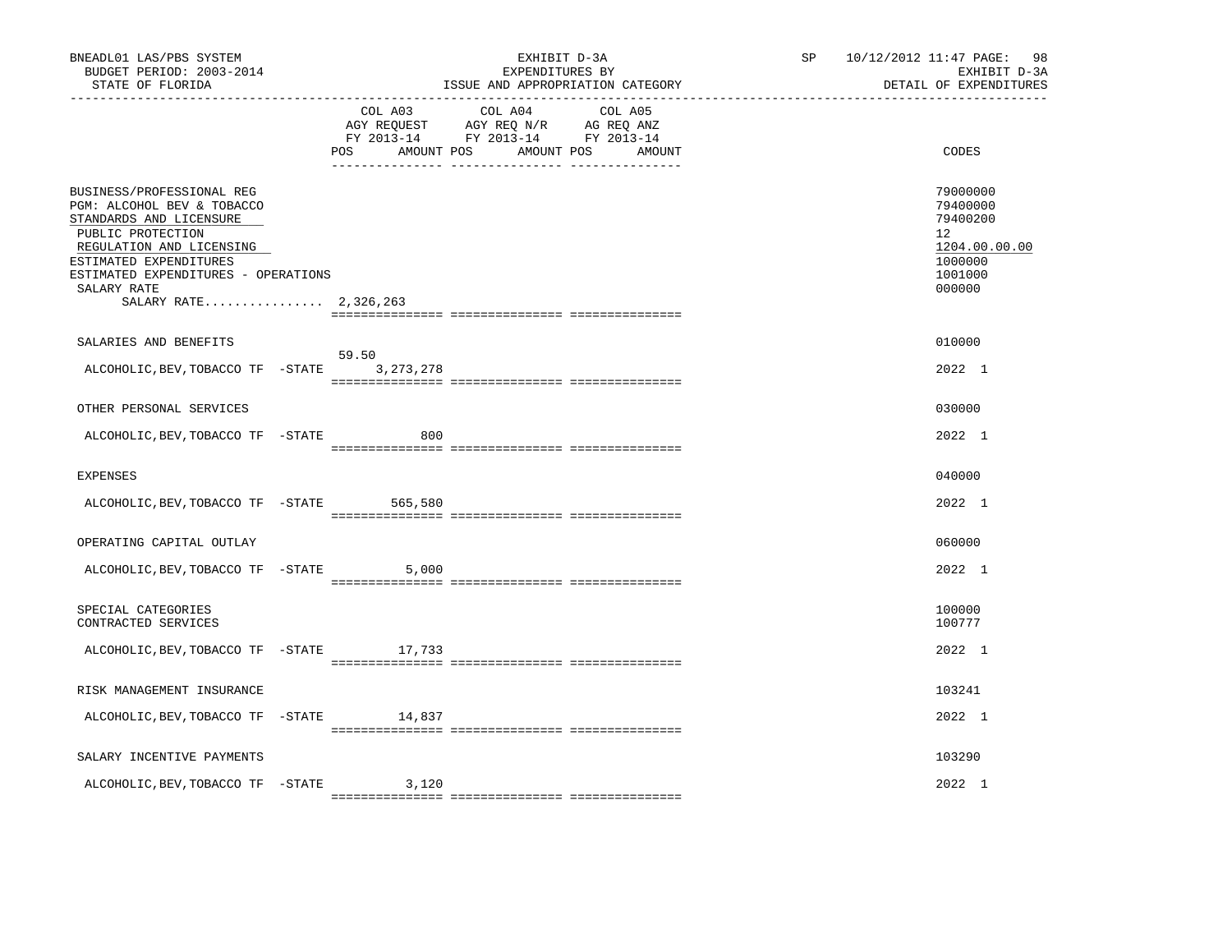BNEADL01 LAS/PBS SYSTEM | EXHIBIT D-3A | SP 10/12/2012 11:47
BUDGET PERIOD: 2003-2014 | EXPENDITURES BY | EXHIBIT D-3A
STATE OF FLORIDA | ISSUE AND APPROPRIATION CATEGORY | DETAIL OF EXPENDITURES

| | COL A03 AGY REQUEST FY 2013-14 POS | AMOUNT | COL A04 AGY REQ N/R FY 2013-14 POS | AMOUNT | COL A05 AG REQ ANZ FY 2013-14 POS | AMOUNT | CODES |
|---|---|---|---|---|---|---|---|
| BUSINESS/PROFESSIONAL REG | | | | | | | 79000000 |
| PGM: ALCOHOL BEV & TOBACCO | | | | | | | 79400000 |
| STANDARDS AND LICENSURE | | | | | | | 79400200 |
| PUBLIC PROTECTION | | | | | | | 12 |
| REGULATION AND LICENSING | | | | | | | 1204.00.00.00 |
| ESTIMATED EXPENDITURES | | | | | | | 1000000 |
| ESTIMATED EXPENDITURES - OPERATIONS | | | | | | | 1001000 |
| SALARY RATE | | | | | | | 000000 |
| SALARY RATE................ 2,326,263 | | | | | | | |
| SALARIES AND BENEFITS | | | | | | | 010000 |
| ALCOHOLIC,BEV,TOBACCO TF -STATE | 59.50 | 3,273,278 | | | | | 2022 1 |
| OTHER PERSONAL SERVICES | | | | | | | 030000 |
| ALCOHOLIC,BEV,TOBACCO TF -STATE | | 800 | | | | | 2022 1 |
| EXPENSES | | | | | | | 040000 |
| ALCOHOLIC,BEV,TOBACCO TF -STATE | | 565,580 | | | | | 2022 1 |
| OPERATING CAPITAL OUTLAY | | | | | | | 060000 |
| ALCOHOLIC,BEV,TOBACCO TF -STATE | | 5,000 | | | | | 2022 1 |
| SPECIAL CATEGORIES | | | | | | | 100000 |
| CONTRACTED SERVICES | | | | | | | 100777 |
| ALCOHOLIC,BEV,TOBACCO TF -STATE | | 17,733 | | | | | 2022 1 |
| RISK MANAGEMENT INSURANCE | | | | | | | 103241 |
| ALCOHOLIC,BEV,TOBACCO TF -STATE | | 14,837 | | | | | 2022 1 |
| SALARY INCENTIVE PAYMENTS | | | | | | | 103290 |
| ALCOHOLIC,BEV,TOBACCO TF -STATE | | 3,120 | | | | | 2022 1 |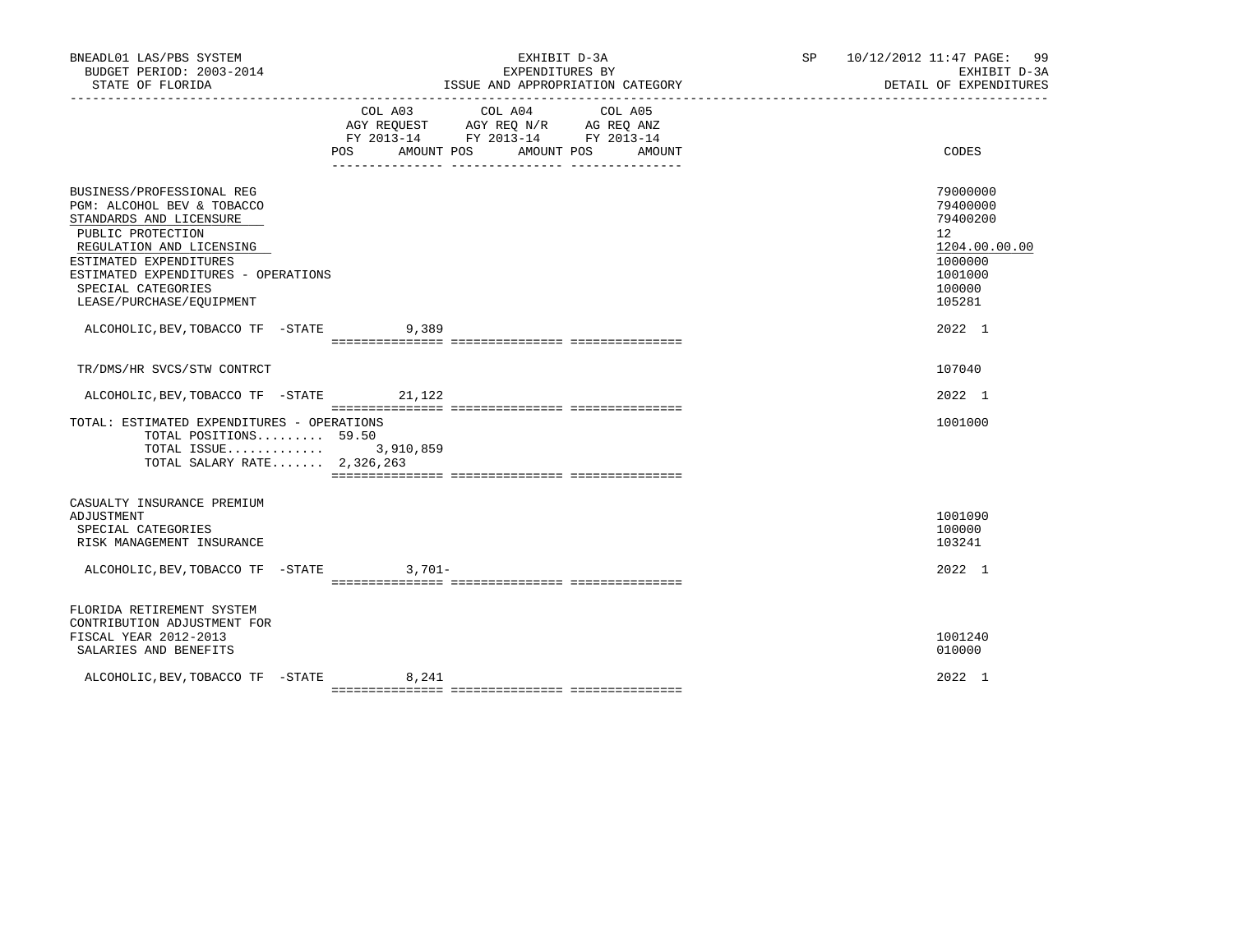BNEADL01 LAS/PBS SYSTEM | EXHIBIT D-3A | SP 10/12/2012 11:47
BUDGET PERIOD: 2003-2014 | EXPENDITURES BY | EXHIBIT D-3A
STATE OF FLORIDA | ISSUE AND APPROPRIATION CATEGORY | DETAIL OF EXPENDITURES

| | COL A03 AGY REQUEST FY 2013-14 POS AMOUNT | COL A04 AGY REQ N/R FY 2013-14 POS AMOUNT | COL A05 AG REQ ANZ FY 2013-14 POS AMOUNT | CODES |
|---|---|---|---|---|
| BUSINESS/PROFESSIONAL REG | | | | 79000000 |
| PGM: ALCOHOL BEV & TOBACCO | | | | 79400000 |
| STANDARDS AND LICENSURE | | | | 79400200 |
| PUBLIC PROTECTION | | | | 12 |
| REGULATION AND LICENSING | | | | 1204.00.00.00 |
| ESTIMATED EXPENDITURES | | | | 1000000 |
| ESTIMATED EXPENDITURES - OPERATIONS | | | | 1001000 |
| SPECIAL CATEGORIES | | | | 100000 |
| LEASE/PURCHASE/EQUIPMENT | | | | 105281 |
| ALCOHOLIC,BEV,TOBACCO TF -STATE | 9,389 | | | 2022 1 |
| TR/DMS/HR SVCS/STW CONTRCT | | | | 107040 |
| ALCOHOLIC,BEV,TOBACCO TF -STATE | 21,122 | | | 2022 1 |
| TOTAL: ESTIMATED EXPENDITURES - OPERATIONS | | | | 1001000 |
| TOTAL POSITIONS......... 59.50 | | | | |
| TOTAL ISSUE............. | 3,910,859 | | | |
| TOTAL SALARY RATE....... 2,326,263 | | | | |
| CASUALTY INSURANCE PREMIUM ADJUSTMENT | | | | 1001090 |
| SPECIAL CATEGORIES | | | | 100000 |
| RISK MANAGEMENT INSURANCE | | | | 103241 |
| ALCOHOLIC,BEV,TOBACCO TF -STATE | 3,701- | | | 2022 1 |
| FLORIDA RETIREMENT SYSTEM CONTRIBUTION ADJUSTMENT FOR FISCAL YEAR 2012-2013 | | | | 1001240 |
| SALARIES AND BENEFITS | | | | 010000 |
| ALCOHOLIC,BEV,TOBACCO TF -STATE | 8,241 | | | 2022 1 |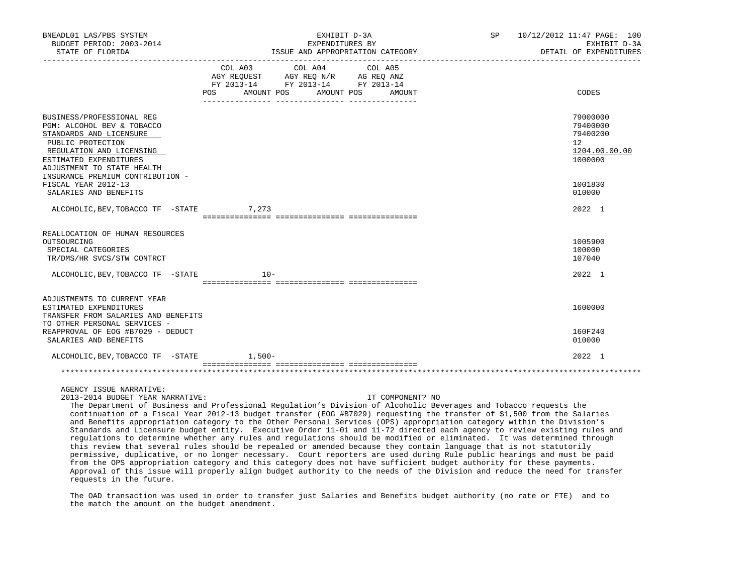BNEADL01 LAS/PBS SYSTEM | EXHIBIT D-3A | SP 10/12/2012 11:47 PAGE: 100
BUDGET PERIOD: 2003-2014 | EXPENDITURES BY | EXHIBIT D-3A
STATE OF FLORIDA | ISSUE AND APPROPRIATION CATEGORY | DETAIL OF EXPENDITURES

| | COL A03 AGY REQUEST FY 2013-14 POS AMOUNT | COL A04 AGY REQ N/R FY 2013-14 POS AMOUNT | COL A05 AG REQ ANZ FY 2013-14 POS AMOUNT | CODES |
|---|---|---|---|---|
| BUSINESS/PROFESSIONAL REG | | | | 79000000 |
| PGM: ALCOHOL BEV & TOBACCO | | | | 79400000 |
| STANDARDS AND LICENSURE | | | | 79400200 |
| PUBLIC PROTECTION | | | | 12 |
| REGULATION AND LICENSING | | | | 1204.00.00.00 |
| ESTIMATED EXPENDITURES | | | | 1000000 |
| ADJUSTMENT TO STATE HEALTH INSURANCE PREMIUM CONTRIBUTION - FISCAL YEAR 2012-13 | | | | 1001830 |
| SALARIES AND BENEFITS | | | | 010000 |
| ALCOHOLIC,BEV,TOBACCO TF -STATE | 7,273 | | | 2022 1 |
| REALLOCATION OF HUMAN RESOURCES OUTSOURCING | | | | 1005900 |
| SPECIAL CATEGORIES | | | | 100000 |
| TR/DMS/HR SVCS/STW CONTRCT | | | | 107040 |
| ALCOHOLIC,BEV,TOBACCO TF -STATE | 10- | | | 2022 1 |
| ADJUSTMENTS TO CURRENT YEAR ESTIMATED EXPENDITURES | | | | 1600000 |
| TRANSFER FROM SALARIES AND BENEFITS TO OTHER PERSONAL SERVICES - REAPPROVAL OF EOG #B7029 - DEDUCT | | | | 160F240 |
| SALARIES AND BENEFITS | | | | 010000 |
| ALCOHOLIC,BEV,TOBACCO TF -STATE | 1,500- | | | 2022 1 |

AGENCY ISSUE NARRATIVE:

2013-2014 BUDGET YEAR NARRATIVE: IT COMPONENT? NO

The Department of Business and Professional Regulation's Division of Alcoholic Beverages and Tobacco requests the continuation of a Fiscal Year 2012-13 budget transfer (EOG #B7029) requesting the transfer of $1,500 from the Salaries and Benefits appropriation category to the Other Personal Services (OPS) appropriation category within the Division's Standards and Licensure budget entity. Executive Order 11-01 and 11-72 directed each agency to review existing rules and regulations to determine whether any rules and regulations should be modified or eliminated. It was determined through this review that several rules should be repealed or amended because they contain language that is not statutorily permissive, duplicative, or no longer necessary. Court reporters are used during Rule public hearings and must be paid from the OPS appropriation category and this category does not have sufficient budget authority for these payments. Approval of this issue will properly align budget authority to the needs of the Division and reduce the need for transfer requests in the future.

The OAD transaction was used in order to transfer just Salaries and Benefits budget authority (no rate or FTE) and to the match the amount on the budget amendment.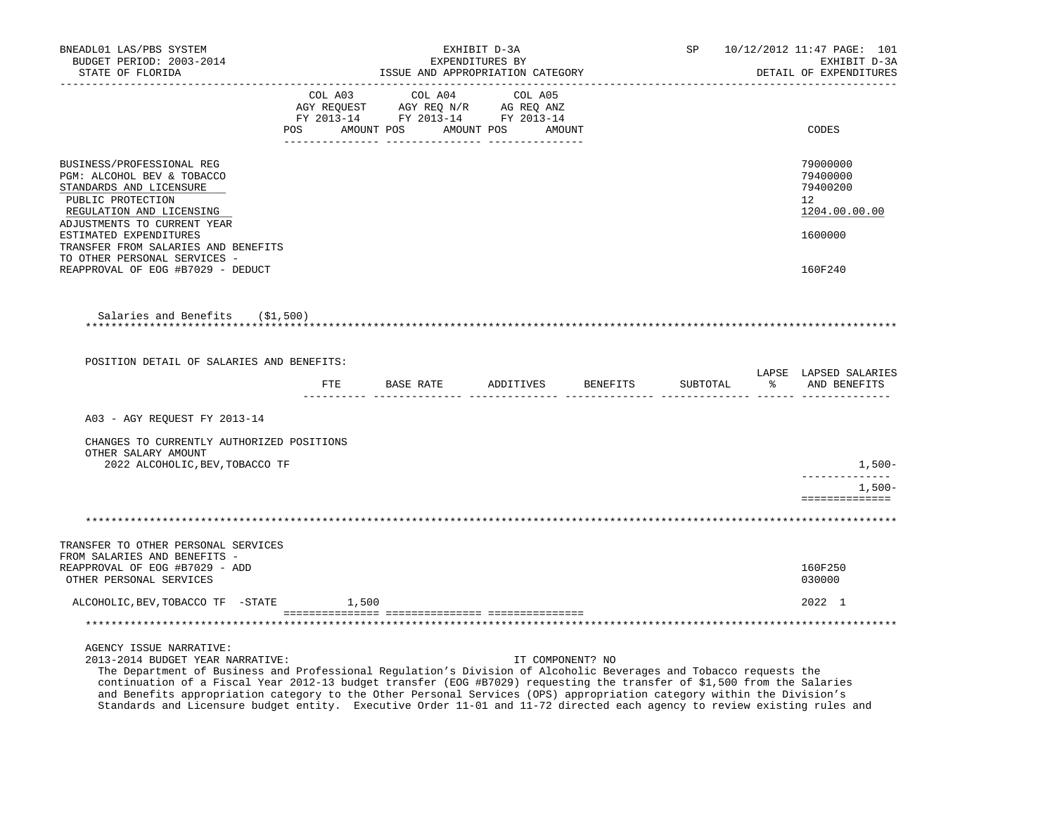| | COL A03 AGY REQUEST FY 2013-14 POS AMOUNT | COL A04 AGY REQ N/R FY 2013-14 POS AMOUNT | COL A05 AG REQ ANZ FY 2013-14 POS AMOUNT | CODES |
|---|---|---|---|---|
| BUSINESS/PROFESSIONAL REG | | | | 79000000 |
| PGM: ALCOHOL BEV & TOBACCO | | | | 79400000 |
| STANDARDS AND LICENSURE | | | | 79400200 |
| PUBLIC PROTECTION | | | | 12 |
| REGULATION AND LICENSING | | | | 1204.00.00.00 |
| ADJUSTMENTS TO CURRENT YEAR ESTIMATED EXPENDITURES | | | | 1600000 |
| TRANSFER FROM SALARIES AND BENEFITS TO OTHER PERSONAL SERVICES - REAPPROVAL OF EOG #B7029 - DEDUCT | | | | 160F240 |

Salaries and Benefits ($1,500)

POSITION DETAIL OF SALARIES AND BENEFITS:

| | FTE | BASE RATE | ADDITIVES | BENEFITS | SUBTOTAL | LAPSE % | LAPSED SALARIES AND BENEFITS |
|---|---|---|---|---|---|---|---|
| A03 - AGY REQUEST FY 2013-14 | | | | | | | |
| CHANGES TO CURRENTLY AUTHORIZED POSITIONS | | | | | | | |
| OTHER SALARY AMOUNT | | | | | | | |
| 2022 ALCOHOLIC,BEV,TOBACCO TF | | | | | | | 1,500- |
| | | | | | | | 1,500- |

| | COL A03 | COL A04 | COL A05 | CODES |
|---|---|---|---|---|
| TRANSFER TO OTHER PERSONAL SERVICES FROM SALARIES AND BENEFITS - REAPPROVAL OF EOG #B7029 - ADD | | | | 160F250 |
| OTHER PERSONAL SERVICES | | | | 030000 |
| ALCOHOLIC,BEV,TOBACCO TF -STATE | 1,500 | | | 2022 1 |

AGENCY ISSUE NARRATIVE:

2013-2014 BUDGET YEAR NARRATIVE: IT COMPONENT? NO

The Department of Business and Professional Regulation's Division of Alcoholic Beverages and Tobacco requests the continuation of a Fiscal Year 2012-13 budget transfer (EOG #B7029) requesting the transfer of $1,500 from the Salaries and Benefits appropriation category to the Other Personal Services (OPS) appropriation category within the Division's Standards and Licensure budget entity. Executive Order 11-01 and 11-72 directed each agency to review existing rules and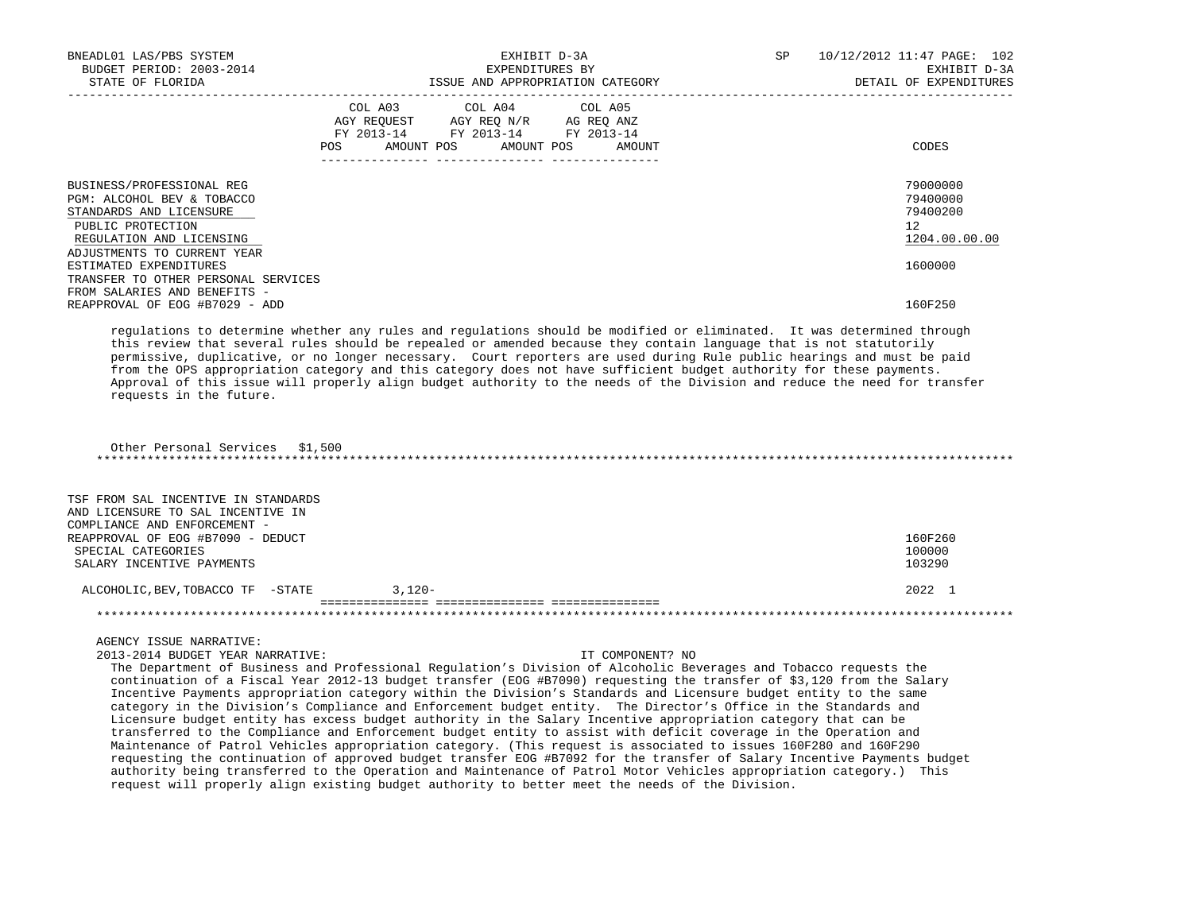| | COL A03 AGY REQUEST FY 2013-14 POS AMOUNT | COL A04 AGY REQ N/R FY 2013-14 POS AMOUNT | COL A05 AG REQ ANZ FY 2013-14 POS AMOUNT | CODES |
|---|---|---|---|---|
| BUSINESS/PROFESSIONAL REG | | | | 79000000 |
| PGM: ALCOHOL BEV & TOBACCO | | | | 79400000 |
| STANDARDS AND LICENSURE | | | | 79400200 |
| PUBLIC PROTECTION | | | | 12 |
| REGULATION AND LICENSING | | | | 1204.00.00.00 |
| ADJUSTMENTS TO CURRENT YEAR ESTIMATED EXPENDITURES | | | | 1600000 |
| TRANSFER TO OTHER PERSONAL SERVICES FROM SALARIES AND BENEFITS - REAPPROVAL OF EOG #B7029 - ADD | | | | 160F250 |

regulations to determine whether any rules and regulations should be modified or eliminated. It was determined through this review that several rules should be repealed or amended because they contain language that is not statutorily permissive, duplicative, or no longer necessary. Court reporters are used during Rule public hearings and must be paid from the OPS appropriation category and this category does not have sufficient budget authority for these payments. Approval of this issue will properly align budget authority to the needs of the Division and reduce the need for transfer requests in the future.

Other Personal Services $1,500

| | COL A03 | COL A04 | COL A05 | CODES |
|---|---|---|---|---|
| TSF FROM SAL INCENTIVE IN STANDARDS AND LICENSURE TO SAL INCENTIVE IN COMPLIANCE AND ENFORCEMENT - REAPPROVAL OF EOG #B7090 - DEDUCT | | | | 160F260 |
| SPECIAL CATEGORIES | | | | 100000 |
| SALARY INCENTIVE PAYMENTS | | | | 103290 |
| ALCOHOLIC,BEV,TOBACCO TF -STATE | 3,120- | | | 2022 1 |

AGENCY ISSUE NARRATIVE:

2013-2014 BUDGET YEAR NARRATIVE: IT COMPONENT? NO

The Department of Business and Professional Regulation's Division of Alcoholic Beverages and Tobacco requests the continuation of a Fiscal Year 2012-13 budget transfer (EOG #B7090) requesting the transfer of $3,120 from the Salary Incentive Payments appropriation category within the Division's Standards and Licensure budget entity to the same category in the Division's Compliance and Enforcement budget entity. The Director's Office in the Standards and Licensure budget entity has excess budget authority in the Salary Incentive appropriation category that can be transferred to the Compliance and Enforcement budget entity to assist with deficit coverage in the Operation and Maintenance of Patrol Vehicles appropriation category. (This request is associated to issues 160F280 and 160F290 requesting the continuation of approved budget transfer EOG #B7092 for the transfer of Salary Incentive Payments budget authority being transferred to the Operation and Maintenance of Patrol Motor Vehicles appropriation category.) This request will properly align existing budget authority to better meet the needs of the Division.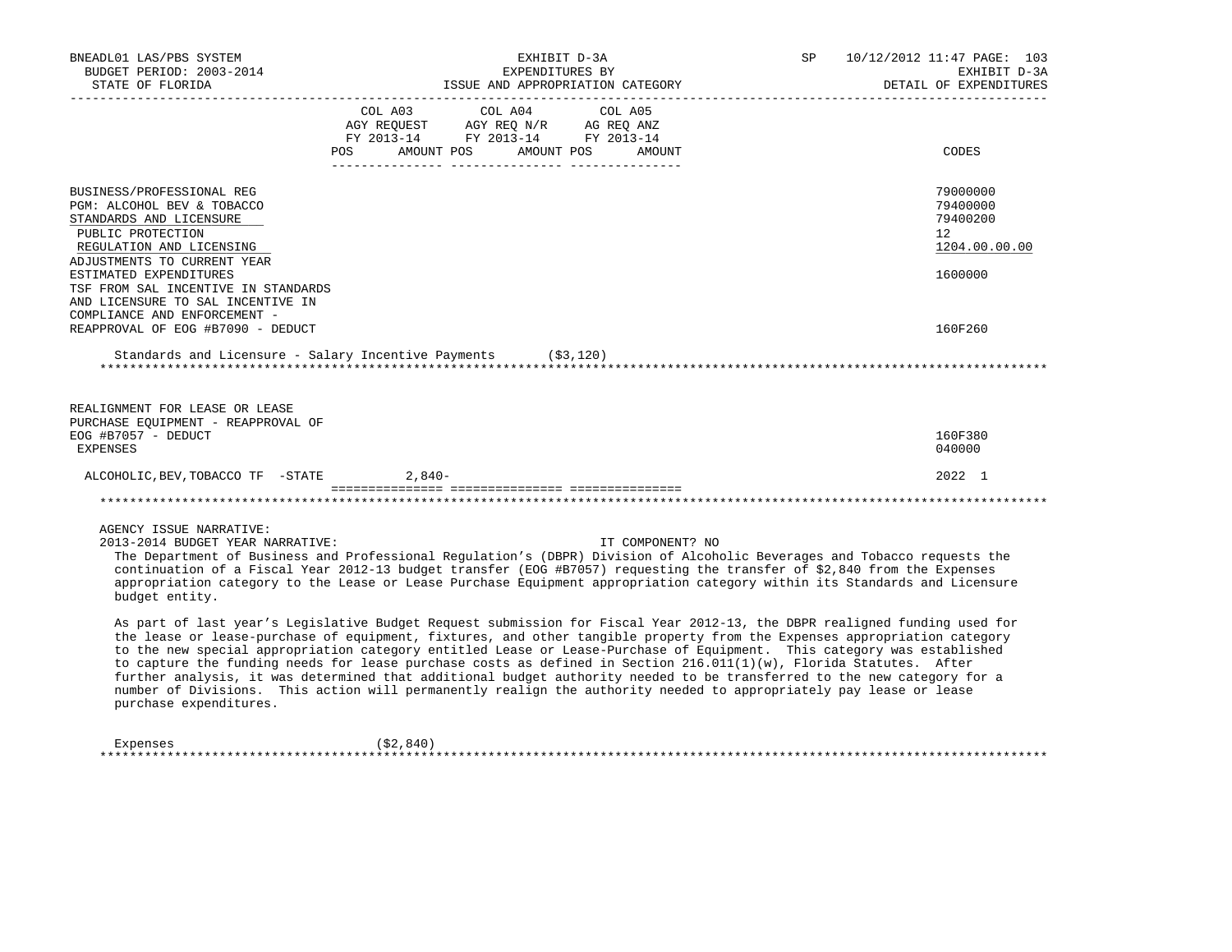| | COL A03 AGY REQUEST FY 2013-14 POS AMOUNT | COL A04 AGY REQ N/R FY 2013-14 POS AMOUNT | COL A05 AG REQ ANZ FY 2013-14 POS AMOUNT | CODES |
|---|---|---|---|---|
| BUSINESS/PROFESSIONAL REG | | | | 79000000 |
| PGM: ALCOHOL BEV & TOBACCO | | | | 79400000 |
| STANDARDS AND LICENSURE | | | | 79400200 |
| PUBLIC PROTECTION | | | | 12 |
| REGULATION AND LICENSING | | | | 1204.00.00.00 |
| ADJUSTMENTS TO CURRENT YEAR ESTIMATED EXPENDITURES | | | | 1600000 |
| TSF FROM SAL INCENTIVE IN STANDARDS AND LICENSURE TO SAL INCENTIVE IN COMPLIANCE AND ENFORCEMENT - REAPPROVAL OF EOG #B7090 - DEDUCT | | | | 160F260 |

Standards and Licensure - Salary Incentive Payments ($3,120)

*****************************************************************************************************

| | COL A03 | COL A04 | COL A05 | CODES |
|---|---|---|---|---|
| REALIGNMENT FOR LEASE OR LEASE PURCHASE EQUIPMENT - REAPPROVAL OF EOG #B7057 - DEDUCT | | | | 160F380 |
| EXPENSES | | | | 040000 |
| ALCOHOLIC,BEV,TOBACCO TF -STATE | 2,840- | | | 2022 1 |

*****************************************************************************************************

AGENCY ISSUE NARRATIVE:
2013-2014 BUDGET YEAR NARRATIVE: IT COMPONENT? NO

The Department of Business and Professional Regulation's (DBPR) Division of Alcoholic Beverages and Tobacco requests the continuation of a Fiscal Year 2012-13 budget transfer (EOG #B7057) requesting the transfer of $2,840 from the Expenses appropriation category to the Lease or Lease Purchase Equipment appropriation category within its Standards and Licensure budget entity.

As part of last year's Legislative Budget Request submission for Fiscal Year 2012-13, the DBPR realigned funding used for the lease or lease-purchase of equipment, fixtures, and other tangible property from the Expenses appropriation category to the new special appropriation category entitled Lease or Lease-Purchase of Equipment. This category was established to capture the funding needs for lease purchase costs as defined in Section 216.011(1)(w), Florida Statutes. After further analysis, it was determined that additional budget authority needed to be transferred to the new category for a number of Divisions. This action will permanently realign the authority needed to appropriately pay lease or lease purchase expenditures.

Expenses ($2,840)

*****************************************************************************************************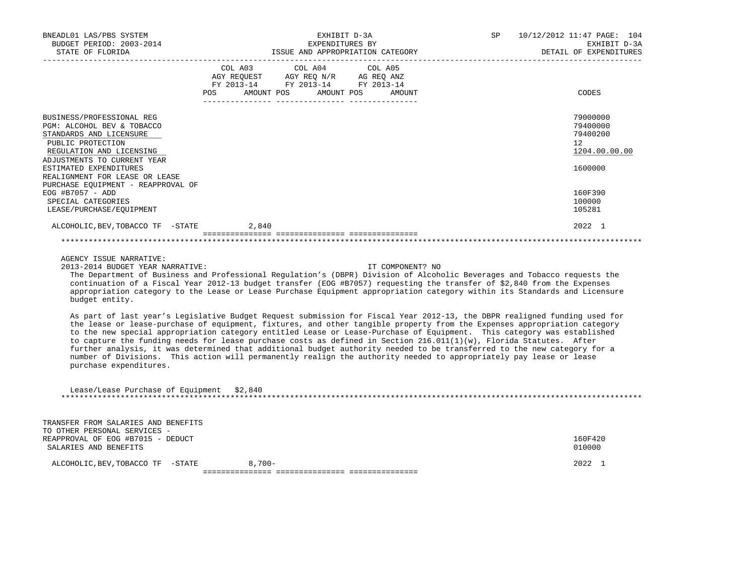BNEADL01 LAS/PBS SYSTEM
BUDGET PERIOD: 2003-2014
STATE OF FLORIDA

EXHIBIT D-3A
EXPENDITURES BY
ISSUE AND APPROPRIATION CATEGORY

SP 10/12/2012 11:47
EXHIBIT D-3A
DETAIL OF EXPENDITURES

| | COL A03 AGY REQUEST FY 2013-14 POS AMOUNT | COL A04 AGY REQ N/R FY 2013-14 POS AMOUNT | COL A05 AG REQ ANZ FY 2013-14 POS AMOUNT | CODES |
|---|---|---|---|---|
| BUSINESS/PROFESSIONAL REG | | | | 79000000 |
| PGM: ALCOHOL BEV & TOBACCO | | | | 79400000 |
| STANDARDS AND LICENSURE | | | | 79400200 |
| PUBLIC PROTECTION | | | | 12 |
| REGULATION AND LICENSING | | | | 1204.00.00.00 |
| ADJUSTMENTS TO CURRENT YEAR ESTIMATED EXPENDITURES | | | | 1600000 |
| REALIGNMENT FOR LEASE OR LEASE PURCHASE EQUIPMENT - REAPPROVAL OF EOG #B7057 - ADD | | | | 160F390 |
| SPECIAL CATEGORIES | | | | 100000 |
| LEASE/PURCHASE/EQUIPMENT | | | | 105281 |
| ALCOHOLIC,BEV,TOBACCO TF -STATE | 2,840 | | | 2022 1 |

AGENCY ISSUE NARRATIVE:

2013-2014 BUDGET YEAR NARRATIVE: IT COMPONENT? NO

The Department of Business and Professional Regulation's (DBPR) Division of Alcoholic Beverages and Tobacco requests the continuation of a Fiscal Year 2012-13 budget transfer (EOG #B7057) requesting the transfer of $2,840 from the Expenses appropriation category to the Lease or Lease Purchase Equipment appropriation category within its Standards and Licensure budget entity.

As part of last year's Legislative Budget Request submission for Fiscal Year 2012-13, the DBPR realigned funding used for the lease or lease-purchase of equipment, fixtures, and other tangible property from the Expenses appropriation category to the new special appropriation category entitled Lease or Lease-Purchase of Equipment. This category was established to capture the funding needs for lease purchase costs as defined in Section 216.011(1)(w), Florida Statutes. After further analysis, it was determined that additional budget authority needed to be transferred to the new category for a number of Divisions. This action will permanently realign the authority needed to appropriately pay lease or lease purchase expenditures.

Lease/Lease Purchase of Equipment $2,840

| | COL A03 | COL A04 | COL A05 | CODES |
|---|---|---|---|---|
| TRANSFER FROM SALARIES AND BENEFITS TO OTHER PERSONAL SERVICES - REAPPROVAL OF EOG #B7015 - DEDUCT | | | | 160F420 |
| SALARIES AND BENEFITS | | | | 010000 |
| ALCOHOLIC,BEV,TOBACCO TF -STATE | 8,700- | | | 2022 1 |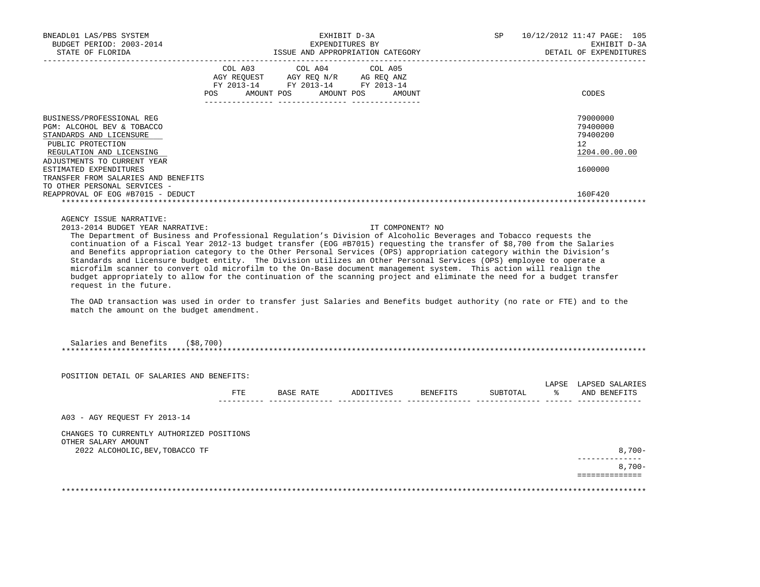BNEADL01 LAS/PBS SYSTEM — EXHIBIT D-3A — SP 10/12/2012 11:47

BUDGET PERIOD: 2003-2014 — EXPENDITURES BY — EXHIBIT D-3A

STATE OF FLORIDA — ISSUE AND APPROPRIATION CATEGORY — DETAIL OF EXPENDITURES

| | COL A03 AGY REQUEST FY 2013-14 POS AMOUNT | COL A04 AGY REQ N/R FY 2013-14 POS AMOUNT | COL A05 AG REQ ANZ FY 2013-14 POS AMOUNT | CODES |
|---|---|---|---|---|
| BUSINESS/PROFESSIONAL REG | | | | 79000000 |
| PGM: ALCOHOL BEV & TOBACCO | | | | 79400000 |
| STANDARDS AND LICENSURE | | | | 79400200 |
| PUBLIC PROTECTION | | | | 12 |
| REGULATION AND LICENSING | | | | 1204.00.00.00 |
| ADJUSTMENTS TO CURRENT YEAR ESTIMATED EXPENDITURES | | | | 1600000 |
| TRANSFER FROM SALARIES AND BENEFITS TO OTHER PERSONAL SERVICES - REAPPROVAL OF EOG #B7015 - DEDUCT | | | | 160F420 |

AGENCY ISSUE NARRATIVE:

2013-2014 BUDGET YEAR NARRATIVE: IT COMPONENT? NO

The Department of Business and Professional Regulation's Division of Alcoholic Beverages and Tobacco requests the continuation of a Fiscal Year 2012-13 budget transfer (EOG #B7015) requesting the transfer of $8,700 from the Salaries and Benefits appropriation category to the Other Personal Services (OPS) appropriation category within the Division's Standards and Licensure budget entity. The Division utilizes an Other Personal Services (OPS) employee to operate a microfilm scanner to convert old microfilm to the On-Base document management system. This action will realign the budget appropriately to allow for the continuation of the scanning project and eliminate the need for a budget transfer request in the future.

The OAD transaction was used in order to transfer just Salaries and Benefits budget authority (no rate or FTE) and to the match the amount on the budget amendment.

Salaries and Benefits ($8,700)

POSITION DETAIL OF SALARIES AND BENEFITS:

| | FTE | BASE RATE | ADDITIVES | BENEFITS | SUBTOTAL | LAPSE % | LAPSED SALARIES AND BENEFITS |
|---|---|---|---|---|---|---|---|
| A03 - AGY REQUEST FY 2013-14 | | | | | | | |
| CHANGES TO CURRENTLY AUTHORIZED POSITIONS | | | | | | | |
| OTHER SALARY AMOUNT | | | | | | | |
| 2022 ALCOHOLIC,BEV,TOBACCO TF | | | | | | | 8,700- |
| | | | | | | | 8,700- |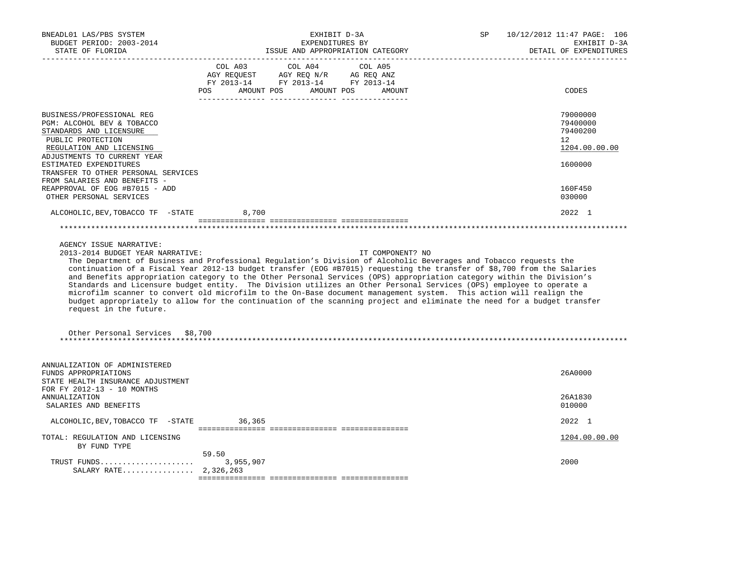| | COL A03 AGY REQUEST FY 2013-14 POS AMOUNT | COL A04 AGY REQ N/R FY 2013-14 POS AMOUNT | COL A05 AG REQ ANZ FY 2013-14 POS AMOUNT | CODES |
|---|---|---|---|---|
| BUSINESS/PROFESSIONAL REG | | | | 79000000 |
| PGM: ALCOHOL BEV & TOBACCO | | | | 79400000 |
| STANDARDS AND LICENSURE | | | | 79400200 |
| PUBLIC PROTECTION | | | | 12 |
| REGULATION AND LICENSING | | | | 1204.00.00.00 |
| ADJUSTMENTS TO CURRENT YEAR ESTIMATED EXPENDITURES | | | | 1600000 |
| TRANSFER TO OTHER PERSONAL SERVICES FROM SALARIES AND BENEFITS - REAPPROVAL OF EOG #B7015 - ADD | | | | 160F450 |
| OTHER PERSONAL SERVICES | | | | 030000 |
| ALCOHOLIC,BEV,TOBACCO TF -STATE | 8,700 | | | 2022 1 |

AGENCY ISSUE NARRATIVE:

2013-2014 BUDGET YEAR NARRATIVE: IT COMPONENT? NO

The Department of Business and Professional Regulation's Division of Alcoholic Beverages and Tobacco requests the continuation of a Fiscal Year 2012-13 budget transfer (EOG #B7015) requesting the transfer of $8,700 from the Salaries and Benefits appropriation category to the Other Personal Services (OPS) appropriation category within the Division's Standards and Licensure budget entity. The Division utilizes an Other Personal Services (OPS) employee to operate a microfilm scanner to convert old microfilm to the On-Base document management system. This action will realign the budget appropriately to allow for the continuation of the scanning project and eliminate the need for a budget transfer request in the future.

Other Personal Services $8,700

| | COL A03 | COL A04 | COL A05 | CODES |
|---|---|---|---|---|
| ANNUALIZATION OF ADMINISTERED FUNDS APPROPRIATIONS | | | | 26A0000 |
| STATE HEALTH INSURANCE ADJUSTMENT FOR FY 2012-13 - 10 MONTHS ANNUALIZATION | | | | 26A1830 |
| SALARIES AND BENEFITS | | | | 010000 |
| ALCOHOLIC,BEV,TOBACCO TF -STATE | 36,365 | | | 2022 1 |
| TOTAL: REGULATION AND LICENSING | | | | 1204.00.00.00 |
| BY FUND TYPE | | | | |
| TRUST FUNDS..................... | 59.50 3,955,907 | | | 2000 |
| SALARY RATE................ | 2,326,263 | | | |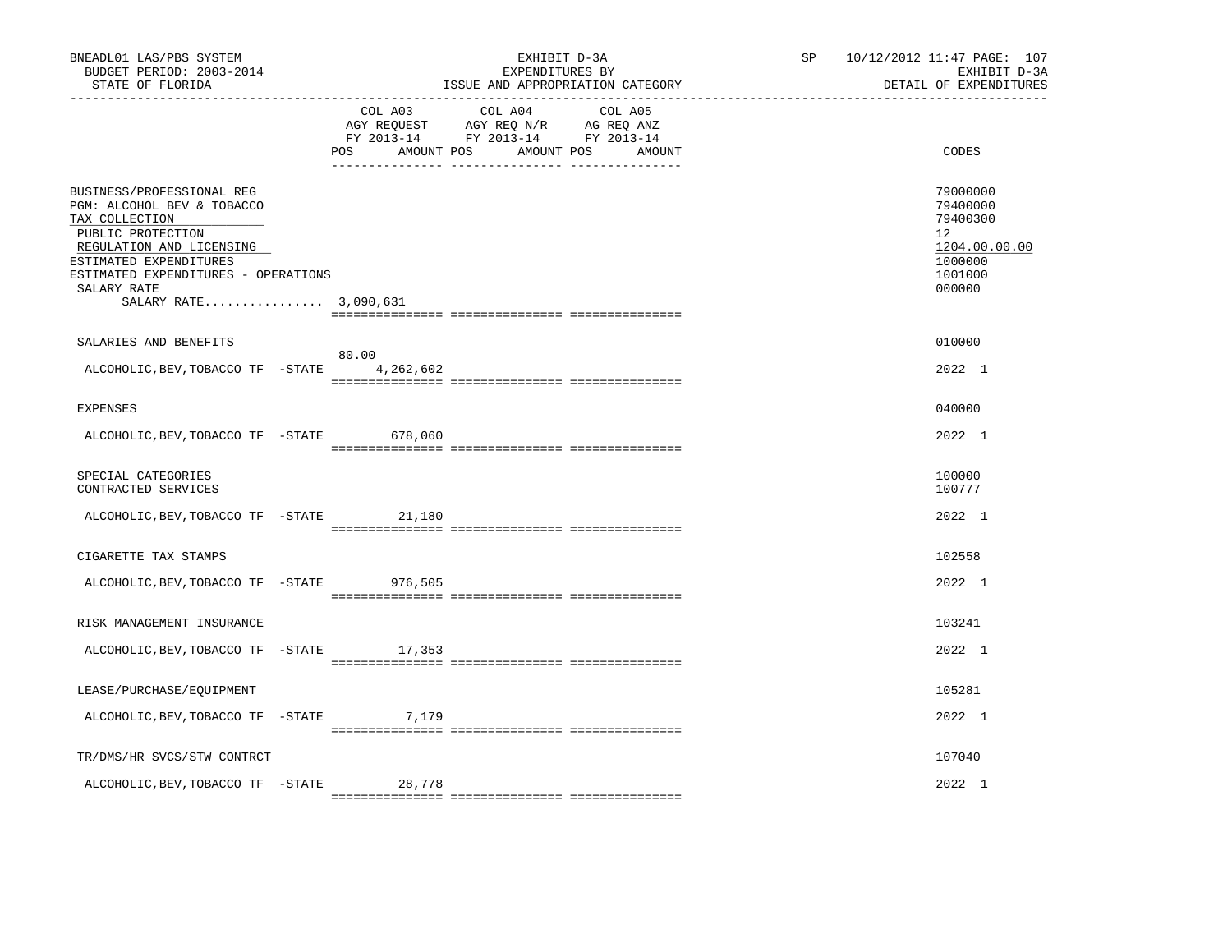BNEADL01 LAS/PBS SYSTEM — EXHIBIT D-3A — SP 10/12/2012 11:47

BUDGET PERIOD: 2003-2014 — EXPENDITURES BY — EXHIBIT D-3A

STATE OF FLORIDA — ISSUE AND APPROPRIATION CATEGORY — DETAIL OF EXPENDITURES

| | COL A03 AGY REQUEST FY 2013-14 POS | AMOUNT | COL A04 AGY REQ N/R FY 2013-14 POS | AMOUNT | COL A05 AG REQ ANZ FY 2013-14 POS | AMOUNT | CODES |
|---|---|---|---|---|---|---|---|
| BUSINESS/PROFESSIONAL REG | | | | | | | 79000000 |
| PGM: ALCOHOL BEV & TOBACCO | | | | | | | 79400000 |
| TAX COLLECTION | | | | | | | 79400300 |
| PUBLIC PROTECTION | | | | | | | 12 |
| REGULATION AND LICENSING | | | | | | | 1204.00.00.00 |
| ESTIMATED EXPENDITURES | | | | | | | 1000000 |
| ESTIMATED EXPENDITURES - OPERATIONS | | | | | | | 1001000 |
| SALARY RATE | | | | | | | 000000 |
| SALARY RATE................ 3,090,631 | | | | | | | |
| SALARIES AND BENEFITS | | | | | | | 010000 |
| ALCOHOLIC,BEV,TOBACCO TF -STATE | 80.00 | 4,262,602 | | | | | 2022 1 |
| EXPENSES | | | | | | | 040000 |
| ALCOHOLIC,BEV,TOBACCO TF -STATE | | 678,060 | | | | | 2022 1 |
| SPECIAL CATEGORIES | | | | | | | 100000 |
| CONTRACTED SERVICES | | | | | | | 100777 |
| ALCOHOLIC,BEV,TOBACCO TF -STATE | | 21,180 | | | | | 2022 1 |
| CIGARETTE TAX STAMPS | | | | | | | 102558 |
| ALCOHOLIC,BEV,TOBACCO TF -STATE | | 976,505 | | | | | 2022 1 |
| RISK MANAGEMENT INSURANCE | | | | | | | 103241 |
| ALCOHOLIC,BEV,TOBACCO TF -STATE | | 17,353 | | | | | 2022 1 |
| LEASE/PURCHASE/EQUIPMENT | | | | | | | 105281 |
| ALCOHOLIC,BEV,TOBACCO TF -STATE | | 7,179 | | | | | 2022 1 |
| TR/DMS/HR SVCS/STW CONTRCT | | | | | | | 107040 |
| ALCOHOLIC,BEV,TOBACCO TF -STATE | | 28,778 | | | | | 2022 1 |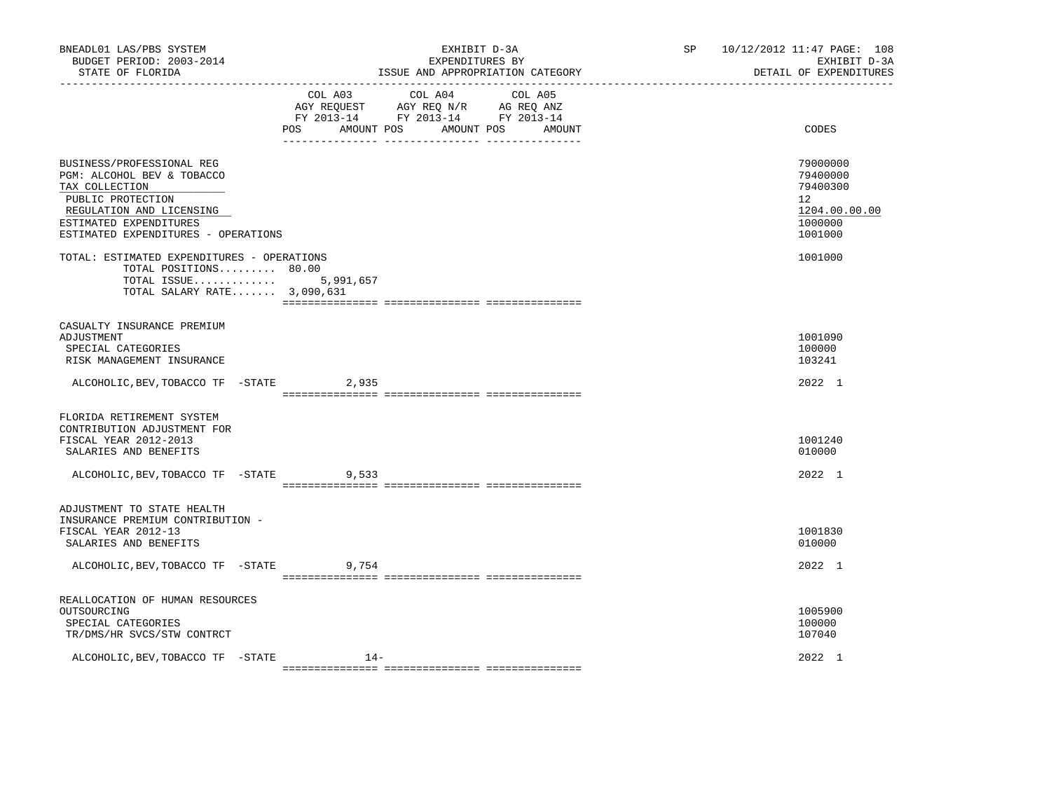BNEADL01 LAS/PBS SYSTEM | EXHIBIT D-3A | SP 10/12/2012 11:47 PAGE: 108
BUDGET PERIOD: 2003-2014 | EXPENDITURES BY | EXHIBIT D-3A
STATE OF FLORIDA | ISSUE AND APPROPRIATION CATEGORY | DETAIL OF EXPENDITURES

| | COL A03 AGY REQUEST FY 2013-14 POS AMOUNT | COL A04 AGY REQ N/R FY 2013-14 POS AMOUNT | COL A05 AG REQ ANZ FY 2013-14 POS AMOUNT | CODES |
|---|---|---|---|---|
| BUSINESS/PROFESSIONAL REG | | | | 79000000 |
| PGM: ALCOHOL BEV & TOBACCO | | | | 79400000 |
| TAX COLLECTION | | | | 79400300 |
| PUBLIC PROTECTION | | | | 12 |
| REGULATION AND LICENSING | | | | 1204.00.00.00 |
| ESTIMATED EXPENDITURES | | | | 1000000 |
| ESTIMATED EXPENDITURES - OPERATIONS | | | | 1001000 |
| TOTAL: ESTIMATED EXPENDITURES - OPERATIONS | | | | 1001000 |
| TOTAL POSITIONS......... | 80.00 | | | |
| TOTAL ISSUE............. | 5,991,657 | | | |
| TOTAL SALARY RATE....... | 3,090,631 | | | |
| CASUALTY INSURANCE PREMIUM ADJUSTMENT | | | | 1001090 |
| SPECIAL CATEGORIES | | | | 100000 |
| RISK MANAGEMENT INSURANCE | | | | 103241 |
| ALCOHOLIC,BEV,TOBACCO TF -STATE | 2,935 | | | 2022 1 |
| FLORIDA RETIREMENT SYSTEM CONTRIBUTION ADJUSTMENT FOR FISCAL YEAR 2012-2013 | | | | 1001240 |
| SALARIES AND BENEFITS | | | | 010000 |
| ALCOHOLIC,BEV,TOBACCO TF -STATE | 9,533 | | | 2022 1 |
| ADJUSTMENT TO STATE HEALTH INSURANCE PREMIUM CONTRIBUTION - FISCAL YEAR 2012-13 | | | | 1001830 |
| SALARIES AND BENEFITS | | | | 010000 |
| ALCOHOLIC,BEV,TOBACCO TF -STATE | 9,754 | | | 2022 1 |
| REALLOCATION OF HUMAN RESOURCES OUTSOURCING | | | | 1005900 |
| SPECIAL CATEGORIES | | | | 100000 |
| TR/DMS/HR SVCS/STW CONTRCT | | | | 107040 |
| ALCOHOLIC,BEV,TOBACCO TF -STATE | 14- | | | 2022 1 |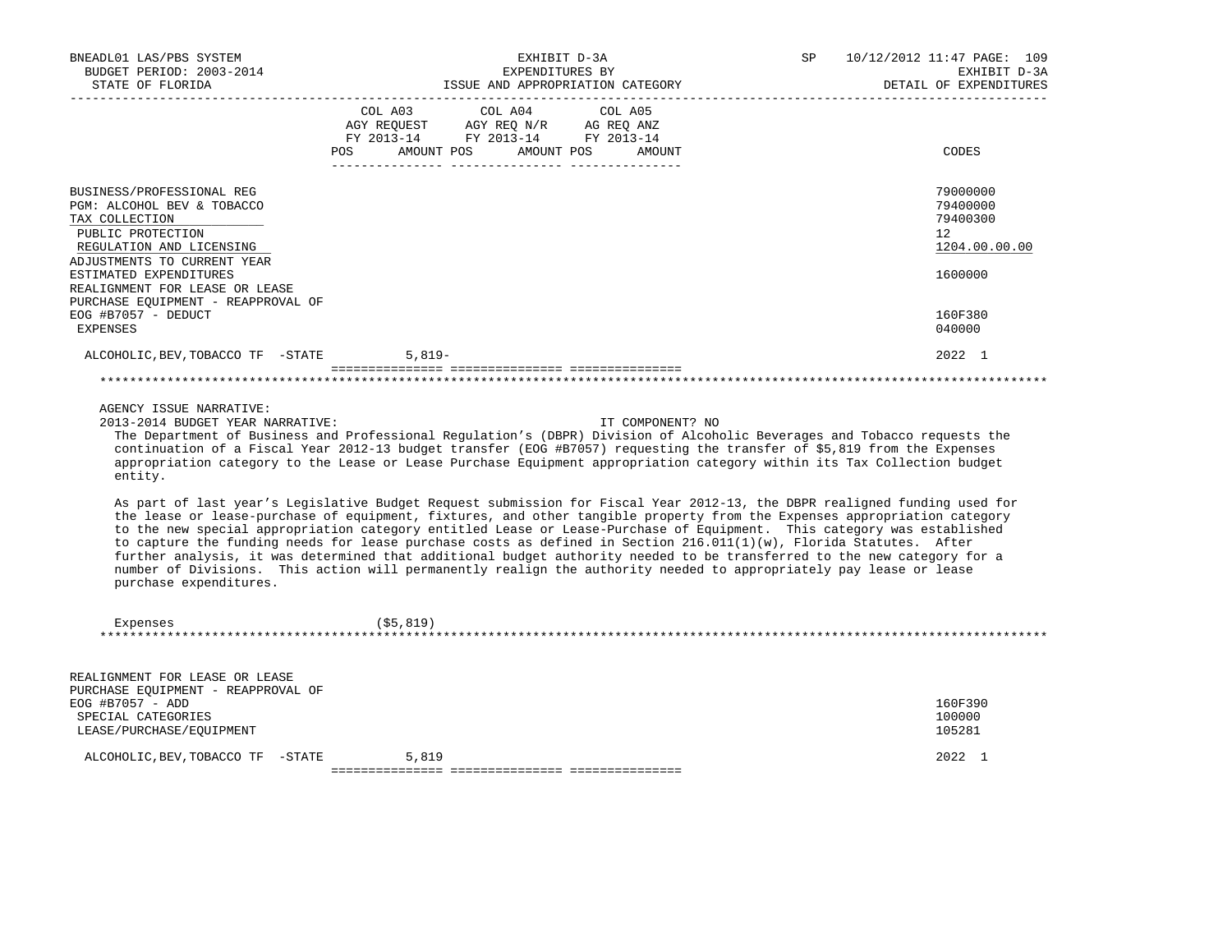| | COL A03 AGY REQUEST FY 2013-14 | | COL A04 AGY REQ N/R FY 2013-14 | | COL A05 AG REQ ANZ FY 2013-14 | | CODES |
|---|---|---|---|---|---|---|---|
| | POS | AMOUNT | POS | AMOUNT | POS | AMOUNT | |
| BUSINESS/PROFESSIONAL REG | | | | | | | 79000000 |
| PGM: ALCOHOL BEV & TOBACCO | | | | | | | 79400000 |
| TAX COLLECTION | | | | | | | 79400300 |
| PUBLIC PROTECTION | | | | | | | 12 |
| REGULATION AND LICENSING | | | | | | | 1204.00.00.00 |
| ADJUSTMENTS TO CURRENT YEAR ESTIMATED EXPENDITURES | | | | | | | 1600000 |
| REALIGNMENT FOR LEASE OR LEASE PURCHASE EQUIPMENT - REAPPROVAL OF EOG #B7057 - DEDUCT | | | | | | | 160F380 |
| EXPENSES | | | | | | | 040000 |
| ALCOHOLIC,BEV,TOBACCO TF -STATE | | 5,819- | | | | | 2022 1 |

AGENCY ISSUE NARRATIVE:

2013-2014 BUDGET YEAR NARRATIVE: IT COMPONENT? NO

The Department of Business and Professional Regulation's (DBPR) Division of Alcoholic Beverages and Tobacco requests the continuation of a Fiscal Year 2012-13 budget transfer (EOG #B7057) requesting the transfer of $5,819 from the Expenses appropriation category to the Lease or Lease Purchase Equipment appropriation category within its Tax Collection budget entity.

As part of last year's Legislative Budget Request submission for Fiscal Year 2012-13, the DBPR realigned funding used for the lease or lease-purchase of equipment, fixtures, and other tangible property from the Expenses appropriation category to the new special appropriation category entitled Lease or Lease-Purchase of Equipment. This category was established to capture the funding needs for lease purchase costs as defined in Section 216.011(1)(w), Florida Statutes. After further analysis, it was determined that additional budget authority needed to be transferred to the new category for a number of Divisions. This action will permanently realign the authority needed to appropriately pay lease or lease purchase expenditures.

Expenses ($5,819)

| | COL A03 AGY REQUEST FY 2013-14 | | COL A04 AGY REQ N/R FY 2013-14 | | COL A05 AG REQ ANZ FY 2013-14 | | CODES |
|---|---|---|---|---|---|---|---|
| | POS | AMOUNT | POS | AMOUNT | POS | AMOUNT | |
| REALIGNMENT FOR LEASE OR LEASE PURCHASE EQUIPMENT - REAPPROVAL OF EOG #B7057 - ADD | | | | | | | 160F390 |
| SPECIAL CATEGORIES | | | | | | | 100000 |
| LEASE/PURCHASE/EQUIPMENT | | | | | | | 105281 |
| ALCOHOLIC,BEV,TOBACCO TF -STATE | | 5,819 | | | | | 2022 1 |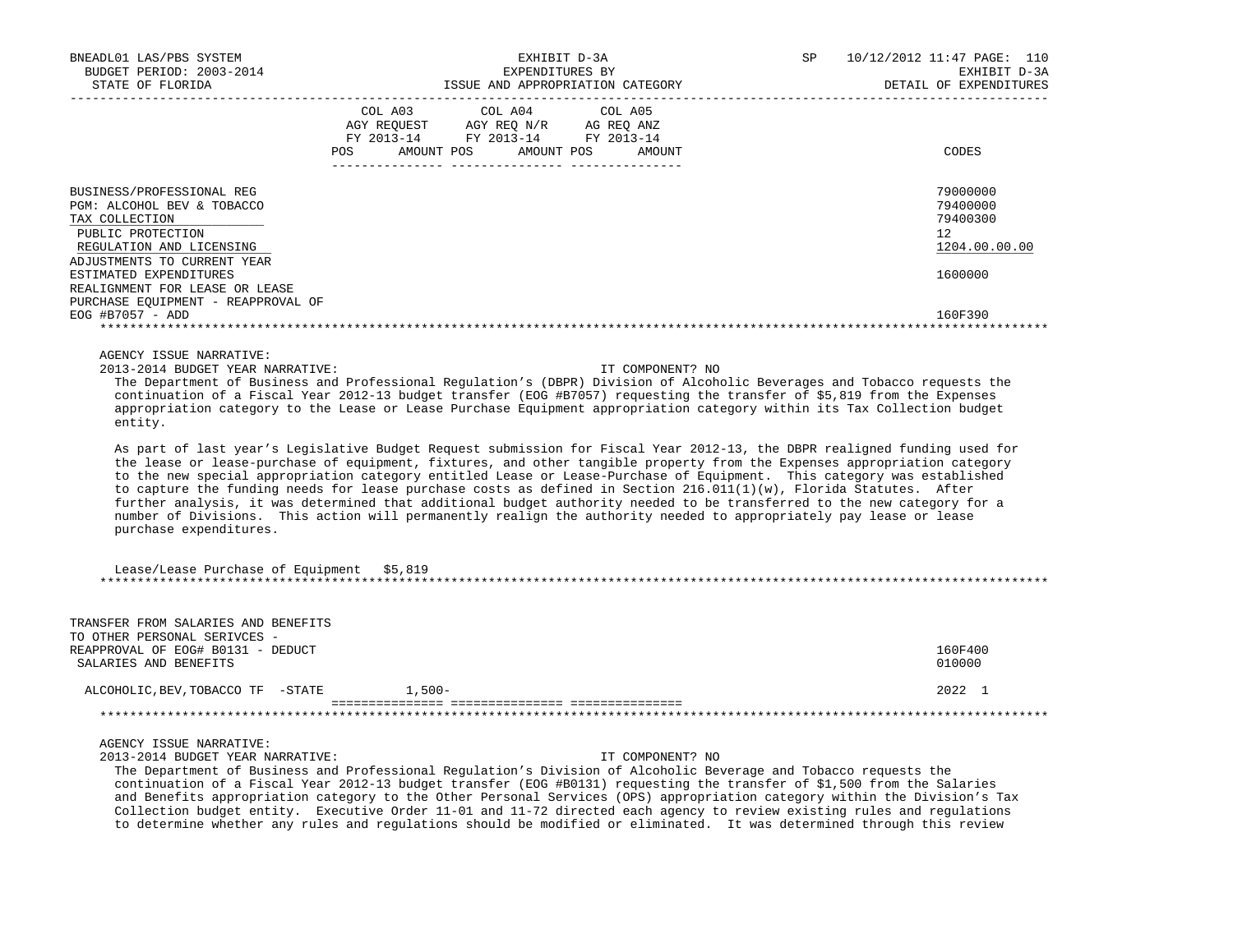| | COL A03 AGY REQUEST FY 2013-14 POS AMOUNT | COL A04 AGY REQ N/R FY 2013-14 POS AMOUNT | COL A05 AG REQ ANZ FY 2013-14 POS AMOUNT | CODES |
|---|---|---|---|---|
| BUSINESS/PROFESSIONAL REG | | | | 79000000 |
| PGM: ALCOHOL BEV & TOBACCO | | | | 79400000 |
| TAX COLLECTION | | | | 79400300 |
| PUBLIC PROTECTION | | | | 12 |
| REGULATION AND LICENSING | | | | 1204.00.00.00 |
| ADJUSTMENTS TO CURRENT YEAR ESTIMATED EXPENDITURES | | | | 1600000 |
| REALIGNMENT FOR LEASE OR LEASE PURCHASE EQUIPMENT - REAPPROVAL OF EOG #B7057 - ADD | | | | 160F390 |

AGENCY ISSUE NARRATIVE:

2013-2014 BUDGET YEAR NARRATIVE: IT COMPONENT? NO

The Department of Business and Professional Regulation's (DBPR) Division of Alcoholic Beverages and Tobacco requests the continuation of a Fiscal Year 2012-13 budget transfer (EOG #B7057) requesting the transfer of $5,819 from the Expenses appropriation category to the Lease or Lease Purchase Equipment appropriation category within its Tax Collection budget entity.

As part of last year's Legislative Budget Request submission for Fiscal Year 2012-13, the DBPR realigned funding used for the lease or lease-purchase of equipment, fixtures, and other tangible property from the Expenses appropriation category to the new special appropriation category entitled Lease or Lease-Purchase of Equipment. This category was established to capture the funding needs for lease purchase costs as defined in Section 216.011(1)(w), Florida Statutes. After further analysis, it was determined that additional budget authority needed to be transferred to the new category for a number of Divisions. This action will permanently realign the authority needed to appropriately pay lease or lease purchase expenditures.

Lease/Lease Purchase of Equipment $5,819

| | COL A03 | COL A04 | COL A05 | CODES |
|---|---|---|---|---|
| TRANSFER FROM SALARIES AND BENEFITS TO OTHER PERSONAL SERIVCES - REAPPROVAL OF EOG# B0131 - DEDUCT | | | | 160F400 |
| SALARIES AND BENEFITS | | | | 010000 |
| ALCOHOLIC,BEV,TOBACCO TF -STATE | 1,500- | | | 2022 1 |

AGENCY ISSUE NARRATIVE:

2013-2014 BUDGET YEAR NARRATIVE: IT COMPONENT? NO

The Department of Business and Professional Regulation's Division of Alcoholic Beverage and Tobacco requests the continuation of a Fiscal Year 2012-13 budget transfer (EOG #B0131) requesting the transfer of $1,500 from the Salaries and Benefits appropriation category to the Other Personal Services (OPS) appropriation category within the Division's Tax Collection budget entity. Executive Order 11-01 and 11-72 directed each agency to review existing rules and regulations to determine whether any rules and regulations should be modified or eliminated. It was determined through this review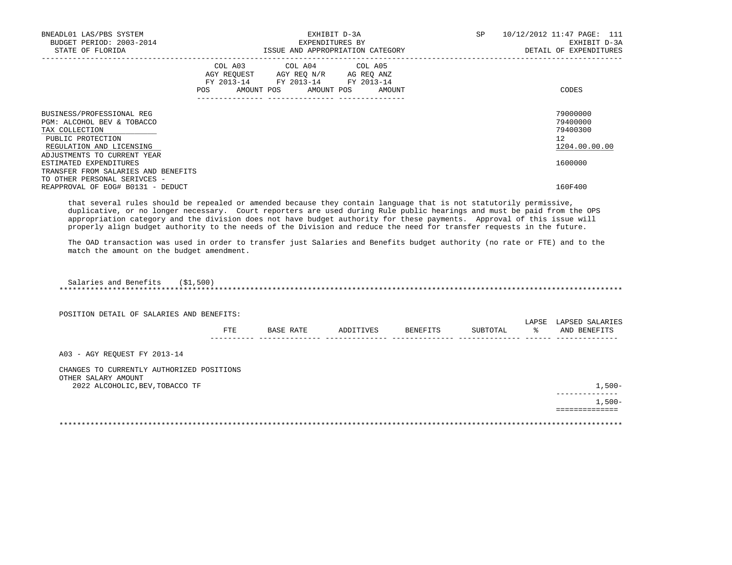BNEADL01 LAS/PBS SYSTEM — EXHIBIT D-3A — EXPENDITURES BY ISSUE AND APPROPRIATION CATEGORY — DETAIL OF EXPENDITURES

BUDGET PERIOD: 2003-2014 — STATE OF FLORIDA — SP 10/12/2012 11:47

| | COL A03 AGY REQUEST FY 2013-14 POS AMOUNT | COL A04 AGY REQ N/R FY 2013-14 POS AMOUNT | COL A05 AG REQ ANZ FY 2013-14 POS AMOUNT | CODES |
|---|---|---|---|---|
| BUSINESS/PROFESSIONAL REG | | | | 79000000 |
| PGM: ALCOHOL BEV & TOBACCO | | | | 79400000 |
| TAX COLLECTION | | | | 79400300 |
| PUBLIC PROTECTION | | | | 12 |
| REGULATION AND LICENSING | | | | 1204.00.00.00 |
| ADJUSTMENTS TO CURRENT YEAR ESTIMATED EXPENDITURES | | | | 1600000 |
| TRANSFER FROM SALARIES AND BENEFITS TO OTHER PERSONAL SERIVCES - REAPPROVAL OF EOG# B0131 - DEDUCT | | | | 160F400 |

that several rules should be repealed or amended because they contain language that is not statutorily permissive, duplicative, or no longer necessary. Court reporters are used during Rule public hearings and must be paid from the OPS appropriation category and the division does not have budget authority for these payments. Approval of this issue will properly align budget authority to the needs of the Division and reduce the need for transfer requests in the future.

The OAD transaction was used in order to transfer just Salaries and Benefits budget authority (no rate or FTE) and to the match the amount on the budget amendment.

Salaries and Benefits ($1,500)

POSITION DETAIL OF SALARIES AND BENEFITS:

| | FTE | BASE RATE | ADDITIVES | BENEFITS | SUBTOTAL | LAPSE % | LAPSED SALARIES AND BENEFITS |
|---|---|---|---|---|---|---|---|
| A03 - AGY REQUEST FY 2013-14 | | | | | | | |
| CHANGES TO CURRENTLY AUTHORIZED POSITIONS | | | | | | | |
| OTHER SALARY AMOUNT | | | | | | | |
| 2022 ALCOHOLIC,BEV,TOBACCO TF | | | | | | | 1,500- |
| | | | | | | | 1,500- |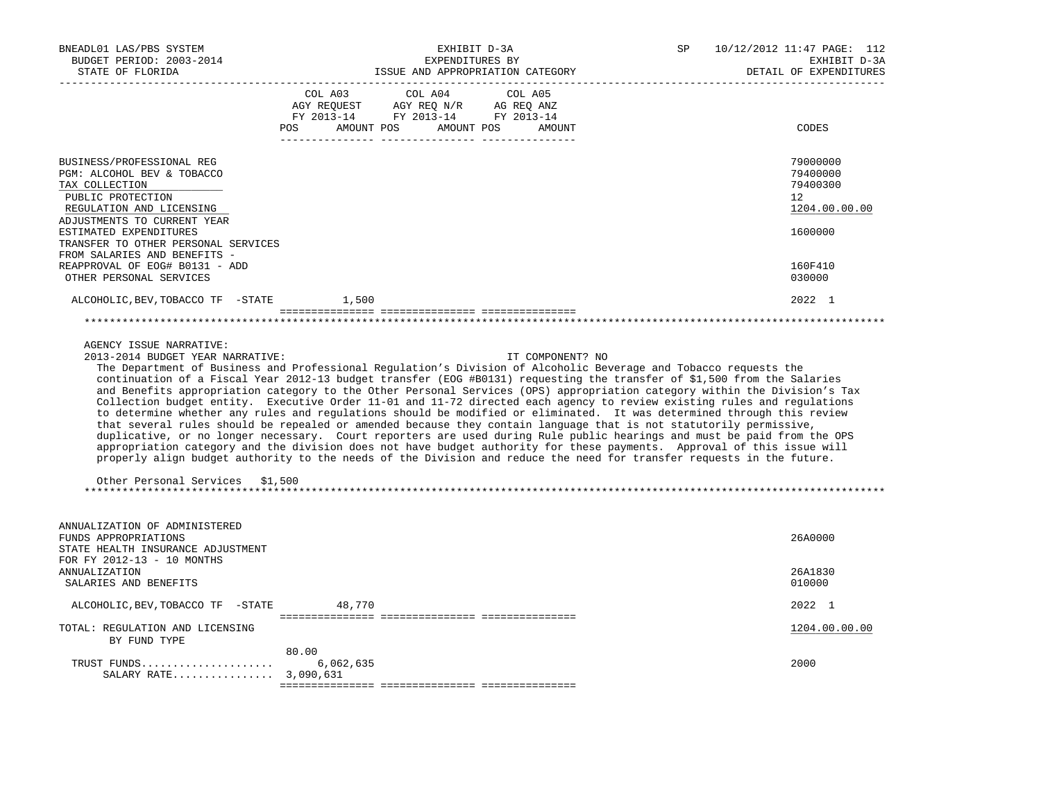BNEADL01 LAS/PBS SYSTEM | EXHIBIT D-3A | SP 10/12/2012 11:47

BUDGET PERIOD: 2003-2014 | EXPENDITURES BY | EXHIBIT D-3A

STATE OF FLORIDA | ISSUE AND APPROPRIATION CATEGORY | DETAIL OF EXPENDITURES

| | COL A03 AGY REQUEST FY 2013-14 POS AMOUNT | COL A04 AGY REQ N/R FY 2013-14 POS AMOUNT | COL A05 AG REQ ANZ FY 2013-14 POS AMOUNT | CODES |
|---|---|---|---|---|
| BUSINESS/PROFESSIONAL REG | | | | 79000000 |
| PGM: ALCOHOL BEV & TOBACCO | | | | 79400000 |
| TAX COLLECTION | | | | 79400300 |
| PUBLIC PROTECTION | | | | 12 |
| REGULATION AND LICENSING | | | | 1204.00.00.00 |
| ADJUSTMENTS TO CURRENT YEAR ESTIMATED EXPENDITURES | | | | 1600000 |
| TRANSFER TO OTHER PERSONAL SERVICES FROM SALARIES AND BENEFITS - REAPPROVAL OF EOG# B0131 - ADD | | | | 160F410 |
| OTHER PERSONAL SERVICES | | | | 030000 |
| ALCOHOLIC,BEV,TOBACCO TF -STATE | 1,500 | | | 2022 1 |

AGENCY ISSUE NARRATIVE:

2013-2014 BUDGET YEAR NARRATIVE: IT COMPONENT? NO

The Department of Business and Professional Regulation's Division of Alcoholic Beverage and Tobacco requests the continuation of a Fiscal Year 2012-13 budget transfer (EOG #B0131) requesting the transfer of $1,500 from the Salaries and Benefits appropriation category to the Other Personal Services (OPS) appropriation category within the Division's Tax Collection budget entity. Executive Order 11-01 and 11-72 directed each agency to review existing rules and regulations to determine whether any rules and regulations should be modified or eliminated. It was determined through this review that several rules should be repealed or amended because they contain language that is not statutorily permissive, duplicative, or no longer necessary. Court reporters are used during Rule public hearings and must be paid from the OPS appropriation category and the division does not have budget authority for these payments. Approval of this issue will properly align budget authority to the needs of the Division and reduce the need for transfer requests in the future.

Other Personal Services $1,500

| | COL A03 | COL A04 | COL A05 | CODES |
|---|---|---|---|---|
| ANNUALIZATION OF ADMINISTERED FUNDS APPROPRIATIONS | | | | 26A0000 |
| STATE HEALTH INSURANCE ADJUSTMENT FOR FY 2012-13 - 10 MONTHS ANNUALIZATION | | | | 26A1830 |
| SALARIES AND BENEFITS | | | | 010000 |
| ALCOHOLIC,BEV,TOBACCO TF -STATE | 48,770 | | | 2022 1 |
| TOTAL: REGULATION AND LICENSING | | | | 1204.00.00.00 |
| BY FUND TYPE | | | | |
| TRUST FUNDS | 80.00 6,062,635 | | | 2000 |
| SALARY RATE | 3,090,631 | | | |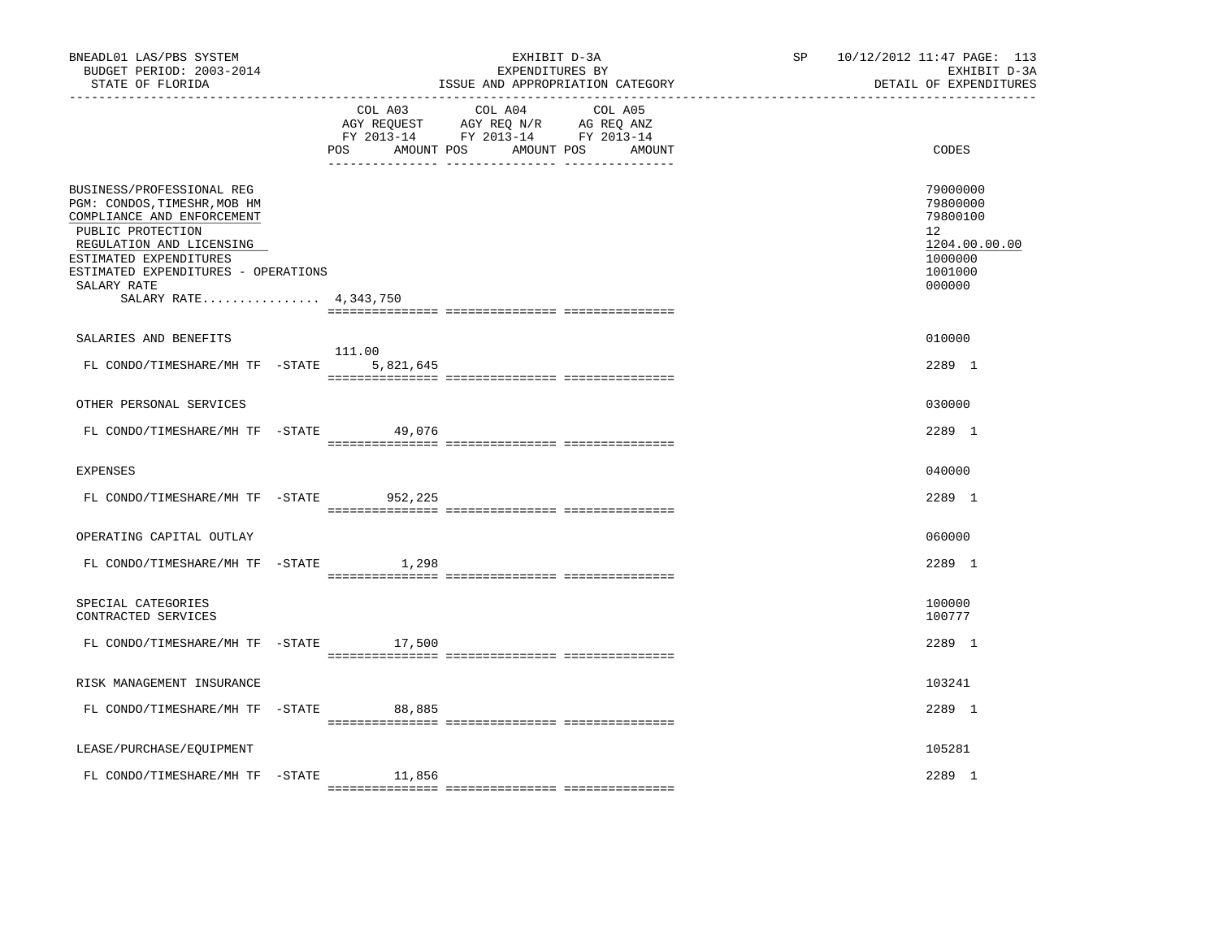BNEADL01 LAS/PBS SYSTEM — EXHIBIT D-3A — EXPENDITURES BY ISSUE AND APPROPRIATION CATEGORY
BUDGET PERIOD: 2003-2014 — STATE OF FLORIDA — DETAIL OF EXPENDITURES

| | COL A03 AGY REQUEST FY 2013-14 POS | AMOUNT | COL A04 AGY REQ N/R FY 2013-14 POS | AMOUNT | COL A05 AG REQ ANZ FY 2013-14 POS | AMOUNT | CODES |
|---|---|---|---|---|---|---|---|
| BUSINESS/PROFESSIONAL REG | | | | | | | 79000000 |
| PGM: CONDOS,TIMESHR,MOB HM | | | | | | | 79800000 |
| COMPLIANCE AND ENFORCEMENT | | | | | | | 79800100 |
| PUBLIC PROTECTION | | | | | | | 12 |
| REGULATION AND LICENSING | | | | | | | 1204.00.00.00 |
| ESTIMATED EXPENDITURES | | | | | | | 1000000 |
| ESTIMATED EXPENDITURES - OPERATIONS | | | | | | | 1001000 |
| SALARY RATE | | | | | | | 000000 |
| SALARY RATE................ 4,343,750 | | | | | | | |
| SALARIES AND BENEFITS | | | | | | | 010000 |
| FL CONDO/TIMESHARE/MH TF -STATE | 111.00 | 5,821,645 | | | | | 2289 1 |
| OTHER PERSONAL SERVICES | | | | | | | 030000 |
| FL CONDO/TIMESHARE/MH TF -STATE | | 49,076 | | | | | 2289 1 |
| EXPENSES | | | | | | | 040000 |
| FL CONDO/TIMESHARE/MH TF -STATE | | 952,225 | | | | | 2289 1 |
| OPERATING CAPITAL OUTLAY | | | | | | | 060000 |
| FL CONDO/TIMESHARE/MH TF -STATE | | 1,298 | | | | | 2289 1 |
| SPECIAL CATEGORIES | | | | | | | 100000 |
| CONTRACTED SERVICES | | | | | | | 100777 |
| FL CONDO/TIMESHARE/MH TF -STATE | | 17,500 | | | | | 2289 1 |
| RISK MANAGEMENT INSURANCE | | | | | | | 103241 |
| FL CONDO/TIMESHARE/MH TF -STATE | | 88,885 | | | | | 2289 1 |
| LEASE/PURCHASE/EQUIPMENT | | | | | | | 105281 |
| FL CONDO/TIMESHARE/MH TF -STATE | | 11,856 | | | | | 2289 1 |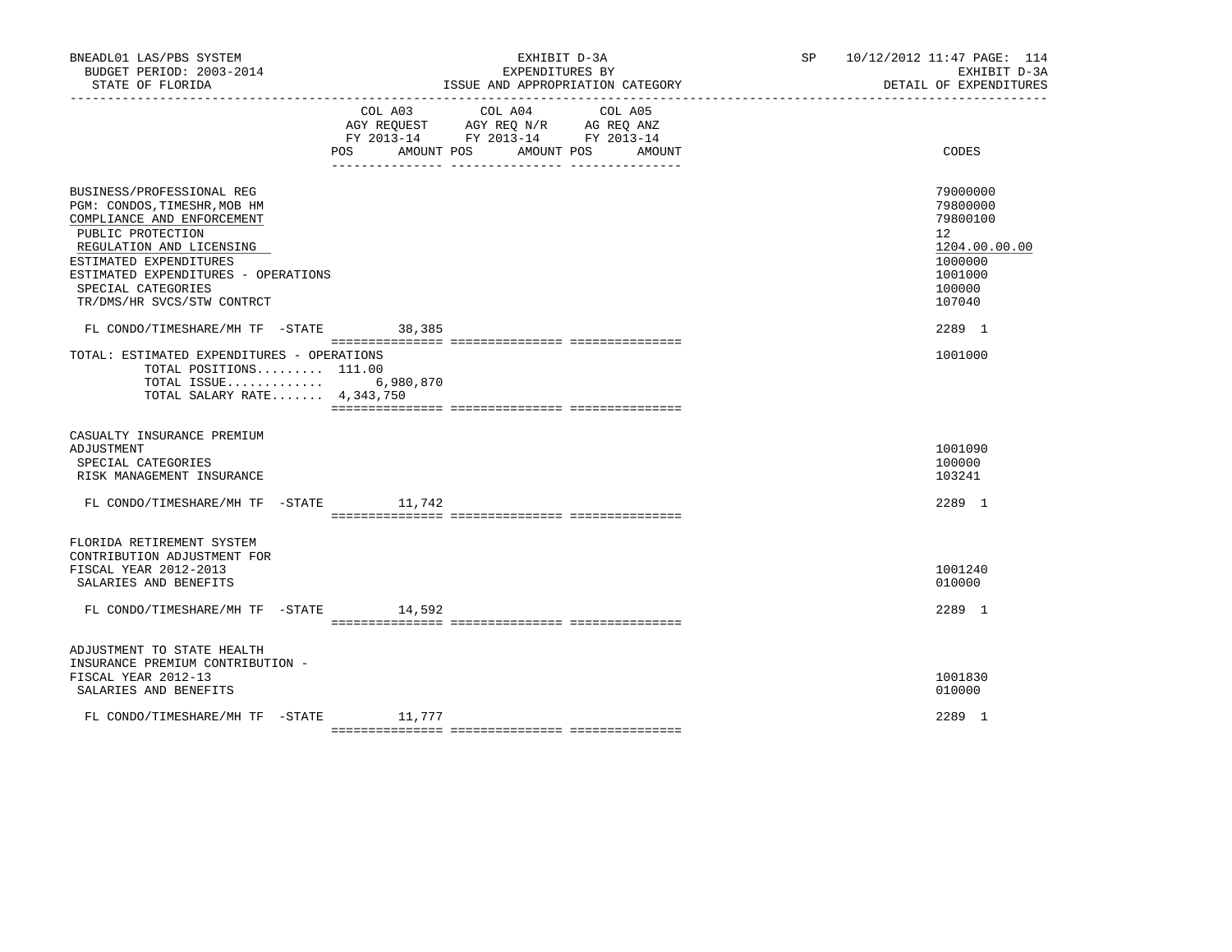BNEADL01 LAS/PBS SYSTEM — EXHIBIT D-3A — SP 10/12/2012 11:47

BUDGET PERIOD: 2003-2014 — EXPENDITURES BY — EXHIBIT D-3A

STATE OF FLORIDA — ISSUE AND APPROPRIATION CATEGORY — DETAIL OF EXPENDITURES

| | COL A03 AGY REQUEST FY 2013-14 POS AMOUNT | COL A04 AGY REQ N/R FY 2013-14 POS AMOUNT | COL A05 AG REQ ANZ FY 2013-14 POS AMOUNT | CODES |
|---|---|---|---|---|
| BUSINESS/PROFESSIONAL REG | | | | 79000000 |
| PGM: CONDOS,TIMESHR,MOB HM | | | | 79800000 |
| COMPLIANCE AND ENFORCEMENT | | | | 79800100 |
| PUBLIC PROTECTION | | | | 12 |
| REGULATION AND LICENSING | | | | 1204.00.00.00 |
| ESTIMATED EXPENDITURES | | | | 1000000 |
| ESTIMATED EXPENDITURES - OPERATIONS | | | | 1001000 |
| SPECIAL CATEGORIES | | | | 100000 |
| TR/DMS/HR SVCS/STW CONTRCT | | | | 107040 |
| FL CONDO/TIMESHARE/MH TF -STATE | 38,385 | | | 2289 1 |
| TOTAL: ESTIMATED EXPENDITURES - OPERATIONS | | | | 1001000 |
| TOTAL POSITIONS......... | 111.00 | | | |
| TOTAL ISSUE............. | 6,980,870 | | | |
| TOTAL SALARY RATE....... | 4,343,750 | | | |
| CASUALTY INSURANCE PREMIUM ADJUSTMENT | | | | 1001090 |
| SPECIAL CATEGORIES | | | | 100000 |
| RISK MANAGEMENT INSURANCE | | | | 103241 |
| FL CONDO/TIMESHARE/MH TF -STATE | 11,742 | | | 2289 1 |
| FLORIDA RETIREMENT SYSTEM CONTRIBUTION ADJUSTMENT FOR FISCAL YEAR 2012-2013 | | | | 1001240 |
| SALARIES AND BENEFITS | | | | 010000 |
| FL CONDO/TIMESHARE/MH TF -STATE | 14,592 | | | 2289 1 |
| ADJUSTMENT TO STATE HEALTH INSURANCE PREMIUM CONTRIBUTION - FISCAL YEAR 2012-13 | | | | 1001830 |
| SALARIES AND BENEFITS | | | | 010000 |
| FL CONDO/TIMESHARE/MH TF -STATE | 11,777 | | | 2289 1 |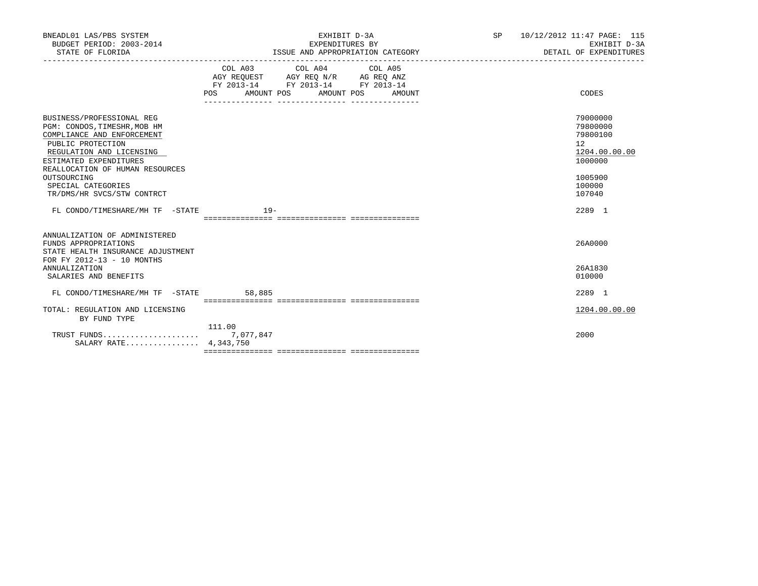BNEADL01 LAS/PBS SYSTEM
BUDGET PERIOD: 2003-2014
STATE OF FLORIDA

EXHIBIT D-3A
EXPENDITURES BY
ISSUE AND APPROPRIATION CATEGORY

SP 10/12/2012 11:47
EXHIBIT D-3A
DETAIL OF EXPENDITURES

| | COL A03 AGY REQUEST FY 2013-14 POS AMOUNT | COL A04 AGY REQ N/R FY 2013-14 POS AMOUNT | COL A05 AG REQ ANZ FY 2013-14 POS AMOUNT | CODES |
|---|---|---|---|---|
| BUSINESS/PROFESSIONAL REG | | | | 79000000 |
| PGM: CONDOS,TIMESHR,MOB HM | | | | 79800000 |
| COMPLIANCE AND ENFORCEMENT | | | | 79800100 |
| PUBLIC PROTECTION | | | | 12 |
| REGULATION AND LICENSING | | | | 1204.00.00.00 |
| ESTIMATED EXPENDITURES | | | | 1000000 |
| REALLOCATION OF HUMAN RESOURCES OUTSOURCING | | | | 1005900 |
| SPECIAL CATEGORIES | | | | 100000 |
| TR/DMS/HR SVCS/STW CONTRCT | | | | 107040 |
| FL CONDO/TIMESHARE/MH TF -STATE | 19- | | | 2289 1 |
| ANNUALIZATION OF ADMINISTERED FUNDS APPROPRIATIONS | | | | 26A0000 |
| STATE HEALTH INSURANCE ADJUSTMENT FOR FY 2012-13 - 10 MONTHS ANNUALIZATION | | | | 26A1830 |
| SALARIES AND BENEFITS | | | | 010000 |
| FL CONDO/TIMESHARE/MH TF -STATE | 58,885 | | | 2289 1 |
| TOTAL: REGULATION AND LICENSING | | | | 1204.00.00.00 |
| BY FUND TYPE | | | | |
| TRUST FUNDS..................... | 111.00 7,077,847 | | | 2000 |
| SALARY RATE................ | 4,343,750 | | | |